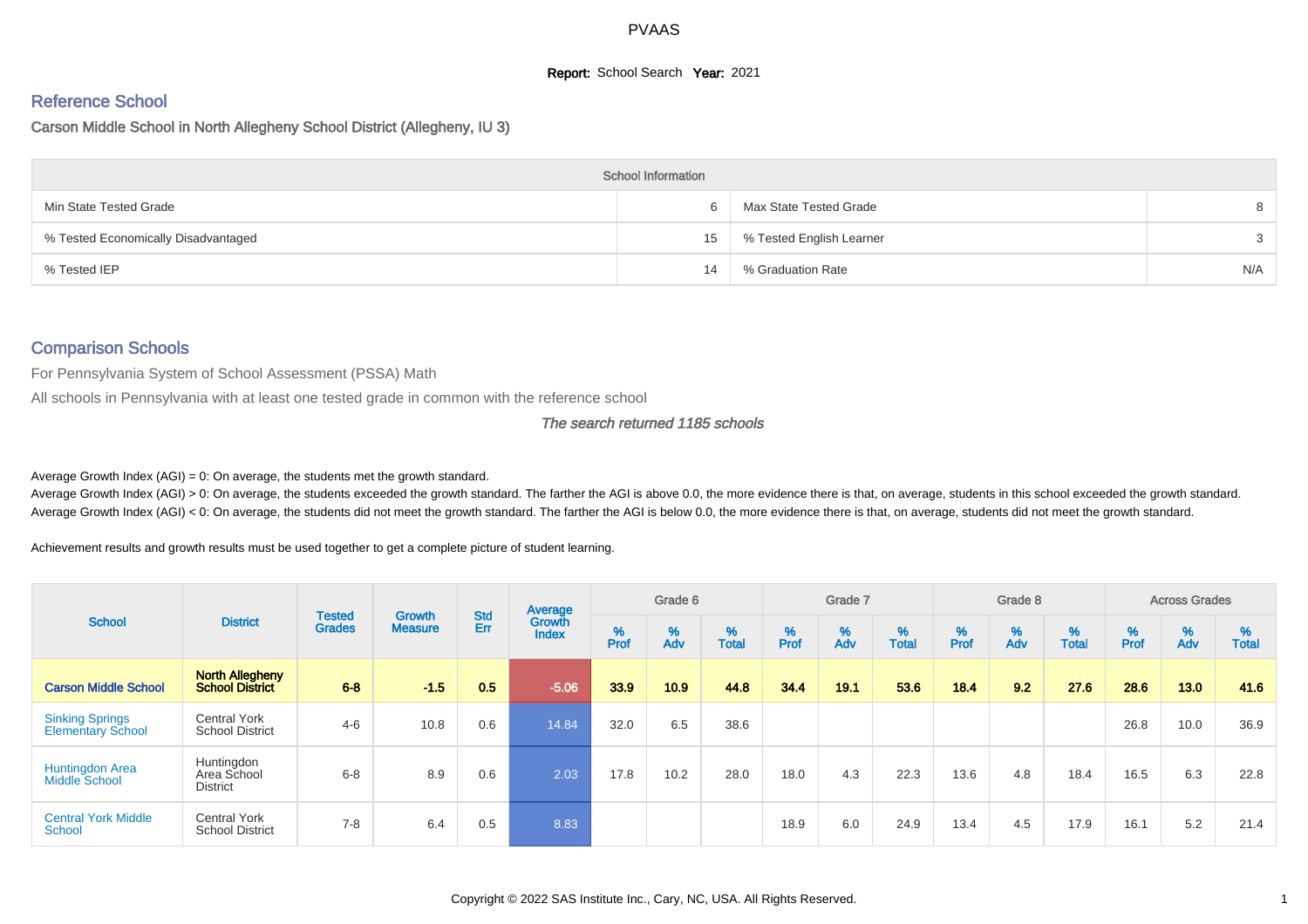# PVAAS

**Report:** School Search **Year:** 2021

## Reference School

Carson Middle School in North Allegheny School District (Allegheny, IU 3)

| School Information | | | |
|---|---|---|---|
| Min State Tested Grade | 6 | Max State Tested Grade | 8 |
| % Tested Economically Disadvantaged | 15 | % Tested English Learner | 3 |
| % Tested IEP | 14 | % Graduation Rate | N/A |

## Comparison Schools

For Pennsylvania System of School Assessment (PSSA) Math

All schools in Pennsylvania with at least one tested grade in common with the reference school

*The search returned 1185 schools*

Average Growth Index (AGI) = 0: On average, the students met the growth standard.

Average Growth Index (AGI) > 0: On average, the students exceeded the growth standard. The farther the AGI is above 0.0, the more evidence there is that, on average, students in this school exceeded the growth standard.

Average Growth Index (AGI) < 0: On average, the students did not meet the growth standard. The farther the AGI is below 0.0, the more evidence there is that, on average, students did not meet the growth standard.

Achievement results and growth results must be used together to get a complete picture of student learning.

| School | District | Tested Grades | Growth Measure | Std Err | Average Growth Index | Grade 6 | | | Grade 7 | | | Grade 8 | | | Across Grades | | |
|---|---|---|---|---|---|---|---|---|---|---|---|---|---|---|---|---|---|
| | | | | | | % Prof | % Adv | % Total | % Prof | % Adv | % Total | % Prof | % Adv | % Total | % Prof | % Adv | % Total |
| **Carson Middle School** | **North Allegheny School District** | **6-8** | **-1.5** | **0.5** | -5.06 | **33.9** | **10.9** | **44.8** | **34.4** | **19.1** | **53.6** | **18.4** | **9.2** | **27.6** | **28.6** | **13.0** | **41.6** |
| Sinking Springs Elementary School | Central York School District | 4-6 | 10.8 | 0.6 | 14.84 | 32.0 | 6.5 | 38.6 | | | | | | | 26.8 | 10.0 | 36.9 |
| Huntingdon Area Middle School | Huntingdon Area School District | 6-8 | 8.9 | 0.6 | 2.03 | 17.8 | 10.2 | 28.0 | 18.0 | 4.3 | 22.3 | 13.6 | 4.8 | 18.4 | 16.5 | 6.3 | 22.8 |
| Central York Middle School | Central York School District | 7-8 | 6.4 | 0.5 | 8.83 | | | | 18.9 | 6.0 | 24.9 | 13.4 | 4.5 | 17.9 | 16.1 | 5.2 | 21.4 |

Copyright © 2022 SAS Institute Inc., Cary, NC, USA. All Rights Reserved.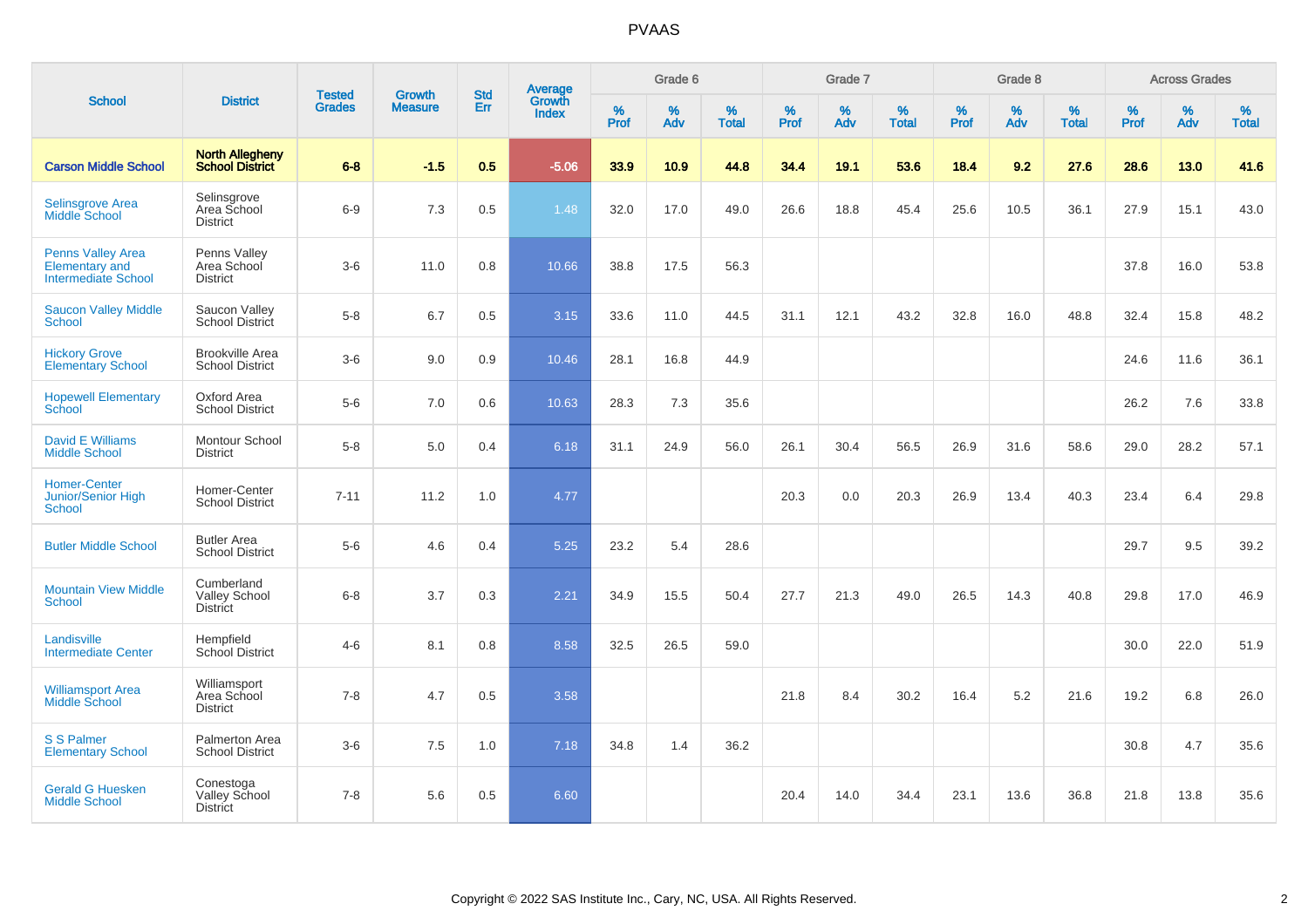# PVAAS

| School | District | Tested Grades | Growth Measure | Std Err | Average Growth Index | Grade 6 | | | Grade 7 | | | Grade 8 | | | Across Grades | | |
|---|---|---|---|---|---|---|---|---|---|---|---|---|---|---|---|---|---|
| | | | | | | % Prof | % Adv | % Total | % Prof | % Adv | % Total | % Prof | % Adv | % Total | % Prof | % Adv | % Total |
| **Carson Middle School** | **North Allegheny School District** | **6-8** | **-1.5** | **0.5** | **-5.06** | **33.9** | **10.9** | **44.8** | **34.4** | **19.1** | **53.6** | **18.4** | **9.2** | **27.6** | **28.6** | **13.0** | **41.6** |
| Selinsgrove Area Middle School | Selinsgrove Area School District | 6-9 | 7.3 | 0.5 | 1.48 | 32.0 | 17.0 | 49.0 | 26.6 | 18.8 | 45.4 | 25.6 | 10.5 | 36.1 | 27.9 | 15.1 | 43.0 |
| Penns Valley Area Elementary and Intermediate School | Penns Valley Area School District | 3-6 | 11.0 | 0.8 | 10.66 | 38.8 | 17.5 | 56.3 | | | | | | | 37.8 | 16.0 | 53.8 |
| Saucon Valley Middle School | Saucon Valley School District | 5-8 | 6.7 | 0.5 | 3.15 | 33.6 | 11.0 | 44.5 | 31.1 | 12.1 | 43.2 | 32.8 | 16.0 | 48.8 | 32.4 | 15.8 | 48.2 |
| Hickory Grove Elementary School | Brookville Area School District | 3-6 | 9.0 | 0.9 | 10.46 | 28.1 | 16.8 | 44.9 | | | | | | | 24.6 | 11.6 | 36.1 |
| Hopewell Elementary School | Oxford Area School District | 5-6 | 7.0 | 0.6 | 10.63 | 28.3 | 7.3 | 35.6 | | | | | | | 26.2 | 7.6 | 33.8 |
| David E Williams Middle School | Montour School District | 5-8 | 5.0 | 0.4 | 6.18 | 31.1 | 24.9 | 56.0 | 26.1 | 30.4 | 56.5 | 26.9 | 31.6 | 58.6 | 29.0 | 28.2 | 57.1 |
| Homer-Center Junior/Senior High School | Homer-Center School District | 7-11 | 11.2 | 1.0 | 4.77 | | | | 20.3 | 0.0 | 20.3 | 26.9 | 13.4 | 40.3 | 23.4 | 6.4 | 29.8 |
| Butler Middle School | Butler Area School District | 5-6 | 4.6 | 0.4 | 5.25 | 23.2 | 5.4 | 28.6 | | | | | | | 29.7 | 9.5 | 39.2 |
| Mountain View Middle School | Cumberland Valley School District | 6-8 | 3.7 | 0.3 | 2.21 | 34.9 | 15.5 | 50.4 | 27.7 | 21.3 | 49.0 | 26.5 | 14.3 | 40.8 | 29.8 | 17.0 | 46.9 |
| Landisville Intermediate Center | Hempfield School District | 4-6 | 8.1 | 0.8 | 8.58 | 32.5 | 26.5 | 59.0 | | | | | | | 30.0 | 22.0 | 51.9 |
| Williamsport Area Middle School | Williamsport Area School District | 7-8 | 4.7 | 0.5 | 3.58 | | | | 21.8 | 8.4 | 30.2 | 16.4 | 5.2 | 21.6 | 19.2 | 6.8 | 26.0 |
| S S Palmer Elementary School | Palmerton Area School District | 3-6 | 7.5 | 1.0 | 7.18 | 34.8 | 1.4 | 36.2 | | | | | | | 30.8 | 4.7 | 35.6 |
| Gerald G Huesken Middle School | Conestoga Valley School District | 7-8 | 5.6 | 0.5 | 6.60 | | | | 20.4 | 14.0 | 34.4 | 23.1 | 13.6 | 36.8 | 21.8 | 13.8 | 35.6 |

Copyright © 2022 SAS Institute Inc., Cary, NC, USA. All Rights Reserved.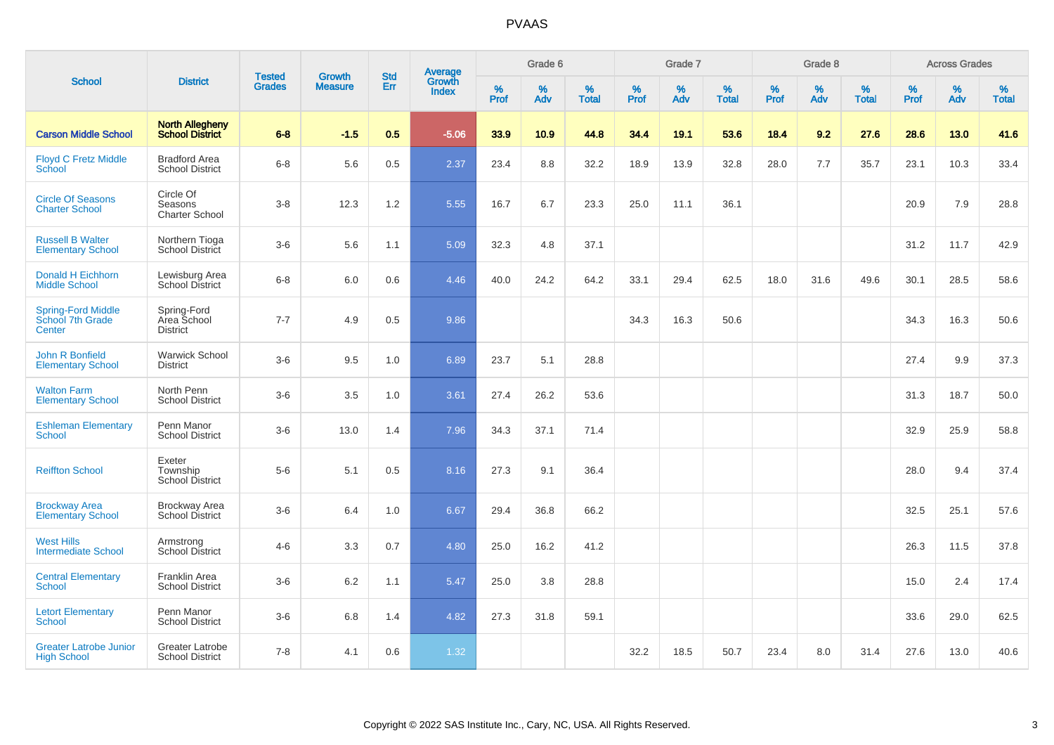# PVAAS

| School | District | Tested Grades | Growth Measure | Std Err | Average Growth Index | Grade 6 | | | Grade 7 | | | Grade 8 | | | Across Grades | | |
|---|---|---|---|---|---|---|---|---|---|---|---|---|---|---|---|---|---|
| | | | | | | % Prof | % Adv | % Total | % Prof | % Adv | % Total | % Prof | % Adv | % Total | % Prof | % Adv | % Total |
| **Carson Middle School** | **North Allegheny School District** | **6-8** | **-1.5** | **0.5** | **-5.06** | **33.9** | **10.9** | **44.8** | **34.4** | **19.1** | **53.6** | **18.4** | **9.2** | **27.6** | **28.6** | **13.0** | **41.6** |
| Floyd C Fretz Middle School | Bradford Area School District | 6-8 | 5.6 | 0.5 | 2.37 | 23.4 | 8.8 | 32.2 | 18.9 | 13.9 | 32.8 | 28.0 | 7.7 | 35.7 | 23.1 | 10.3 | 33.4 |
| Circle Of Seasons Charter School | Circle Of Seasons Charter School | 3-8 | 12.3 | 1.2 | 5.55 | 16.7 | 6.7 | 23.3 | 25.0 | 11.1 | 36.1 | | | | 20.9 | 7.9 | 28.8 |
| Russell B Walter Elementary School | Northern Tioga School District | 3-6 | 5.6 | 1.1 | 5.09 | 32.3 | 4.8 | 37.1 | | | | | | | 31.2 | 11.7 | 42.9 |
| Donald H Eichhorn Middle School | Lewisburg Area School District | 6-8 | 6.0 | 0.6 | 4.46 | 40.0 | 24.2 | 64.2 | 33.1 | 29.4 | 62.5 | 18.0 | 31.6 | 49.6 | 30.1 | 28.5 | 58.6 |
| Spring-Ford Middle School 7th Grade Center | Spring-Ford Area School District | 7-7 | 4.9 | 0.5 | 9.86 | | | | 34.3 | 16.3 | 50.6 | | | | 34.3 | 16.3 | 50.6 |
| John R Bonfield Elementary School | Warwick School District | 3-6 | 9.5 | 1.0 | 6.89 | 23.7 | 5.1 | 28.8 | | | | | | | 27.4 | 9.9 | 37.3 |
| Walton Farm Elementary School | North Penn School District | 3-6 | 3.5 | 1.0 | 3.61 | 27.4 | 26.2 | 53.6 | | | | | | | 31.3 | 18.7 | 50.0 |
| Eshleman Elementary School | Penn Manor School District | 3-6 | 13.0 | 1.4 | 7.96 | 34.3 | 37.1 | 71.4 | | | | | | | 32.9 | 25.9 | 58.8 |
| Reiffton School | Exeter Township School District | 5-6 | 5.1 | 0.5 | 8.16 | 27.3 | 9.1 | 36.4 | | | | | | | 28.0 | 9.4 | 37.4 |
| Brockway Area Elementary School | Brockway Area School District | 3-6 | 6.4 | 1.0 | 6.67 | 29.4 | 36.8 | 66.2 | | | | | | | 32.5 | 25.1 | 57.6 |
| West Hills Intermediate School | Armstrong School District | 4-6 | 3.3 | 0.7 | 4.80 | 25.0 | 16.2 | 41.2 | | | | | | | 26.3 | 11.5 | 37.8 |
| Central Elementary School | Franklin Area School District | 3-6 | 6.2 | 1.1 | 5.47 | 25.0 | 3.8 | 28.8 | | | | | | | 15.0 | 2.4 | 17.4 |
| Letort Elementary School | Penn Manor School District | 3-6 | 6.8 | 1.4 | 4.82 | 27.3 | 31.8 | 59.1 | | | | | | | 33.6 | 29.0 | 62.5 |
| Greater Latrobe Junior High School | Greater Latrobe School District | 7-8 | 4.1 | 0.6 | 1.32 | | | | 32.2 | 18.5 | 50.7 | 23.4 | 8.0 | 31.4 | 27.6 | 13.0 | 40.6 |

Copyright © 2022 SAS Institute Inc., Cary, NC, USA. All Rights Reserved.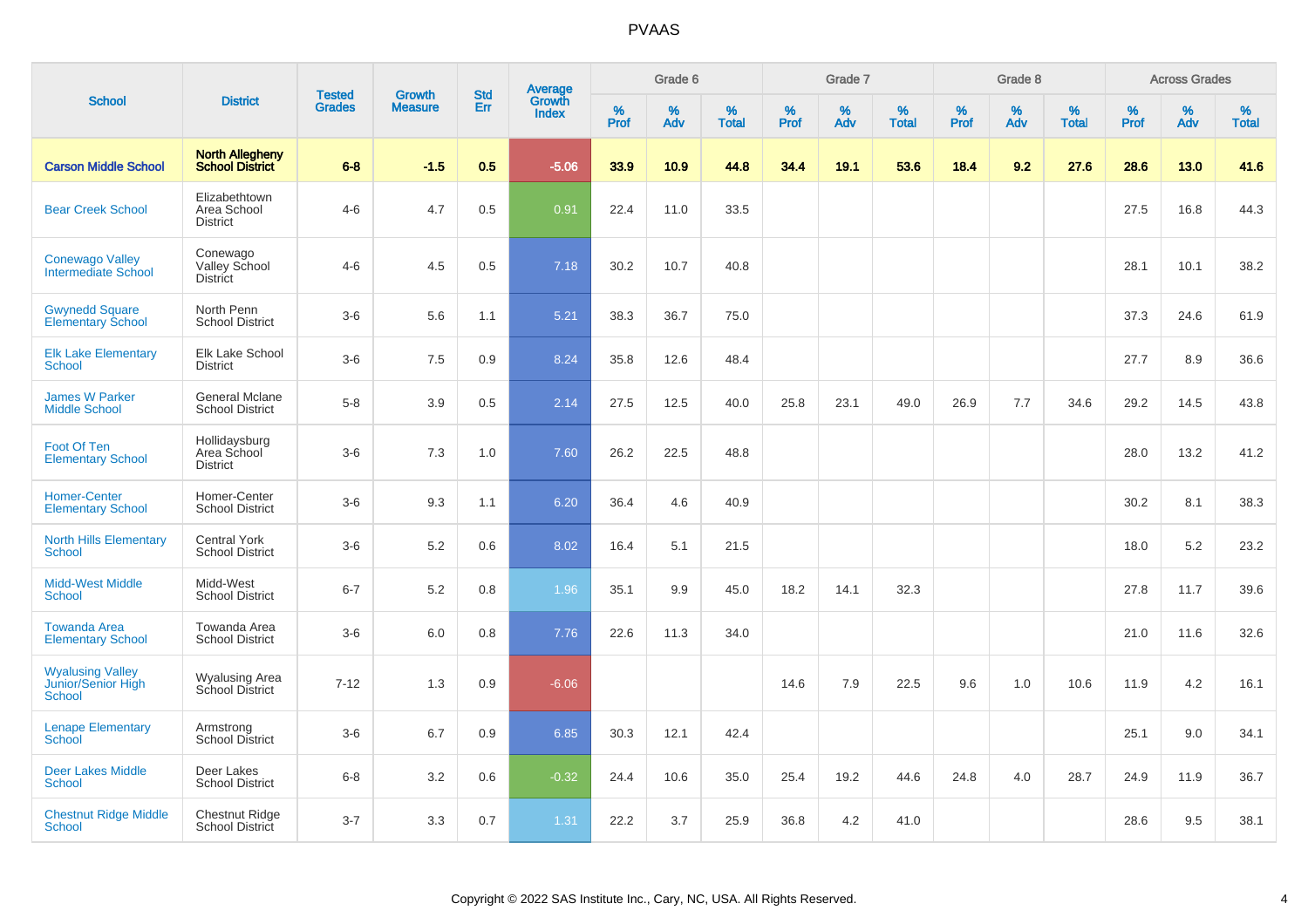# PVAAS

| School | District | Tested Grades | Growth Measure | Std Err | Average Growth Index | Grade 6 | | | Grade 7 | | | Grade 8 | | | Across Grades | | |
|---|---|---|---|---|---|---|---|---|---|---|---|---|---|---|---|---|---|
| | | | | | | % Prof | % Adv | % Total | % Prof | % Adv | % Total | % Prof | % Adv | % Total | % Prof | % Adv | % Total |
| **Carson Middle School** | **North Allegheny School District** | **6-8** | **-1.5** | **0.5** | **-5.06** | **33.9** | **10.9** | **44.8** | **34.4** | **19.1** | **53.6** | **18.4** | **9.2** | **27.6** | **28.6** | **13.0** | **41.6** |
| Bear Creek School | Elizabethtown Area School District | 4-6 | 4.7 | 0.5 | 0.91 | 22.4 | 11.0 | 33.5 | | | | | | | 27.5 | 16.8 | 44.3 |
| Conewago Valley Intermediate School | Conewago Valley School District | 4-6 | 4.5 | 0.5 | 7.18 | 30.2 | 10.7 | 40.8 | | | | | | | 28.1 | 10.1 | 38.2 |
| Gwynedd Square Elementary School | North Penn School District | 3-6 | 5.6 | 1.1 | 5.21 | 38.3 | 36.7 | 75.0 | | | | | | | 37.3 | 24.6 | 61.9 |
| Elk Lake Elementary School | Elk Lake School District | 3-6 | 7.5 | 0.9 | 8.24 | 35.8 | 12.6 | 48.4 | | | | | | | 27.7 | 8.9 | 36.6 |
| James W Parker Middle School | General Mclane School District | 5-8 | 3.9 | 0.5 | 2.14 | 27.5 | 12.5 | 40.0 | 25.8 | 23.1 | 49.0 | 26.9 | 7.7 | 34.6 | 29.2 | 14.5 | 43.8 |
| Foot Of Ten Elementary School | Hollidaysburg Area School District | 3-6 | 7.3 | 1.0 | 7.60 | 26.2 | 22.5 | 48.8 | | | | | | | 28.0 | 13.2 | 41.2 |
| Homer-Center Elementary School | Homer-Center School District | 3-6 | 9.3 | 1.1 | 6.20 | 36.4 | 4.6 | 40.9 | | | | | | | 30.2 | 8.1 | 38.3 |
| North Hills Elementary School | Central York School District | 3-6 | 5.2 | 0.6 | 8.02 | 16.4 | 5.1 | 21.5 | | | | | | | 18.0 | 5.2 | 23.2 |
| Midd-West Middle School | Midd-West School District | 6-7 | 5.2 | 0.8 | 1.96 | 35.1 | 9.9 | 45.0 | 18.2 | 14.1 | 32.3 | | | | 27.8 | 11.7 | 39.6 |
| Towanda Area Elementary School | Towanda Area School District | 3-6 | 6.0 | 0.8 | 7.76 | 22.6 | 11.3 | 34.0 | | | | | | | 21.0 | 11.6 | 32.6 |
| Wyalusing Valley Junior/Senior High School | Wyalusing Area School District | 7-12 | 1.3 | 0.9 | -6.06 | | | | 14.6 | 7.9 | 22.5 | 9.6 | 1.0 | 10.6 | 11.9 | 4.2 | 16.1 |
| Lenape Elementary School | Armstrong School District | 3-6 | 6.7 | 0.9 | 6.85 | 30.3 | 12.1 | 42.4 | | | | | | | 25.1 | 9.0 | 34.1 |
| Deer Lakes Middle School | Deer Lakes School District | 6-8 | 3.2 | 0.6 | -0.32 | 24.4 | 10.6 | 35.0 | 25.4 | 19.2 | 44.6 | 24.8 | 4.0 | 28.7 | 24.9 | 11.9 | 36.7 |
| Chestnut Ridge Middle School | Chestnut Ridge School District | 3-7 | 3.3 | 0.7 | 1.31 | 22.2 | 3.7 | 25.9 | 36.8 | 4.2 | 41.0 | | | | 28.6 | 9.5 | 38.1 |

Copyright © 2022 SAS Institute Inc., Cary, NC, USA. All Rights Reserved.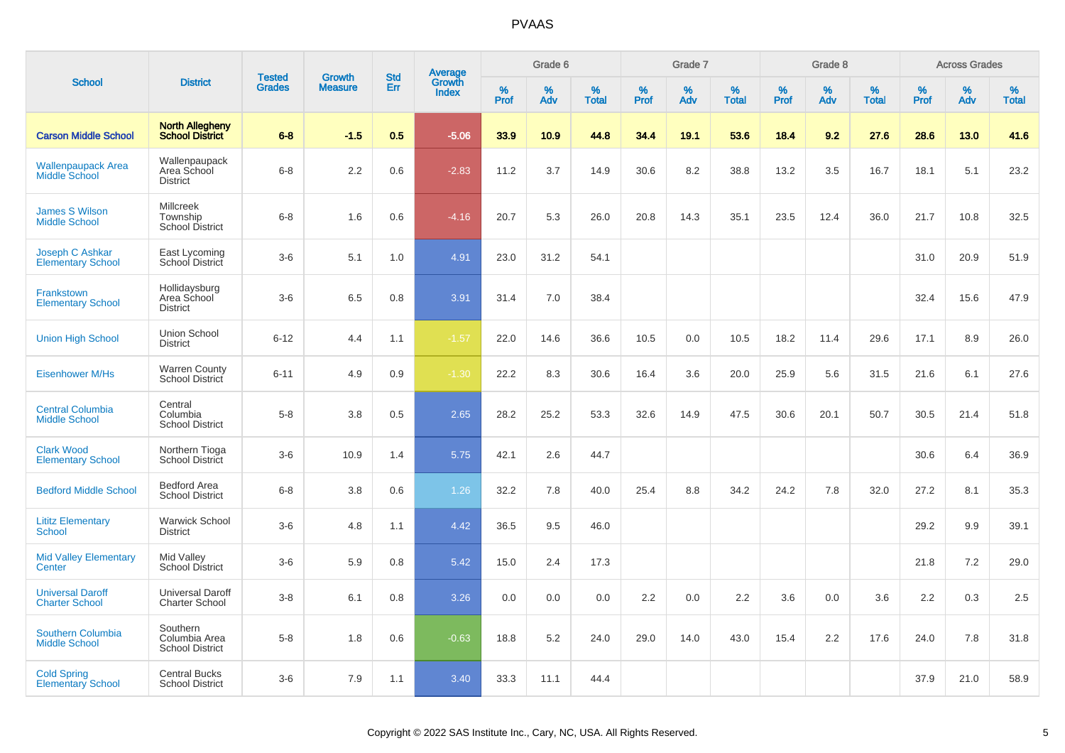# PVAAS

| School | District | Tested Grades | Growth Measure | Std Err | Average Growth Index | Grade 6 | | | Grade 7 | | | Grade 8 | | | Across Grades | | |
|---|---|---|---|---|---|---|---|---|---|---|---|---|---|---|---|---|---|
| | | | | | | % Prof | % Adv | % Total | % Prof | % Adv | % Total | % Prof | % Adv | % Total | % Prof | % Adv | % Total |
| **Carson Middle School** | **North Allegheny School District** | **6-8** | **-1.5** | **0.5** | **-5.06** | **33.9** | **10.9** | **44.8** | **34.4** | **19.1** | **53.6** | **18.4** | **9.2** | **27.6** | **28.6** | **13.0** | **41.6** |
| Wallenpaupack Area Middle School | Wallenpaupack Area School District | 6-8 | 2.2 | 0.6 | -2.83 | 11.2 | 3.7 | 14.9 | 30.6 | 8.2 | 38.8 | 13.2 | 3.5 | 16.7 | 18.1 | 5.1 | 23.2 |
| James S Wilson Middle School | Millcreek Township School District | 6-8 | 1.6 | 0.6 | -4.16 | 20.7 | 5.3 | 26.0 | 20.8 | 14.3 | 35.1 | 23.5 | 12.4 | 36.0 | 21.7 | 10.8 | 32.5 |
| Joseph C Ashkar Elementary School | East Lycoming School District | 3-6 | 5.1 | 1.0 | 4.91 | 23.0 | 31.2 | 54.1 | | | | | | | 31.0 | 20.9 | 51.9 |
| Frankstown Elementary School | Hollidaysburg Area School District | 3-6 | 6.5 | 0.8 | 3.91 | 31.4 | 7.0 | 38.4 | | | | | | | 32.4 | 15.6 | 47.9 |
| Union High School | Union School District | 6-12 | 4.4 | 1.1 | -1.57 | 22.0 | 14.6 | 36.6 | 10.5 | 0.0 | 10.5 | 18.2 | 11.4 | 29.6 | 17.1 | 8.9 | 26.0 |
| Eisenhower M/Hs | Warren County School District | 6-11 | 4.9 | 0.9 | -1.30 | 22.2 | 8.3 | 30.6 | 16.4 | 3.6 | 20.0 | 25.9 | 5.6 | 31.5 | 21.6 | 6.1 | 27.6 |
| Central Columbia Middle School | Central Columbia School District | 5-8 | 3.8 | 0.5 | 2.65 | 28.2 | 25.2 | 53.3 | 32.6 | 14.9 | 47.5 | 30.6 | 20.1 | 50.7 | 30.5 | 21.4 | 51.8 |
| Clark Wood Elementary School | Northern Tioga School District | 3-6 | 10.9 | 1.4 | 5.75 | 42.1 | 2.6 | 44.7 | | | | | | | 30.6 | 6.4 | 36.9 |
| Bedford Middle School | Bedford Area School District | 6-8 | 3.8 | 0.6 | 1.26 | 32.2 | 7.8 | 40.0 | 25.4 | 8.8 | 34.2 | 24.2 | 7.8 | 32.0 | 27.2 | 8.1 | 35.3 |
| Lititz Elementary School | Warwick School District | 3-6 | 4.8 | 1.1 | 4.42 | 36.5 | 9.5 | 46.0 | | | | | | | 29.2 | 9.9 | 39.1 |
| Mid Valley Elementary Center | Mid Valley School District | 3-6 | 5.9 | 0.8 | 5.42 | 15.0 | 2.4 | 17.3 | | | | | | | 21.8 | 7.2 | 29.0 |
| Universal Daroff Charter School | Universal Daroff Charter School | 3-8 | 6.1 | 0.8 | 3.26 | 0.0 | 0.0 | 0.0 | 2.2 | 0.0 | 2.2 | 3.6 | 0.0 | 3.6 | 2.2 | 0.3 | 2.5 |
| Southern Columbia Middle School | Southern Columbia Area School District | 5-8 | 1.8 | 0.6 | -0.63 | 18.8 | 5.2 | 24.0 | 29.0 | 14.0 | 43.0 | 15.4 | 2.2 | 17.6 | 24.0 | 7.8 | 31.8 |
| Cold Spring Elementary School | Central Bucks School District | 3-6 | 7.9 | 1.1 | 3.40 | 33.3 | 11.1 | 44.4 | | | | | | | 37.9 | 21.0 | 58.9 |

Copyright © 2022 SAS Institute Inc., Cary, NC, USA. All Rights Reserved.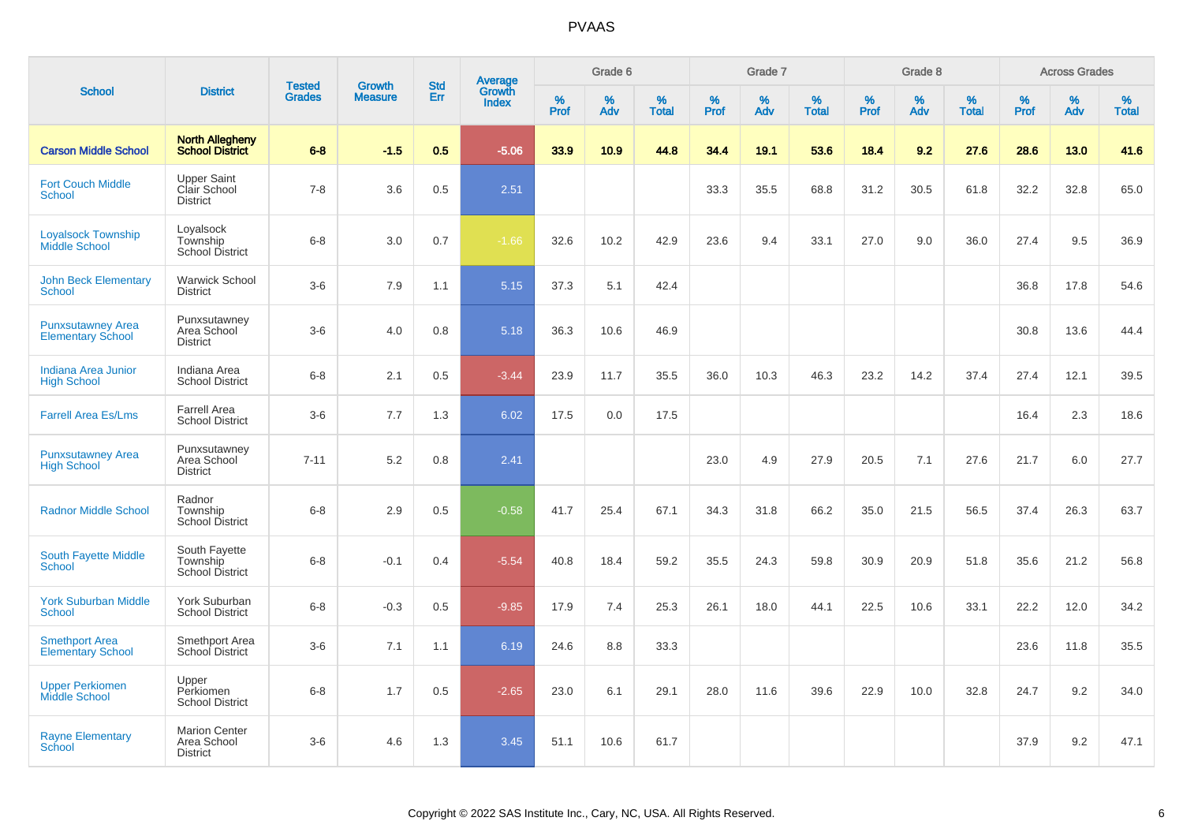# PVAAS

| School | District | Tested Grades | Growth Measure | Std Err | Average Growth Index | Grade 6 | | | Grade 7 | | | Grade 8 | | | Across Grades | | |
|---|---|---|---|---|---|---|---|---|---|---|---|---|---|---|---|---|---|
| | | | | | | % Prof | % Adv | % Total | % Prof | % Adv | % Total | % Prof | % Adv | % Total | % Prof | % Adv | % Total |
| **Carson Middle School** | **North Allegheny School District** | **6-8** | **-1.5** | **0.5** | **-5.06** | **33.9** | **10.9** | **44.8** | **34.4** | **19.1** | **53.6** | **18.4** | **9.2** | **27.6** | **28.6** | **13.0** | **41.6** |
| Fort Couch Middle School | Upper Saint Clair School District | 7-8 | 3.6 | 0.5 | 2.51 | | | | 33.3 | 35.5 | 68.8 | 31.2 | 30.5 | 61.8 | 32.2 | 32.8 | 65.0 |
| Loyalsock Township Middle School | Loyalsock Township School District | 6-8 | 3.0 | 0.7 | -1.66 | 32.6 | 10.2 | 42.9 | 23.6 | 9.4 | 33.1 | 27.0 | 9.0 | 36.0 | 27.4 | 9.5 | 36.9 |
| John Beck Elementary School | Warwick School District | 3-6 | 7.9 | 1.1 | 5.15 | 37.3 | 5.1 | 42.4 | | | | | | | 36.8 | 17.8 | 54.6 |
| Punxsutawney Area Elementary School | Punxsutawney Area School District | 3-6 | 4.0 | 0.8 | 5.18 | 36.3 | 10.6 | 46.9 | | | | | | | 30.8 | 13.6 | 44.4 |
| Indiana Area Junior High School | Indiana Area School District | 6-8 | 2.1 | 0.5 | -3.44 | 23.9 | 11.7 | 35.5 | 36.0 | 10.3 | 46.3 | 23.2 | 14.2 | 37.4 | 27.4 | 12.1 | 39.5 |
| Farrell Area Es/Lms | Farrell Area School District | 3-6 | 7.7 | 1.3 | 6.02 | 17.5 | 0.0 | 17.5 | | | | | | | 16.4 | 2.3 | 18.6 |
| Punxsutawney Area High School | Punxsutawney Area School District | 7-11 | 5.2 | 0.8 | 2.41 | | | | 23.0 | 4.9 | 27.9 | 20.5 | 7.1 | 27.6 | 21.7 | 6.0 | 27.7 |
| Radnor Middle School | Radnor Township School District | 6-8 | 2.9 | 0.5 | -0.58 | 41.7 | 25.4 | 67.1 | 34.3 | 31.8 | 66.2 | 35.0 | 21.5 | 56.5 | 37.4 | 26.3 | 63.7 |
| South Fayette Middle School | South Fayette Township School District | 6-8 | -0.1 | 0.4 | -5.54 | 40.8 | 18.4 | 59.2 | 35.5 | 24.3 | 59.8 | 30.9 | 20.9 | 51.8 | 35.6 | 21.2 | 56.8 |
| York Suburban Middle School | York Suburban School District | 6-8 | -0.3 | 0.5 | -9.85 | 17.9 | 7.4 | 25.3 | 26.1 | 18.0 | 44.1 | 22.5 | 10.6 | 33.1 | 22.2 | 12.0 | 34.2 |
| Smethport Area Elementary School | Smethport Area School District | 3-6 | 7.1 | 1.1 | 6.19 | 24.6 | 8.8 | 33.3 | | | | | | | 23.6 | 11.8 | 35.5 |
| Upper Perkiomen Middle School | Upper Perkiomen School District | 6-8 | 1.7 | 0.5 | -2.65 | 23.0 | 6.1 | 29.1 | 28.0 | 11.6 | 39.6 | 22.9 | 10.0 | 32.8 | 24.7 | 9.2 | 34.0 |
| Rayne Elementary School | Marion Center Area School District | 3-6 | 4.6 | 1.3 | 3.45 | 51.1 | 10.6 | 61.7 | | | | | | | 37.9 | 9.2 | 47.1 |

Copyright © 2022 SAS Institute Inc., Cary, NC, USA. All Rights Reserved.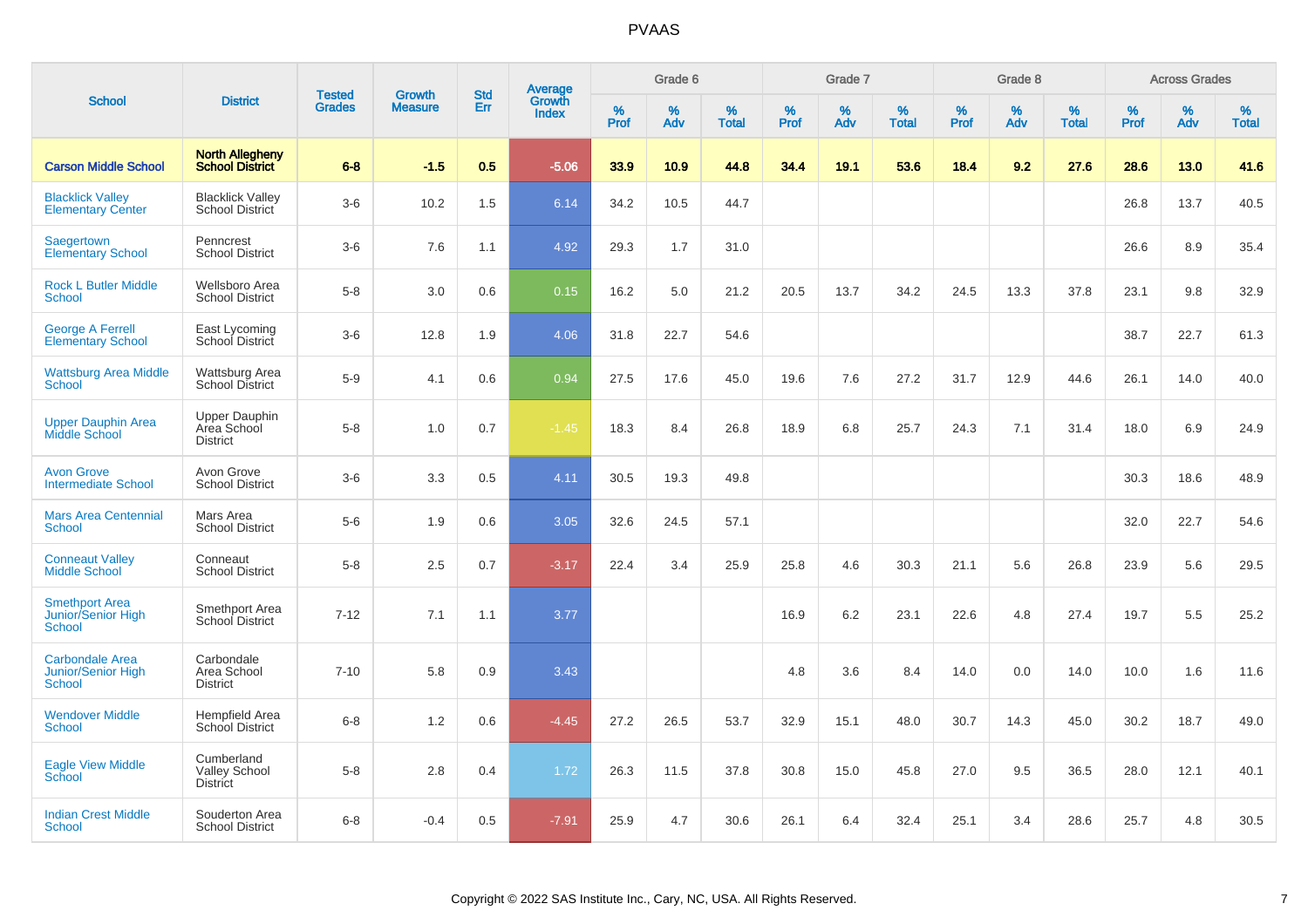# PVAAS

| School | District | Tested Grades | Growth Measure | Std Err | Average Growth Index | Grade 6 | | | Grade 7 | | | Grade 8 | | | Across Grades | | |
|---|---|---|---|---|---|---|---|---|---|---|---|---|---|---|---|---|---|
| | | | | | | % Prof | % Adv | % Total | % Prof | % Adv | % Total | % Prof | % Adv | % Total | % Prof | % Adv | % Total |
| **Carson Middle School** | **North Allegheny School District** | **6-8** | **-1.5** | **0.5** | **-5.06** | **33.9** | **10.9** | **44.8** | **34.4** | **19.1** | **53.6** | **18.4** | **9.2** | **27.6** | **28.6** | **13.0** | **41.6** |
| Blacklick Valley Elementary Center | Blacklick Valley School District | 3-6 | 10.2 | 1.5 | 6.14 | 34.2 | 10.5 | 44.7 | | | | | | | 26.8 | 13.7 | 40.5 |
| Saegertown Elementary School | Penncrest School District | 3-6 | 7.6 | 1.1 | 4.92 | 29.3 | 1.7 | 31.0 | | | | | | | 26.6 | 8.9 | 35.4 |
| Rock L Butler Middle School | Wellsboro Area School District | 5-8 | 3.0 | 0.6 | 0.15 | 16.2 | 5.0 | 21.2 | 20.5 | 13.7 | 34.2 | 24.5 | 13.3 | 37.8 | 23.1 | 9.8 | 32.9 |
| George A Ferrell Elementary School | East Lycoming School District | 3-6 | 12.8 | 1.9 | 4.06 | 31.8 | 22.7 | 54.6 | | | | | | | 38.7 | 22.7 | 61.3 |
| Wattsburg Area Middle School | Wattsburg Area School District | 5-9 | 4.1 | 0.6 | 0.94 | 27.5 | 17.6 | 45.0 | 19.6 | 7.6 | 27.2 | 31.7 | 12.9 | 44.6 | 26.1 | 14.0 | 40.0 |
| Upper Dauphin Area Middle School | Upper Dauphin Area School District | 5-8 | 1.0 | 0.7 | -1.45 | 18.3 | 8.4 | 26.8 | 18.9 | 6.8 | 25.7 | 24.3 | 7.1 | 31.4 | 18.0 | 6.9 | 24.9 |
| Avon Grove Intermediate School | Avon Grove School District | 3-6 | 3.3 | 0.5 | 4.11 | 30.5 | 19.3 | 49.8 | | | | | | | 30.3 | 18.6 | 48.9 |
| Mars Area Centennial School | Mars Area School District | 5-6 | 1.9 | 0.6 | 3.05 | 32.6 | 24.5 | 57.1 | | | | | | | 32.0 | 22.7 | 54.6 |
| Conneaut Valley Middle School | Conneaut School District | 5-8 | 2.5 | 0.7 | -3.17 | 22.4 | 3.4 | 25.9 | 25.8 | 4.6 | 30.3 | 21.1 | 5.6 | 26.8 | 23.9 | 5.6 | 29.5 |
| Smethport Area Junior/Senior High School | Smethport Area School District | 7-12 | 7.1 | 1.1 | 3.77 | | | | 16.9 | 6.2 | 23.1 | 22.6 | 4.8 | 27.4 | 19.7 | 5.5 | 25.2 |
| Carbondale Area Junior/Senior High School | Carbondale Area School District | 7-10 | 5.8 | 0.9 | 3.43 | | | | 4.8 | 3.6 | 8.4 | 14.0 | 0.0 | 14.0 | 10.0 | 1.6 | 11.6 |
| Wendover Middle School | Hempfield Area School District | 6-8 | 1.2 | 0.6 | -4.45 | 27.2 | 26.5 | 53.7 | 32.9 | 15.1 | 48.0 | 30.7 | 14.3 | 45.0 | 30.2 | 18.7 | 49.0 |
| Eagle View Middle School | Cumberland Valley School District | 5-8 | 2.8 | 0.4 | 1.72 | 26.3 | 11.5 | 37.8 | 30.8 | 15.0 | 45.8 | 27.0 | 9.5 | 36.5 | 28.0 | 12.1 | 40.1 |
| Indian Crest Middle School | Souderton Area School District | 6-8 | -0.4 | 0.5 | -7.91 | 25.9 | 4.7 | 30.6 | 26.1 | 6.4 | 32.4 | 25.1 | 3.4 | 28.6 | 25.7 | 4.8 | 30.5 |

Copyright © 2022 SAS Institute Inc., Cary, NC, USA. All Rights Reserved.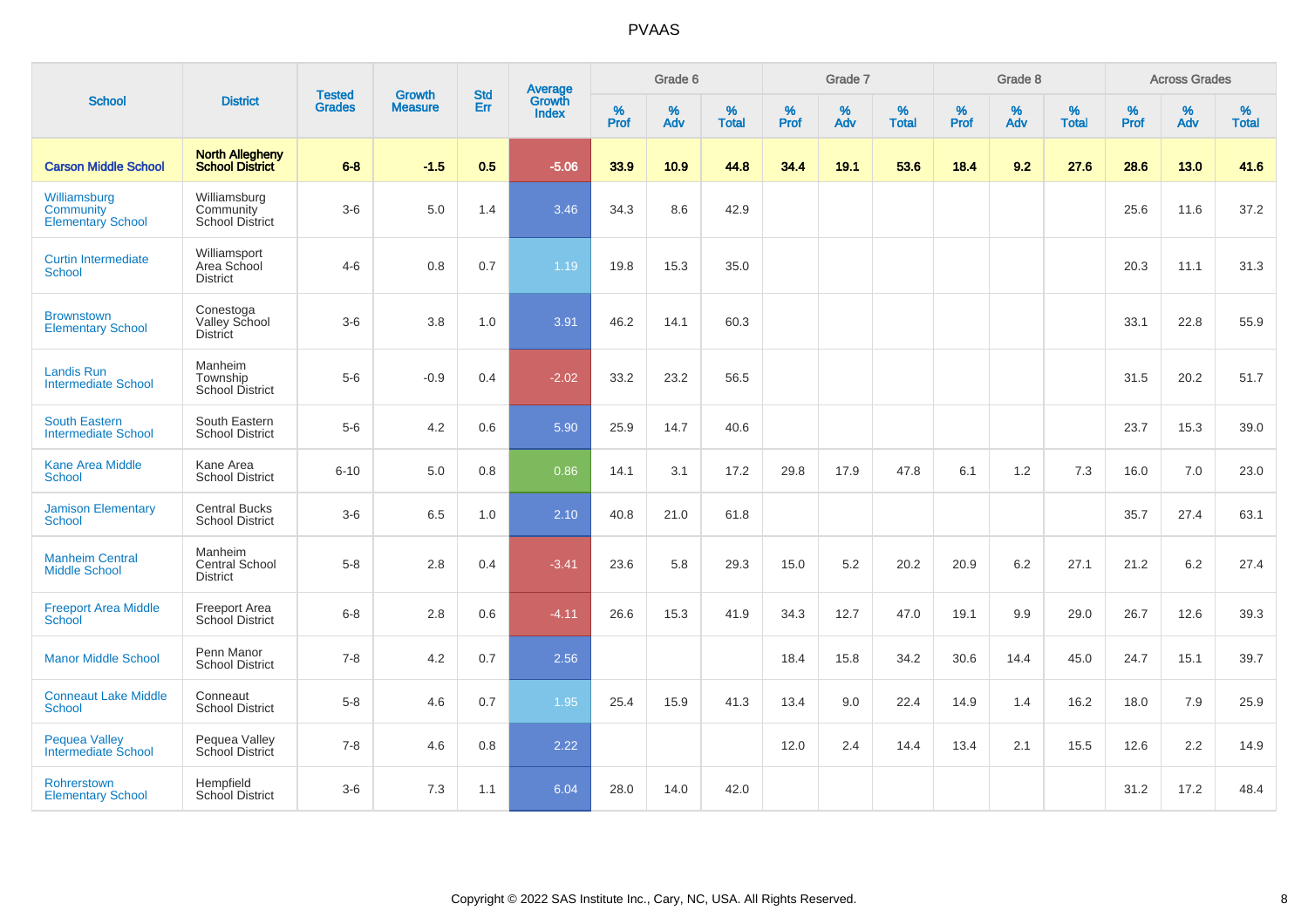# PVAAS

| School | District | Tested Grades | Growth Measure | Std Err | Average Growth Index | Grade 6 | | | Grade 7 | | | Grade 8 | | | Across Grades | | |
|---|---|---|---|---|---|---|---|---|---|---|---|---|---|---|---|---|---|
| | | | | | | % Prof | % Adv | % Total | % Prof | % Adv | % Total | % Prof | % Adv | % Total | % Prof | % Adv | % Total |
| **Carson Middle School** | **North Allegheny School District** | **6-8** | **-1.5** | **0.5** | **-5.06** | **33.9** | **10.9** | **44.8** | **34.4** | **19.1** | **53.6** | **18.4** | **9.2** | **27.6** | **28.6** | **13.0** | **41.6** |
| Williamsburg Community Elementary School | Williamsburg Community School District | 3-6 | 5.0 | 1.4 | 3.46 | 34.3 | 8.6 | 42.9 | | | | | | | 25.6 | 11.6 | 37.2 |
| Curtin Intermediate School | Williamsport Area School District | 4-6 | 0.8 | 0.7 | 1.19 | 19.8 | 15.3 | 35.0 | | | | | | | 20.3 | 11.1 | 31.3 |
| Brownstown Elementary School | Conestoga Valley School District | 3-6 | 3.8 | 1.0 | 3.91 | 46.2 | 14.1 | 60.3 | | | | | | | 33.1 | 22.8 | 55.9 |
| Landis Run Intermediate School | Manheim Township School District | 5-6 | -0.9 | 0.4 | -2.02 | 33.2 | 23.2 | 56.5 | | | | | | | 31.5 | 20.2 | 51.7 |
| South Eastern Intermediate School | South Eastern School District | 5-6 | 4.2 | 0.6 | 5.90 | 25.9 | 14.7 | 40.6 | | | | | | | 23.7 | 15.3 | 39.0 |
| Kane Area Middle School | Kane Area School District | 6-10 | 5.0 | 0.8 | 0.86 | 14.1 | 3.1 | 17.2 | 29.8 | 17.9 | 47.8 | 6.1 | 1.2 | 7.3 | 16.0 | 7.0 | 23.0 |
| Jamison Elementary School | Central Bucks School District | 3-6 | 6.5 | 1.0 | 2.10 | 40.8 | 21.0 | 61.8 | | | | | | | 35.7 | 27.4 | 63.1 |
| Manheim Central Middle School | Manheim Central School District | 5-8 | 2.8 | 0.4 | -3.41 | 23.6 | 5.8 | 29.3 | 15.0 | 5.2 | 20.2 | 20.9 | 6.2 | 27.1 | 21.2 | 6.2 | 27.4 |
| Freeport Area Middle School | Freeport Area School District | 6-8 | 2.8 | 0.6 | -4.11 | 26.6 | 15.3 | 41.9 | 34.3 | 12.7 | 47.0 | 19.1 | 9.9 | 29.0 | 26.7 | 12.6 | 39.3 |
| Manor Middle School | Penn Manor School District | 7-8 | 4.2 | 0.7 | 2.56 | | | | 18.4 | 15.8 | 34.2 | 30.6 | 14.4 | 45.0 | 24.7 | 15.1 | 39.7 |
| Conneaut Lake Middle School | Conneaut School District | 5-8 | 4.6 | 0.7 | 1.95 | 25.4 | 15.9 | 41.3 | 13.4 | 9.0 | 22.4 | 14.9 | 1.4 | 16.2 | 18.0 | 7.9 | 25.9 |
| Pequea Valley Intermediate School | Pequea Valley School District | 7-8 | 4.6 | 0.8 | 2.22 | | | | 12.0 | 2.4 | 14.4 | 13.4 | 2.1 | 15.5 | 12.6 | 2.2 | 14.9 |
| Rohrerstown Elementary School | Hempfield School District | 3-6 | 7.3 | 1.1 | 6.04 | 28.0 | 14.0 | 42.0 | | | | | | | 31.2 | 17.2 | 48.4 |

Copyright © 2022 SAS Institute Inc., Cary, NC, USA. All Rights Reserved.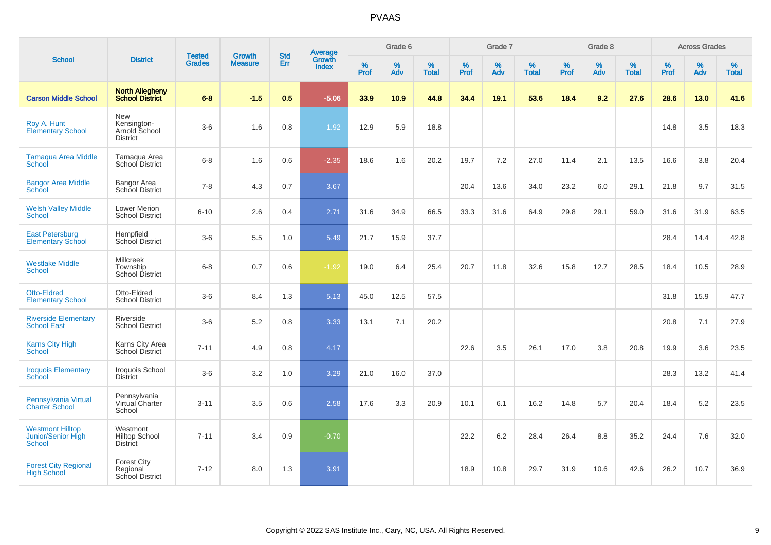# PVAAS

| School | District | Tested Grades | Growth Measure | Std Err | Average Growth Index | Grade 6 | | | Grade 7 | | | Grade 8 | | | Across Grades | | |
|---|---|---|---|---|---|---|---|---|---|---|---|---|---|---|---|---|---|
| | | | | | | % Prof | % Adv | % Total | % Prof | % Adv | % Total | % Prof | % Adv | % Total | % Prof | % Adv | % Total |
| **Carson Middle School** | **North Allegheny School District** | **6-8** | **-1.5** | **0.5** | **-5.06** | **33.9** | **10.9** | **44.8** | **34.4** | **19.1** | **53.6** | **18.4** | **9.2** | **27.6** | **28.6** | **13.0** | **41.6** |
| Roy A. Hunt Elementary School | New Kensington-Arnold School District | 3-6 | 1.6 | 0.8 | 1.92 | 12.9 | 5.9 | 18.8 | | | | | | | 14.8 | 3.5 | 18.3 |
| Tamaqua Area Middle School | Tamaqua Area School District | 6-8 | 1.6 | 0.6 | -2.35 | 18.6 | 1.6 | 20.2 | 19.7 | 7.2 | 27.0 | 11.4 | 2.1 | 13.5 | 16.6 | 3.8 | 20.4 |
| Bangor Area Middle School | Bangor Area School District | 7-8 | 4.3 | 0.7 | 3.67 | | | | 20.4 | 13.6 | 34.0 | 23.2 | 6.0 | 29.1 | 21.8 | 9.7 | 31.5 |
| Welsh Valley Middle School | Lower Merion School District | 6-10 | 2.6 | 0.4 | 2.71 | 31.6 | 34.9 | 66.5 | 33.3 | 31.6 | 64.9 | 29.8 | 29.1 | 59.0 | 31.6 | 31.9 | 63.5 |
| East Petersburg Elementary School | Hempfield School District | 3-6 | 5.5 | 1.0 | 5.49 | 21.7 | 15.9 | 37.7 | | | | | | | 28.4 | 14.4 | 42.8 |
| Westlake Middle School | Millcreek Township School District | 6-8 | 0.7 | 0.6 | -1.92 | 19.0 | 6.4 | 25.4 | 20.7 | 11.8 | 32.6 | 15.8 | 12.7 | 28.5 | 18.4 | 10.5 | 28.9 |
| Otto-Eldred Elementary School | Otto-Eldred School District | 3-6 | 8.4 | 1.3 | 5.13 | 45.0 | 12.5 | 57.5 | | | | | | | 31.8 | 15.9 | 47.7 |
| Riverside Elementary School East | Riverside School District | 3-6 | 5.2 | 0.8 | 3.33 | 13.1 | 7.1 | 20.2 | | | | | | | 20.8 | 7.1 | 27.9 |
| Karns City High School | Karns City Area School District | 7-11 | 4.9 | 0.8 | 4.17 | | | | 22.6 | 3.5 | 26.1 | 17.0 | 3.8 | 20.8 | 19.9 | 3.6 | 23.5 |
| Iroquois Elementary School | Iroquois School District | 3-6 | 3.2 | 1.0 | 3.29 | 21.0 | 16.0 | 37.0 | | | | | | | 28.3 | 13.2 | 41.4 |
| Pennsylvania Virtual Charter School | Pennsylvania Virtual Charter School | 3-11 | 3.5 | 0.6 | 2.58 | 17.6 | 3.3 | 20.9 | 10.1 | 6.1 | 16.2 | 14.8 | 5.7 | 20.4 | 18.4 | 5.2 | 23.5 |
| Westmont Hilltop Junior/Senior High School | Westmont Hilltop School District | 7-11 | 3.4 | 0.9 | -0.70 | | | | 22.2 | 6.2 | 28.4 | 26.4 | 8.8 | 35.2 | 24.4 | 7.6 | 32.0 |
| Forest City Regional High School | Forest City Regional School District | 7-12 | 8.0 | 1.3 | 3.91 | | | | 18.9 | 10.8 | 29.7 | 31.9 | 10.6 | 42.6 | 26.2 | 10.7 | 36.9 |

Copyright © 2022 SAS Institute Inc., Cary, NC, USA. All Rights Reserved.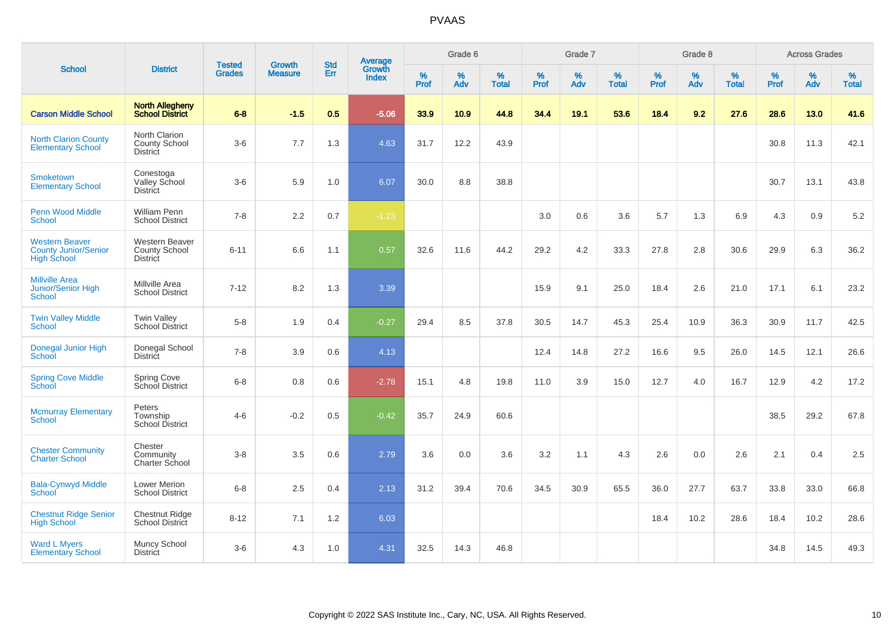# PVAAS

| School | District | Tested Grades | Growth Measure | Std Err | Average Growth Index | Grade 6 | | | Grade 7 | | | Grade 8 | | | Across Grades | | |
|---|---|---|---|---|---|---|---|---|---|---|---|---|---|---|---|---|---|
| | | | | | | % Prof | % Adv | % Total | % Prof | % Adv | % Total | % Prof | % Adv | % Total | % Prof | % Adv | % Total |
| **Carson Middle School** | **North Allegheny School District** | **6-8** | **-1.5** | **0.5** | **-5.06** | **33.9** | **10.9** | **44.8** | **34.4** | **19.1** | **53.6** | **18.4** | **9.2** | **27.6** | **28.6** | **13.0** | **41.6** |
| North Clarion County Elementary School | North Clarion County School District | 3-6 | 7.7 | 1.3 | 4.63 | 31.7 | 12.2 | 43.9 | | | | | | | 30.8 | 11.3 | 42.1 |
| Smoketown Elementary School | Conestoga Valley School District | 3-6 | 5.9 | 1.0 | 6.07 | 30.0 | 8.8 | 38.8 | | | | | | | 30.7 | 13.1 | 43.8 |
| Penn Wood Middle School | William Penn School District | 7-8 | 2.2 | 0.7 | -1.23 | | | | 3.0 | 0.6 | 3.6 | 5.7 | 1.3 | 6.9 | 4.3 | 0.9 | 5.2 |
| Western Beaver County Junior/Senior High School | Western Beaver County School District | 6-11 | 6.6 | 1.1 | 0.57 | 32.6 | 11.6 | 44.2 | 29.2 | 4.2 | 33.3 | 27.8 | 2.8 | 30.6 | 29.9 | 6.3 | 36.2 |
| Millville Area Junior/Senior High School | Millville Area School District | 7-12 | 8.2 | 1.3 | 3.39 | | | | 15.9 | 9.1 | 25.0 | 18.4 | 2.6 | 21.0 | 17.1 | 6.1 | 23.2 |
| Twin Valley Middle School | Twin Valley School District | 5-8 | 1.9 | 0.4 | -0.27 | 29.4 | 8.5 | 37.8 | 30.5 | 14.7 | 45.3 | 25.4 | 10.9 | 36.3 | 30.9 | 11.7 | 42.5 |
| Donegal Junior High School | Donegal School District | 7-8 | 3.9 | 0.6 | 4.13 | | | | 12.4 | 14.8 | 27.2 | 16.6 | 9.5 | 26.0 | 14.5 | 12.1 | 26.6 |
| Spring Cove Middle School | Spring Cove School District | 6-8 | 0.8 | 0.6 | -2.78 | 15.1 | 4.8 | 19.8 | 11.0 | 3.9 | 15.0 | 12.7 | 4.0 | 16.7 | 12.9 | 4.2 | 17.2 |
| Mcmurray Elementary School | Peters Township School District | 4-6 | -0.2 | 0.5 | -0.42 | 35.7 | 24.9 | 60.6 | | | | | | | 38.5 | 29.2 | 67.8 |
| Chester Community Charter School | Chester Community Charter School | 3-8 | 3.5 | 0.6 | 2.79 | 3.6 | 0.0 | 3.6 | 3.2 | 1.1 | 4.3 | 2.6 | 0.0 | 2.6 | 2.1 | 0.4 | 2.5 |
| Bala-Cynwyd Middle School | Lower Merion School District | 6-8 | 2.5 | 0.4 | 2.13 | 31.2 | 39.4 | 70.6 | 34.5 | 30.9 | 65.5 | 36.0 | 27.7 | 63.7 | 33.8 | 33.0 | 66.8 |
| Chestnut Ridge Senior High School | Chestnut Ridge School District | 8-12 | 7.1 | 1.2 | 6.03 | | | | | | | 18.4 | 10.2 | 28.6 | 18.4 | 10.2 | 28.6 |
| Ward L Myers Elementary School | Muncy School District | 3-6 | 4.3 | 1.0 | 4.31 | 32.5 | 14.3 | 46.8 | | | | | | | 34.8 | 14.5 | 49.3 |

Copyright © 2022 SAS Institute Inc., Cary, NC, USA. All Rights Reserved.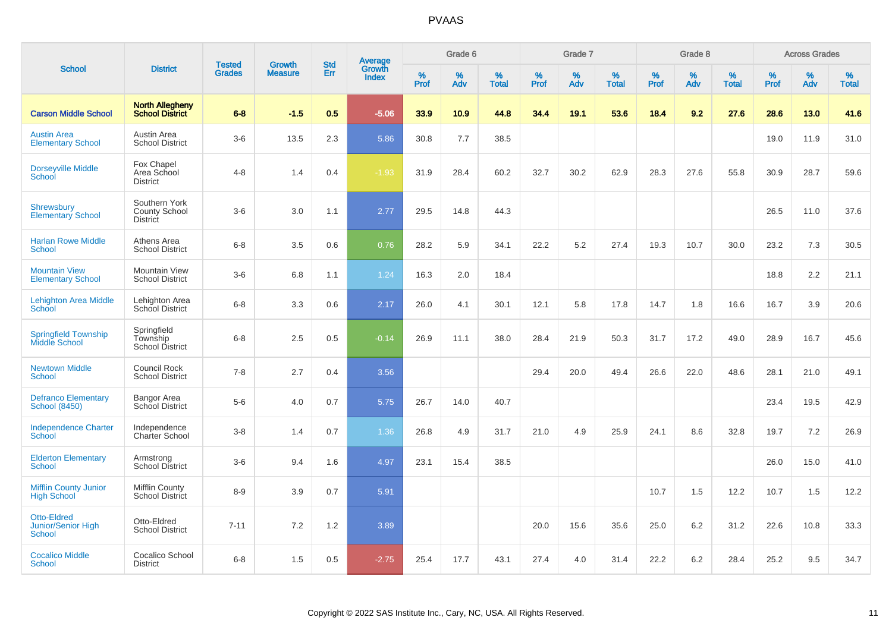# PVAAS

| School | District | Tested Grades | Growth Measure | Std Err | Average Growth Index | Grade 6 | | | Grade 7 | | | Grade 8 | | | Across Grades | | |
|---|---|---|---|---|---|---|---|---|---|---|---|---|---|---|---|---|---|
| | | | | | | % Prof | % Adv | % Total | % Prof | % Adv | % Total | % Prof | % Adv | % Total | % Prof | % Adv | % Total |
| **Carson Middle School** | **North Allegheny School District** | **6-8** | **-1.5** | **0.5** | **-5.06** | **33.9** | **10.9** | **44.8** | **34.4** | **19.1** | **53.6** | **18.4** | **9.2** | **27.6** | **28.6** | **13.0** | **41.6** |
| Austin Area Elementary School | Austin Area School District | 3-6 | 13.5 | 2.3 | 5.86 | 30.8 | 7.7 | 38.5 | | | | | | | 19.0 | 11.9 | 31.0 |
| Dorseyville Middle School | Fox Chapel Area School District | 4-8 | 1.4 | 0.4 | -1.93 | 31.9 | 28.4 | 60.2 | 32.7 | 30.2 | 62.9 | 28.3 | 27.6 | 55.8 | 30.9 | 28.7 | 59.6 |
| Shrewsbury Elementary School | Southern York County School District | 3-6 | 3.0 | 1.1 | 2.77 | 29.5 | 14.8 | 44.3 | | | | | | | 26.5 | 11.0 | 37.6 |
| Harlan Rowe Middle School | Athens Area School District | 6-8 | 3.5 | 0.6 | 0.76 | 28.2 | 5.9 | 34.1 | 22.2 | 5.2 | 27.4 | 19.3 | 10.7 | 30.0 | 23.2 | 7.3 | 30.5 |
| Mountain View Elementary School | Mountain View School District | 3-6 | 6.8 | 1.1 | 1.24 | 16.3 | 2.0 | 18.4 | | | | | | | 18.8 | 2.2 | 21.1 |
| Lehighton Area Middle School | Lehighton Area School District | 6-8 | 3.3 | 0.6 | 2.17 | 26.0 | 4.1 | 30.1 | 12.1 | 5.8 | 17.8 | 14.7 | 1.8 | 16.6 | 16.7 | 3.9 | 20.6 |
| Springfield Township Middle School | Springfield Township School District | 6-8 | 2.5 | 0.5 | -0.14 | 26.9 | 11.1 | 38.0 | 28.4 | 21.9 | 50.3 | 31.7 | 17.2 | 49.0 | 28.9 | 16.7 | 45.6 |
| Newtown Middle School | Council Rock School District | 7-8 | 2.7 | 0.4 | 3.56 | | | | 29.4 | 20.0 | 49.4 | 26.6 | 22.0 | 48.6 | 28.1 | 21.0 | 49.1 |
| Defranco Elementary School (8450) | Bangor Area School District | 5-6 | 4.0 | 0.7 | 5.75 | 26.7 | 14.0 | 40.7 | | | | | | | 23.4 | 19.5 | 42.9 |
| Independence Charter School | Independence Charter School | 3-8 | 1.4 | 0.7 | 1.36 | 26.8 | 4.9 | 31.7 | 21.0 | 4.9 | 25.9 | 24.1 | 8.6 | 32.8 | 19.7 | 7.2 | 26.9 |
| Elderton Elementary School | Armstrong School District | 3-6 | 9.4 | 1.6 | 4.97 | 23.1 | 15.4 | 38.5 | | | | | | | 26.0 | 15.0 | 41.0 |
| Mifflin County Junior High School | Mifflin County School District | 8-9 | 3.9 | 0.7 | 5.91 | | | | | | | 10.7 | 1.5 | 12.2 | 10.7 | 1.5 | 12.2 |
| Otto-Eldred Junior/Senior High School | Otto-Eldred School District | 7-11 | 7.2 | 1.2 | 3.89 | | | | 20.0 | 15.6 | 35.6 | 25.0 | 6.2 | 31.2 | 22.6 | 10.8 | 33.3 |
| Cocalico Middle School | Cocalico School District | 6-8 | 1.5 | 0.5 | -2.75 | 25.4 | 17.7 | 43.1 | 27.4 | 4.0 | 31.4 | 22.2 | 6.2 | 28.4 | 25.2 | 9.5 | 34.7 |

Copyright © 2022 SAS Institute Inc., Cary, NC, USA. All Rights Reserved.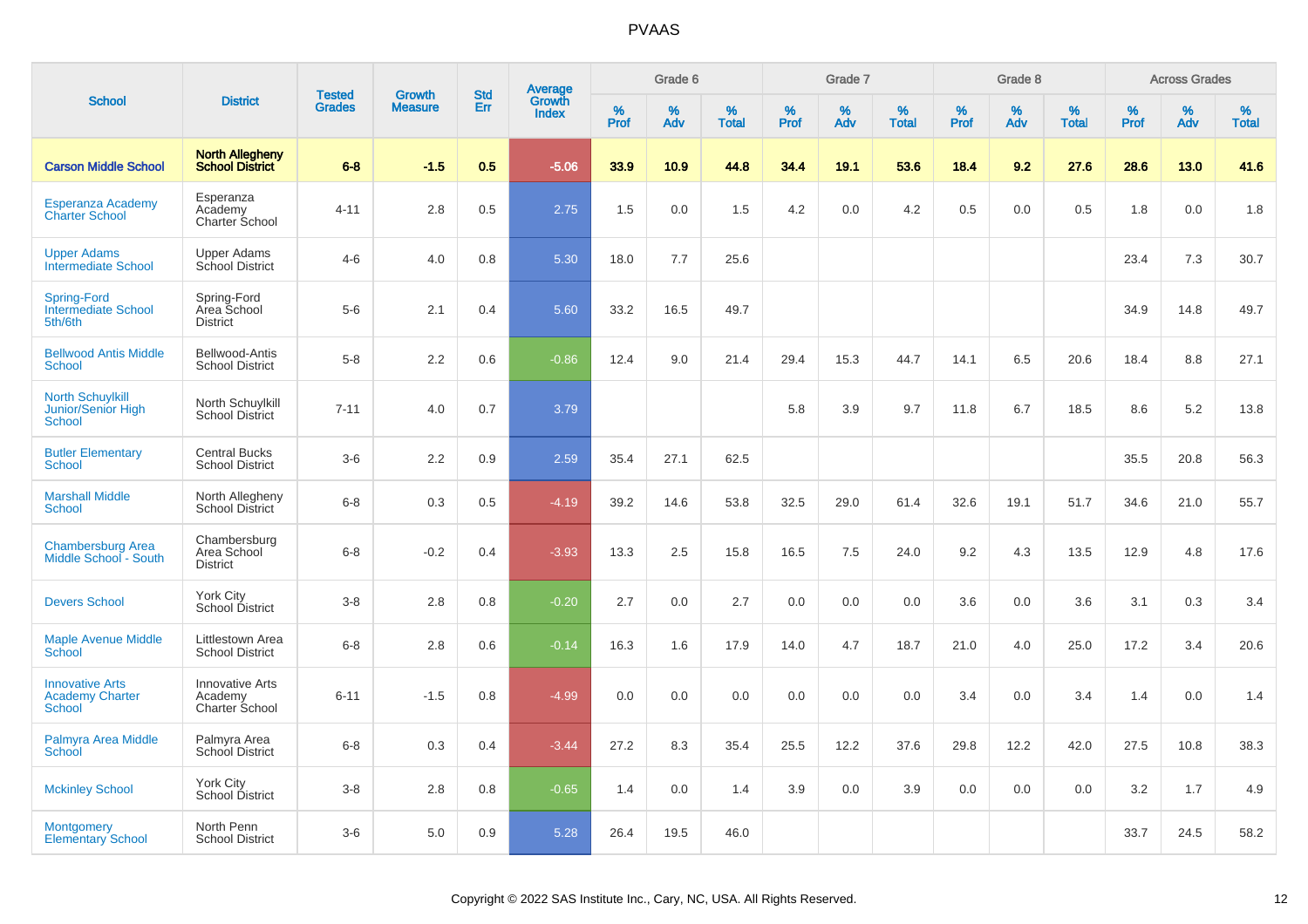# PVAAS

| School | District | Tested Grades | Growth Measure | Std Err | Average Growth Index | Grade 6 | | | Grade 7 | | | Grade 8 | | | Across Grades | | |
|---|---|---|---|---|---|---|---|---|---|---|---|---|---|---|---|---|---|
| | | | | | | % Prof | % Adv | % Total | % Prof | % Adv | % Total | % Prof | % Adv | % Total | % Prof | % Adv | % Total |
| **Carson Middle School** | **North Allegheny School District** | **6-8** | **-1.5** | **0.5** | **-5.06** | **33.9** | **10.9** | **44.8** | **34.4** | **19.1** | **53.6** | **18.4** | **9.2** | **27.6** | **28.6** | **13.0** | **41.6** |
| Esperanza Academy Charter School | Esperanza Academy Charter School | 4-11 | 2.8 | 0.5 | 2.75 | 1.5 | 0.0 | 1.5 | 4.2 | 0.0 | 4.2 | 0.5 | 0.0 | 0.5 | 1.8 | 0.0 | 1.8 |
| Upper Adams Intermediate School | Upper Adams School District | 4-6 | 4.0 | 0.8 | 5.30 | 18.0 | 7.7 | 25.6 | | | | | | | 23.4 | 7.3 | 30.7 |
| Spring-Ford Intermediate School 5th/6th | Spring-Ford Area School District | 5-6 | 2.1 | 0.4 | 5.60 | 33.2 | 16.5 | 49.7 | | | | | | | 34.9 | 14.8 | 49.7 |
| Bellwood Antis Middle School | Bellwood-Antis School District | 5-8 | 2.2 | 0.6 | -0.86 | 12.4 | 9.0 | 21.4 | 29.4 | 15.3 | 44.7 | 14.1 | 6.5 | 20.6 | 18.4 | 8.8 | 27.1 |
| North Schuylkill Junior/Senior High School | North Schuylkill School District | 7-11 | 4.0 | 0.7 | 3.79 | | | | 5.8 | 3.9 | 9.7 | 11.8 | 6.7 | 18.5 | 8.6 | 5.2 | 13.8 |
| Butler Elementary School | Central Bucks School District | 3-6 | 2.2 | 0.9 | 2.59 | 35.4 | 27.1 | 62.5 | | | | | | | 35.5 | 20.8 | 56.3 |
| Marshall Middle School | North Allegheny School District | 6-8 | 0.3 | 0.5 | -4.19 | 39.2 | 14.6 | 53.8 | 32.5 | 29.0 | 61.4 | 32.6 | 19.1 | 51.7 | 34.6 | 21.0 | 55.7 |
| Chambersburg Area Middle School - South | Chambersburg Area School District | 6-8 | -0.2 | 0.4 | -3.93 | 13.3 | 2.5 | 15.8 | 16.5 | 7.5 | 24.0 | 9.2 | 4.3 | 13.5 | 12.9 | 4.8 | 17.6 |
| Devers School | York City School District | 3-8 | 2.8 | 0.8 | -0.20 | 2.7 | 0.0 | 2.7 | 0.0 | 0.0 | 0.0 | 3.6 | 0.0 | 3.6 | 3.1 | 0.3 | 3.4 |
| Maple Avenue Middle School | Littlestown Area School District | 6-8 | 2.8 | 0.6 | -0.14 | 16.3 | 1.6 | 17.9 | 14.0 | 4.7 | 18.7 | 21.0 | 4.0 | 25.0 | 17.2 | 3.4 | 20.6 |
| Innovative Arts Academy Charter School | Innovative Arts Academy Charter School | 6-11 | -1.5 | 0.8 | -4.99 | 0.0 | 0.0 | 0.0 | 0.0 | 0.0 | 0.0 | 3.4 | 0.0 | 3.4 | 1.4 | 0.0 | 1.4 |
| Palmyra Area Middle School | Palmyra Area School District | 6-8 | 0.3 | 0.4 | -3.44 | 27.2 | 8.3 | 35.4 | 25.5 | 12.2 | 37.6 | 29.8 | 12.2 | 42.0 | 27.5 | 10.8 | 38.3 |
| Mckinley School | York City School District | 3-8 | 2.8 | 0.8 | -0.65 | 1.4 | 0.0 | 1.4 | 3.9 | 0.0 | 3.9 | 0.0 | 0.0 | 0.0 | 3.2 | 1.7 | 4.9 |
| Montgomery Elementary School | North Penn School District | 3-6 | 5.0 | 0.9 | 5.28 | 26.4 | 19.5 | 46.0 | | | | | | | 33.7 | 24.5 | 58.2 |

Copyright © 2022 SAS Institute Inc., Cary, NC, USA. All Rights Reserved.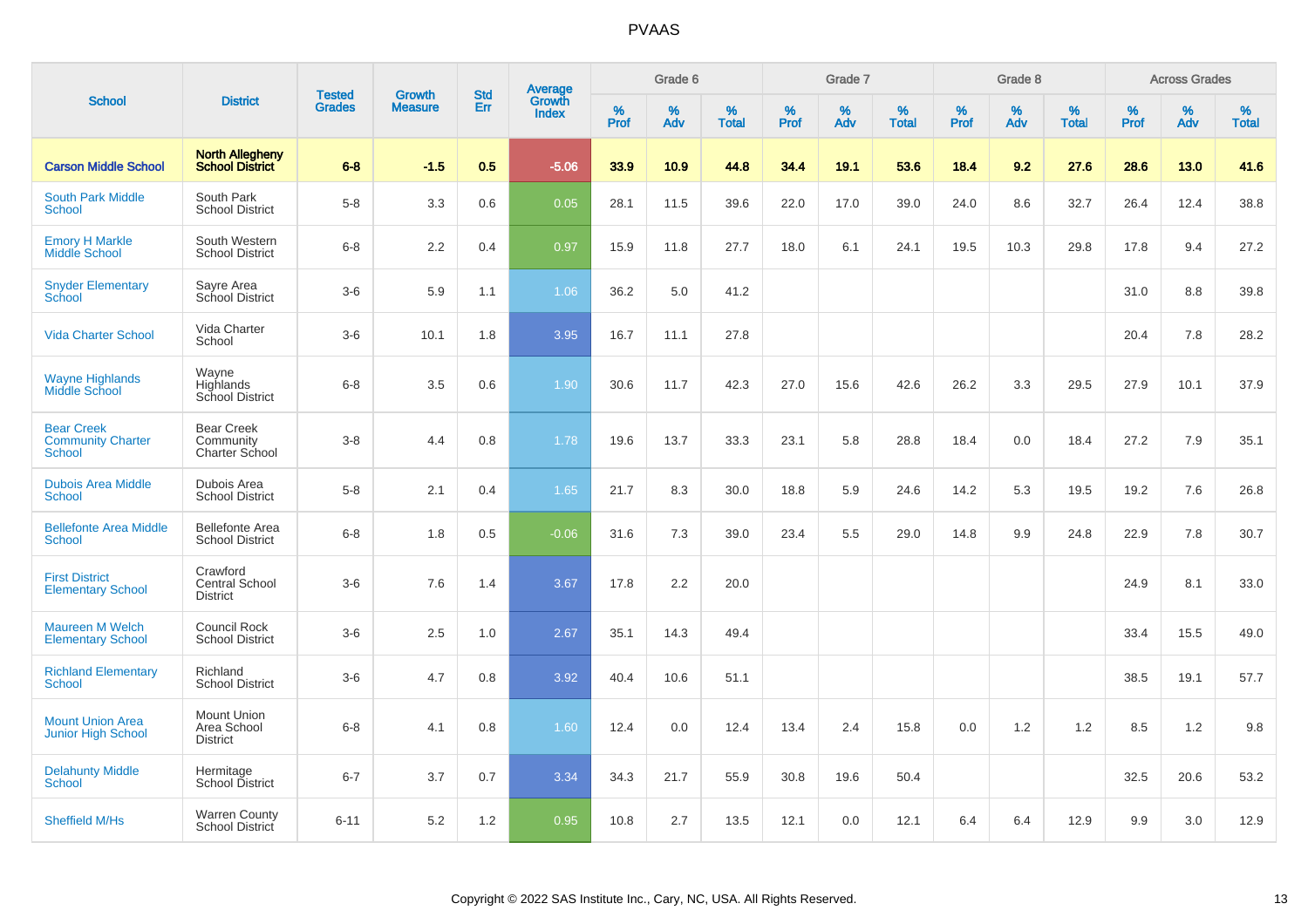# PVAAS

| School | District | Tested Grades | Growth Measure | Std Err | Average Growth Index | Grade 6 | | | Grade 7 | | | Grade 8 | | | Across Grades | | |
|---|---|---|---|---|---|---|---|---|---|---|---|---|---|---|---|---|---|
| | | | | | | % Prof | % Adv | % Total | % Prof | % Adv | % Total | % Prof | % Adv | % Total | % Prof | % Adv | % Total |
| **Carson Middle School** | **North Allegheny School District** | **6-8** | **-1.5** | **0.5** | **-5.06** | **33.9** | **10.9** | **44.8** | **34.4** | **19.1** | **53.6** | **18.4** | **9.2** | **27.6** | **28.6** | **13.0** | **41.6** |
| South Park Middle School | South Park School District | 5-8 | 3.3 | 0.6 | 0.05 | 28.1 | 11.5 | 39.6 | 22.0 | 17.0 | 39.0 | 24.0 | 8.6 | 32.7 | 26.4 | 12.4 | 38.8 |
| Emory H Markle Middle School | South Western School District | 6-8 | 2.2 | 0.4 | 0.97 | 15.9 | 11.8 | 27.7 | 18.0 | 6.1 | 24.1 | 19.5 | 10.3 | 29.8 | 17.8 | 9.4 | 27.2 |
| Snyder Elementary School | Sayre Area School District | 3-6 | 5.9 | 1.1 | 1.06 | 36.2 | 5.0 | 41.2 | | | | | | | 31.0 | 8.8 | 39.8 |
| Vida Charter School | Vida Charter School | 3-6 | 10.1 | 1.8 | 3.95 | 16.7 | 11.1 | 27.8 | | | | | | | 20.4 | 7.8 | 28.2 |
| Wayne Highlands Middle School | Wayne Highlands School District | 6-8 | 3.5 | 0.6 | 1.90 | 30.6 | 11.7 | 42.3 | 27.0 | 15.6 | 42.6 | 26.2 | 3.3 | 29.5 | 27.9 | 10.1 | 37.9 |
| Bear Creek Community Charter School | Bear Creek Community Charter School | 3-8 | 4.4 | 0.8 | 1.78 | 19.6 | 13.7 | 33.3 | 23.1 | 5.8 | 28.8 | 18.4 | 0.0 | 18.4 | 27.2 | 7.9 | 35.1 |
| Dubois Area Middle School | Dubois Area School District | 5-8 | 2.1 | 0.4 | 1.65 | 21.7 | 8.3 | 30.0 | 18.8 | 5.9 | 24.6 | 14.2 | 5.3 | 19.5 | 19.2 | 7.6 | 26.8 |
| Bellefonte Area Middle School | Bellefonte Area School District | 6-8 | 1.8 | 0.5 | -0.06 | 31.6 | 7.3 | 39.0 | 23.4 | 5.5 | 29.0 | 14.8 | 9.9 | 24.8 | 22.9 | 7.8 | 30.7 |
| First District Elementary School | Crawford Central School District | 3-6 | 7.6 | 1.4 | 3.67 | 17.8 | 2.2 | 20.0 | | | | | | | 24.9 | 8.1 | 33.0 |
| Maureen M Welch Elementary School | Council Rock School District | 3-6 | 2.5 | 1.0 | 2.67 | 35.1 | 14.3 | 49.4 | | | | | | | 33.4 | 15.5 | 49.0 |
| Richland Elementary School | Richland School District | 3-6 | 4.7 | 0.8 | 3.92 | 40.4 | 10.6 | 51.1 | | | | | | | 38.5 | 19.1 | 57.7 |
| Mount Union Area Junior High School | Mount Union Area School District | 6-8 | 4.1 | 0.8 | 1.60 | 12.4 | 0.0 | 12.4 | 13.4 | 2.4 | 15.8 | 0.0 | 1.2 | 1.2 | 8.5 | 1.2 | 9.8 |
| Delahunty Middle School | Hermitage School District | 6-7 | 3.7 | 0.7 | 3.34 | 34.3 | 21.7 | 55.9 | 30.8 | 19.6 | 50.4 | | | | 32.5 | 20.6 | 53.2 |
| Sheffield M/Hs | Warren County School District | 6-11 | 5.2 | 1.2 | 0.95 | 10.8 | 2.7 | 13.5 | 12.1 | 0.0 | 12.1 | 6.4 | 6.4 | 12.9 | 9.9 | 3.0 | 12.9 |

Copyright © 2022 SAS Institute Inc., Cary, NC, USA. All Rights Reserved.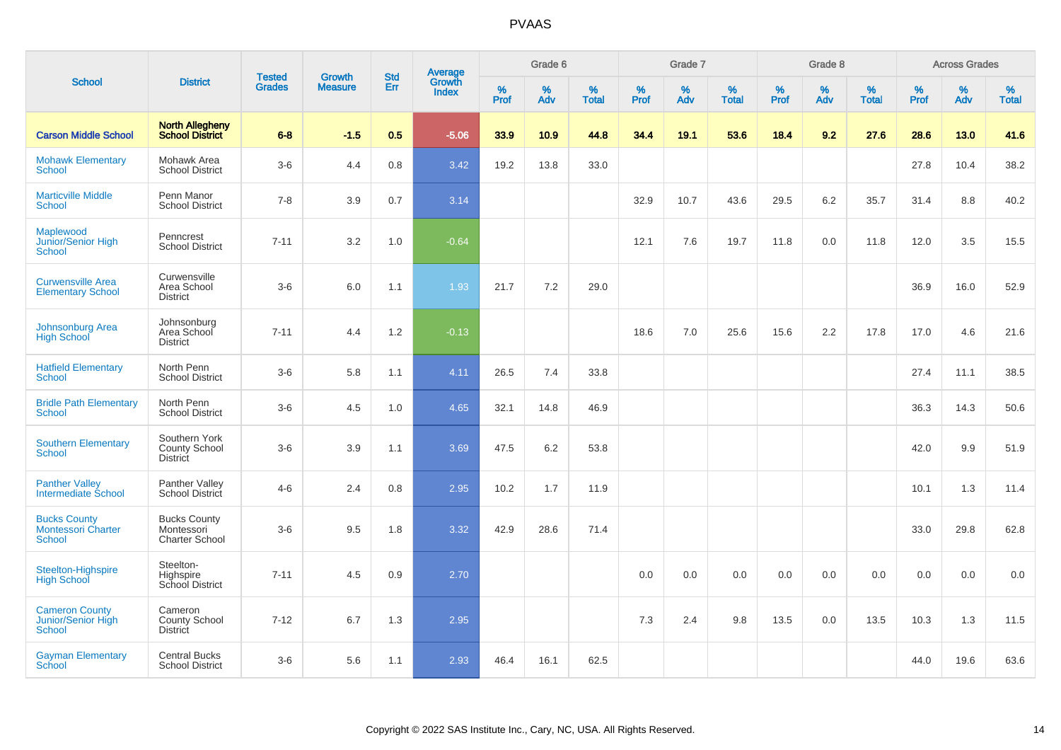| School | District | Tested Grades | Growth Measure | Std Err | Average Growth Index | Grade 6 | | | Grade 7 | | | Grade 8 | | | Across Grades | | |
|---|---|---|---|---|---|---|---|---|---|---|---|---|---|---|---|---|---|
| | | | | | | % Prof | % Adv | % Total | % Prof | % Adv | % Total | % Prof | % Adv | % Total | % Prof | % Adv | % Total |
| **Carson Middle School** | **North Allegheny School District** | **6-8** | **-1.5** | **0.5** | **-5.06** | **33.9** | **10.9** | **44.8** | **34.4** | **19.1** | **53.6** | **18.4** | **9.2** | **27.6** | **28.6** | **13.0** | **41.6** |
| Mohawk Elementary School | Mohawk Area School District | 3-6 | 4.4 | 0.8 | 3.42 | 19.2 | 13.8 | 33.0 | | | | | | | 27.8 | 10.4 | 38.2 |
| Marticville Middle School | Penn Manor School District | 7-8 | 3.9 | 0.7 | 3.14 | | | | 32.9 | 10.7 | 43.6 | 29.5 | 6.2 | 35.7 | 31.4 | 8.8 | 40.2 |
| Maplewood Junior/Senior High School | Penncrest School District | 7-11 | 3.2 | 1.0 | -0.64 | | | | 12.1 | 7.6 | 19.7 | 11.8 | 0.0 | 11.8 | 12.0 | 3.5 | 15.5 |
| Curwensville Area Elementary School | Curwensville Area School District | 3-6 | 6.0 | 1.1 | 1.93 | 21.7 | 7.2 | 29.0 | | | | | | | 36.9 | 16.0 | 52.9 |
| Johnsonburg Area High School | Johnsonburg Area School District | 7-11 | 4.4 | 1.2 | -0.13 | | | | 18.6 | 7.0 | 25.6 | 15.6 | 2.2 | 17.8 | 17.0 | 4.6 | 21.6 |
| Hatfield Elementary School | North Penn School District | 3-6 | 5.8 | 1.1 | 4.11 | 26.5 | 7.4 | 33.8 | | | | | | | 27.4 | 11.1 | 38.5 |
| Bridle Path Elementary School | North Penn School District | 3-6 | 4.5 | 1.0 | 4.65 | 32.1 | 14.8 | 46.9 | | | | | | | 36.3 | 14.3 | 50.6 |
| Southern Elementary School | Southern York County School District | 3-6 | 3.9 | 1.1 | 3.69 | 47.5 | 6.2 | 53.8 | | | | | | | 42.0 | 9.9 | 51.9 |
| Panther Valley Intermediate School | Panther Valley School District | 4-6 | 2.4 | 0.8 | 2.95 | 10.2 | 1.7 | 11.9 | | | | | | | 10.1 | 1.3 | 11.4 |
| Bucks County Montessori Charter School | Bucks County Montessori Charter School | 3-6 | 9.5 | 1.8 | 3.32 | 42.9 | 28.6 | 71.4 | | | | | | | 33.0 | 29.8 | 62.8 |
| Steelton-Highspire High School | Steelton-Highspire School District | 7-11 | 4.5 | 0.9 | 2.70 | | | | 0.0 | 0.0 | 0.0 | 0.0 | 0.0 | 0.0 | 0.0 | 0.0 | 0.0 |
| Cameron County Junior/Senior High School | Cameron County School District | 7-12 | 6.7 | 1.3 | 2.95 | | | | 7.3 | 2.4 | 9.8 | 13.5 | 0.0 | 13.5 | 10.3 | 1.3 | 11.5 |
| Gayman Elementary School | Central Bucks School District | 3-6 | 5.6 | 1.1 | 2.93 | 46.4 | 16.1 | 62.5 | | | | | | | 44.0 | 19.6 | 63.6 |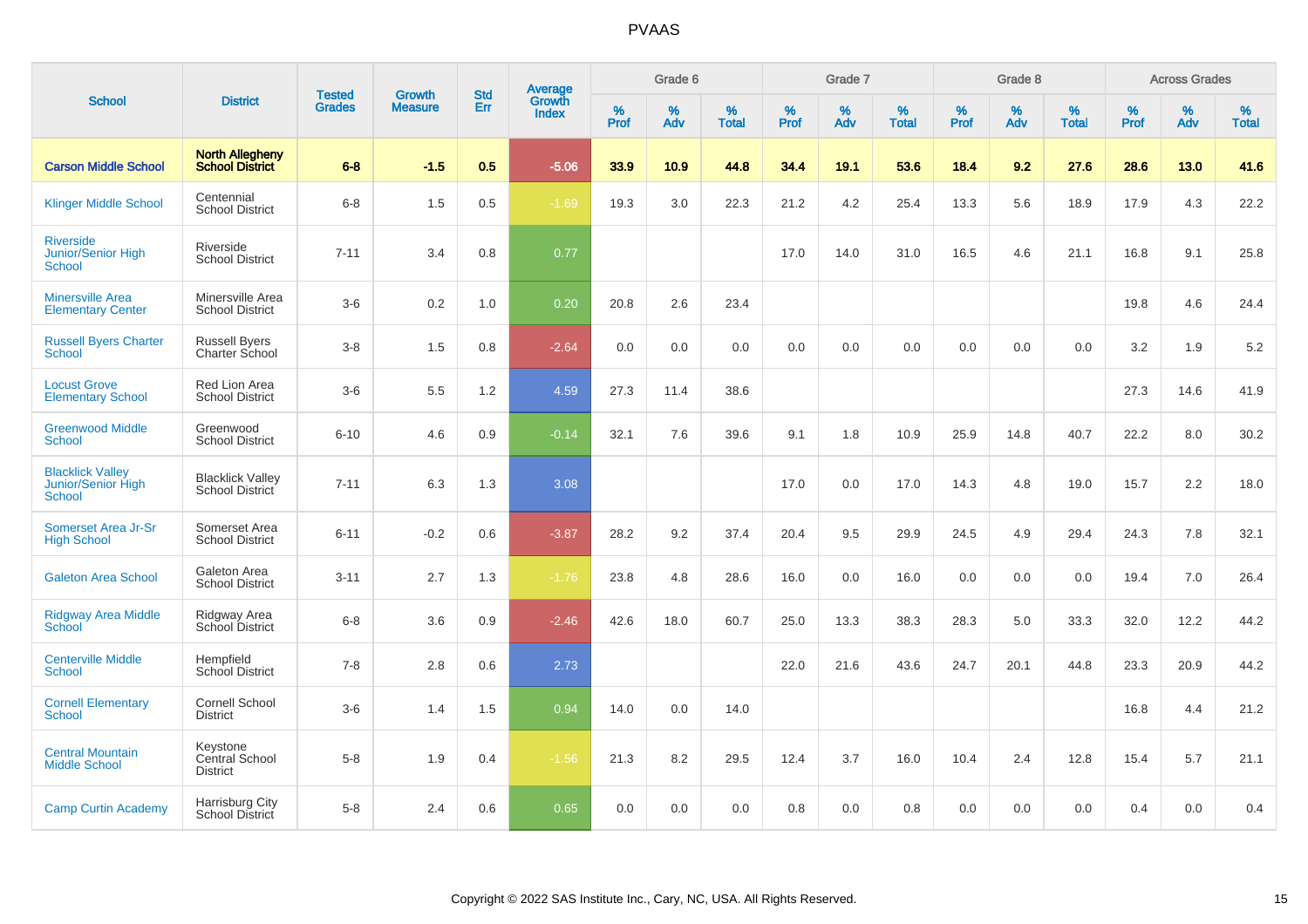# PVAAS

| School | District | Tested Grades | Growth Measure | Std Err | Average Growth Index | Grade 6 | | | Grade 7 | | | Grade 8 | | | Across Grades | | |
|---|---|---|---|---|---|---|---|---|---|---|---|---|---|---|---|---|---|
| | | | | | | % Prof | % Adv | % Total | % Prof | % Adv | % Total | % Prof | % Adv | % Total | % Prof | % Adv | % Total |
| **Carson Middle School** | **North Allegheny School District** | **6-8** | **-1.5** | **0.5** | **-5.06** | **33.9** | **10.9** | **44.8** | **34.4** | **19.1** | **53.6** | **18.4** | **9.2** | **27.6** | **28.6** | **13.0** | **41.6** |
| Klinger Middle School | Centennial School District | 6-8 | 1.5 | 0.5 | -1.69 | 19.3 | 3.0 | 22.3 | 21.2 | 4.2 | 25.4 | 13.3 | 5.6 | 18.9 | 17.9 | 4.3 | 22.2 |
| Riverside Junior/Senior High School | Riverside School District | 7-11 | 3.4 | 0.8 | 0.77 | | | | 17.0 | 14.0 | 31.0 | 16.5 | 4.6 | 21.1 | 16.8 | 9.1 | 25.8 |
| Minersville Area Elementary Center | Minersville Area School District | 3-6 | 0.2 | 1.0 | 0.20 | 20.8 | 2.6 | 23.4 | | | | | | | 19.8 | 4.6 | 24.4 |
| Russell Byers Charter School | Russell Byers Charter School | 3-8 | 1.5 | 0.8 | -2.64 | 0.0 | 0.0 | 0.0 | 0.0 | 0.0 | 0.0 | 0.0 | 0.0 | 0.0 | 3.2 | 1.9 | 5.2 |
| Locust Grove Elementary School | Red Lion Area School District | 3-6 | 5.5 | 1.2 | 4.59 | 27.3 | 11.4 | 38.6 | | | | | | | 27.3 | 14.6 | 41.9 |
| Greenwood Middle School | Greenwood School District | 6-10 | 4.6 | 0.9 | -0.14 | 32.1 | 7.6 | 39.6 | 9.1 | 1.8 | 10.9 | 25.9 | 14.8 | 40.7 | 22.2 | 8.0 | 30.2 |
| Blacklick Valley Junior/Senior High School | Blacklick Valley School District | 7-11 | 6.3 | 1.3 | 3.08 | | | | 17.0 | 0.0 | 17.0 | 14.3 | 4.8 | 19.0 | 15.7 | 2.2 | 18.0 |
| Somerset Area Jr-Sr High School | Somerset Area School District | 6-11 | -0.2 | 0.6 | -3.87 | 28.2 | 9.2 | 37.4 | 20.4 | 9.5 | 29.9 | 24.5 | 4.9 | 29.4 | 24.3 | 7.8 | 32.1 |
| Galeton Area School | Galeton Area School District | 3-11 | 2.7 | 1.3 | -1.76 | 23.8 | 4.8 | 28.6 | 16.0 | 0.0 | 16.0 | 0.0 | 0.0 | 0.0 | 19.4 | 7.0 | 26.4 |
| Ridgway Area Middle School | Ridgway Area School District | 6-8 | 3.6 | 0.9 | -2.46 | 42.6 | 18.0 | 60.7 | 25.0 | 13.3 | 38.3 | 28.3 | 5.0 | 33.3 | 32.0 | 12.2 | 44.2 |
| Centerville Middle School | Hempfield School District | 7-8 | 2.8 | 0.6 | 2.73 | | | | 22.0 | 21.6 | 43.6 | 24.7 | 20.1 | 44.8 | 23.3 | 20.9 | 44.2 |
| Cornell Elementary School | Cornell School District | 3-6 | 1.4 | 1.5 | 0.94 | 14.0 | 0.0 | 14.0 | | | | | | | 16.8 | 4.4 | 21.2 |
| Central Mountain Middle School | Keystone Central School District | 5-8 | 1.9 | 0.4 | -1.56 | 21.3 | 8.2 | 29.5 | 12.4 | 3.7 | 16.0 | 10.4 | 2.4 | 12.8 | 15.4 | 5.7 | 21.1 |
| Camp Curtin Academy | Harrisburg City School District | 5-8 | 2.4 | 0.6 | 0.65 | 0.0 | 0.0 | 0.0 | 0.8 | 0.0 | 0.8 | 0.0 | 0.0 | 0.0 | 0.4 | 0.0 | 0.4 |

Copyright © 2022 SAS Institute Inc., Cary, NC, USA. All Rights Reserved.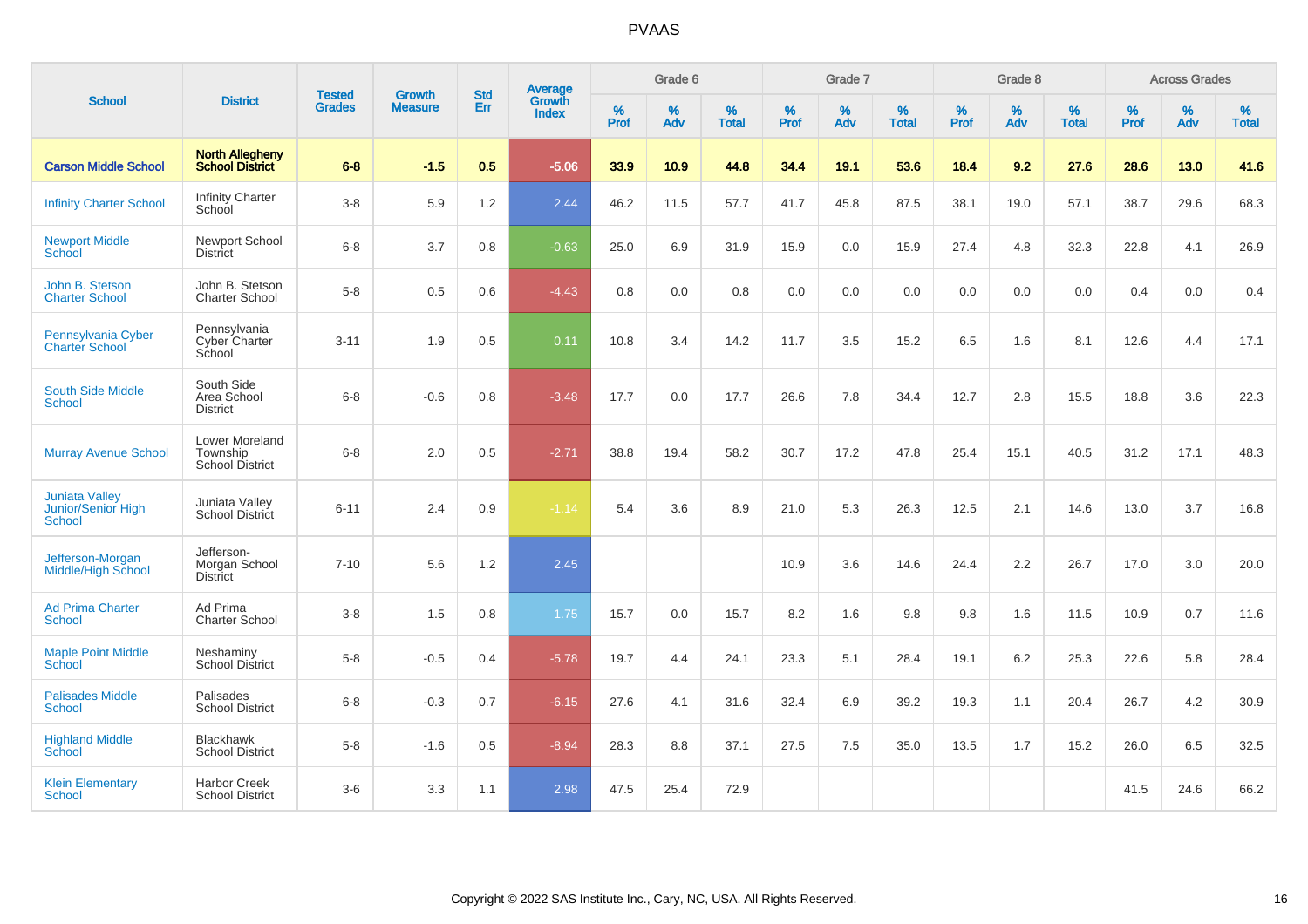# PVAAS

| School | District | Tested Grades | Growth Measure | Std Err | Average Growth Index | Grade 6 | | | Grade 7 | | | Grade 8 | | | Across Grades | | |
|---|---|---|---|---|---|---|---|---|---|---|---|---|---|---|---|---|---|
| | | | | | | % Prof | % Adv | % Total | % Prof | % Adv | % Total | % Prof | % Adv | % Total | % Prof | % Adv | % Total |
| **Carson Middle School** | **North Allegheny School District** | **6-8** | **-1.5** | **0.5** | **-5.06** | **33.9** | **10.9** | **44.8** | **34.4** | **19.1** | **53.6** | **18.4** | **9.2** | **27.6** | **28.6** | **13.0** | **41.6** |
| Infinity Charter School | Infinity Charter School | 3-8 | 5.9 | 1.2 | 2.44 | 46.2 | 11.5 | 57.7 | 41.7 | 45.8 | 87.5 | 38.1 | 19.0 | 57.1 | 38.7 | 29.6 | 68.3 |
| Newport Middle School | Newport School District | 6-8 | 3.7 | 0.8 | -0.63 | 25.0 | 6.9 | 31.9 | 15.9 | 0.0 | 15.9 | 27.4 | 4.8 | 32.3 | 22.8 | 4.1 | 26.9 |
| John B. Stetson Charter School | John B. Stetson Charter School | 5-8 | 0.5 | 0.6 | -4.43 | 0.8 | 0.0 | 0.8 | 0.0 | 0.0 | 0.0 | 0.0 | 0.0 | 0.0 | 0.4 | 0.0 | 0.4 |
| Pennsylvania Cyber Charter School | Pennsylvania Cyber Charter School | 3-11 | 1.9 | 0.5 | 0.11 | 10.8 | 3.4 | 14.2 | 11.7 | 3.5 | 15.2 | 6.5 | 1.6 | 8.1 | 12.6 | 4.4 | 17.1 |
| South Side Middle School | South Side Area School District | 6-8 | -0.6 | 0.8 | -3.48 | 17.7 | 0.0 | 17.7 | 26.6 | 7.8 | 34.4 | 12.7 | 2.8 | 15.5 | 18.8 | 3.6 | 22.3 |
| Murray Avenue School | Lower Moreland Township School District | 6-8 | 2.0 | 0.5 | -2.71 | 38.8 | 19.4 | 58.2 | 30.7 | 17.2 | 47.8 | 25.4 | 15.1 | 40.5 | 31.2 | 17.1 | 48.3 |
| Juniata Valley Junior/Senior High School | Juniata Valley School District | 6-11 | 2.4 | 0.9 | -1.14 | 5.4 | 3.6 | 8.9 | 21.0 | 5.3 | 26.3 | 12.5 | 2.1 | 14.6 | 13.0 | 3.7 | 16.8 |
| Jefferson-Morgan Middle/High School | Jefferson-Morgan School District | 7-10 | 5.6 | 1.2 | 2.45 | | | | 10.9 | 3.6 | 14.6 | 24.4 | 2.2 | 26.7 | 17.0 | 3.0 | 20.0 |
| Ad Prima Charter School | Ad Prima Charter School | 3-8 | 1.5 | 0.8 | 1.75 | 15.7 | 0.0 | 15.7 | 8.2 | 1.6 | 9.8 | 9.8 | 1.6 | 11.5 | 10.9 | 0.7 | 11.6 |
| Maple Point Middle School | Neshaminy School District | 5-8 | -0.5 | 0.4 | -5.78 | 19.7 | 4.4 | 24.1 | 23.3 | 5.1 | 28.4 | 19.1 | 6.2 | 25.3 | 22.6 | 5.8 | 28.4 |
| Palisades Middle School | Palisades School District | 6-8 | -0.3 | 0.7 | -6.15 | 27.6 | 4.1 | 31.6 | 32.4 | 6.9 | 39.2 | 19.3 | 1.1 | 20.4 | 26.7 | 4.2 | 30.9 |
| Highland Middle School | Blackhawk School District | 5-8 | -1.6 | 0.5 | -8.94 | 28.3 | 8.8 | 37.1 | 27.5 | 7.5 | 35.0 | 13.5 | 1.7 | 15.2 | 26.0 | 6.5 | 32.5 |
| Klein Elementary School | Harbor Creek School District | 3-6 | 3.3 | 1.1 | 2.98 | 47.5 | 25.4 | 72.9 | | | | | | | 41.5 | 24.6 | 66.2 |

Copyright © 2022 SAS Institute Inc., Cary, NC, USA. All Rights Reserved.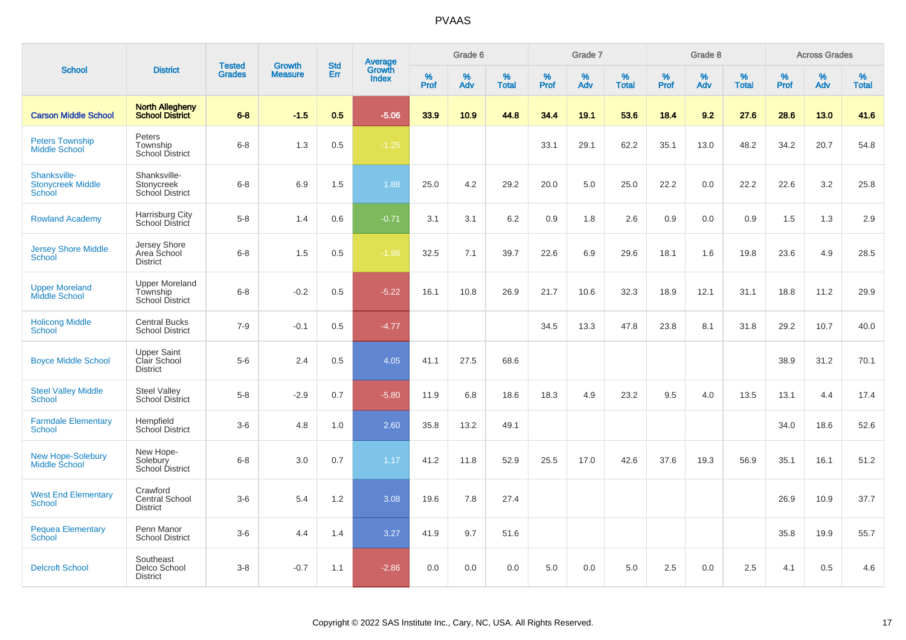# PVAAS

| School | District | Tested Grades | Growth Measure | Std Err | Average Growth Index | Grade 6 | | | Grade 7 | | | Grade 8 | | | Across Grades | | |
|---|---|---|---|---|---|---|---|---|---|---|---|---|---|---|---|---|---|
| | | | | | | % Prof | % Adv | % Total | % Prof | % Adv | % Total | % Prof | % Adv | % Total | % Prof | % Adv | % Total |
| **Carson Middle School** | **North Allegheny School District** | **6-8** | **-1.5** | **0.5** | **-5.06** | **33.9** | **10.9** | **44.8** | **34.4** | **19.1** | **53.6** | **18.4** | **9.2** | **27.6** | **28.6** | **13.0** | **41.6** |
| Peters Township Middle School | Peters Township School District | 6-8 | 1.3 | 0.5 | -1.25 | | | | 33.1 | 29.1 | 62.2 | 35.1 | 13.0 | 48.2 | 34.2 | 20.7 | 54.8 |
| Shanksville-Stonycreek Middle School | Shanksville-Stonycreek School District | 6-8 | 6.9 | 1.5 | 1.88 | 25.0 | 4.2 | 29.2 | 20.0 | 5.0 | 25.0 | 22.2 | 0.0 | 22.2 | 22.6 | 3.2 | 25.8 |
| Rowland Academy | Harrisburg City School District | 5-8 | 1.4 | 0.6 | -0.71 | 3.1 | 3.1 | 6.2 | 0.9 | 1.8 | 2.6 | 0.9 | 0.0 | 0.9 | 1.5 | 1.3 | 2.9 |
| Jersey Shore Middle School | Jersey Shore Area School District | 6-8 | 1.5 | 0.5 | -1.98 | 32.5 | 7.1 | 39.7 | 22.6 | 6.9 | 29.6 | 18.1 | 1.6 | 19.8 | 23.6 | 4.9 | 28.5 |
| Upper Moreland Middle School | Upper Moreland Township School District | 6-8 | -0.2 | 0.5 | -5.22 | 16.1 | 10.8 | 26.9 | 21.7 | 10.6 | 32.3 | 18.9 | 12.1 | 31.1 | 18.8 | 11.2 | 29.9 |
| Holicong Middle School | Central Bucks School District | 7-9 | -0.1 | 0.5 | -4.77 | | | | 34.5 | 13.3 | 47.8 | 23.8 | 8.1 | 31.8 | 29.2 | 10.7 | 40.0 |
| Boyce Middle School | Upper Saint Clair School District | 5-6 | 2.4 | 0.5 | 4.05 | 41.1 | 27.5 | 68.6 | | | | | | | 38.9 | 31.2 | 70.1 |
| Steel Valley Middle School | Steel Valley School District | 5-8 | -2.9 | 0.7 | -5.80 | 11.9 | 6.8 | 18.6 | 18.3 | 4.9 | 23.2 | 9.5 | 4.0 | 13.5 | 13.1 | 4.4 | 17.4 |
| Farmdale Elementary School | Hempfield School District | 3-6 | 4.8 | 1.0 | 2.60 | 35.8 | 13.2 | 49.1 | | | | | | | 34.0 | 18.6 | 52.6 |
| New Hope-Solebury Middle School | New Hope-Solebury School District | 6-8 | 3.0 | 0.7 | 1.17 | 41.2 | 11.8 | 52.9 | 25.5 | 17.0 | 42.6 | 37.6 | 19.3 | 56.9 | 35.1 | 16.1 | 51.2 |
| West End Elementary School | Crawford Central School District | 3-6 | 5.4 | 1.2 | 3.08 | 19.6 | 7.8 | 27.4 | | | | | | | 26.9 | 10.9 | 37.7 |
| Pequea Elementary School | Penn Manor School District | 3-6 | 4.4 | 1.4 | 3.27 | 41.9 | 9.7 | 51.6 | | | | | | | 35.8 | 19.9 | 55.7 |
| Delcroft School | Southeast Delco School District | 3-8 | -0.7 | 1.1 | -2.86 | 0.0 | 0.0 | 0.0 | 5.0 | 0.0 | 5.0 | 2.5 | 0.0 | 2.5 | 4.1 | 0.5 | 4.6 |

Copyright © 2022 SAS Institute Inc., Cary, NC, USA. All Rights Reserved.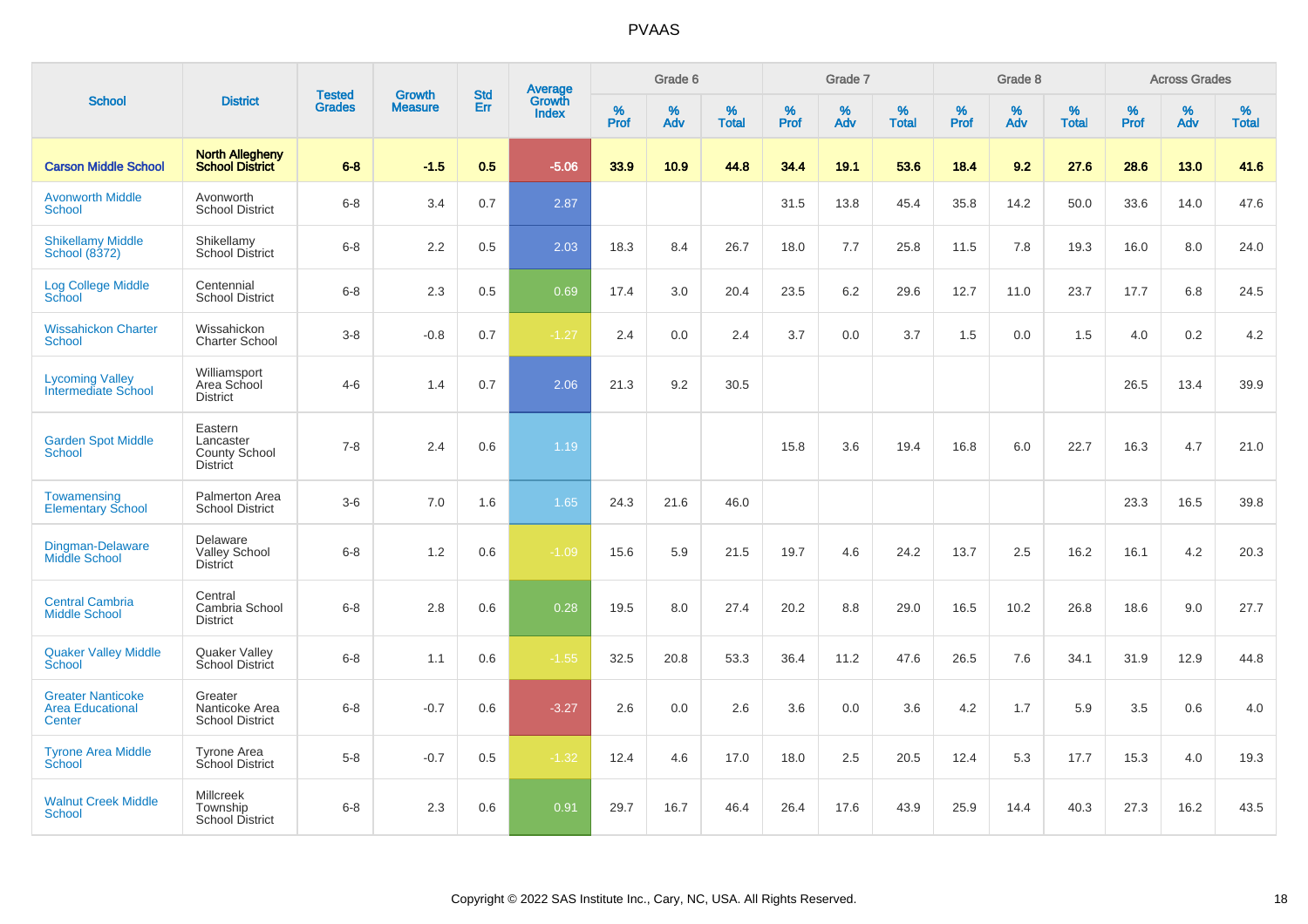# PVAAS

| School | District | Tested Grades | Growth Measure | Std Err | Average Growth Index | Grade 6 | | | Grade 7 | | | Grade 8 | | | Across Grades | | |
|---|---|---|---|---|---|---|---|---|---|---|---|---|---|---|---|---|---|
| | | | | | | % Prof | % Adv | % Total | % Prof | % Adv | % Total | % Prof | % Adv | % Total | % Prof | % Adv | % Total |
| **Carson Middle School** | **North Allegheny School District** | **6-8** | **-1.5** | **0.5** | **-5.06** | **33.9** | **10.9** | **44.8** | **34.4** | **19.1** | **53.6** | **18.4** | **9.2** | **27.6** | **28.6** | **13.0** | **41.6** |
| Avonworth Middle School | Avonworth School District | 6-8 | 3.4 | 0.7 | 2.87 | | | | 31.5 | 13.8 | 45.4 | 35.8 | 14.2 | 50.0 | 33.6 | 14.0 | 47.6 |
| Shikellamy Middle School (8372) | Shikellamy School District | 6-8 | 2.2 | 0.5 | 2.03 | 18.3 | 8.4 | 26.7 | 18.0 | 7.7 | 25.8 | 11.5 | 7.8 | 19.3 | 16.0 | 8.0 | 24.0 |
| Log College Middle School | Centennial School District | 6-8 | 2.3 | 0.5 | 0.69 | 17.4 | 3.0 | 20.4 | 23.5 | 6.2 | 29.6 | 12.7 | 11.0 | 23.7 | 17.7 | 6.8 | 24.5 |
| Wissahickon Charter School | Wissahickon Charter School | 3-8 | -0.8 | 0.7 | -1.27 | 2.4 | 0.0 | 2.4 | 3.7 | 0.0 | 3.7 | 1.5 | 0.0 | 1.5 | 4.0 | 0.2 | 4.2 |
| Lycoming Valley Intermediate School | Williamsport Area School District | 4-6 | 1.4 | 0.7 | 2.06 | 21.3 | 9.2 | 30.5 | | | | | | | 26.5 | 13.4 | 39.9 |
| Garden Spot Middle School | Eastern Lancaster County School District | 7-8 | 2.4 | 0.6 | 1.19 | | | | 15.8 | 3.6 | 19.4 | 16.8 | 6.0 | 22.7 | 16.3 | 4.7 | 21.0 |
| Towamensing Elementary School | Palmerton Area School District | 3-6 | 7.0 | 1.6 | 1.65 | 24.3 | 21.6 | 46.0 | | | | | | | 23.3 | 16.5 | 39.8 |
| Dingman-Delaware Middle School | Delaware Valley School District | 6-8 | 1.2 | 0.6 | -1.09 | 15.6 | 5.9 | 21.5 | 19.7 | 4.6 | 24.2 | 13.7 | 2.5 | 16.2 | 16.1 | 4.2 | 20.3 |
| Central Cambria Middle School | Central Cambria School District | 6-8 | 2.8 | 0.6 | 0.28 | 19.5 | 8.0 | 27.4 | 20.2 | 8.8 | 29.0 | 16.5 | 10.2 | 26.8 | 18.6 | 9.0 | 27.7 |
| Quaker Valley Middle School | Quaker Valley School District | 6-8 | 1.1 | 0.6 | -1.55 | 32.5 | 20.8 | 53.3 | 36.4 | 11.2 | 47.6 | 26.5 | 7.6 | 34.1 | 31.9 | 12.9 | 44.8 |
| Greater Nanticoke Area Educational Center | Greater Nanticoke Area School District | 6-8 | -0.7 | 0.6 | -3.27 | 2.6 | 0.0 | 2.6 | 3.6 | 0.0 | 3.6 | 4.2 | 1.7 | 5.9 | 3.5 | 0.6 | 4.0 |
| Tyrone Area Middle School | Tyrone Area School District | 5-8 | -0.7 | 0.5 | -1.32 | 12.4 | 4.6 | 17.0 | 18.0 | 2.5 | 20.5 | 12.4 | 5.3 | 17.7 | 15.3 | 4.0 | 19.3 |
| Walnut Creek Middle School | Millcreek Township School District | 6-8 | 2.3 | 0.6 | 0.91 | 29.7 | 16.7 | 46.4 | 26.4 | 17.6 | 43.9 | 25.9 | 14.4 | 40.3 | 27.3 | 16.2 | 43.5 |

Copyright © 2022 SAS Institute Inc., Cary, NC, USA. All Rights Reserved.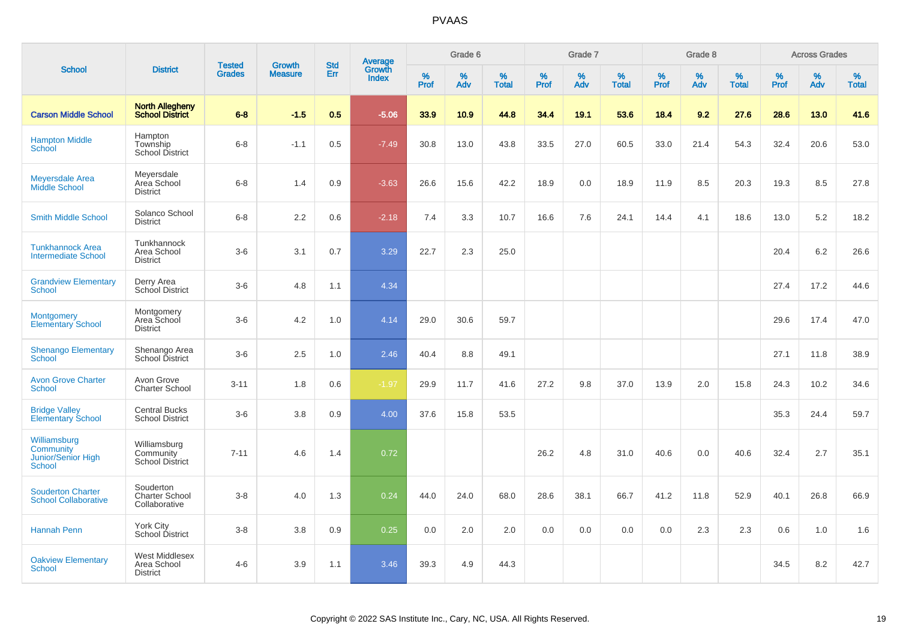# PVAAS

| School | District | Tested Grades | Growth Measure | Std Err | Average Growth Index | Grade 6 | | | Grade 7 | | | Grade 8 | | | Across Grades | | |
|---|---|---|---|---|---|---|---|---|---|---|---|---|---|---|---|---|---|
| | | | | | | % Prof | % Adv | % Total | % Prof | % Adv | % Total | % Prof | % Adv | % Total | % Prof | % Adv | % Total |
| **Carson Middle School** | **North Allegheny School District** | **6-8** | **-1.5** | **0.5** | **-5.06** | **33.9** | **10.9** | **44.8** | **34.4** | **19.1** | **53.6** | **18.4** | **9.2** | **27.6** | **28.6** | **13.0** | **41.6** |
| Hampton Middle School | Hampton Township School District | 6-8 | -1.1 | 0.5 | -7.49 | 30.8 | 13.0 | 43.8 | 33.5 | 27.0 | 60.5 | 33.0 | 21.4 | 54.3 | 32.4 | 20.6 | 53.0 |
| Meyersdale Area Middle School | Meyersdale Area School District | 6-8 | 1.4 | 0.9 | -3.63 | 26.6 | 15.6 | 42.2 | 18.9 | 0.0 | 18.9 | 11.9 | 8.5 | 20.3 | 19.3 | 8.5 | 27.8 |
| Smith Middle School | Solanco School District | 6-8 | 2.2 | 0.6 | -2.18 | 7.4 | 3.3 | 10.7 | 16.6 | 7.6 | 24.1 | 14.4 | 4.1 | 18.6 | 13.0 | 5.2 | 18.2 |
| Tunkhannock Area Intermediate School | Tunkhannock Area School District | 3-6 | 3.1 | 0.7 | 3.29 | 22.7 | 2.3 | 25.0 | | | | | | | 20.4 | 6.2 | 26.6 |
| Grandview Elementary School | Derry Area School District | 3-6 | 4.8 | 1.1 | 4.34 | | | | | | | | | | 27.4 | 17.2 | 44.6 |
| Montgomery Elementary School | Montgomery Area School District | 3-6 | 4.2 | 1.0 | 4.14 | 29.0 | 30.6 | 59.7 | | | | | | | 29.6 | 17.4 | 47.0 |
| Shenango Elementary School | Shenango Area School District | 3-6 | 2.5 | 1.0 | 2.46 | 40.4 | 8.8 | 49.1 | | | | | | | 27.1 | 11.8 | 38.9 |
| Avon Grove Charter School | Avon Grove Charter School | 3-11 | 1.8 | 0.6 | -1.97 | 29.9 | 11.7 | 41.6 | 27.2 | 9.8 | 37.0 | 13.9 | 2.0 | 15.8 | 24.3 | 10.2 | 34.6 |
| Bridge Valley Elementary School | Central Bucks School District | 3-6 | 3.8 | 0.9 | 4.00 | 37.6 | 15.8 | 53.5 | | | | | | | 35.3 | 24.4 | 59.7 |
| Williamsburg Community Junior/Senior High School | Williamsburg Community School District | 7-11 | 4.6 | 1.4 | 0.72 | | | | 26.2 | 4.8 | 31.0 | 40.6 | 0.0 | 40.6 | 32.4 | 2.7 | 35.1 |
| Souderton Charter School Collaborative | Souderton Charter School Collaborative | 3-8 | 4.0 | 1.3 | 0.24 | 44.0 | 24.0 | 68.0 | 28.6 | 38.1 | 66.7 | 41.2 | 11.8 | 52.9 | 40.1 | 26.8 | 66.9 |
| Hannah Penn | York City School District | 3-8 | 3.8 | 0.9 | 0.25 | 0.0 | 2.0 | 2.0 | 0.0 | 0.0 | 0.0 | 0.0 | 2.3 | 2.3 | 0.6 | 1.0 | 1.6 |
| Oakview Elementary School | West Middlesex Area School District | 4-6 | 3.9 | 1.1 | 3.46 | 39.3 | 4.9 | 44.3 | | | | | | | 34.5 | 8.2 | 42.7 |

Copyright © 2022 SAS Institute Inc., Cary, NC, USA. All Rights Reserved.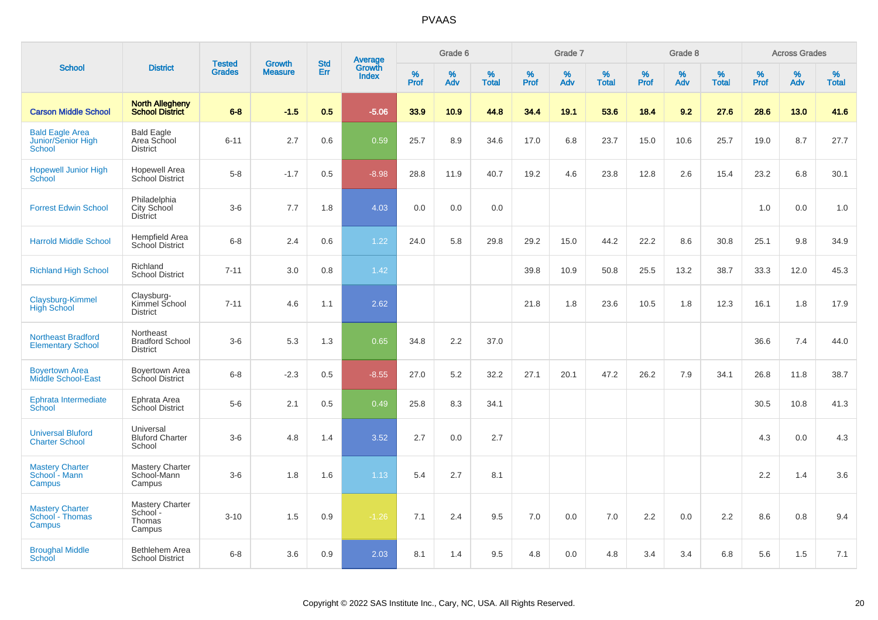PVAAS

| School | District | Tested Grades | Growth Measure | Std Err | Average Growth Index | Grade 6 | | | Grade 7 | | | Grade 8 | | | Across Grades | | |
|---|---|---|---|---|---|---|---|---|---|---|---|---|---|---|---|---|---|
| | | | | | | % Prof | % Adv | % Total | % Prof | % Adv | % Total | % Prof | % Adv | % Total | % Prof | % Adv | % Total |
| **Carson Middle School** | **North Allegheny School District** | **6-8** | **-1.5** | **0.5** | **-5.06** | **33.9** | **10.9** | **44.8** | **34.4** | **19.1** | **53.6** | **18.4** | **9.2** | **27.6** | **28.6** | **13.0** | **41.6** |
| Bald Eagle Area Junior/Senior High School | Bald Eagle Area School District | 6-11 | 2.7 | 0.6 | 0.59 | 25.7 | 8.9 | 34.6 | 17.0 | 6.8 | 23.7 | 15.0 | 10.6 | 25.7 | 19.0 | 8.7 | 27.7 |
| Hopewell Junior High School | Hopewell Area School District | 5-8 | -1.7 | 0.5 | -8.98 | 28.8 | 11.9 | 40.7 | 19.2 | 4.6 | 23.8 | 12.8 | 2.6 | 15.4 | 23.2 | 6.8 | 30.1 |
| Forrest Edwin School | Philadelphia City School District | 3-6 | 7.7 | 1.8 | 4.03 | 0.0 | 0.0 | 0.0 | | | | | | | 1.0 | 0.0 | 1.0 |
| Harrold Middle School | Hempfield Area School District | 6-8 | 2.4 | 0.6 | 1.22 | 24.0 | 5.8 | 29.8 | 29.2 | 15.0 | 44.2 | 22.2 | 8.6 | 30.8 | 25.1 | 9.8 | 34.9 |
| Richland High School | Richland School District | 7-11 | 3.0 | 0.8 | 1.42 | | | | 39.8 | 10.9 | 50.8 | 25.5 | 13.2 | 38.7 | 33.3 | 12.0 | 45.3 |
| Claysburg-Kimmel High School | Claysburg-Kimmel School District | 7-11 | 4.6 | 1.1 | 2.62 | | | | 21.8 | 1.8 | 23.6 | 10.5 | 1.8 | 12.3 | 16.1 | 1.8 | 17.9 |
| Northeast Bradford Elementary School | Northeast Bradford School District | 3-6 | 5.3 | 1.3 | 0.65 | 34.8 | 2.2 | 37.0 | | | | | | | 36.6 | 7.4 | 44.0 |
| Boyertown Area Middle School-East | Boyertown Area School District | 6-8 | -2.3 | 0.5 | -8.55 | 27.0 | 5.2 | 32.2 | 27.1 | 20.1 | 47.2 | 26.2 | 7.9 | 34.1 | 26.8 | 11.8 | 38.7 |
| Ephrata Intermediate School | Ephrata Area School District | 5-6 | 2.1 | 0.5 | 0.49 | 25.8 | 8.3 | 34.1 | | | | | | | 30.5 | 10.8 | 41.3 |
| Universal Bluford Charter School | Universal Bluford Charter School | 3-6 | 4.8 | 1.4 | 3.52 | 2.7 | 0.0 | 2.7 | | | | | | | 4.3 | 0.0 | 4.3 |
| Mastery Charter School - Mann Campus | Mastery Charter School-Mann Campus | 3-6 | 1.8 | 1.6 | 1.13 | 5.4 | 2.7 | 8.1 | | | | | | | 2.2 | 1.4 | 3.6 |
| Mastery Charter School - Thomas Campus | Mastery Charter School - Thomas Campus | 3-10 | 1.5 | 0.9 | -1.26 | 7.1 | 2.4 | 9.5 | 7.0 | 0.0 | 7.0 | 2.2 | 0.0 | 2.2 | 8.6 | 0.8 | 9.4 |
| Broughal Middle School | Bethlehem Area School District | 6-8 | 3.6 | 0.9 | 2.03 | 8.1 | 1.4 | 9.5 | 4.8 | 0.0 | 4.8 | 3.4 | 3.4 | 6.8 | 5.6 | 1.5 | 7.1 |

Copyright © 2022 SAS Institute Inc., Cary, NC, USA. All Rights Reserved.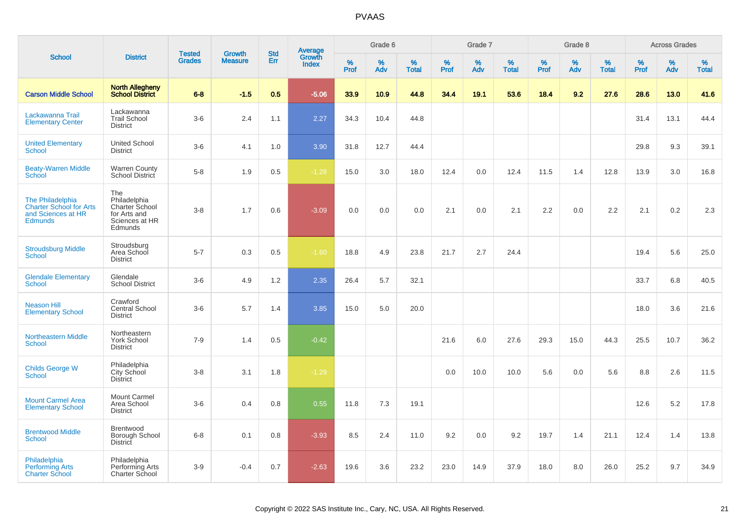# PVAAS

| School | District | Tested Grades | Growth Measure | Std Err | Average Growth Index | Grade 6 | | | Grade 7 | | | Grade 8 | | | Across Grades | | |
|---|---|---|---|---|---|---|---|---|---|---|---|---|---|---|---|---|---|
| | | | | | | % Prof | % Adv | % Total | % Prof | % Adv | % Total | % Prof | % Adv | % Total | % Prof | % Adv | % Total |
| **Carson Middle School** | **North Allegheny School District** | **6-8** | **-1.5** | **0.5** | **-5.06** | **33.9** | **10.9** | **44.8** | **34.4** | **19.1** | **53.6** | **18.4** | **9.2** | **27.6** | **28.6** | **13.0** | **41.6** |
| Lackawanna Trail Elementary Center | Lackawanna Trail School District | 3-6 | 2.4 | 1.1 | 2.27 | 34.3 | 10.4 | 44.8 | | | | | | | 31.4 | 13.1 | 44.4 |
| United Elementary School | United School District | 3-6 | 4.1 | 1.0 | 3.90 | 31.8 | 12.7 | 44.4 | | | | | | | 29.8 | 9.3 | 39.1 |
| Beaty-Warren Middle School | Warren County School District | 5-8 | 1.9 | 0.5 | -1.28 | 15.0 | 3.0 | 18.0 | 12.4 | 0.0 | 12.4 | 11.5 | 1.4 | 12.8 | 13.9 | 3.0 | 16.8 |
| The Philadelphia Charter School for Arts and Sciences at HR Edmunds | The Philadelphia Charter School for Arts and Sciences at HR Edmunds | 3-8 | 1.7 | 0.6 | -3.09 | 0.0 | 0.0 | 0.0 | 2.1 | 0.0 | 2.1 | 2.2 | 0.0 | 2.2 | 2.1 | 0.2 | 2.3 |
| Stroudsburg Middle School | Stroudsburg Area School District | 5-7 | 0.3 | 0.5 | -1.60 | 18.8 | 4.9 | 23.8 | 21.7 | 2.7 | 24.4 | | | | 19.4 | 5.6 | 25.0 |
| Glendale Elementary School | Glendale School District | 3-6 | 4.9 | 1.2 | 2.35 | 26.4 | 5.7 | 32.1 | | | | | | | 33.7 | 6.8 | 40.5 |
| Neason Hill Elementary School | Crawford Central School District | 3-6 | 5.7 | 1.4 | 3.85 | 15.0 | 5.0 | 20.0 | | | | | | | 18.0 | 3.6 | 21.6 |
| Northeastern Middle School | Northeastern York School District | 7-9 | 1.4 | 0.5 | -0.42 | | | | 21.6 | 6.0 | 27.6 | 29.3 | 15.0 | 44.3 | 25.5 | 10.7 | 36.2 |
| Childs George W School | Philadelphia City School District | 3-8 | 3.1 | 1.8 | -1.29 | | | | 0.0 | 10.0 | 10.0 | 5.6 | 0.0 | 5.6 | 8.8 | 2.6 | 11.5 |
| Mount Carmel Area Elementary School | Mount Carmel Area School District | 3-6 | 0.4 | 0.8 | 0.55 | 11.8 | 7.3 | 19.1 | | | | | | | 12.6 | 5.2 | 17.8 |
| Brentwood Middle School | Brentwood Borough School District | 6-8 | 0.1 | 0.8 | -3.93 | 8.5 | 2.4 | 11.0 | 9.2 | 0.0 | 9.2 | 19.7 | 1.4 | 21.1 | 12.4 | 1.4 | 13.8 |
| Philadelphia Performing Arts Charter School | Philadelphia Performing Arts Charter School | 3-9 | -0.4 | 0.7 | -2.63 | 19.6 | 3.6 | 23.2 | 23.0 | 14.9 | 37.9 | 18.0 | 8.0 | 26.0 | 25.2 | 9.7 | 34.9 |

Copyright © 2022 SAS Institute Inc., Cary, NC, USA. All Rights Reserved.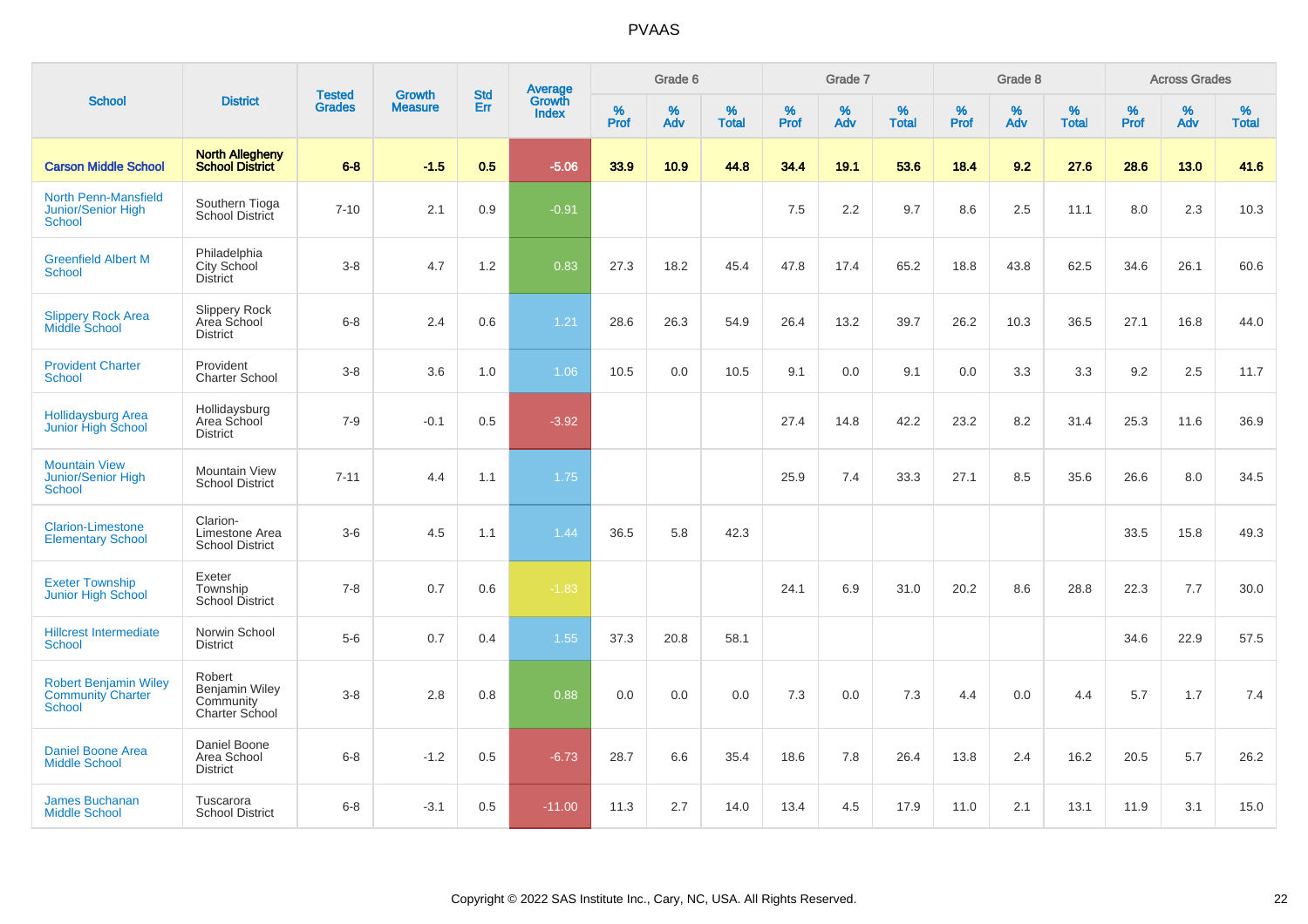# PVAAS

| School | District | Tested Grades | Growth Measure | Std Err | Average Growth Index | Grade 6 | | | Grade 7 | | | Grade 8 | | | Across Grades | | |
|---|---|---|---|---|---|---|---|---|---|---|---|---|---|---|---|---|---|
| | | | | | | % Prof | % Adv | % Total | % Prof | % Adv | % Total | % Prof | % Adv | % Total | % Prof | % Adv | % Total |
| **Carson Middle School** | **North Allegheny School District** | **6-8** | **-1.5** | **0.5** | **-5.06** | **33.9** | **10.9** | **44.8** | **34.4** | **19.1** | **53.6** | **18.4** | **9.2** | **27.6** | **28.6** | **13.0** | **41.6** |
| North Penn-Mansfield Junior/Senior High School | Southern Tioga School District | 7-10 | 2.1 | 0.9 | -0.91 | | | | 7.5 | 2.2 | 9.7 | 8.6 | 2.5 | 11.1 | 8.0 | 2.3 | 10.3 |
| Greenfield Albert M School | Philadelphia City School District | 3-8 | 4.7 | 1.2 | 0.83 | 27.3 | 18.2 | 45.4 | 47.8 | 17.4 | 65.2 | 18.8 | 43.8 | 62.5 | 34.6 | 26.1 | 60.6 |
| Slippery Rock Area Middle School | Slippery Rock Area School District | 6-8 | 2.4 | 0.6 | 1.21 | 28.6 | 26.3 | 54.9 | 26.4 | 13.2 | 39.7 | 26.2 | 10.3 | 36.5 | 27.1 | 16.8 | 44.0 |
| Provident Charter School | Provident Charter School | 3-8 | 3.6 | 1.0 | 1.06 | 10.5 | 0.0 | 10.5 | 9.1 | 0.0 | 9.1 | 0.0 | 3.3 | 3.3 | 9.2 | 2.5 | 11.7 |
| Hollidaysburg Area Junior High School | Hollidaysburg Area School District | 7-9 | -0.1 | 0.5 | -3.92 | | | | 27.4 | 14.8 | 42.2 | 23.2 | 8.2 | 31.4 | 25.3 | 11.6 | 36.9 |
| Mountain View Junior/Senior High School | Mountain View School District | 7-11 | 4.4 | 1.1 | 1.75 | | | | 25.9 | 7.4 | 33.3 | 27.1 | 8.5 | 35.6 | 26.6 | 8.0 | 34.5 |
| Clarion-Limestone Elementary School | Clarion-Limestone Area School District | 3-6 | 4.5 | 1.1 | 1.44 | 36.5 | 5.8 | 42.3 | | | | | | | 33.5 | 15.8 | 49.3 |
| Exeter Township Junior High School | Exeter Township School District | 7-8 | 0.7 | 0.6 | -1.83 | | | | 24.1 | 6.9 | 31.0 | 20.2 | 8.6 | 28.8 | 22.3 | 7.7 | 30.0 |
| Hillcrest Intermediate School | Norwin School District | 5-6 | 0.7 | 0.4 | 1.55 | 37.3 | 20.8 | 58.1 | | | | | | | 34.6 | 22.9 | 57.5 |
| Robert Benjamin Wiley Community Charter School | Robert Benjamin Wiley Community Charter School | 3-8 | 2.8 | 0.8 | 0.88 | 0.0 | 0.0 | 0.0 | 7.3 | 0.0 | 7.3 | 4.4 | 0.0 | 4.4 | 5.7 | 1.7 | 7.4 |
| Daniel Boone Area Middle School | Daniel Boone Area School District | 6-8 | -1.2 | 0.5 | -6.73 | 28.7 | 6.6 | 35.4 | 18.6 | 7.8 | 26.4 | 13.8 | 2.4 | 16.2 | 20.5 | 5.7 | 26.2 |
| James Buchanan Middle School | Tuscarora School District | 6-8 | -3.1 | 0.5 | -11.00 | 11.3 | 2.7 | 14.0 | 13.4 | 4.5 | 17.9 | 11.0 | 2.1 | 13.1 | 11.9 | 3.1 | 15.0 |

Copyright © 2022 SAS Institute Inc., Cary, NC, USA. All Rights Reserved.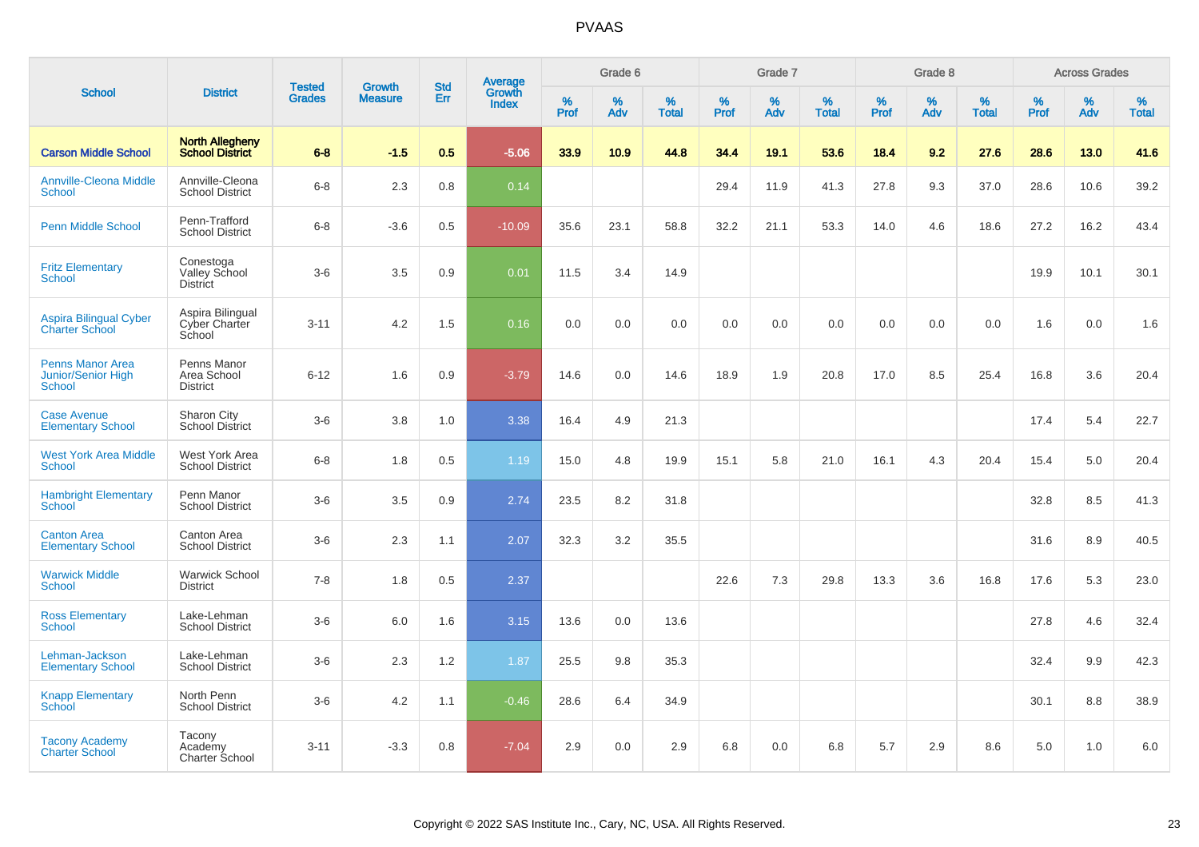# PVAAS

| School | District | Tested Grades | Growth Measure | Std Err | Average Growth Index | Grade 6 | | | Grade 7 | | | Grade 8 | | | Across Grades | | |
|---|---|---|---|---|---|---|---|---|---|---|---|---|---|---|---|---|---|
| | | | | | | % Prof | % Adv | % Total | % Prof | % Adv | % Total | % Prof | % Adv | % Total | % Prof | % Adv | % Total |
| **Carson Middle School** | **North Allegheny School District** | **6-8** | **-1.5** | **0.5** | **-5.06** | **33.9** | **10.9** | **44.8** | **34.4** | **19.1** | **53.6** | **18.4** | **9.2** | **27.6** | **28.6** | **13.0** | **41.6** |
| Annville-Cleona Middle School | Annville-Cleona School District | 6-8 | 2.3 | 0.8 | 0.14 | | | | 29.4 | 11.9 | 41.3 | 27.8 | 9.3 | 37.0 | 28.6 | 10.6 | 39.2 |
| Penn Middle School | Penn-Trafford School District | 6-8 | -3.6 | 0.5 | -10.09 | 35.6 | 23.1 | 58.8 | 32.2 | 21.1 | 53.3 | 14.0 | 4.6 | 18.6 | 27.2 | 16.2 | 43.4 |
| Fritz Elementary School | Conestoga Valley School District | 3-6 | 3.5 | 0.9 | 0.01 | 11.5 | 3.4 | 14.9 | | | | | | | 19.9 | 10.1 | 30.1 |
| Aspira Bilingual Cyber Charter School | Aspira Bilingual Cyber Charter School | 3-11 | 4.2 | 1.5 | 0.16 | 0.0 | 0.0 | 0.0 | 0.0 | 0.0 | 0.0 | 0.0 | 0.0 | 0.0 | 1.6 | 0.0 | 1.6 |
| Penns Manor Area Junior/Senior High School | Penns Manor Area School District | 6-12 | 1.6 | 0.9 | -3.79 | 14.6 | 0.0 | 14.6 | 18.9 | 1.9 | 20.8 | 17.0 | 8.5 | 25.4 | 16.8 | 3.6 | 20.4 |
| Case Avenue Elementary School | Sharon City School District | 3-6 | 3.8 | 1.0 | 3.38 | 16.4 | 4.9 | 21.3 | | | | | | | 17.4 | 5.4 | 22.7 |
| West York Area Middle School | West York Area School District | 6-8 | 1.8 | 0.5 | 1.19 | 15.0 | 4.8 | 19.9 | 15.1 | 5.8 | 21.0 | 16.1 | 4.3 | 20.4 | 15.4 | 5.0 | 20.4 |
| Hambright Elementary School | Penn Manor School District | 3-6 | 3.5 | 0.9 | 2.74 | 23.5 | 8.2 | 31.8 | | | | | | | 32.8 | 8.5 | 41.3 |
| Canton Area Elementary School | Canton Area School District | 3-6 | 2.3 | 1.1 | 2.07 | 32.3 | 3.2 | 35.5 | | | | | | | 31.6 | 8.9 | 40.5 |
| Warwick Middle School | Warwick School District | 7-8 | 1.8 | 0.5 | 2.37 | | | | 22.6 | 7.3 | 29.8 | 13.3 | 3.6 | 16.8 | 17.6 | 5.3 | 23.0 |
| Ross Elementary School | Lake-Lehman School District | 3-6 | 6.0 | 1.6 | 3.15 | 13.6 | 0.0 | 13.6 | | | | | | | 27.8 | 4.6 | 32.4 |
| Lehman-Jackson Elementary School | Lake-Lehman School District | 3-6 | 2.3 | 1.2 | 1.87 | 25.5 | 9.8 | 35.3 | | | | | | | 32.4 | 9.9 | 42.3 |
| Knapp Elementary School | North Penn School District | 3-6 | 4.2 | 1.1 | -0.46 | 28.6 | 6.4 | 34.9 | | | | | | | 30.1 | 8.8 | 38.9 |
| Tacony Academy Charter School | Tacony Academy Charter School | 3-11 | -3.3 | 0.8 | -7.04 | 2.9 | 0.0 | 2.9 | 6.8 | 0.0 | 6.8 | 5.7 | 2.9 | 8.6 | 5.0 | 1.0 | 6.0 |

Copyright © 2022 SAS Institute Inc., Cary, NC, USA. All Rights Reserved.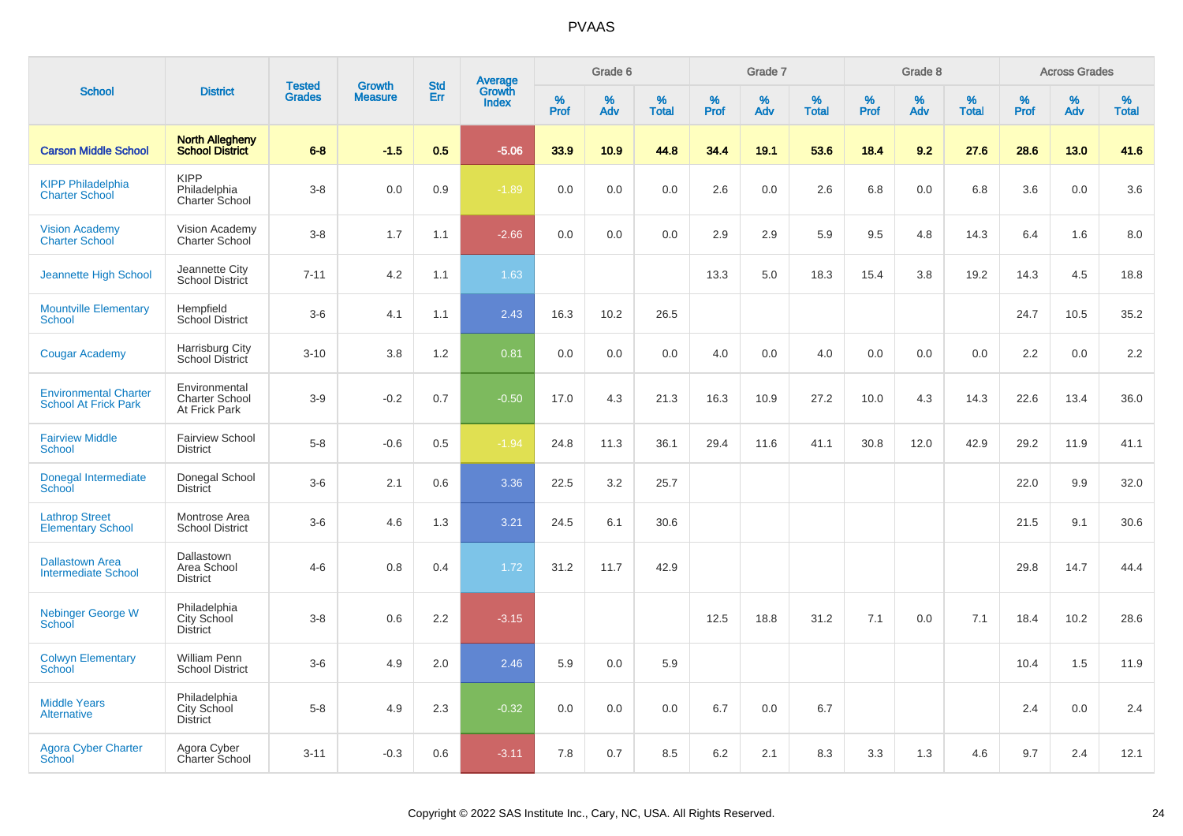# PVAAS

| School | District | Tested Grades | Growth Measure | Std Err | Average Growth Index | Grade 6 | | | Grade 7 | | | Grade 8 | | | Across Grades | | |
|---|---|---|---|---|---|---|---|---|---|---|---|---|---|---|---|---|---|
| | | | | | | % Prof | % Adv | % Total | % Prof | % Adv | % Total | % Prof | % Adv | % Total | % Prof | % Adv | % Total |
| **Carson Middle School** | **North Allegheny School District** | **6-8** | **-1.5** | **0.5** | **-5.06** | **33.9** | **10.9** | **44.8** | **34.4** | **19.1** | **53.6** | **18.4** | **9.2** | **27.6** | **28.6** | **13.0** | **41.6** |
| KIPP Philadelphia Charter School | KIPP Philadelphia Charter School | 3-8 | 0.0 | 0.9 | -1.89 | 0.0 | 0.0 | 0.0 | 2.6 | 0.0 | 2.6 | 6.8 | 0.0 | 6.8 | 3.6 | 0.0 | 3.6 |
| Vision Academy Charter School | Vision Academy Charter School | 3-8 | 1.7 | 1.1 | -2.66 | 0.0 | 0.0 | 0.0 | 2.9 | 2.9 | 5.9 | 9.5 | 4.8 | 14.3 | 6.4 | 1.6 | 8.0 |
| Jeannette High School | Jeannette City School District | 7-11 | 4.2 | 1.1 | 1.63 | | | | 13.3 | 5.0 | 18.3 | 15.4 | 3.8 | 19.2 | 14.3 | 4.5 | 18.8 |
| Mountville Elementary School | Hempfield School District | 3-6 | 4.1 | 1.1 | 2.43 | 16.3 | 10.2 | 26.5 | | | | | | | 24.7 | 10.5 | 35.2 |
| Cougar Academy | Harrisburg City School District | 3-10 | 3.8 | 1.2 | 0.81 | 0.0 | 0.0 | 0.0 | 4.0 | 0.0 | 4.0 | 0.0 | 0.0 | 0.0 | 2.2 | 0.0 | 2.2 |
| Environmental Charter School At Frick Park | Environmental Charter School At Frick Park | 3-9 | -0.2 | 0.7 | -0.50 | 17.0 | 4.3 | 21.3 | 16.3 | 10.9 | 27.2 | 10.0 | 4.3 | 14.3 | 22.6 | 13.4 | 36.0 |
| Fairview Middle School | Fairview School District | 5-8 | -0.6 | 0.5 | -1.94 | 24.8 | 11.3 | 36.1 | 29.4 | 11.6 | 41.1 | 30.8 | 12.0 | 42.9 | 29.2 | 11.9 | 41.1 |
| Donegal Intermediate School | Donegal School District | 3-6 | 2.1 | 0.6 | 3.36 | 22.5 | 3.2 | 25.7 | | | | | | | 22.0 | 9.9 | 32.0 |
| Lathrop Street Elementary School | Montrose Area School District | 3-6 | 4.6 | 1.3 | 3.21 | 24.5 | 6.1 | 30.6 | | | | | | | 21.5 | 9.1 | 30.6 |
| Dallastown Area Intermediate School | Dallastown Area School District | 4-6 | 0.8 | 0.4 | 1.72 | 31.2 | 11.7 | 42.9 | | | | | | | 29.8 | 14.7 | 44.4 |
| Nebinger George W School | Philadelphia City School District | 3-8 | 0.6 | 2.2 | -3.15 | | | | 12.5 | 18.8 | 31.2 | 7.1 | 0.0 | 7.1 | 18.4 | 10.2 | 28.6 |
| Colwyn Elementary School | William Penn School District | 3-6 | 4.9 | 2.0 | 2.46 | 5.9 | 0.0 | 5.9 | | | | | | | 10.4 | 1.5 | 11.9 |
| Middle Years Alternative | Philadelphia City School District | 5-8 | 4.9 | 2.3 | -0.32 | 0.0 | 0.0 | 0.0 | 6.7 | 0.0 | 6.7 | | | | 2.4 | 0.0 | 2.4 |
| Agora Cyber Charter School | Agora Cyber Charter School | 3-11 | -0.3 | 0.6 | -3.11 | 7.8 | 0.7 | 8.5 | 6.2 | 2.1 | 8.3 | 3.3 | 1.3 | 4.6 | 9.7 | 2.4 | 12.1 |

Copyright © 2022 SAS Institute Inc., Cary, NC, USA. All Rights Reserved.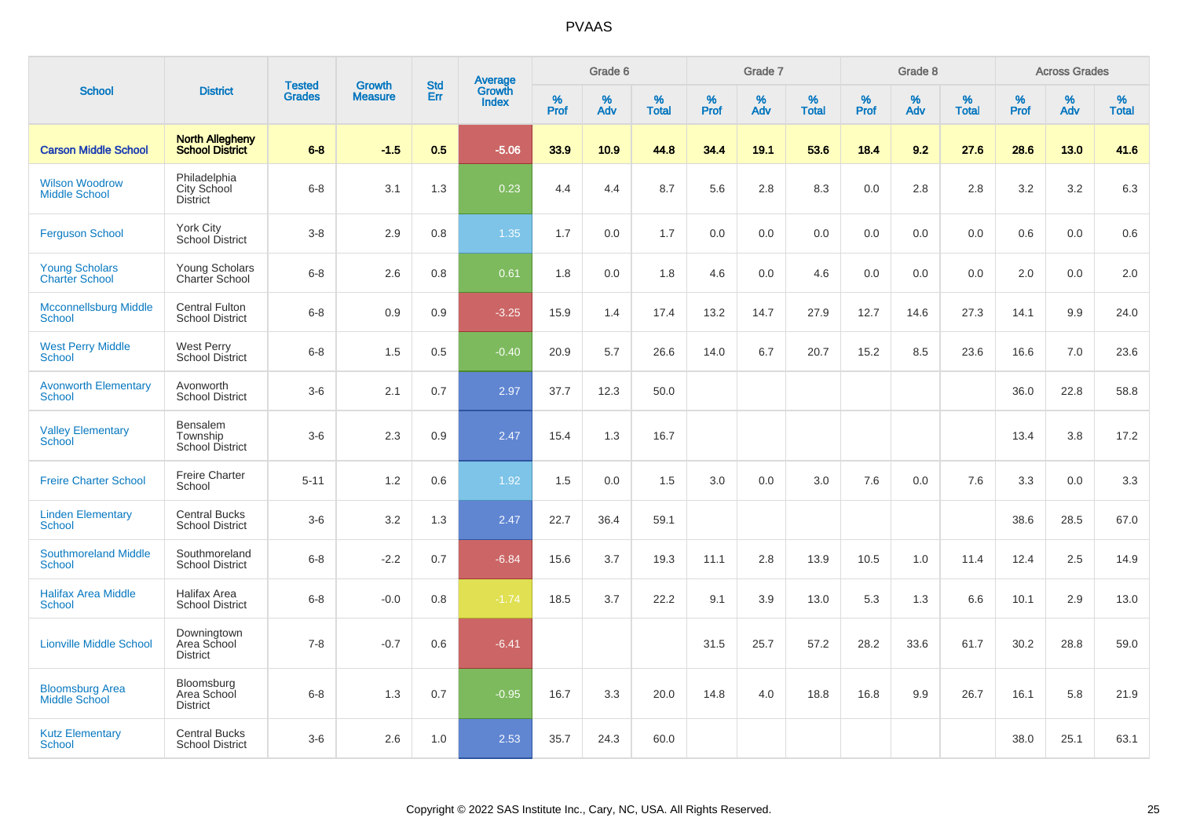# PVAAS

| School | District | Tested Grades | Growth Measure | Std Err | Average Growth Index | Grade 6 | | | Grade 7 | | | Grade 8 | | | Across Grades | | |
|---|---|---|---|---|---|---|---|---|---|---|---|---|---|---|---|---|---|
| | | | | | | % Prof | % Adv | % Total | % Prof | % Adv | % Total | % Prof | % Adv | % Total | % Prof | % Adv | % Total |
| **Carson Middle School** | **North Allegheny School District** | **6-8** | **-1.5** | **0.5** | **-5.06** | **33.9** | **10.9** | **44.8** | **34.4** | **19.1** | **53.6** | **18.4** | **9.2** | **27.6** | **28.6** | **13.0** | **41.6** |
| Wilson Woodrow Middle School | Philadelphia City School District | 6-8 | 3.1 | 1.3 | 0.23 | 4.4 | 4.4 | 8.7 | 5.6 | 2.8 | 8.3 | 0.0 | 2.8 | 2.8 | 3.2 | 3.2 | 6.3 |
| Ferguson School | York City School District | 3-8 | 2.9 | 0.8 | 1.35 | 1.7 | 0.0 | 1.7 | 0.0 | 0.0 | 0.0 | 0.0 | 0.0 | 0.0 | 0.6 | 0.0 | 0.6 |
| Young Scholars Charter School | Young Scholars Charter School | 6-8 | 2.6 | 0.8 | 0.61 | 1.8 | 0.0 | 1.8 | 4.6 | 0.0 | 4.6 | 0.0 | 0.0 | 0.0 | 2.0 | 0.0 | 2.0 |
| Mcconnellsburg Middle School | Central Fulton School District | 6-8 | 0.9 | 0.9 | -3.25 | 15.9 | 1.4 | 17.4 | 13.2 | 14.7 | 27.9 | 12.7 | 14.6 | 27.3 | 14.1 | 9.9 | 24.0 |
| West Perry Middle School | West Perry School District | 6-8 | 1.5 | 0.5 | -0.40 | 20.9 | 5.7 | 26.6 | 14.0 | 6.7 | 20.7 | 15.2 | 8.5 | 23.6 | 16.6 | 7.0 | 23.6 |
| Avonworth Elementary School | Avonworth School District | 3-6 | 2.1 | 0.7 | 2.97 | 37.7 | 12.3 | 50.0 | | | | | | | 36.0 | 22.8 | 58.8 |
| Valley Elementary School | Bensalem Township School District | 3-6 | 2.3 | 0.9 | 2.47 | 15.4 | 1.3 | 16.7 | | | | | | | 13.4 | 3.8 | 17.2 |
| Freire Charter School | Freire Charter School | 5-11 | 1.2 | 0.6 | 1.92 | 1.5 | 0.0 | 1.5 | 3.0 | 0.0 | 3.0 | 7.6 | 0.0 | 7.6 | 3.3 | 0.0 | 3.3 |
| Linden Elementary School | Central Bucks School District | 3-6 | 3.2 | 1.3 | 2.47 | 22.7 | 36.4 | 59.1 | | | | | | | 38.6 | 28.5 | 67.0 |
| Southmoreland Middle School | Southmoreland School District | 6-8 | -2.2 | 0.7 | -6.84 | 15.6 | 3.7 | 19.3 | 11.1 | 2.8 | 13.9 | 10.5 | 1.0 | 11.4 | 12.4 | 2.5 | 14.9 |
| Halifax Area Middle School | Halifax Area School District | 6-8 | -0.0 | 0.8 | -1.74 | 18.5 | 3.7 | 22.2 | 9.1 | 3.9 | 13.0 | 5.3 | 1.3 | 6.6 | 10.1 | 2.9 | 13.0 |
| Lionville Middle School | Downingtown Area School District | 7-8 | -0.7 | 0.6 | -6.41 | | | | 31.5 | 25.7 | 57.2 | 28.2 | 33.6 | 61.7 | 30.2 | 28.8 | 59.0 |
| Bloomsburg Area Middle School | Bloomsburg Area School District | 6-8 | 1.3 | 0.7 | -0.95 | 16.7 | 3.3 | 20.0 | 14.8 | 4.0 | 18.8 | 16.8 | 9.9 | 26.7 | 16.1 | 5.8 | 21.9 |
| Kutz Elementary School | Central Bucks School District | 3-6 | 2.6 | 1.0 | 2.53 | 35.7 | 24.3 | 60.0 | | | | | | | 38.0 | 25.1 | 63.1 |

Copyright © 2022 SAS Institute Inc., Cary, NC, USA. All Rights Reserved.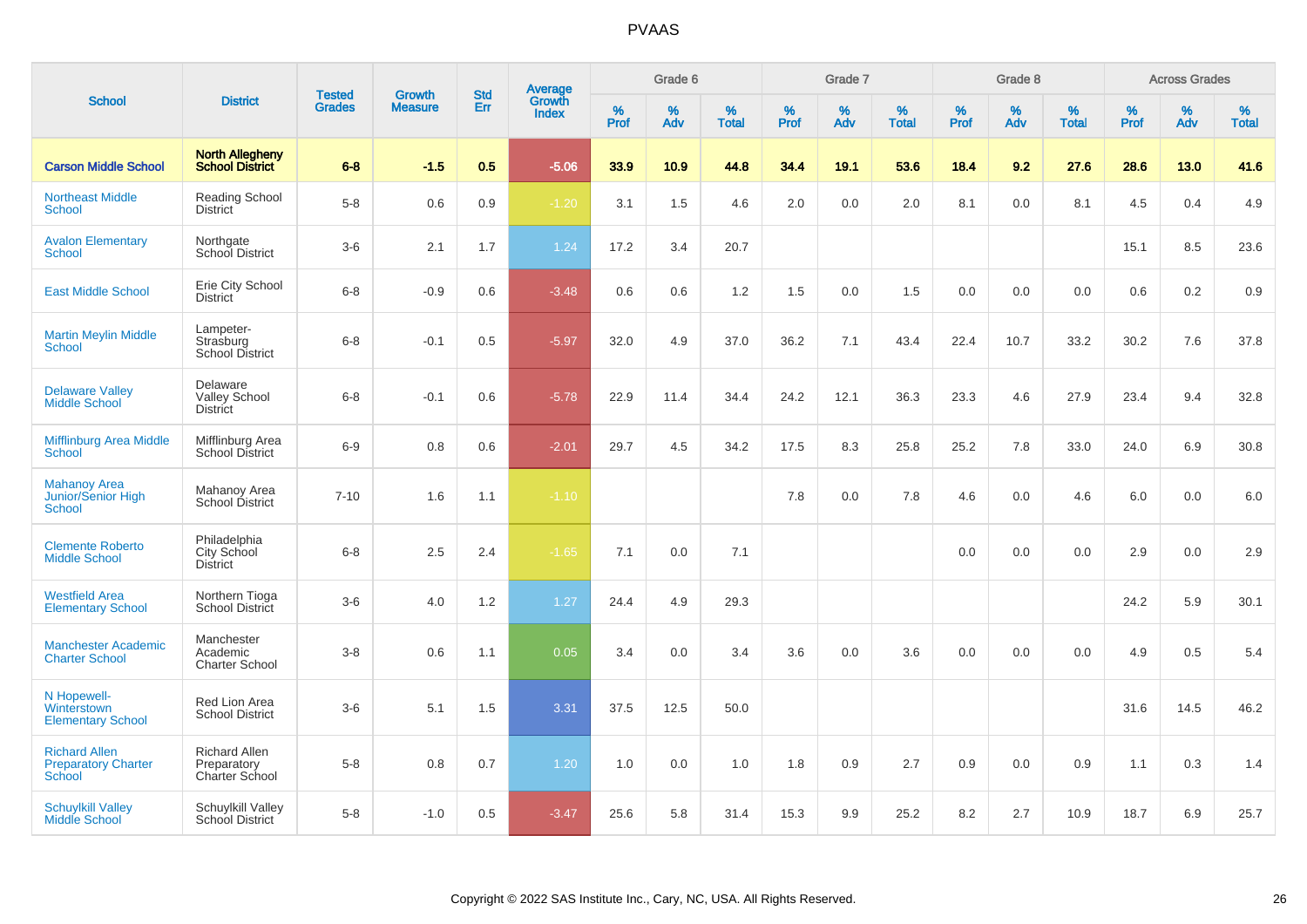# PVAAS

| School | District | Tested Grades | Growth Measure | Std Err | Average Growth Index | Grade 6 | | | Grade 7 | | | Grade 8 | | | Across Grades | | |
|---|---|---|---|---|---|---|---|---|---|---|---|---|---|---|---|---|---|
| | | | | | | % Prof | % Adv | % Total | % Prof | % Adv | % Total | % Prof | % Adv | % Total | % Prof | % Adv | % Total |
| **Carson Middle School** | **North Allegheny School District** | **6-8** | **-1.5** | **0.5** | **-5.06** | **33.9** | **10.9** | **44.8** | **34.4** | **19.1** | **53.6** | **18.4** | **9.2** | **27.6** | **28.6** | **13.0** | **41.6** |
| Northeast Middle School | Reading School District | 5-8 | 0.6 | 0.9 | -1.20 | 3.1 | 1.5 | 4.6 | 2.0 | 0.0 | 2.0 | 8.1 | 0.0 | 8.1 | 4.5 | 0.4 | 4.9 |
| Avalon Elementary School | Northgate School District | 3-6 | 2.1 | 1.7 | 1.24 | 17.2 | 3.4 | 20.7 | | | | | | | 15.1 | 8.5 | 23.6 |
| East Middle School | Erie City School District | 6-8 | -0.9 | 0.6 | -3.48 | 0.6 | 0.6 | 1.2 | 1.5 | 0.0 | 1.5 | 0.0 | 0.0 | 0.0 | 0.6 | 0.2 | 0.9 |
| Martin Meylin Middle School | Lampeter-Strasburg School District | 6-8 | -0.1 | 0.5 | -5.97 | 32.0 | 4.9 | 37.0 | 36.2 | 7.1 | 43.4 | 22.4 | 10.7 | 33.2 | 30.2 | 7.6 | 37.8 |
| Delaware Valley Middle School | Delaware Valley School District | 6-8 | -0.1 | 0.6 | -5.78 | 22.9 | 11.4 | 34.4 | 24.2 | 12.1 | 36.3 | 23.3 | 4.6 | 27.9 | 23.4 | 9.4 | 32.8 |
| Mifflinburg Area Middle School | Mifflinburg Area School District | 6-9 | 0.8 | 0.6 | -2.01 | 29.7 | 4.5 | 34.2 | 17.5 | 8.3 | 25.8 | 25.2 | 7.8 | 33.0 | 24.0 | 6.9 | 30.8 |
| Mahanoy Area Junior/Senior High School | Mahanoy Area School District | 7-10 | 1.6 | 1.1 | -1.10 | | | | 7.8 | 0.0 | 7.8 | 4.6 | 0.0 | 4.6 | 6.0 | 0.0 | 6.0 |
| Clemente Roberto Middle School | Philadelphia City School District | 6-8 | 2.5 | 2.4 | -1.65 | 7.1 | 0.0 | 7.1 | | | | 0.0 | 0.0 | 0.0 | 2.9 | 0.0 | 2.9 |
| Westfield Area Elementary School | Northern Tioga School District | 3-6 | 4.0 | 1.2 | 1.27 | 24.4 | 4.9 | 29.3 | | | | | | | 24.2 | 5.9 | 30.1 |
| Manchester Academic Charter School | Manchester Academic Charter School | 3-8 | 0.6 | 1.1 | 0.05 | 3.4 | 0.0 | 3.4 | 3.6 | 0.0 | 3.6 | 0.0 | 0.0 | 0.0 | 4.9 | 0.5 | 5.4 |
| N Hopewell-Winterstown Elementary School | Red Lion Area School District | 3-6 | 5.1 | 1.5 | 3.31 | 37.5 | 12.5 | 50.0 | | | | | | | 31.6 | 14.5 | 46.2 |
| Richard Allen Preparatory Charter School | Richard Allen Preparatory Charter School | 5-8 | 0.8 | 0.7 | 1.20 | 1.0 | 0.0 | 1.0 | 1.8 | 0.9 | 2.7 | 0.9 | 0.0 | 0.9 | 1.1 | 0.3 | 1.4 |
| Schuylkill Valley Middle School | Schuylkill Valley School District | 5-8 | -1.0 | 0.5 | -3.47 | 25.6 | 5.8 | 31.4 | 15.3 | 9.9 | 25.2 | 8.2 | 2.7 | 10.9 | 18.7 | 6.9 | 25.7 |

Copyright © 2022 SAS Institute Inc., Cary, NC, USA. All Rights Reserved.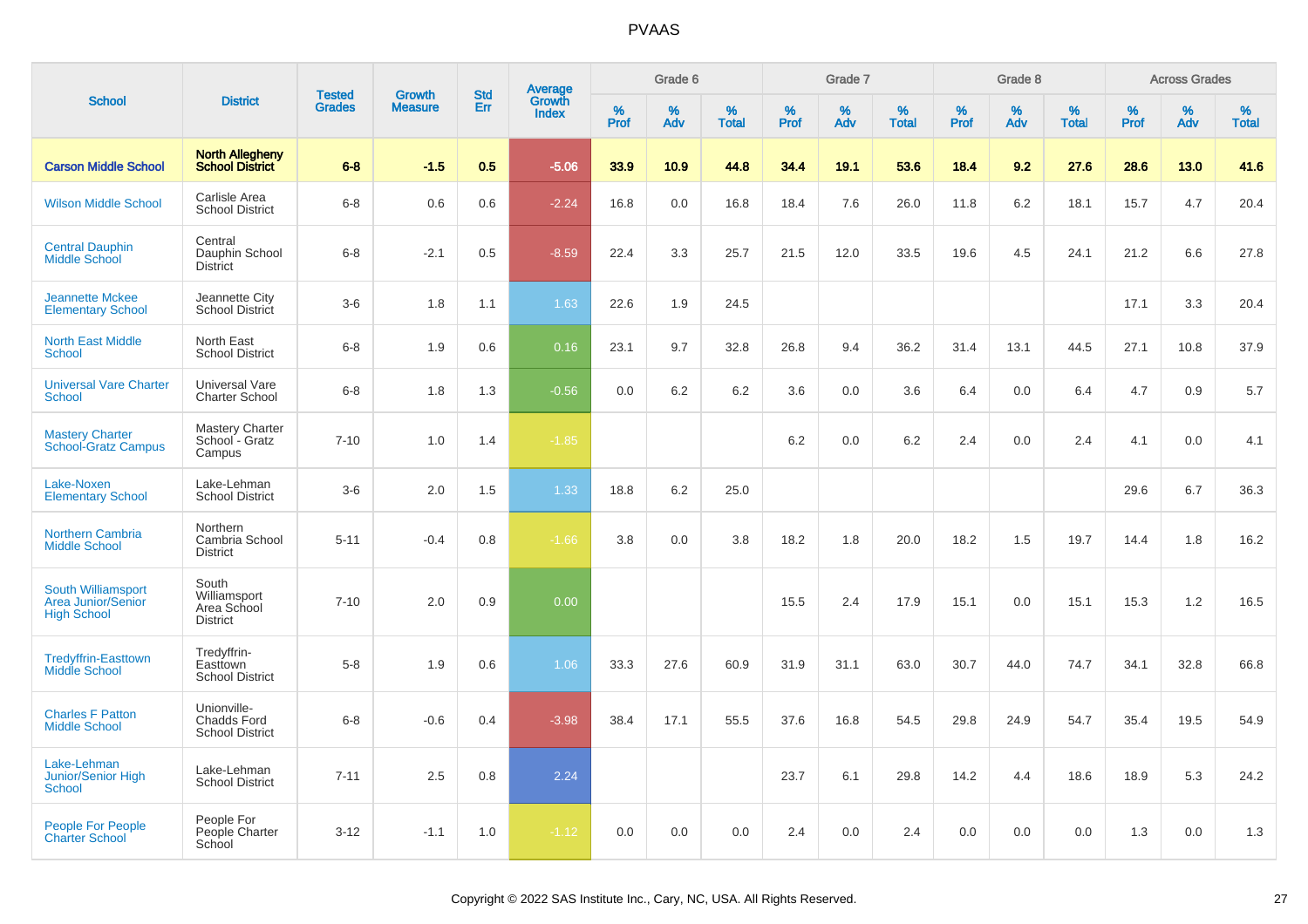# PVAAS

| School | District | Tested Grades | Growth Measure | Std Err | Average Growth Index | Grade 6 | | | Grade 7 | | | Grade 8 | | | Across Grades | | |
|---|---|---|---|---|---|---|---|---|---|---|---|---|---|---|---|---|---|
| | | | | | | % Prof | % Adv | % Total | % Prof | % Adv | % Total | % Prof | % Adv | % Total | % Prof | % Adv | % Total |
| **Carson Middle School** | **North Allegheny School District** | **6-8** | **-1.5** | **0.5** | **-5.06** | **33.9** | **10.9** | **44.8** | **34.4** | **19.1** | **53.6** | **18.4** | **9.2** | **27.6** | **28.6** | **13.0** | **41.6** |
| Wilson Middle School | Carlisle Area School District | 6-8 | 0.6 | 0.6 | -2.24 | 16.8 | 0.0 | 16.8 | 18.4 | 7.6 | 26.0 | 11.8 | 6.2 | 18.1 | 15.7 | 4.7 | 20.4 |
| Central Dauphin Middle School | Central Dauphin School District | 6-8 | -2.1 | 0.5 | -8.59 | 22.4 | 3.3 | 25.7 | 21.5 | 12.0 | 33.5 | 19.6 | 4.5 | 24.1 | 21.2 | 6.6 | 27.8 |
| Jeannette Mckee Elementary School | Jeannette City School District | 3-6 | 1.8 | 1.1 | 1.63 | 22.6 | 1.9 | 24.5 | | | | | | | 17.1 | 3.3 | 20.4 |
| North East Middle School | North East School District | 6-8 | 1.9 | 0.6 | 0.16 | 23.1 | 9.7 | 32.8 | 26.8 | 9.4 | 36.2 | 31.4 | 13.1 | 44.5 | 27.1 | 10.8 | 37.9 |
| Universal Vare Charter School | Universal Vare Charter School | 6-8 | 1.8 | 1.3 | -0.56 | 0.0 | 6.2 | 6.2 | 3.6 | 0.0 | 3.6 | 6.4 | 0.0 | 6.4 | 4.7 | 0.9 | 5.7 |
| Mastery Charter School-Gratz Campus | Mastery Charter School - Gratz Campus | 7-10 | 1.0 | 1.4 | -1.85 | | | | 6.2 | 0.0 | 6.2 | 2.4 | 0.0 | 2.4 | 4.1 | 0.0 | 4.1 |
| Lake-Noxen Elementary School | Lake-Lehman School District | 3-6 | 2.0 | 1.5 | 1.33 | 18.8 | 6.2 | 25.0 | | | | | | | 29.6 | 6.7 | 36.3 |
| Northern Cambria Middle School | Northern Cambria School District | 5-11 | -0.4 | 0.8 | -1.66 | 3.8 | 0.0 | 3.8 | 18.2 | 1.8 | 20.0 | 18.2 | 1.5 | 19.7 | 14.4 | 1.8 | 16.2 |
| South Williamsport Area Junior/Senior High School | South Williamsport Area School District | 7-10 | 2.0 | 0.9 | 0.00 | | | | 15.5 | 2.4 | 17.9 | 15.1 | 0.0 | 15.1 | 15.3 | 1.2 | 16.5 |
| Tredyffrin-Easttown Middle School | Tredyffrin-Easttown School District | 5-8 | 1.9 | 0.6 | 1.06 | 33.3 | 27.6 | 60.9 | 31.9 | 31.1 | 63.0 | 30.7 | 44.0 | 74.7 | 34.1 | 32.8 | 66.8 |
| Charles F Patton Middle School | Unionville-Chadds Ford School District | 6-8 | -0.6 | 0.4 | -3.98 | 38.4 | 17.1 | 55.5 | 37.6 | 16.8 | 54.5 | 29.8 | 24.9 | 54.7 | 35.4 | 19.5 | 54.9 |
| Lake-Lehman Junior/Senior High School | Lake-Lehman School District | 7-11 | 2.5 | 0.8 | 2.24 | | | | 23.7 | 6.1 | 29.8 | 14.2 | 4.4 | 18.6 | 18.9 | 5.3 | 24.2 |
| People For People Charter School | People For People Charter School | 3-12 | -1.1 | 1.0 | -1.12 | 0.0 | 0.0 | 0.0 | 2.4 | 0.0 | 2.4 | 0.0 | 0.0 | 0.0 | 1.3 | 0.0 | 1.3 |

Copyright © 2022 SAS Institute Inc., Cary, NC, USA. All Rights Reserved.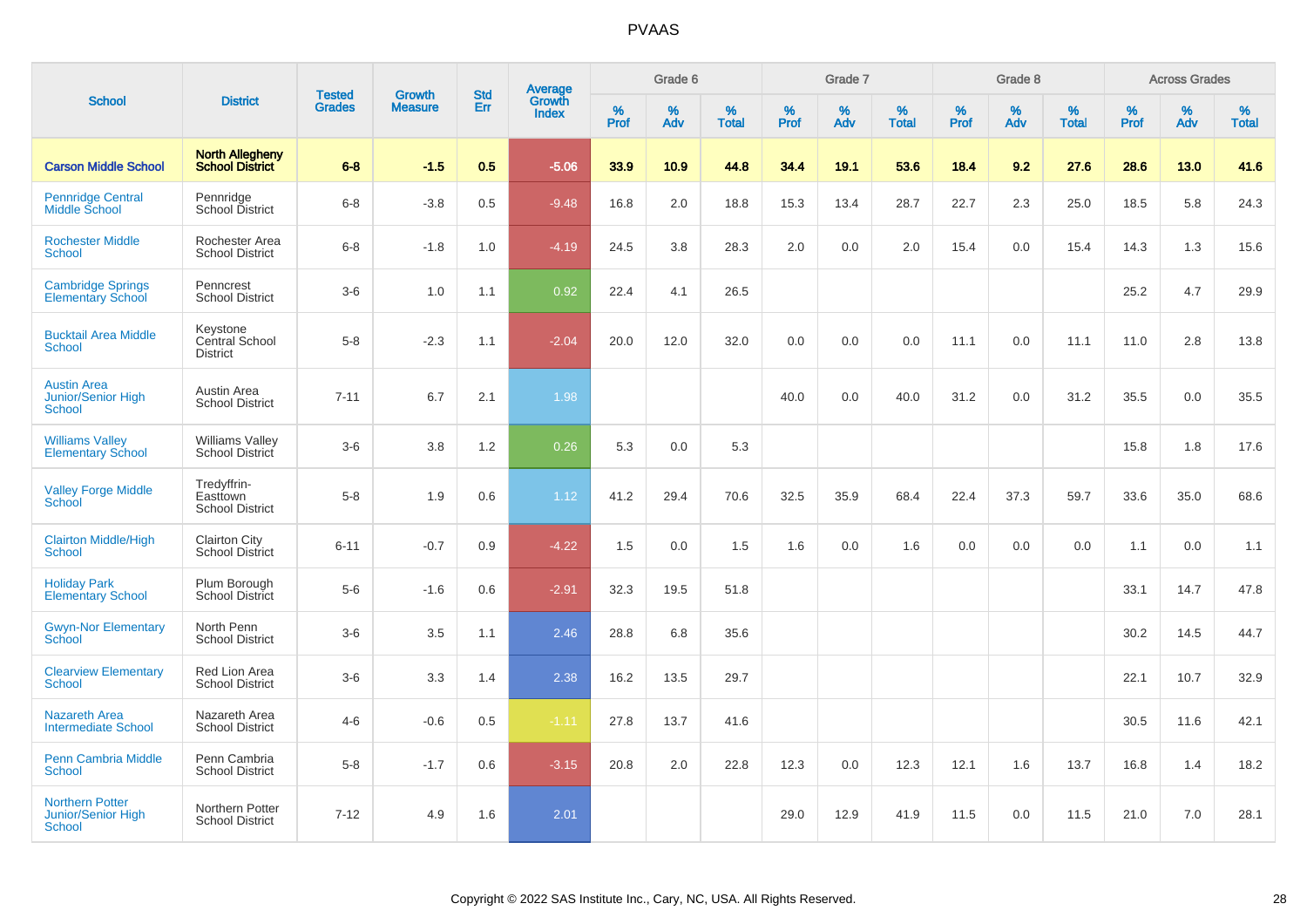# PVAAS

| School | District | Tested Grades | Growth Measure | Std Err | Average Growth Index | Grade 6 | | | Grade 7 | | | Grade 8 | | | Across Grades | | |
|---|---|---|---|---|---|---|---|---|---|---|---|---|---|---|---|---|---|
| | | | | | | % Prof | % Adv | % Total | % Prof | % Adv | % Total | % Prof | % Adv | % Total | % Prof | % Adv | % Total |
| **Carson Middle School** | **North Allegheny School District** | **6-8** | **-1.5** | **0.5** | **-5.06** | **33.9** | **10.9** | **44.8** | **34.4** | **19.1** | **53.6** | **18.4** | **9.2** | **27.6** | **28.6** | **13.0** | **41.6** |
| Pennridge Central Middle School | Pennridge School District | 6-8 | -3.8 | 0.5 | -9.48 | 16.8 | 2.0 | 18.8 | 15.3 | 13.4 | 28.7 | 22.7 | 2.3 | 25.0 | 18.5 | 5.8 | 24.3 |
| Rochester Middle School | Rochester Area School District | 6-8 | -1.8 | 1.0 | -4.19 | 24.5 | 3.8 | 28.3 | 2.0 | 0.0 | 2.0 | 15.4 | 0.0 | 15.4 | 14.3 | 1.3 | 15.6 |
| Cambridge Springs Elementary School | Penncrest School District | 3-6 | 1.0 | 1.1 | 0.92 | 22.4 | 4.1 | 26.5 | | | | | | | 25.2 | 4.7 | 29.9 |
| Bucktail Area Middle School | Keystone Central School District | 5-8 | -2.3 | 1.1 | -2.04 | 20.0 | 12.0 | 32.0 | 0.0 | 0.0 | 0.0 | 11.1 | 0.0 | 11.1 | 11.0 | 2.8 | 13.8 |
| Austin Area Junior/Senior High School | Austin Area School District | 7-11 | 6.7 | 2.1 | 1.98 | | | | 40.0 | 0.0 | 40.0 | 31.2 | 0.0 | 31.2 | 35.5 | 0.0 | 35.5 |
| Williams Valley Elementary School | Williams Valley School District | 3-6 | 3.8 | 1.2 | 0.26 | 5.3 | 0.0 | 5.3 | | | | | | | 15.8 | 1.8 | 17.6 |
| Valley Forge Middle School | Tredyffrin-Easttown School District | 5-8 | 1.9 | 0.6 | 1.12 | 41.2 | 29.4 | 70.6 | 32.5 | 35.9 | 68.4 | 22.4 | 37.3 | 59.7 | 33.6 | 35.0 | 68.6 |
| Clairton Middle/High School | Clairton City School District | 6-11 | -0.7 | 0.9 | -4.22 | 1.5 | 0.0 | 1.5 | 1.6 | 0.0 | 1.6 | 0.0 | 0.0 | 0.0 | 1.1 | 0.0 | 1.1 |
| Holiday Park Elementary School | Plum Borough School District | 5-6 | -1.6 | 0.6 | -2.91 | 32.3 | 19.5 | 51.8 | | | | | | | 33.1 | 14.7 | 47.8 |
| Gwyn-Nor Elementary School | North Penn School District | 3-6 | 3.5 | 1.1 | 2.46 | 28.8 | 6.8 | 35.6 | | | | | | | 30.2 | 14.5 | 44.7 |
| Clearview Elementary School | Red Lion Area School District | 3-6 | 3.3 | 1.4 | 2.38 | 16.2 | 13.5 | 29.7 | | | | | | | 22.1 | 10.7 | 32.9 |
| Nazareth Area Intermediate School | Nazareth Area School District | 4-6 | -0.6 | 0.5 | -1.11 | 27.8 | 13.7 | 41.6 | | | | | | | 30.5 | 11.6 | 42.1 |
| Penn Cambria Middle School | Penn Cambria School District | 5-8 | -1.7 | 0.6 | -3.15 | 20.8 | 2.0 | 22.8 | 12.3 | 0.0 | 12.3 | 12.1 | 1.6 | 13.7 | 16.8 | 1.4 | 18.2 |
| Northern Potter Junior/Senior High School | Northern Potter School District | 7-12 | 4.9 | 1.6 | 2.01 | | | | 29.0 | 12.9 | 41.9 | 11.5 | 0.0 | 11.5 | 21.0 | 7.0 | 28.1 |

Copyright © 2022 SAS Institute Inc., Cary, NC, USA. All Rights Reserved.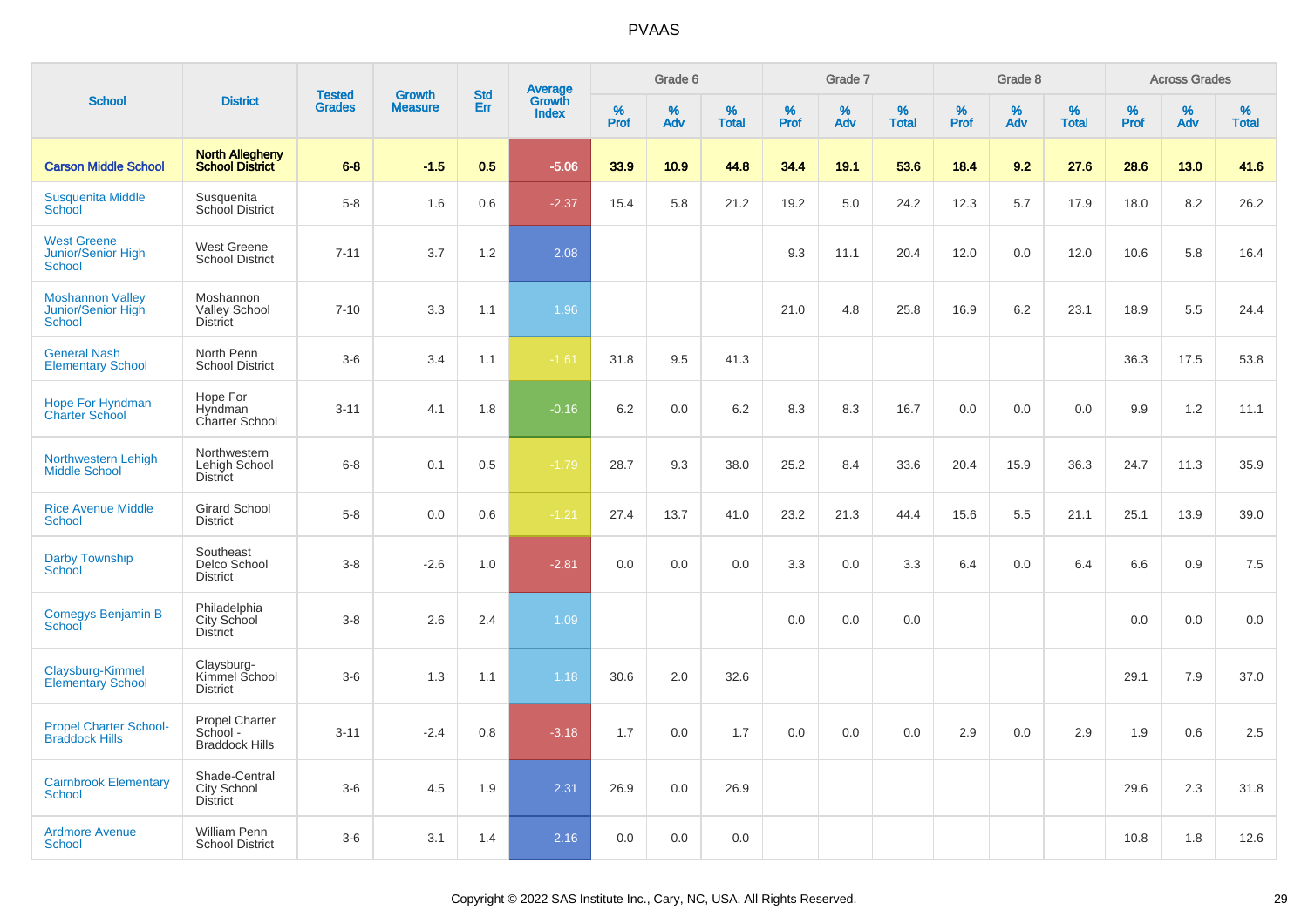# PVAAS

| School | District | Tested Grades | Growth Measure | Std Err | Average Growth Index | Grade 6 | | | Grade 7 | | | Grade 8 | | | Across Grades | | |
|---|---|---|---|---|---|---|---|---|---|---|---|---|---|---|---|---|---|
| | | | | | | % Prof | % Adv | % Total | % Prof | % Adv | % Total | % Prof | % Adv | % Total | % Prof | % Adv | % Total |
| **Carson Middle School** | **North Allegheny School District** | **6-8** | **-1.5** | **0.5** | **-5.06** | **33.9** | **10.9** | **44.8** | **34.4** | **19.1** | **53.6** | **18.4** | **9.2** | **27.6** | **28.6** | **13.0** | **41.6** |
| Susquenita Middle School | Susquenita School District | 5-8 | 1.6 | 0.6 | -2.37 | 15.4 | 5.8 | 21.2 | 19.2 | 5.0 | 24.2 | 12.3 | 5.7 | 17.9 | 18.0 | 8.2 | 26.2 |
| West Greene Junior/Senior High School | West Greene School District | 7-11 | 3.7 | 1.2 | 2.08 | | | | 9.3 | 11.1 | 20.4 | 12.0 | 0.0 | 12.0 | 10.6 | 5.8 | 16.4 |
| Moshannon Valley Junior/Senior High School | Moshannon Valley School District | 7-10 | 3.3 | 1.1 | 1.96 | | | | 21.0 | 4.8 | 25.8 | 16.9 | 6.2 | 23.1 | 18.9 | 5.5 | 24.4 |
| General Nash Elementary School | North Penn School District | 3-6 | 3.4 | 1.1 | -1.61 | 31.8 | 9.5 | 41.3 | | | | | | | 36.3 | 17.5 | 53.8 |
| Hope For Hyndman Charter School | Hope For Hyndman Charter School | 3-11 | 4.1 | 1.8 | -0.16 | 6.2 | 0.0 | 6.2 | 8.3 | 8.3 | 16.7 | 0.0 | 0.0 | 0.0 | 9.9 | 1.2 | 11.1 |
| Northwestern Lehigh Middle School | Northwestern Lehigh School District | 6-8 | 0.1 | 0.5 | -1.79 | 28.7 | 9.3 | 38.0 | 25.2 | 8.4 | 33.6 | 20.4 | 15.9 | 36.3 | 24.7 | 11.3 | 35.9 |
| Rice Avenue Middle School | Girard School District | 5-8 | 0.0 | 0.6 | -1.21 | 27.4 | 13.7 | 41.0 | 23.2 | 21.3 | 44.4 | 15.6 | 5.5 | 21.1 | 25.1 | 13.9 | 39.0 |
| Darby Township School | Southeast Delco School District | 3-8 | -2.6 | 1.0 | -2.81 | 0.0 | 0.0 | 0.0 | 3.3 | 0.0 | 3.3 | 6.4 | 0.0 | 6.4 | 6.6 | 0.9 | 7.5 |
| Comegys Benjamin B School | Philadelphia City School District | 3-8 | 2.6 | 2.4 | 1.09 | | | | 0.0 | 0.0 | 0.0 | | | | 0.0 | 0.0 | 0.0 |
| Claysburg-Kimmel Elementary School | Claysburg-Kimmel School District | 3-6 | 1.3 | 1.1 | 1.18 | 30.6 | 2.0 | 32.6 | | | | | | | 29.1 | 7.9 | 37.0 |
| Propel Charter School-Braddock Hills | Propel Charter School - Braddock Hills | 3-11 | -2.4 | 0.8 | -3.18 | 1.7 | 0.0 | 1.7 | 0.0 | 0.0 | 0.0 | 2.9 | 0.0 | 2.9 | 1.9 | 0.6 | 2.5 |
| Cairnbrook Elementary School | Shade-Central City School District | 3-6 | 4.5 | 1.9 | 2.31 | 26.9 | 0.0 | 26.9 | | | | | | | 29.6 | 2.3 | 31.8 |
| Ardmore Avenue School | William Penn School District | 3-6 | 3.1 | 1.4 | 2.16 | 0.0 | 0.0 | 0.0 | | | | | | | 10.8 | 1.8 | 12.6 |

Copyright © 2022 SAS Institute Inc., Cary, NC, USA. All Rights Reserved.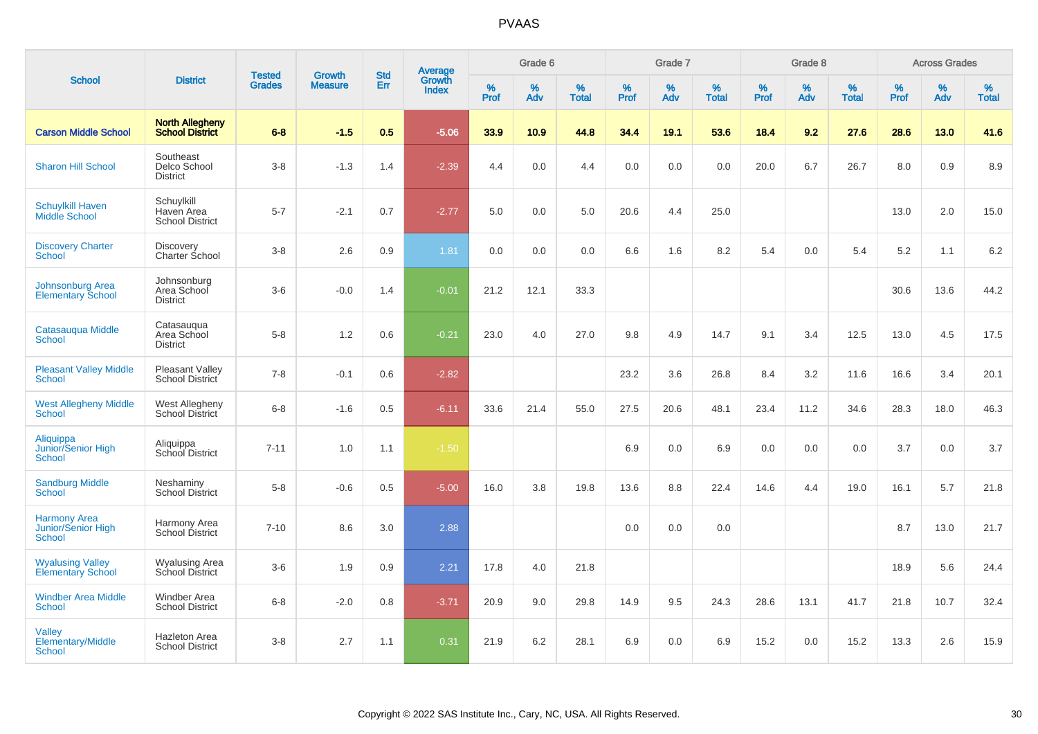# PVAAS

| School | District | Tested Grades | Growth Measure | Std Err | Average Growth Index | Grade 6 | | | Grade 7 | | | Grade 8 | | | Across Grades | | |
|---|---|---|---|---|---|---|---|---|---|---|---|---|---|---|---|---|---|
| | | | | | | % Prof | % Adv | % Total | % Prof | % Adv | % Total | % Prof | % Adv | % Total | % Prof | % Adv | % Total |
| **Carson Middle School** | **North Allegheny School District** | **6-8** | **-1.5** | **0.5** | **-5.06** | **33.9** | **10.9** | **44.8** | **34.4** | **19.1** | **53.6** | **18.4** | **9.2** | **27.6** | **28.6** | **13.0** | **41.6** |
| Sharon Hill School | Southeast Delco School District | 3-8 | -1.3 | 1.4 | -2.39 | 4.4 | 0.0 | 4.4 | 0.0 | 0.0 | 0.0 | 20.0 | 6.7 | 26.7 | 8.0 | 0.9 | 8.9 |
| Schuylkill Haven Middle School | Schuylkill Haven Area School District | 5-7 | -2.1 | 0.7 | -2.77 | 5.0 | 0.0 | 5.0 | 20.6 | 4.4 | 25.0 | | | | 13.0 | 2.0 | 15.0 |
| Discovery Charter School | Discovery Charter School | 3-8 | 2.6 | 0.9 | 1.81 | 0.0 | 0.0 | 0.0 | 6.6 | 1.6 | 8.2 | 5.4 | 0.0 | 5.4 | 5.2 | 1.1 | 6.2 |
| Johnsonburg Area Elementary School | Johnsonburg Area School District | 3-6 | -0.0 | 1.4 | -0.01 | 21.2 | 12.1 | 33.3 | | | | | | | 30.6 | 13.6 | 44.2 |
| Catasauqua Middle School | Catasauqua Area School District | 5-8 | 1.2 | 0.6 | -0.21 | 23.0 | 4.0 | 27.0 | 9.8 | 4.9 | 14.7 | 9.1 | 3.4 | 12.5 | 13.0 | 4.5 | 17.5 |
| Pleasant Valley Middle School | Pleasant Valley School District | 7-8 | -0.1 | 0.6 | -2.82 | | | | 23.2 | 3.6 | 26.8 | 8.4 | 3.2 | 11.6 | 16.6 | 3.4 | 20.1 |
| West Allegheny Middle School | West Allegheny School District | 6-8 | -1.6 | 0.5 | -6.11 | 33.6 | 21.4 | 55.0 | 27.5 | 20.6 | 48.1 | 23.4 | 11.2 | 34.6 | 28.3 | 18.0 | 46.3 |
| Aliquippa Junior/Senior High School | Aliquippa School District | 7-11 | 1.0 | 1.1 | -1.50 | | | | 6.9 | 0.0 | 6.9 | 0.0 | 0.0 | 0.0 | 3.7 | 0.0 | 3.7 |
| Sandburg Middle School | Neshaminy School District | 5-8 | -0.6 | 0.5 | -5.00 | 16.0 | 3.8 | 19.8 | 13.6 | 8.8 | 22.4 | 14.6 | 4.4 | 19.0 | 16.1 | 5.7 | 21.8 |
| Harmony Area Junior/Senior High School | Harmony Area School District | 7-10 | 8.6 | 3.0 | 2.88 | | | | 0.0 | 0.0 | 0.0 | | | | 8.7 | 13.0 | 21.7 |
| Wyalusing Valley Elementary School | Wyalusing Area School District | 3-6 | 1.9 | 0.9 | 2.21 | 17.8 | 4.0 | 21.8 | | | | | | | 18.9 | 5.6 | 24.4 |
| Windber Area Middle School | Windber Area School District | 6-8 | -2.0 | 0.8 | -3.71 | 20.9 | 9.0 | 29.8 | 14.9 | 9.5 | 24.3 | 28.6 | 13.1 | 41.7 | 21.8 | 10.7 | 32.4 |
| Valley Elementary/Middle School | Hazleton Area School District | 3-8 | 2.7 | 1.1 | 0.31 | 21.9 | 6.2 | 28.1 | 6.9 | 0.0 | 6.9 | 15.2 | 0.0 | 15.2 | 13.3 | 2.6 | 15.9 |

Copyright © 2022 SAS Institute Inc., Cary, NC, USA. All Rights Reserved.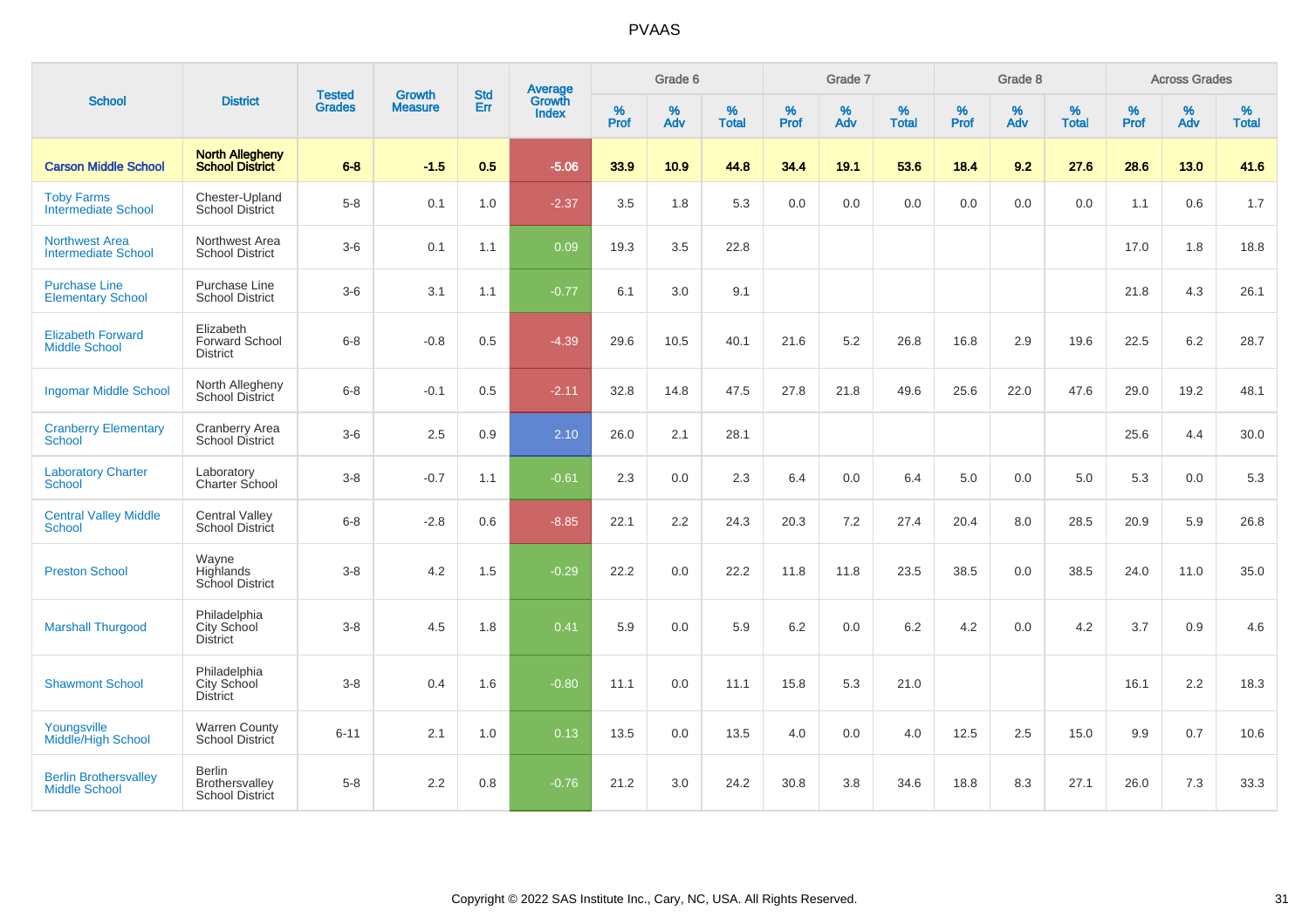# PVAAS

| School | District | Tested Grades | Growth Measure | Std Err | Average Growth Index | Grade 6 | | | Grade 7 | | | Grade 8 | | | Across Grades | | |
|---|---|---|---|---|---|---|---|---|---|---|---|---|---|---|---|---|---|
| | | | | | | % Prof | % Adv | % Total | % Prof | % Adv | % Total | % Prof | % Adv | % Total | % Prof | % Adv | % Total |
| **Carson Middle School** | **North Allegheny School District** | **6-8** | **-1.5** | **0.5** | **-5.06** | **33.9** | **10.9** | **44.8** | **34.4** | **19.1** | **53.6** | **18.4** | **9.2** | **27.6** | **28.6** | **13.0** | **41.6** |
| Toby Farms Intermediate School | Chester-Upland School District | 5-8 | 0.1 | 1.0 | -2.37 | 3.5 | 1.8 | 5.3 | 0.0 | 0.0 | 0.0 | 0.0 | 0.0 | 0.0 | 1.1 | 0.6 | 1.7 |
| Northwest Area Intermediate School | Northwest Area School District | 3-6 | 0.1 | 1.1 | 0.09 | 19.3 | 3.5 | 22.8 | | | | | | | 17.0 | 1.8 | 18.8 |
| Purchase Line Elementary School | Purchase Line School District | 3-6 | 3.1 | 1.1 | -0.77 | 6.1 | 3.0 | 9.1 | | | | | | | 21.8 | 4.3 | 26.1 |
| Elizabeth Forward Middle School | Elizabeth Forward School District | 6-8 | -0.8 | 0.5 | -4.39 | 29.6 | 10.5 | 40.1 | 21.6 | 5.2 | 26.8 | 16.8 | 2.9 | 19.6 | 22.5 | 6.2 | 28.7 |
| Ingomar Middle School | North Allegheny School District | 6-8 | -0.1 | 0.5 | -2.11 | 32.8 | 14.8 | 47.5 | 27.8 | 21.8 | 49.6 | 25.6 | 22.0 | 47.6 | 29.0 | 19.2 | 48.1 |
| Cranberry Elementary School | Cranberry Area School District | 3-6 | 2.5 | 0.9 | 2.10 | 26.0 | 2.1 | 28.1 | | | | | | | 25.6 | 4.4 | 30.0 |
| Laboratory Charter School | Laboratory Charter School | 3-8 | -0.7 | 1.1 | -0.61 | 2.3 | 0.0 | 2.3 | 6.4 | 0.0 | 6.4 | 5.0 | 0.0 | 5.0 | 5.3 | 0.0 | 5.3 |
| Central Valley Middle School | Central Valley School District | 6-8 | -2.8 | 0.6 | -8.85 | 22.1 | 2.2 | 24.3 | 20.3 | 7.2 | 27.4 | 20.4 | 8.0 | 28.5 | 20.9 | 5.9 | 26.8 |
| Preston School | Wayne Highlands School District | 3-8 | 4.2 | 1.5 | -0.29 | 22.2 | 0.0 | 22.2 | 11.8 | 11.8 | 23.5 | 38.5 | 0.0 | 38.5 | 24.0 | 11.0 | 35.0 |
| Marshall Thurgood | Philadelphia City School District | 3-8 | 4.5 | 1.8 | 0.41 | 5.9 | 0.0 | 5.9 | 6.2 | 0.0 | 6.2 | 4.2 | 0.0 | 4.2 | 3.7 | 0.9 | 4.6 |
| Shawmont School | Philadelphia City School District | 3-8 | 0.4 | 1.6 | -0.80 | 11.1 | 0.0 | 11.1 | 15.8 | 5.3 | 21.0 | | | | 16.1 | 2.2 | 18.3 |
| Youngsville Middle/High School | Warren County School District | 6-11 | 2.1 | 1.0 | 0.13 | 13.5 | 0.0 | 13.5 | 4.0 | 0.0 | 4.0 | 12.5 | 2.5 | 15.0 | 9.9 | 0.7 | 10.6 |
| Berlin Brothersvalley Middle School | Berlin Brothersvalley School District | 5-8 | 2.2 | 0.8 | -0.76 | 21.2 | 3.0 | 24.2 | 30.8 | 3.8 | 34.6 | 18.8 | 8.3 | 27.1 | 26.0 | 7.3 | 33.3 |

Copyright © 2022 SAS Institute Inc., Cary, NC, USA. All Rights Reserved.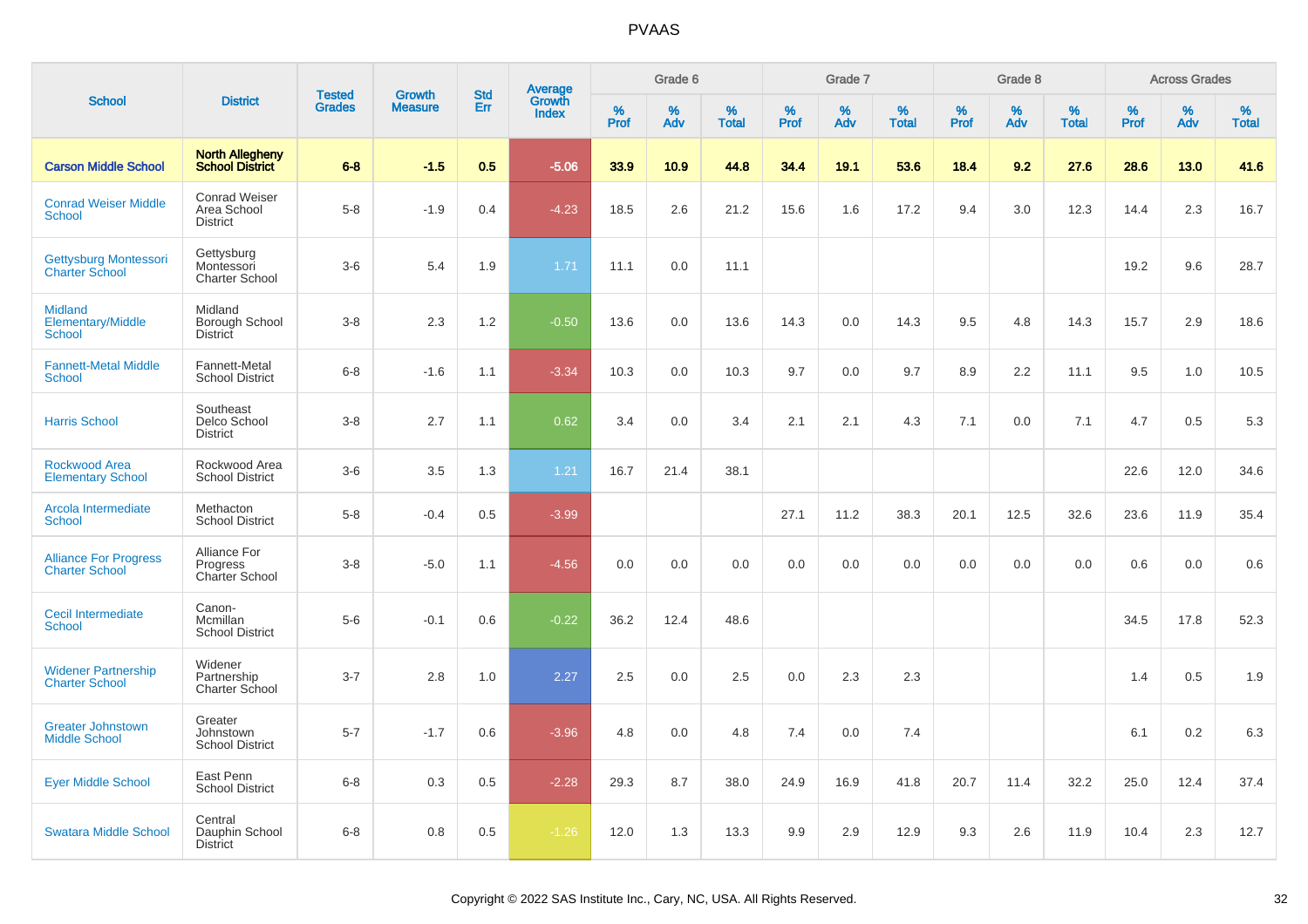# PVAAS

| School | District | Tested Grades | Growth Measure | Std Err | Average Growth Index | Grade 6 | | | Grade 7 | | | Grade 8 | | | Across Grades | | |
|---|---|---|---|---|---|---|---|---|---|---|---|---|---|---|---|---|---|
| | | | | | | % Prof | % Adv | % Total | % Prof | % Adv | % Total | % Prof | % Adv | % Total | % Prof | % Adv | % Total |
| **Carson Middle School** | **North Allegheny School District** | **6-8** | **-1.5** | **0.5** | **-5.06** | **33.9** | **10.9** | **44.8** | **34.4** | **19.1** | **53.6** | **18.4** | **9.2** | **27.6** | **28.6** | **13.0** | **41.6** |
| Conrad Weiser Middle School | Conrad Weiser Area School District | 5-8 | -1.9 | 0.4 | -4.23 | 18.5 | 2.6 | 21.2 | 15.6 | 1.6 | 17.2 | 9.4 | 3.0 | 12.3 | 14.4 | 2.3 | 16.7 |
| Gettysburg Montessori Charter School | Gettysburg Montessori Charter School | 3-6 | 5.4 | 1.9 | 1.71 | 11.1 | 0.0 | 11.1 | | | | | | | 19.2 | 9.6 | 28.7 |
| Midland Elementary/Middle School | Midland Borough School District | 3-8 | 2.3 | 1.2 | -0.50 | 13.6 | 0.0 | 13.6 | 14.3 | 0.0 | 14.3 | 9.5 | 4.8 | 14.3 | 15.7 | 2.9 | 18.6 |
| Fannett-Metal Middle School | Fannett-Metal School District | 6-8 | -1.6 | 1.1 | -3.34 | 10.3 | 0.0 | 10.3 | 9.7 | 0.0 | 9.7 | 8.9 | 2.2 | 11.1 | 9.5 | 1.0 | 10.5 |
| Harris School | Southeast Delco School District | 3-8 | 2.7 | 1.1 | 0.62 | 3.4 | 0.0 | 3.4 | 2.1 | 2.1 | 4.3 | 7.1 | 0.0 | 7.1 | 4.7 | 0.5 | 5.3 |
| Rockwood Area Elementary School | Rockwood Area School District | 3-6 | 3.5 | 1.3 | 1.21 | 16.7 | 21.4 | 38.1 | | | | | | | 22.6 | 12.0 | 34.6 |
| Arcola Intermediate School | Methacton School District | 5-8 | -0.4 | 0.5 | -3.99 | | | | 27.1 | 11.2 | 38.3 | 20.1 | 12.5 | 32.6 | 23.6 | 11.9 | 35.4 |
| Alliance For Progress Charter School | Alliance For Progress Charter School | 3-8 | -5.0 | 1.1 | -4.56 | 0.0 | 0.0 | 0.0 | 0.0 | 0.0 | 0.0 | 0.0 | 0.0 | 0.0 | 0.6 | 0.0 | 0.6 |
| Cecil Intermediate School | Canon-Mcmillan School District | 5-6 | -0.1 | 0.6 | -0.22 | 36.2 | 12.4 | 48.6 | | | | | | | 34.5 | 17.8 | 52.3 |
| Widener Partnership Charter School | Widener Partnership Charter School | 3-7 | 2.8 | 1.0 | 2.27 | 2.5 | 0.0 | 2.5 | 0.0 | 2.3 | 2.3 | | | | 1.4 | 0.5 | 1.9 |
| Greater Johnstown Middle School | Greater Johnstown School District | 5-7 | -1.7 | 0.6 | -3.96 | 4.8 | 0.0 | 4.8 | 7.4 | 0.0 | 7.4 | | | | 6.1 | 0.2 | 6.3 |
| Eyer Middle School | East Penn School District | 6-8 | 0.3 | 0.5 | -2.28 | 29.3 | 8.7 | 38.0 | 24.9 | 16.9 | 41.8 | 20.7 | 11.4 | 32.2 | 25.0 | 12.4 | 37.4 |
| Swatara Middle School | Central Dauphin School District | 6-8 | 0.8 | 0.5 | -1.26 | 12.0 | 1.3 | 13.3 | 9.9 | 2.9 | 12.9 | 9.3 | 2.6 | 11.9 | 10.4 | 2.3 | 12.7 |

Copyright © 2022 SAS Institute Inc., Cary, NC, USA. All Rights Reserved.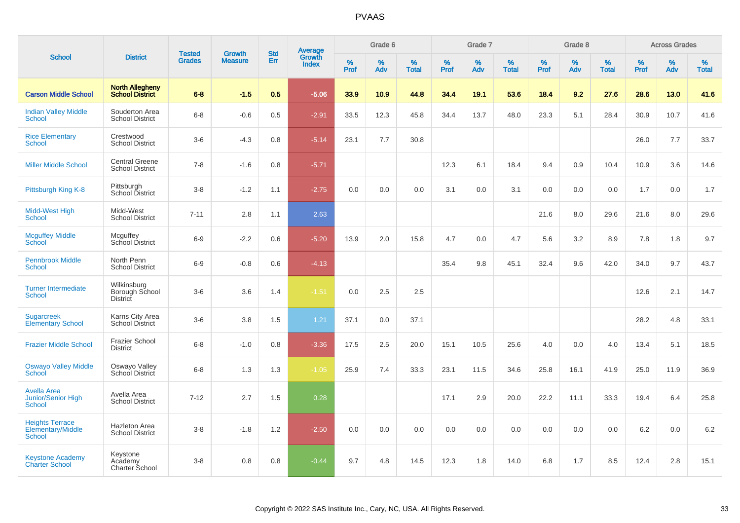# PVAAS

| School | District | Tested Grades | Growth Measure | Std Err | Average Growth Index | Grade 6 | | | Grade 7 | | | Grade 8 | | | Across Grades | | |
|---|---|---|---|---|---|---|---|---|---|---|---|---|---|---|---|---|---|
| | | | | | | % Prof | % Adv | % Total | % Prof | % Adv | % Total | % Prof | % Adv | % Total | % Prof | % Adv | % Total |
| **Carson Middle School** | **North Allegheny School District** | **6-8** | **-1.5** | **0.5** | **-5.06** | **33.9** | **10.9** | **44.8** | **34.4** | **19.1** | **53.6** | **18.4** | **9.2** | **27.6** | **28.6** | **13.0** | **41.6** |
| Indian Valley Middle School | Souderton Area School District | 6-8 | -0.6 | 0.5 | -2.91 | 33.5 | 12.3 | 45.8 | 34.4 | 13.7 | 48.0 | 23.3 | 5.1 | 28.4 | 30.9 | 10.7 | 41.6 |
| Rice Elementary School | Crestwood School District | 3-6 | -4.3 | 0.8 | -5.14 | 23.1 | 7.7 | 30.8 | | | | | | | 26.0 | 7.7 | 33.7 |
| Miller Middle School | Central Greene School District | 7-8 | -1.6 | 0.8 | -5.71 | | | | 12.3 | 6.1 | 18.4 | 9.4 | 0.9 | 10.4 | 10.9 | 3.6 | 14.6 |
| Pittsburgh King K-8 | Pittsburgh School District | 3-8 | -1.2 | 1.1 | -2.75 | 0.0 | 0.0 | 0.0 | 3.1 | 0.0 | 3.1 | 0.0 | 0.0 | 0.0 | 1.7 | 0.0 | 1.7 |
| Midd-West High School | Midd-West School District | 7-11 | 2.8 | 1.1 | 2.63 | | | | | | | 21.6 | 8.0 | 29.6 | 21.6 | 8.0 | 29.6 |
| Mcguffey Middle School | Mcguffey School District | 6-9 | -2.2 | 0.6 | -5.20 | 13.9 | 2.0 | 15.8 | 4.7 | 0.0 | 4.7 | 5.6 | 3.2 | 8.9 | 7.8 | 1.8 | 9.7 |
| Pennbrook Middle School | North Penn School District | 6-9 | -0.8 | 0.6 | -4.13 | | | | 35.4 | 9.8 | 45.1 | 32.4 | 9.6 | 42.0 | 34.0 | 9.7 | 43.7 |
| Turner Intermediate School | Wilkinsburg Borough School District | 3-6 | 3.6 | 1.4 | -1.51 | 0.0 | 2.5 | 2.5 | | | | | | | 12.6 | 2.1 | 14.7 |
| Sugarcreek Elementary School | Karns City Area School District | 3-6 | 3.8 | 1.5 | 1.21 | 37.1 | 0.0 | 37.1 | | | | | | | 28.2 | 4.8 | 33.1 |
| Frazier Middle School | Frazier School District | 6-8 | -1.0 | 0.8 | -3.36 | 17.5 | 2.5 | 20.0 | 15.1 | 10.5 | 25.6 | 4.0 | 0.0 | 4.0 | 13.4 | 5.1 | 18.5 |
| Oswayo Valley Middle School | Oswayo Valley School District | 6-8 | 1.3 | 1.3 | -1.05 | 25.9 | 7.4 | 33.3 | 23.1 | 11.5 | 34.6 | 25.8 | 16.1 | 41.9 | 25.0 | 11.9 | 36.9 |
| Avella Area Junior/Senior High School | Avella Area School District | 7-12 | 2.7 | 1.5 | 0.28 | | | | 17.1 | 2.9 | 20.0 | 22.2 | 11.1 | 33.3 | 19.4 | 6.4 | 25.8 |
| Heights Terrace Elementary/Middle School | Hazleton Area School District | 3-8 | -1.8 | 1.2 | -2.50 | 0.0 | 0.0 | 0.0 | 0.0 | 0.0 | 0.0 | 0.0 | 0.0 | 0.0 | 6.2 | 0.0 | 6.2 |
| Keystone Academy Charter School | Keystone Academy Charter School | 3-8 | 0.8 | 0.8 | -0.44 | 9.7 | 4.8 | 14.5 | 12.3 | 1.8 | 14.0 | 6.8 | 1.7 | 8.5 | 12.4 | 2.8 | 15.1 |

Copyright © 2022 SAS Institute Inc., Cary, NC, USA. All Rights Reserved.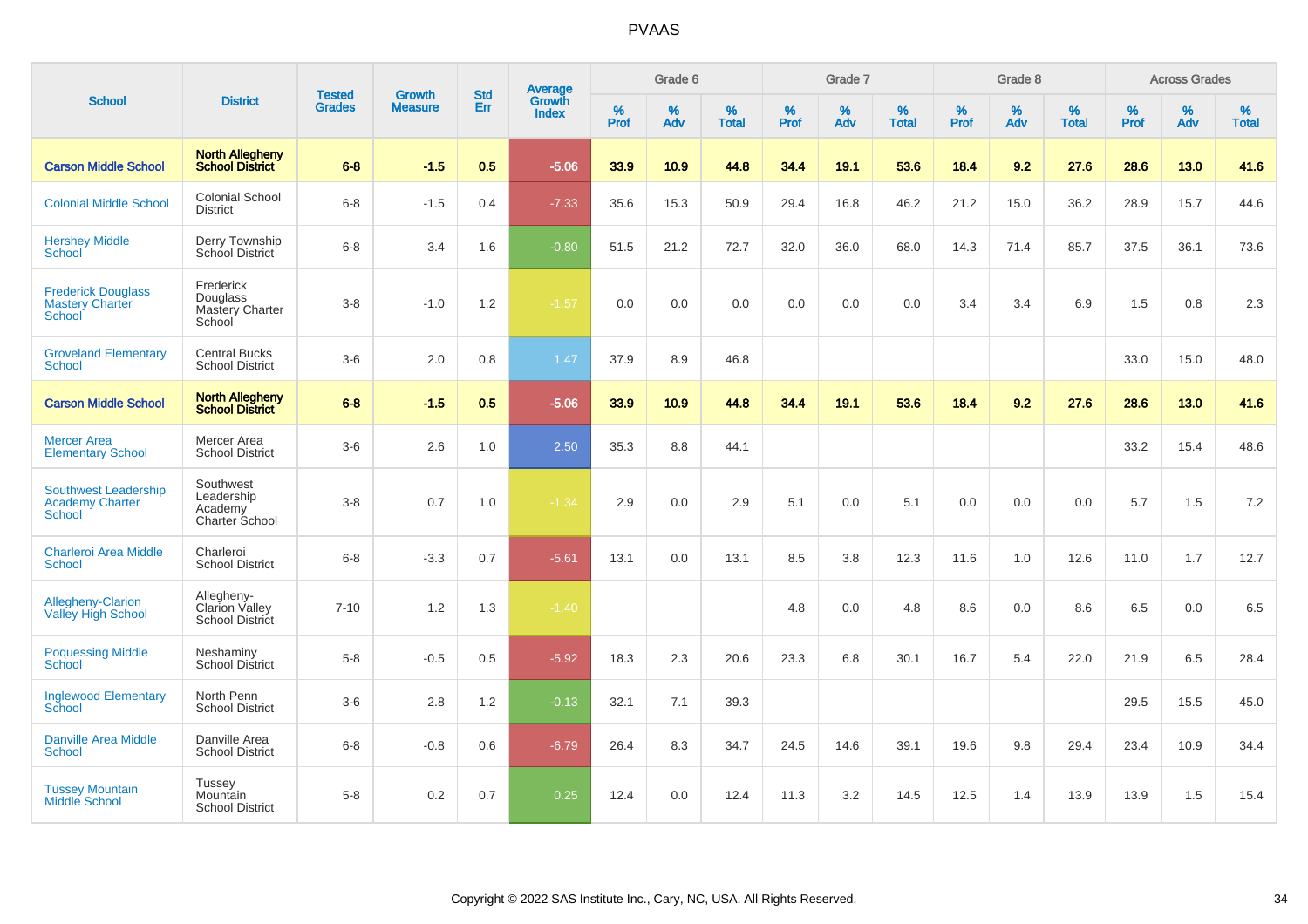# PVAAS

| School | District | Tested Grades | Growth Measure | Std Err | Average Growth Index | Grade 6 | | | Grade 7 | | | Grade 8 | | | Across Grades | | |
|---|---|---|---|---|---|---|---|---|---|---|---|---|---|---|---|---|---|
| | | | | | | % Prof | % Adv | % Total | % Prof | % Adv | % Total | % Prof | % Adv | % Total | % Prof | % Adv | % Total |
| **Carson Middle School** | **North Allegheny School District** | **6-8** | **-1.5** | **0.5** | **-5.06** | **33.9** | **10.9** | **44.8** | **34.4** | **19.1** | **53.6** | **18.4** | **9.2** | **27.6** | **28.6** | **13.0** | **41.6** |
| Colonial Middle School | Colonial School District | 6-8 | -1.5 | 0.4 | -7.33 | 35.6 | 15.3 | 50.9 | 29.4 | 16.8 | 46.2 | 21.2 | 15.0 | 36.2 | 28.9 | 15.7 | 44.6 |
| Hershey Middle School | Derry Township School District | 6-8 | 3.4 | 1.6 | -0.80 | 51.5 | 21.2 | 72.7 | 32.0 | 36.0 | 68.0 | 14.3 | 71.4 | 85.7 | 37.5 | 36.1 | 73.6 |
| Frederick Douglass Mastery Charter School | Frederick Douglass Mastery Charter School | 3-8 | -1.0 | 1.2 | -1.57 | 0.0 | 0.0 | 0.0 | 0.0 | 0.0 | 0.0 | 3.4 | 3.4 | 6.9 | 1.5 | 0.8 | 2.3 |
| Groveland Elementary School | Central Bucks School District | 3-6 | 2.0 | 0.8 | 1.47 | 37.9 | 8.9 | 46.8 | | | | | | | 33.0 | 15.0 | 48.0 |
| **Carson Middle School** | **North Allegheny School District** | **6-8** | **-1.5** | **0.5** | **-5.06** | **33.9** | **10.9** | **44.8** | **34.4** | **19.1** | **53.6** | **18.4** | **9.2** | **27.6** | **28.6** | **13.0** | **41.6** |
| Mercer Area Elementary School | Mercer Area School District | 3-6 | 2.6 | 1.0 | 2.50 | 35.3 | 8.8 | 44.1 | | | | | | | 33.2 | 15.4 | 48.6 |
| Southwest Leadership Academy Charter School | Southwest Leadership Academy Charter School | 3-8 | 0.7 | 1.0 | -1.34 | 2.9 | 0.0 | 2.9 | 5.1 | 0.0 | 5.1 | 0.0 | 0.0 | 0.0 | 5.7 | 1.5 | 7.2 |
| Charleroi Area Middle School | Charleroi School District | 6-8 | -3.3 | 0.7 | -5.61 | 13.1 | 0.0 | 13.1 | 8.5 | 3.8 | 12.3 | 11.6 | 1.0 | 12.6 | 11.0 | 1.7 | 12.7 |
| Allegheny-Clarion Valley High School | Allegheny-Clarion Valley School District | 7-10 | 1.2 | 1.3 | -1.40 | | | | 4.8 | 0.0 | 4.8 | 8.6 | 0.0 | 8.6 | 6.5 | 0.0 | 6.5 |
| Poquessing Middle School | Neshaminy School District | 5-8 | -0.5 | 0.5 | -5.92 | 18.3 | 2.3 | 20.6 | 23.3 | 6.8 | 30.1 | 16.7 | 5.4 | 22.0 | 21.9 | 6.5 | 28.4 |
| Inglewood Elementary School | North Penn School District | 3-6 | 2.8 | 1.2 | -0.13 | 32.1 | 7.1 | 39.3 | | | | | | | 29.5 | 15.5 | 45.0 |
| Danville Area Middle School | Danville Area School District | 6-8 | -0.8 | 0.6 | -6.79 | 26.4 | 8.3 | 34.7 | 24.5 | 14.6 | 39.1 | 19.6 | 9.8 | 29.4 | 23.4 | 10.9 | 34.4 |
| Tussey Mountain Middle School | Tussey Mountain School District | 5-8 | 0.2 | 0.7 | 0.25 | 12.4 | 0.0 | 12.4 | 11.3 | 3.2 | 14.5 | 12.5 | 1.4 | 13.9 | 13.9 | 1.5 | 15.4 |

Copyright © 2022 SAS Institute Inc., Cary, NC, USA. All Rights Reserved.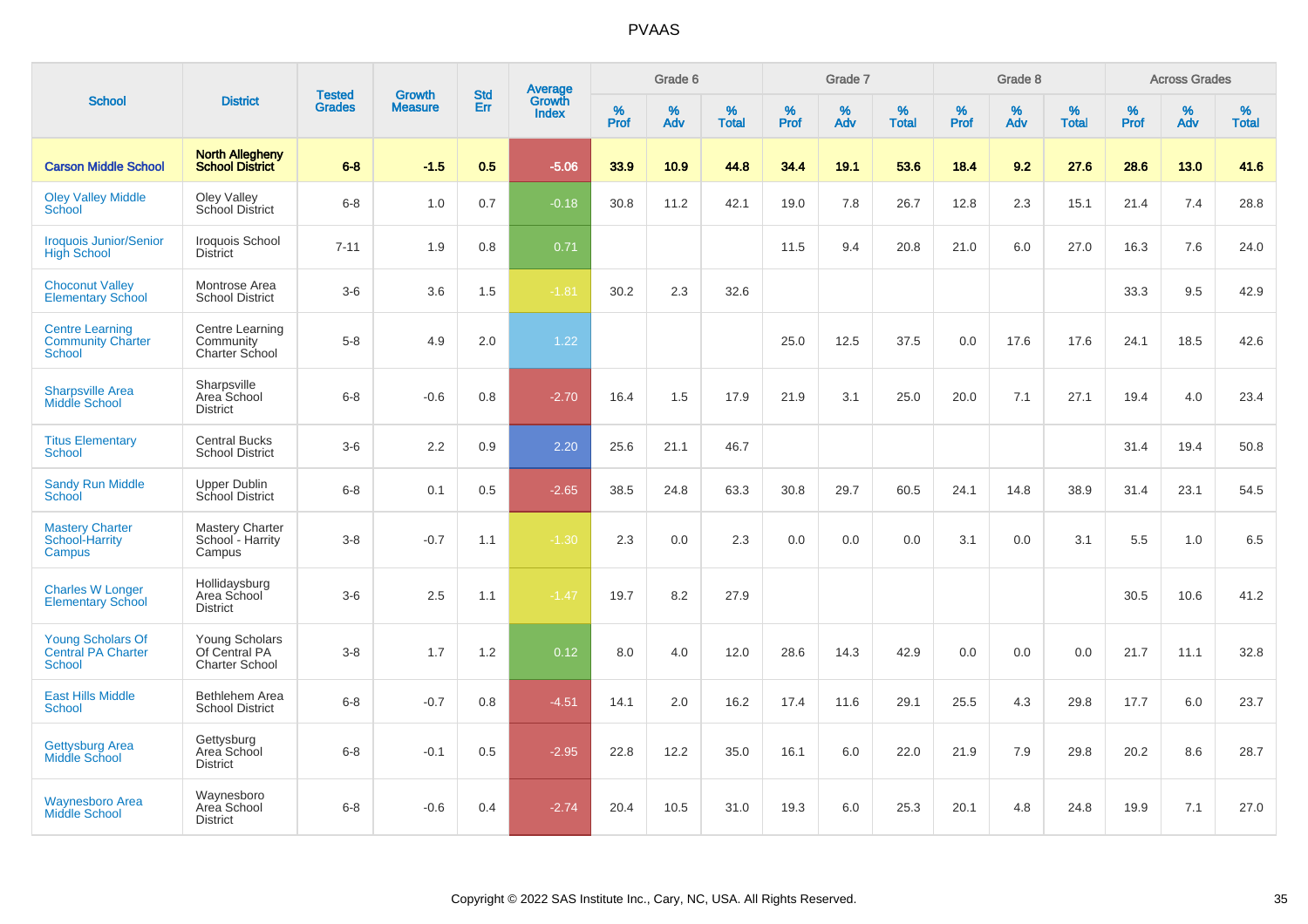# PVAAS

| School | District | Tested Grades | Growth Measure | Std Err | Average Growth Index | Grade 6 | | | Grade 7 | | | Grade 8 | | | Across Grades | | |
|---|---|---|---|---|---|---|---|---|---|---|---|---|---|---|---|---|---|
| | | | | | | % Prof | % Adv | % Total | % Prof | % Adv | % Total | % Prof | % Adv | % Total | % Prof | % Adv | % Total |
| **Carson Middle School** | **North Allegheny School District** | **6-8** | **-1.5** | **0.5** | **-5.06** | **33.9** | **10.9** | **44.8** | **34.4** | **19.1** | **53.6** | **18.4** | **9.2** | **27.6** | **28.6** | **13.0** | **41.6** |
| Oley Valley Middle School | Oley Valley School District | 6-8 | 1.0 | 0.7 | -0.18 | 30.8 | 11.2 | 42.1 | 19.0 | 7.8 | 26.7 | 12.8 | 2.3 | 15.1 | 21.4 | 7.4 | 28.8 |
| Iroquois Junior/Senior High School | Iroquois School District | 7-11 | 1.9 | 0.8 | 0.71 | | | | 11.5 | 9.4 | 20.8 | 21.0 | 6.0 | 27.0 | 16.3 | 7.6 | 24.0 |
| Choconut Valley Elementary School | Montrose Area School District | 3-6 | 3.6 | 1.5 | -1.81 | 30.2 | 2.3 | 32.6 | | | | | | | 33.3 | 9.5 | 42.9 |
| Centre Learning Community Charter School | Centre Learning Community Charter School | 5-8 | 4.9 | 2.0 | 1.22 | | | | 25.0 | 12.5 | 37.5 | 0.0 | 17.6 | 17.6 | 24.1 | 18.5 | 42.6 |
| Sharpsville Area Middle School | Sharpsville Area School District | 6-8 | -0.6 | 0.8 | -2.70 | 16.4 | 1.5 | 17.9 | 21.9 | 3.1 | 25.0 | 20.0 | 7.1 | 27.1 | 19.4 | 4.0 | 23.4 |
| Titus Elementary School | Central Bucks School District | 3-6 | 2.2 | 0.9 | 2.20 | 25.6 | 21.1 | 46.7 | | | | | | | 31.4 | 19.4 | 50.8 |
| Sandy Run Middle School | Upper Dublin School District | 6-8 | 0.1 | 0.5 | -2.65 | 38.5 | 24.8 | 63.3 | 30.8 | 29.7 | 60.5 | 24.1 | 14.8 | 38.9 | 31.4 | 23.1 | 54.5 |
| Mastery Charter School-Harrity Campus | Mastery Charter School - Harrity Campus | 3-8 | -0.7 | 1.1 | -1.30 | 2.3 | 0.0 | 2.3 | 0.0 | 0.0 | 0.0 | 3.1 | 0.0 | 3.1 | 5.5 | 1.0 | 6.5 |
| Charles W Longer Elementary School | Hollidaysburg Area School District | 3-6 | 2.5 | 1.1 | -1.47 | 19.7 | 8.2 | 27.9 | | | | | | | 30.5 | 10.6 | 41.2 |
| Young Scholars Of Central PA Charter School | Young Scholars Of Central PA Charter School | 3-8 | 1.7 | 1.2 | 0.12 | 8.0 | 4.0 | 12.0 | 28.6 | 14.3 | 42.9 | 0.0 | 0.0 | 0.0 | 21.7 | 11.1 | 32.8 |
| East Hills Middle School | Bethlehem Area School District | 6-8 | -0.7 | 0.8 | -4.51 | 14.1 | 2.0 | 16.2 | 17.4 | 11.6 | 29.1 | 25.5 | 4.3 | 29.8 | 17.7 | 6.0 | 23.7 |
| Gettysburg Area Middle School | Gettysburg Area School District | 6-8 | -0.1 | 0.5 | -2.95 | 22.8 | 12.2 | 35.0 | 16.1 | 6.0 | 22.0 | 21.9 | 7.9 | 29.8 | 20.2 | 8.6 | 28.7 |
| Waynesboro Area Middle School | Waynesboro Area School District | 6-8 | -0.6 | 0.4 | -2.74 | 20.4 | 10.5 | 31.0 | 19.3 | 6.0 | 25.3 | 20.1 | 4.8 | 24.8 | 19.9 | 7.1 | 27.0 |

Copyright © 2022 SAS Institute Inc., Cary, NC, USA. All Rights Reserved.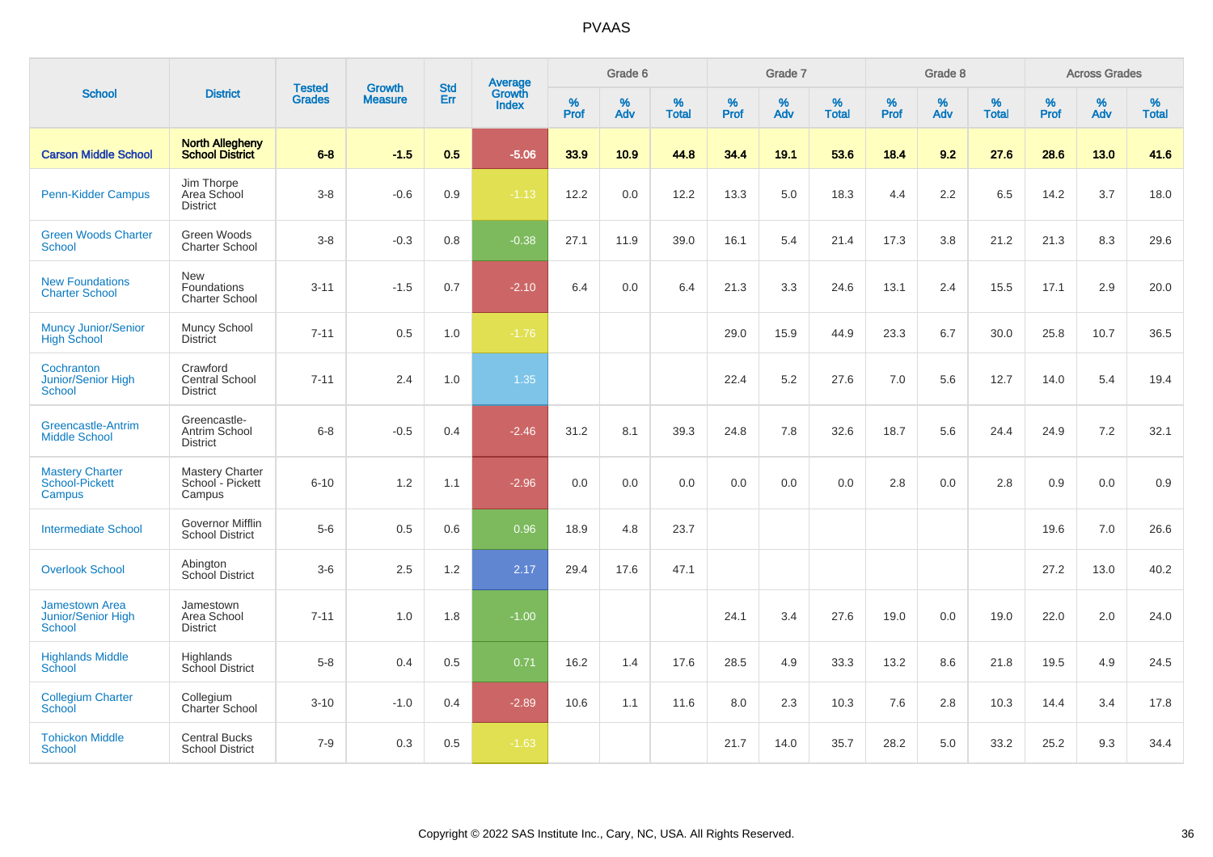# PVAAS

| School | District | Tested Grades | Growth Measure | Std Err | Average Growth Index | Grade 6 | | | Grade 7 | | | Grade 8 | | | Across Grades | | |
|---|---|---|---|---|---|---|---|---|---|---|---|---|---|---|---|---|---|
| | | | | | | % Prof | % Adv | % Total | % Prof | % Adv | % Total | % Prof | % Adv | % Total | % Prof | % Adv | % Total |
| **Carson Middle School** | **North Allegheny School District** | **6-8** | **-1.5** | **0.5** | **-5.06** | **33.9** | **10.9** | **44.8** | **34.4** | **19.1** | **53.6** | **18.4** | **9.2** | **27.6** | **28.6** | **13.0** | **41.6** |
| Penn-Kidder Campus | Jim Thorpe Area School District | 3-8 | -0.6 | 0.9 | -1.13 | 12.2 | 0.0 | 12.2 | 13.3 | 5.0 | 18.3 | 4.4 | 2.2 | 6.5 | 14.2 | 3.7 | 18.0 |
| Green Woods Charter School | Green Woods Charter School | 3-8 | -0.3 | 0.8 | -0.38 | 27.1 | 11.9 | 39.0 | 16.1 | 5.4 | 21.4 | 17.3 | 3.8 | 21.2 | 21.3 | 8.3 | 29.6 |
| New Foundations Charter School | New Foundations Charter School | 3-11 | -1.5 | 0.7 | -2.10 | 6.4 | 0.0 | 6.4 | 21.3 | 3.3 | 24.6 | 13.1 | 2.4 | 15.5 | 17.1 | 2.9 | 20.0 |
| Muncy Junior/Senior High School | Muncy School District | 7-11 | 0.5 | 1.0 | -1.76 | | | | 29.0 | 15.9 | 44.9 | 23.3 | 6.7 | 30.0 | 25.8 | 10.7 | 36.5 |
| Cochranton Junior/Senior High School | Crawford Central School District | 7-11 | 2.4 | 1.0 | 1.35 | | | | 22.4 | 5.2 | 27.6 | 7.0 | 5.6 | 12.7 | 14.0 | 5.4 | 19.4 |
| Greencastle-Antrim Middle School | Greencastle-Antrim School District | 6-8 | -0.5 | 0.4 | -2.46 | 31.2 | 8.1 | 39.3 | 24.8 | 7.8 | 32.6 | 18.7 | 5.6 | 24.4 | 24.9 | 7.2 | 32.1 |
| Mastery Charter School-Pickett Campus | Mastery Charter School - Pickett Campus | 6-10 | 1.2 | 1.1 | -2.96 | 0.0 | 0.0 | 0.0 | 0.0 | 0.0 | 0.0 | 2.8 | 0.0 | 2.8 | 0.9 | 0.0 | 0.9 |
| Intermediate School | Governor Mifflin School District | 5-6 | 0.5 | 0.6 | 0.96 | 18.9 | 4.8 | 23.7 | | | | | | | 19.6 | 7.0 | 26.6 |
| Overlook School | Abington School District | 3-6 | 2.5 | 1.2 | 2.17 | 29.4 | 17.6 | 47.1 | | | | | | | 27.2 | 13.0 | 40.2 |
| Jamestown Area Junior/Senior High School | Jamestown Area School District | 7-11 | 1.0 | 1.8 | -1.00 | | | | 24.1 | 3.4 | 27.6 | 19.0 | 0.0 | 19.0 | 22.0 | 2.0 | 24.0 |
| Highlands Middle School | Highlands School District | 5-8 | 0.4 | 0.5 | 0.71 | 16.2 | 1.4 | 17.6 | 28.5 | 4.9 | 33.3 | 13.2 | 8.6 | 21.8 | 19.5 | 4.9 | 24.5 |
| Collegium Charter School | Collegium Charter School | 3-10 | -1.0 | 0.4 | -2.89 | 10.6 | 1.1 | 11.6 | 8.0 | 2.3 | 10.3 | 7.6 | 2.8 | 10.3 | 14.4 | 3.4 | 17.8 |
| Tohickon Middle School | Central Bucks School District | 7-9 | 0.3 | 0.5 | -1.63 | | | | 21.7 | 14.0 | 35.7 | 28.2 | 5.0 | 33.2 | 25.2 | 9.3 | 34.4 |

Copyright © 2022 SAS Institute Inc., Cary, NC, USA. All Rights Reserved.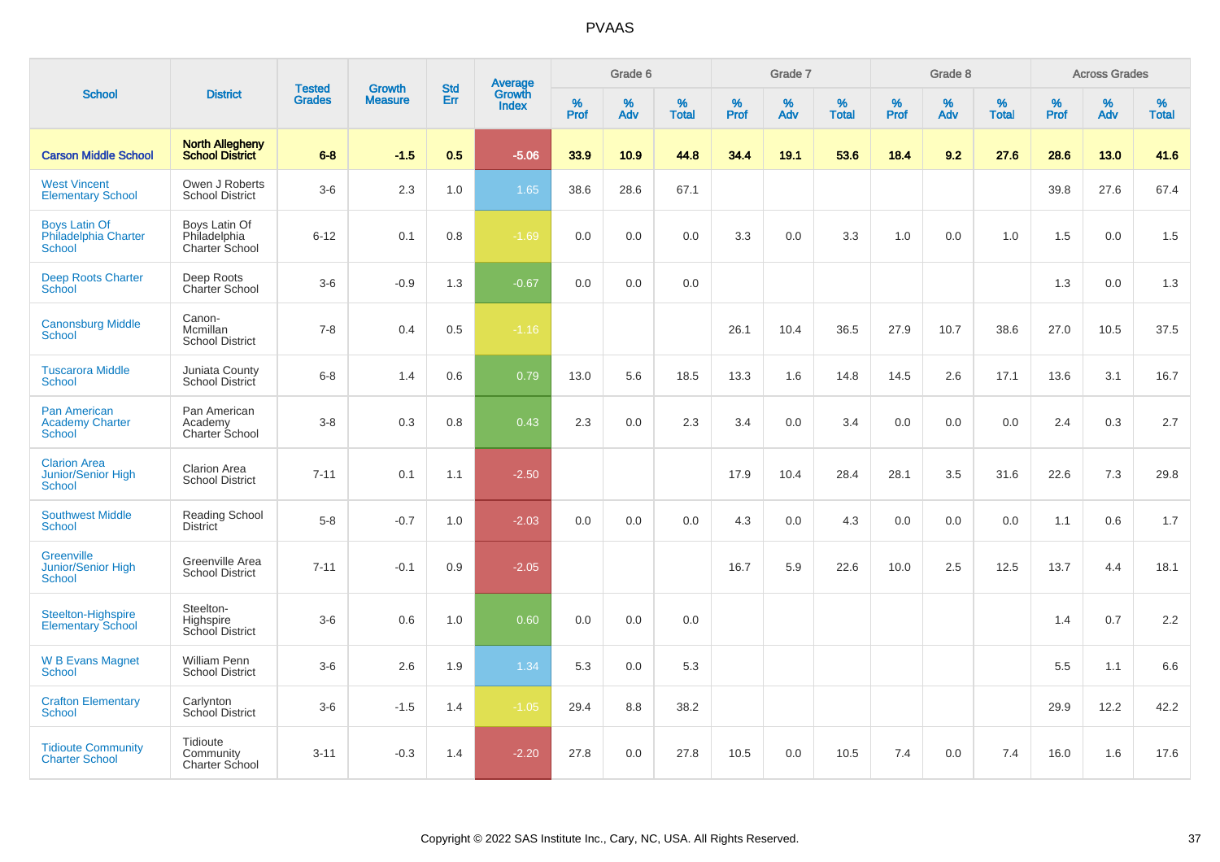# PVAAS

| School | District | Tested Grades | Growth Measure | Std Err | Average Growth Index | Grade 6 | | | Grade 7 | | | Grade 8 | | | Across Grades | | |
|---|---|---|---|---|---|---|---|---|---|---|---|---|---|---|---|---|---|
| | | | | | | % Prof | % Adv | % Total | % Prof | % Adv | % Total | % Prof | % Adv | % Total | % Prof | % Adv | % Total |
| **Carson Middle School** | **North Allegheny School District** | **6-8** | **-1.5** | **0.5** | **-5.06** | **33.9** | **10.9** | **44.8** | **34.4** | **19.1** | **53.6** | **18.4** | **9.2** | **27.6** | **28.6** | **13.0** | **41.6** |
| West Vincent Elementary School | Owen J Roberts School District | 3-6 | 2.3 | 1.0 | 1.65 | 38.6 | 28.6 | 67.1 | | | | | | | 39.8 | 27.6 | 67.4 |
| Boys Latin Of Philadelphia Charter School | Boys Latin Of Philadelphia Charter School | 6-12 | 0.1 | 0.8 | -1.69 | 0.0 | 0.0 | 0.0 | 3.3 | 0.0 | 3.3 | 1.0 | 0.0 | 1.0 | 1.5 | 0.0 | 1.5 |
| Deep Roots Charter School | Deep Roots Charter School | 3-6 | -0.9 | 1.3 | -0.67 | 0.0 | 0.0 | 0.0 | | | | | | | 1.3 | 0.0 | 1.3 |
| Canonsburg Middle School | Canon-Mcmillan School District | 7-8 | 0.4 | 0.5 | -1.16 | | | | 26.1 | 10.4 | 36.5 | 27.9 | 10.7 | 38.6 | 27.0 | 10.5 | 37.5 |
| Tuscarora Middle School | Juniata County School District | 6-8 | 1.4 | 0.6 | 0.79 | 13.0 | 5.6 | 18.5 | 13.3 | 1.6 | 14.8 | 14.5 | 2.6 | 17.1 | 13.6 | 3.1 | 16.7 |
| Pan American Academy Charter School | Pan American Academy Charter School | 3-8 | 0.3 | 0.8 | 0.43 | 2.3 | 0.0 | 2.3 | 3.4 | 0.0 | 3.4 | 0.0 | 0.0 | 0.0 | 2.4 | 0.3 | 2.7 |
| Clarion Area Junior/Senior High School | Clarion Area School District | 7-11 | 0.1 | 1.1 | -2.50 | | | | 17.9 | 10.4 | 28.4 | 28.1 | 3.5 | 31.6 | 22.6 | 7.3 | 29.8 |
| Southwest Middle School | Reading School District | 5-8 | -0.7 | 1.0 | -2.03 | 0.0 | 0.0 | 0.0 | 4.3 | 0.0 | 4.3 | 0.0 | 0.0 | 0.0 | 1.1 | 0.6 | 1.7 |
| Greenville Junior/Senior High School | Greenville Area School District | 7-11 | -0.1 | 0.9 | -2.05 | | | | 16.7 | 5.9 | 22.6 | 10.0 | 2.5 | 12.5 | 13.7 | 4.4 | 18.1 |
| Steelton-Highspire Elementary School | Steelton-Highspire School District | 3-6 | 0.6 | 1.0 | 0.60 | 0.0 | 0.0 | 0.0 | | | | | | | 1.4 | 0.7 | 2.2 |
| W B Evans Magnet School | William Penn School District | 3-6 | 2.6 | 1.9 | 1.34 | 5.3 | 0.0 | 5.3 | | | | | | | 5.5 | 1.1 | 6.6 |
| Crafton Elementary School | Carlynton School District | 3-6 | -1.5 | 1.4 | -1.05 | 29.4 | 8.8 | 38.2 | | | | | | | 29.9 | 12.2 | 42.2 |
| Tidioute Community Charter School | Tidioute Community Charter School | 3-11 | -0.3 | 1.4 | -2.20 | 27.8 | 0.0 | 27.8 | 10.5 | 0.0 | 10.5 | 7.4 | 0.0 | 7.4 | 16.0 | 1.6 | 17.6 |

Copyright © 2022 SAS Institute Inc., Cary, NC, USA. All Rights Reserved.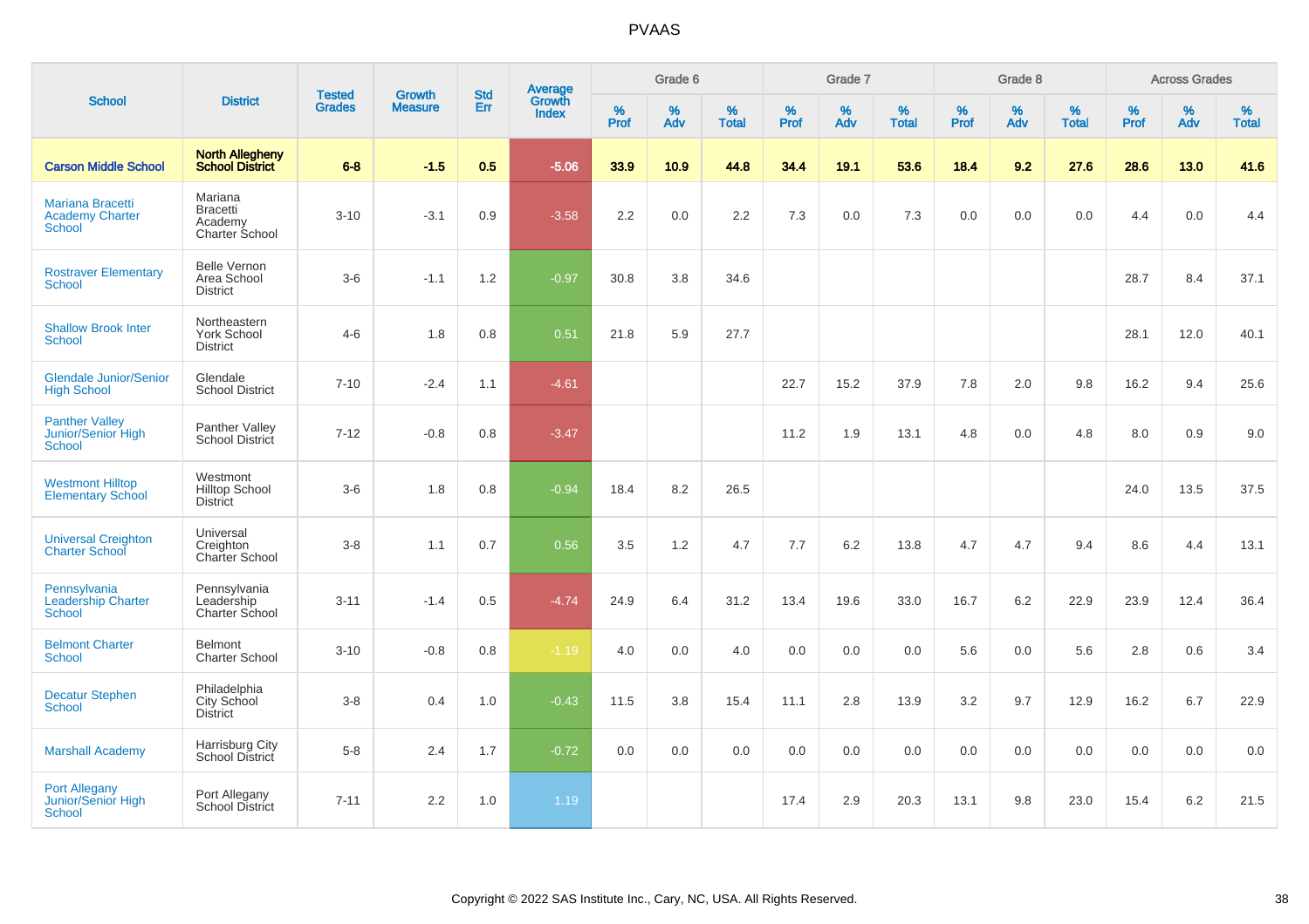# PVAAS

| School | District | Tested Grades | Growth Measure | Std Err | Average Growth Index | Grade 6 | | | Grade 7 | | | Grade 8 | | | Across Grades | | |
|---|---|---|---|---|---|---|---|---|---|---|---|---|---|---|---|---|---|
| | | | | | | % Prof | % Adv | % Total | % Prof | % Adv | % Total | % Prof | % Adv | % Total | % Prof | % Adv | % Total |
| **Carson Middle School** | **North Allegheny School District** | **6-8** | **-1.5** | **0.5** | **-5.06** | **33.9** | **10.9** | **44.8** | **34.4** | **19.1** | **53.6** | **18.4** | **9.2** | **27.6** | **28.6** | **13.0** | **41.6** |
| Mariana Bracetti Academy Charter School | Mariana Bracetti Academy Charter School | 3-10 | -3.1 | 0.9 | -3.58 | 2.2 | 0.0 | 2.2 | 7.3 | 0.0 | 7.3 | 0.0 | 0.0 | 0.0 | 4.4 | 0.0 | 4.4 |
| Rostraver Elementary School | Belle Vernon Area School District | 3-6 | -1.1 | 1.2 | -0.97 | 30.8 | 3.8 | 34.6 | | | | | | | 28.7 | 8.4 | 37.1 |
| Shallow Brook Inter School | Northeastern York School District | 4-6 | 1.8 | 0.8 | 0.51 | 21.8 | 5.9 | 27.7 | | | | | | | 28.1 | 12.0 | 40.1 |
| Glendale Junior/Senior High School | Glendale School District | 7-10 | -2.4 | 1.1 | -4.61 | | | | 22.7 | 15.2 | 37.9 | 7.8 | 2.0 | 9.8 | 16.2 | 9.4 | 25.6 |
| Panther Valley Junior/Senior High School | Panther Valley School District | 7-12 | -0.8 | 0.8 | -3.47 | | | | 11.2 | 1.9 | 13.1 | 4.8 | 0.0 | 4.8 | 8.0 | 0.9 | 9.0 |
| Westmont Hilltop Elementary School | Westmont Hilltop School District | 3-6 | 1.8 | 0.8 | -0.94 | 18.4 | 8.2 | 26.5 | | | | | | | 24.0 | 13.5 | 37.5 |
| Universal Creighton Charter School | Universal Creighton Charter School | 3-8 | 1.1 | 0.7 | 0.56 | 3.5 | 1.2 | 4.7 | 7.7 | 6.2 | 13.8 | 4.7 | 4.7 | 9.4 | 8.6 | 4.4 | 13.1 |
| Pennsylvania Leadership Charter School | Pennsylvania Leadership Charter School | 3-11 | -1.4 | 0.5 | -4.74 | 24.9 | 6.4 | 31.2 | 13.4 | 19.6 | 33.0 | 16.7 | 6.2 | 22.9 | 23.9 | 12.4 | 36.4 |
| Belmont Charter School | Belmont Charter School | 3-10 | -0.8 | 0.8 | -1.19 | 4.0 | 0.0 | 4.0 | 0.0 | 0.0 | 0.0 | 5.6 | 0.0 | 5.6 | 2.8 | 0.6 | 3.4 |
| Decatur Stephen School | Philadelphia City School District | 3-8 | 0.4 | 1.0 | -0.43 | 11.5 | 3.8 | 15.4 | 11.1 | 2.8 | 13.9 | 3.2 | 9.7 | 12.9 | 16.2 | 6.7 | 22.9 |
| Marshall Academy | Harrisburg City School District | 5-8 | 2.4 | 1.7 | -0.72 | 0.0 | 0.0 | 0.0 | 0.0 | 0.0 | 0.0 | 0.0 | 0.0 | 0.0 | 0.0 | 0.0 | 0.0 |
| Port Allegany Junior/Senior High School | Port Allegany School District | 7-11 | 2.2 | 1.0 | 1.19 | | | | 17.4 | 2.9 | 20.3 | 13.1 | 9.8 | 23.0 | 15.4 | 6.2 | 21.5 |

Copyright © 2022 SAS Institute Inc., Cary, NC, USA. All Rights Reserved.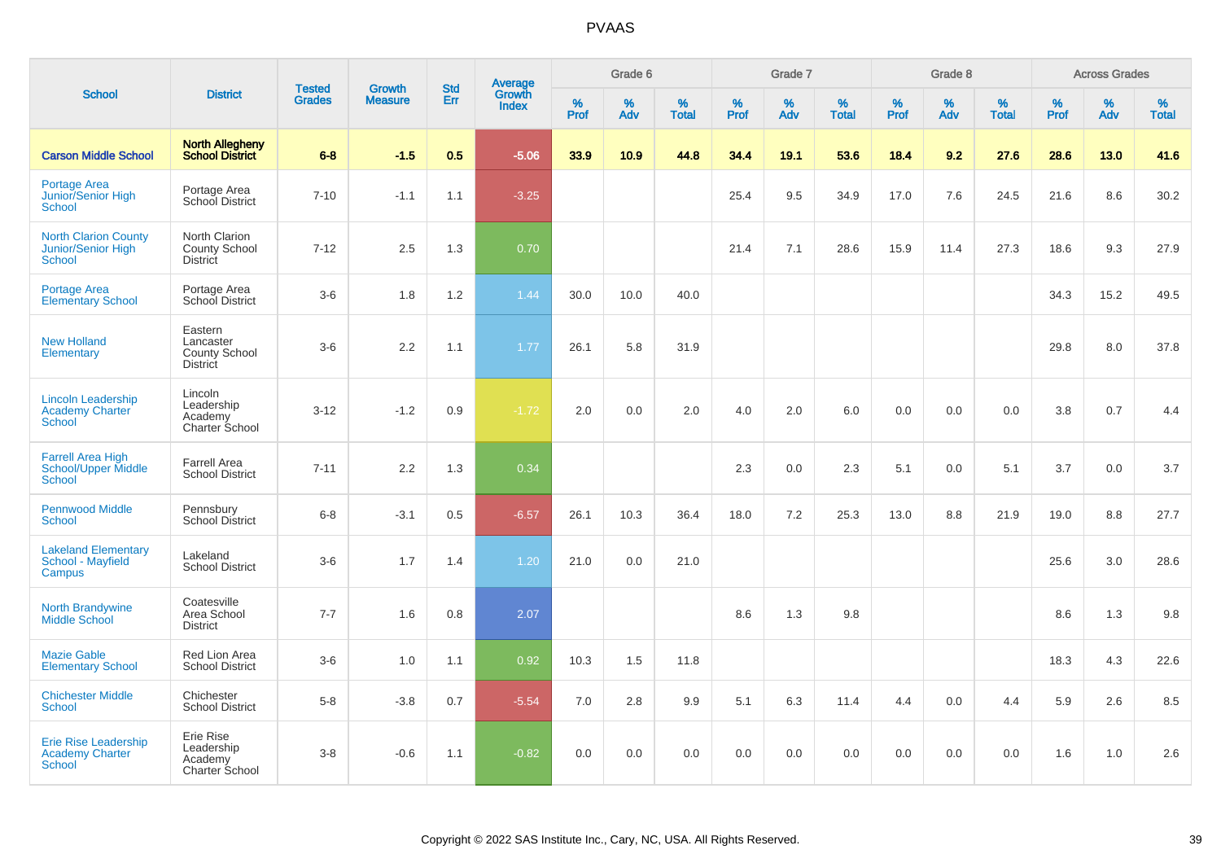| School | District | Tested Grades | Growth Measure | Std Err | Average Growth Index | Grade 6 | | | Grade 7 | | | Grade 8 | | | Across Grades | | |
|---|---|---|---|---|---|---|---|---|---|---|---|---|---|---|---|---|---|
| | | | | | | % Prof | % Adv | % Total | % Prof | % Adv | % Total | % Prof | % Adv | % Total | % Prof | % Adv | % Total |
| **Carson Middle School** | **North Allegheny School District** | **6-8** | **-1.5** | **0.5** | **-5.06** | **33.9** | **10.9** | **44.8** | **34.4** | **19.1** | **53.6** | **18.4** | **9.2** | **27.6** | **28.6** | **13.0** | **41.6** |
| Portage Area Junior/Senior High School | Portage Area School District | 7-10 | -1.1 | 1.1 | -3.25 | | | | 25.4 | 9.5 | 34.9 | 17.0 | 7.6 | 24.5 | 21.6 | 8.6 | 30.2 |
| North Clarion County Junior/Senior High School | North Clarion County School District | 7-12 | 2.5 | 1.3 | 0.70 | | | | 21.4 | 7.1 | 28.6 | 15.9 | 11.4 | 27.3 | 18.6 | 9.3 | 27.9 |
| Portage Area Elementary School | Portage Area School District | 3-6 | 1.8 | 1.2 | 1.44 | 30.0 | 10.0 | 40.0 | | | | | | | 34.3 | 15.2 | 49.5 |
| New Holland Elementary | Eastern Lancaster County School District | 3-6 | 2.2 | 1.1 | 1.77 | 26.1 | 5.8 | 31.9 | | | | | | | 29.8 | 8.0 | 37.8 |
| Lincoln Leadership Academy Charter School | Lincoln Leadership Academy Charter School | 3-12 | -1.2 | 0.9 | -1.72 | 2.0 | 0.0 | 2.0 | 4.0 | 2.0 | 6.0 | 0.0 | 0.0 | 0.0 | 3.8 | 0.7 | 4.4 |
| Farrell Area High School/Upper Middle School | Farrell Area School District | 7-11 | 2.2 | 1.3 | 0.34 | | | | 2.3 | 0.0 | 2.3 | 5.1 | 0.0 | 5.1 | 3.7 | 0.0 | 3.7 |
| Pennwood Middle School | Pennsbury School District | 6-8 | -3.1 | 0.5 | -6.57 | 26.1 | 10.3 | 36.4 | 18.0 | 7.2 | 25.3 | 13.0 | 8.8 | 21.9 | 19.0 | 8.8 | 27.7 |
| Lakeland Elementary School - Mayfield Campus | Lakeland School District | 3-6 | 1.7 | 1.4 | 1.20 | 21.0 | 0.0 | 21.0 | | | | | | | 25.6 | 3.0 | 28.6 |
| North Brandywine Middle School | Coatesville Area School District | 7-7 | 1.6 | 0.8 | 2.07 | | | | 8.6 | 1.3 | 9.8 | | | | 8.6 | 1.3 | 9.8 |
| Mazie Gable Elementary School | Red Lion Area School District | 3-6 | 1.0 | 1.1 | 0.92 | 10.3 | 1.5 | 11.8 | | | | | | | 18.3 | 4.3 | 22.6 |
| Chichester Middle School | Chichester School District | 5-8 | -3.8 | 0.7 | -5.54 | 7.0 | 2.8 | 9.9 | 5.1 | 6.3 | 11.4 | 4.4 | 0.0 | 4.4 | 5.9 | 2.6 | 8.5 |
| Erie Rise Leadership Academy Charter School | Erie Rise Leadership Academy Charter School | 3-8 | -0.6 | 1.1 | -0.82 | 0.0 | 0.0 | 0.0 | 0.0 | 0.0 | 0.0 | 0.0 | 0.0 | 0.0 | 1.6 | 1.0 | 2.6 |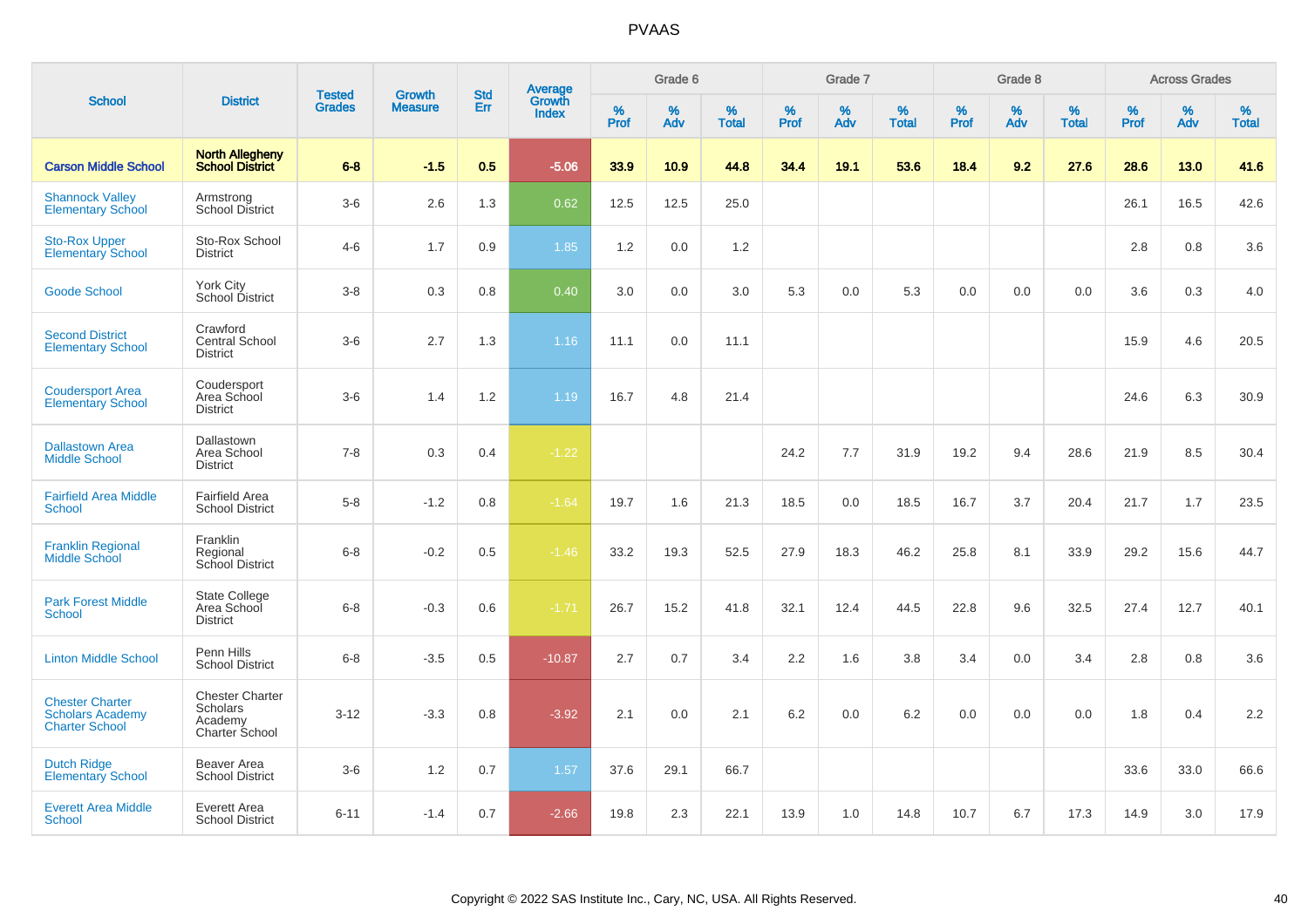# PVAAS

| School | District | Tested Grades | Growth Measure | Std Err | Average Growth Index | Grade 6 | | | Grade 7 | | | Grade 8 | | | Across Grades | | |
|---|---|---|---|---|---|---|---|---|---|---|---|---|---|---|---|---|---|
| | | | | | | % Prof | % Adv | % Total | % Prof | % Adv | % Total | % Prof | % Adv | % Total | % Prof | % Adv | % Total |
| **Carson Middle School** | **North Allegheny School District** | **6-8** | **-1.5** | **0.5** | **-5.06** | **33.9** | **10.9** | **44.8** | **34.4** | **19.1** | **53.6** | **18.4** | **9.2** | **27.6** | **28.6** | **13.0** | **41.6** |
| Shannock Valley Elementary School | Armstrong School District | 3-6 | 2.6 | 1.3 | 0.62 | 12.5 | 12.5 | 25.0 | | | | | | | 26.1 | 16.5 | 42.6 |
| Sto-Rox Upper Elementary School | Sto-Rox School District | 4-6 | 1.7 | 0.9 | 1.85 | 1.2 | 0.0 | 1.2 | | | | | | | 2.8 | 0.8 | 3.6 |
| Goode School | York City School District | 3-8 | 0.3 | 0.8 | 0.40 | 3.0 | 0.0 | 3.0 | 5.3 | 0.0 | 5.3 | 0.0 | 0.0 | 0.0 | 3.6 | 0.3 | 4.0 |
| Second District Elementary School | Crawford Central School District | 3-6 | 2.7 | 1.3 | 1.16 | 11.1 | 0.0 | 11.1 | | | | | | | 15.9 | 4.6 | 20.5 |
| Coudersport Area Elementary School | Coudersport Area School District | 3-6 | 1.4 | 1.2 | 1.19 | 16.7 | 4.8 | 21.4 | | | | | | | 24.6 | 6.3 | 30.9 |
| Dallastown Area Middle School | Dallastown Area School District | 7-8 | 0.3 | 0.4 | -1.22 | | | | 24.2 | 7.7 | 31.9 | 19.2 | 9.4 | 28.6 | 21.9 | 8.5 | 30.4 |
| Fairfield Area Middle School | Fairfield Area School District | 5-8 | -1.2 | 0.8 | -1.64 | 19.7 | 1.6 | 21.3 | 18.5 | 0.0 | 18.5 | 16.7 | 3.7 | 20.4 | 21.7 | 1.7 | 23.5 |
| Franklin Regional Middle School | Franklin Regional School District | 6-8 | -0.2 | 0.5 | -1.46 | 33.2 | 19.3 | 52.5 | 27.9 | 18.3 | 46.2 | 25.8 | 8.1 | 33.9 | 29.2 | 15.6 | 44.7 |
| Park Forest Middle School | State College Area School District | 6-8 | -0.3 | 0.6 | -1.71 | 26.7 | 15.2 | 41.8 | 32.1 | 12.4 | 44.5 | 22.8 | 9.6 | 32.5 | 27.4 | 12.7 | 40.1 |
| Linton Middle School | Penn Hills School District | 6-8 | -3.5 | 0.5 | -10.87 | 2.7 | 0.7 | 3.4 | 2.2 | 1.6 | 3.8 | 3.4 | 0.0 | 3.4 | 2.8 | 0.8 | 3.6 |
| Chester Charter Scholars Academy Charter School | Chester Charter Scholars Academy Charter School | 3-12 | -3.3 | 0.8 | -3.92 | 2.1 | 0.0 | 2.1 | 6.2 | 0.0 | 6.2 | 0.0 | 0.0 | 0.0 | 1.8 | 0.4 | 2.2 |
| Dutch Ridge Elementary School | Beaver Area School District | 3-6 | 1.2 | 0.7 | 1.57 | 37.6 | 29.1 | 66.7 | | | | | | | 33.6 | 33.0 | 66.6 |
| Everett Area Middle School | Everett Area School District | 6-11 | -1.4 | 0.7 | -2.66 | 19.8 | 2.3 | 22.1 | 13.9 | 1.0 | 14.8 | 10.7 | 6.7 | 17.3 | 14.9 | 3.0 | 17.9 |

Copyright © 2022 SAS Institute Inc., Cary, NC, USA. All Rights Reserved.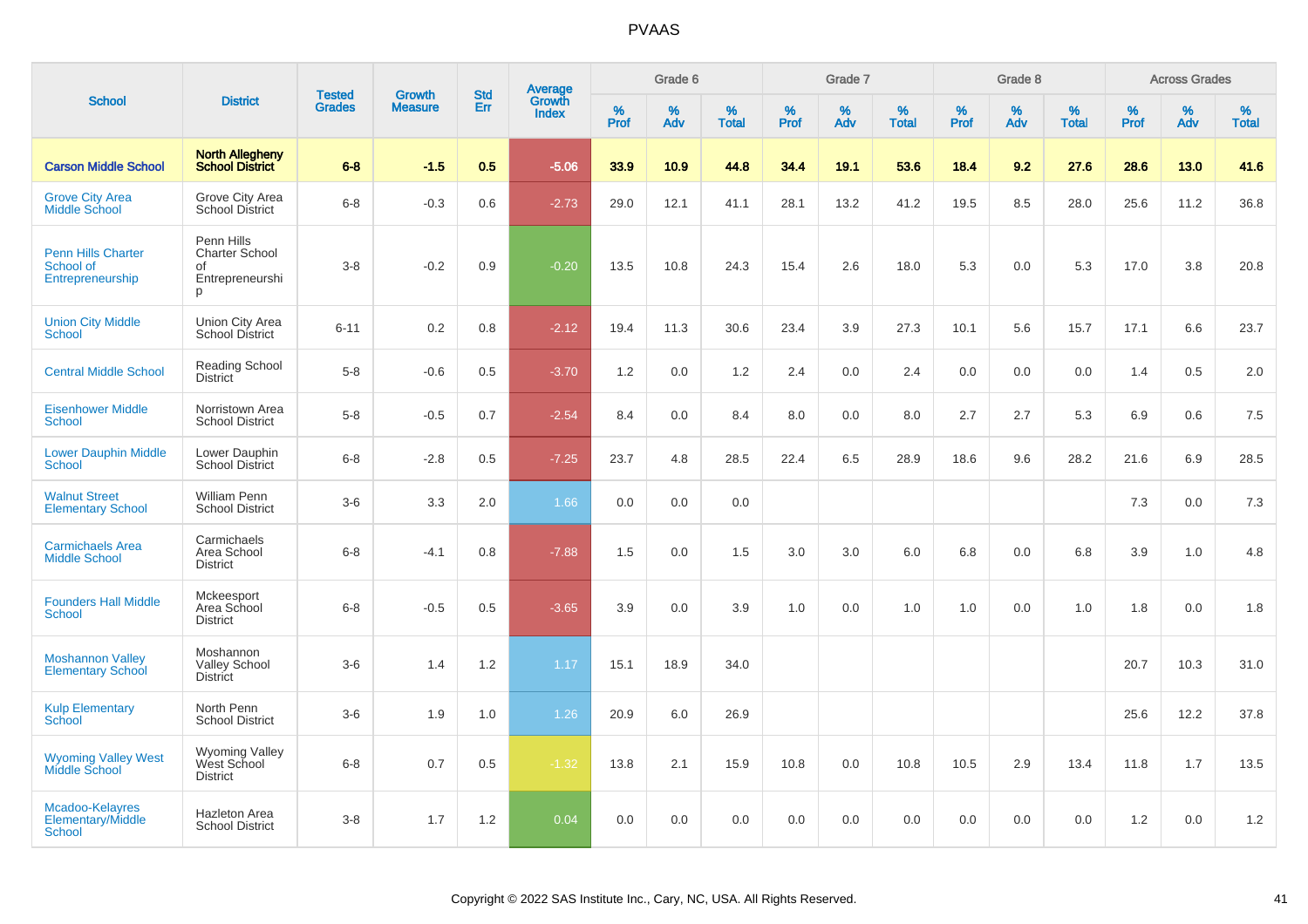# PVAAS

| School | District | Tested Grades | Growth Measure | Std Err | Average Growth Index | Grade 6 | | | Grade 7 | | | Grade 8 | | | Across Grades | | |
|---|---|---|---|---|---|---|---|---|---|---|---|---|---|---|---|---|---|
| | | | | | | % Prof | % Adv | % Total | % Prof | % Adv | % Total | % Prof | % Adv | % Total | % Prof | % Adv | % Total |
| **Carson Middle School** | **North Allegheny School District** | **6-8** | **-1.5** | **0.5** | **-5.06** | **33.9** | **10.9** | **44.8** | **34.4** | **19.1** | **53.6** | **18.4** | **9.2** | **27.6** | **28.6** | **13.0** | **41.6** |
| Grove City Area Middle School | Grove City Area School District | 6-8 | -0.3 | 0.6 | -2.73 | 29.0 | 12.1 | 41.1 | 28.1 | 13.2 | 41.2 | 19.5 | 8.5 | 28.0 | 25.6 | 11.2 | 36.8 |
| Penn Hills Charter School of Entrepreneurship | Penn Hills Charter School of Entrepreneurship | 3-8 | -0.2 | 0.9 | -0.20 | 13.5 | 10.8 | 24.3 | 15.4 | 2.6 | 18.0 | 5.3 | 0.0 | 5.3 | 17.0 | 3.8 | 20.8 |
| Union City Middle School | Union City Area School District | 6-11 | 0.2 | 0.8 | -2.12 | 19.4 | 11.3 | 30.6 | 23.4 | 3.9 | 27.3 | 10.1 | 5.6 | 15.7 | 17.1 | 6.6 | 23.7 |
| Central Middle School | Reading School District | 5-8 | -0.6 | 0.5 | -3.70 | 1.2 | 0.0 | 1.2 | 2.4 | 0.0 | 2.4 | 0.0 | 0.0 | 0.0 | 1.4 | 0.5 | 2.0 |
| Eisenhower Middle School | Norristown Area School District | 5-8 | -0.5 | 0.7 | -2.54 | 8.4 | 0.0 | 8.4 | 8.0 | 0.0 | 8.0 | 2.7 | 2.7 | 5.3 | 6.9 | 0.6 | 7.5 |
| Lower Dauphin Middle School | Lower Dauphin School District | 6-8 | -2.8 | 0.5 | -7.25 | 23.7 | 4.8 | 28.5 | 22.4 | 6.5 | 28.9 | 18.6 | 9.6 | 28.2 | 21.6 | 6.9 | 28.5 |
| Walnut Street Elementary School | William Penn School District | 3-6 | 3.3 | 2.0 | 1.66 | 0.0 | 0.0 | 0.0 | | | | | | | 7.3 | 0.0 | 7.3 |
| Carmichaels Area Middle School | Carmichaels Area School District | 6-8 | -4.1 | 0.8 | -7.88 | 1.5 | 0.0 | 1.5 | 3.0 | 3.0 | 6.0 | 6.8 | 0.0 | 6.8 | 3.9 | 1.0 | 4.8 |
| Founders Hall Middle School | Mckeesport Area School District | 6-8 | -0.5 | 0.5 | -3.65 | 3.9 | 0.0 | 3.9 | 1.0 | 0.0 | 1.0 | 1.0 | 0.0 | 1.0 | 1.8 | 0.0 | 1.8 |
| Moshannon Valley Elementary School | Moshannon Valley School District | 3-6 | 1.4 | 1.2 | 1.17 | 15.1 | 18.9 | 34.0 | | | | | | | 20.7 | 10.3 | 31.0 |
| Kulp Elementary School | North Penn School District | 3-6 | 1.9 | 1.0 | 1.26 | 20.9 | 6.0 | 26.9 | | | | | | | 25.6 | 12.2 | 37.8 |
| Wyoming Valley West Middle School | Wyoming Valley West School District | 6-8 | 0.7 | 0.5 | -1.32 | 13.8 | 2.1 | 15.9 | 10.8 | 0.0 | 10.8 | 10.5 | 2.9 | 13.4 | 11.8 | 1.7 | 13.5 |
| Mcadoo-Kelayres Elementary/Middle School | Hazleton Area School District | 3-8 | 1.7 | 1.2 | 0.04 | 0.0 | 0.0 | 0.0 | 0.0 | 0.0 | 0.0 | 0.0 | 0.0 | 0.0 | 1.2 | 0.0 | 1.2 |

Copyright © 2022 SAS Institute Inc., Cary, NC, USA. All Rights Reserved.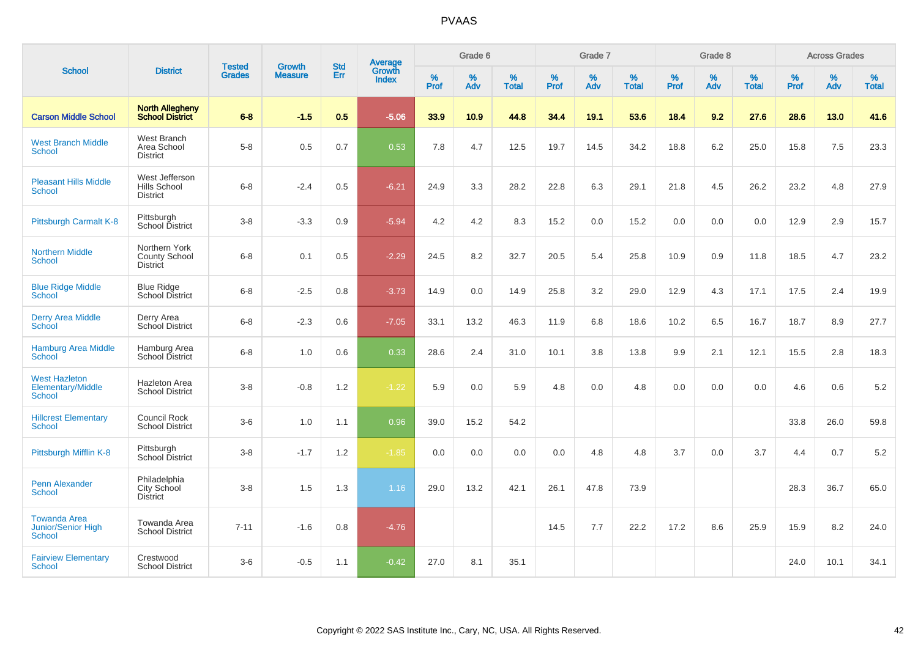# PVAAS

| School | District | Tested Grades | Growth Measure | Std Err | Average Growth Index | Grade 6 | | | Grade 7 | | | Grade 8 | | | Across Grades | | |
|---|---|---|---|---|---|---|---|---|---|---|---|---|---|---|---|---|---|
| | | | | | | % Prof | % Adv | % Total | % Prof | % Adv | % Total | % Prof | % Adv | % Total | % Prof | % Adv | % Total |
| **Carson Middle School** | **North Allegheny School District** | **6-8** | **-1.5** | **0.5** | **-5.06** | **33.9** | **10.9** | **44.8** | **34.4** | **19.1** | **53.6** | **18.4** | **9.2** | **27.6** | **28.6** | **13.0** | **41.6** |
| West Branch Middle School | West Branch Area School District | 5-8 | 0.5 | 0.7 | 0.53 | 7.8 | 4.7 | 12.5 | 19.7 | 14.5 | 34.2 | 18.8 | 6.2 | 25.0 | 15.8 | 7.5 | 23.3 |
| Pleasant Hills Middle School | West Jefferson Hills School District | 6-8 | -2.4 | 0.5 | -6.21 | 24.9 | 3.3 | 28.2 | 22.8 | 6.3 | 29.1 | 21.8 | 4.5 | 26.2 | 23.2 | 4.8 | 27.9 |
| Pittsburgh Carmalt K-8 | Pittsburgh School District | 3-8 | -3.3 | 0.9 | -5.94 | 4.2 | 4.2 | 8.3 | 15.2 | 0.0 | 15.2 | 0.0 | 0.0 | 0.0 | 12.9 | 2.9 | 15.7 |
| Northern Middle School | Northern York County School District | 6-8 | 0.1 | 0.5 | -2.29 | 24.5 | 8.2 | 32.7 | 20.5 | 5.4 | 25.8 | 10.9 | 0.9 | 11.8 | 18.5 | 4.7 | 23.2 |
| Blue Ridge Middle School | Blue Ridge School District | 6-8 | -2.5 | 0.8 | -3.73 | 14.9 | 0.0 | 14.9 | 25.8 | 3.2 | 29.0 | 12.9 | 4.3 | 17.1 | 17.5 | 2.4 | 19.9 |
| Derry Area Middle School | Derry Area School District | 6-8 | -2.3 | 0.6 | -7.05 | 33.1 | 13.2 | 46.3 | 11.9 | 6.8 | 18.6 | 10.2 | 6.5 | 16.7 | 18.7 | 8.9 | 27.7 |
| Hamburg Area Middle School | Hamburg Area School District | 6-8 | 1.0 | 0.6 | 0.33 | 28.6 | 2.4 | 31.0 | 10.1 | 3.8 | 13.8 | 9.9 | 2.1 | 12.1 | 15.5 | 2.8 | 18.3 |
| West Hazleton Elementary/Middle School | Hazleton Area School District | 3-8 | -0.8 | 1.2 | -1.22 | 5.9 | 0.0 | 5.9 | 4.8 | 0.0 | 4.8 | 0.0 | 0.0 | 0.0 | 4.6 | 0.6 | 5.2 |
| Hillcrest Elementary School | Council Rock School District | 3-6 | 1.0 | 1.1 | 0.96 | 39.0 | 15.2 | 54.2 | | | | | | | 33.8 | 26.0 | 59.8 |
| Pittsburgh Mifflin K-8 | Pittsburgh School District | 3-8 | -1.7 | 1.2 | -1.85 | 0.0 | 0.0 | 0.0 | 0.0 | 4.8 | 4.8 | 3.7 | 0.0 | 3.7 | 4.4 | 0.7 | 5.2 |
| Penn Alexander School | Philadelphia City School District | 3-8 | 1.5 | 1.3 | 1.16 | 29.0 | 13.2 | 42.1 | 26.1 | 47.8 | 73.9 | | | | 28.3 | 36.7 | 65.0 |
| Towanda Area Junior/Senior High School | Towanda Area School District | 7-11 | -1.6 | 0.8 | -4.76 | | | | 14.5 | 7.7 | 22.2 | 17.2 | 8.6 | 25.9 | 15.9 | 8.2 | 24.0 |
| Fairview Elementary School | Crestwood School District | 3-6 | -0.5 | 1.1 | -0.42 | 27.0 | 8.1 | 35.1 | | | | | | | 24.0 | 10.1 | 34.1 |

Copyright © 2022 SAS Institute Inc., Cary, NC, USA. All Rights Reserved.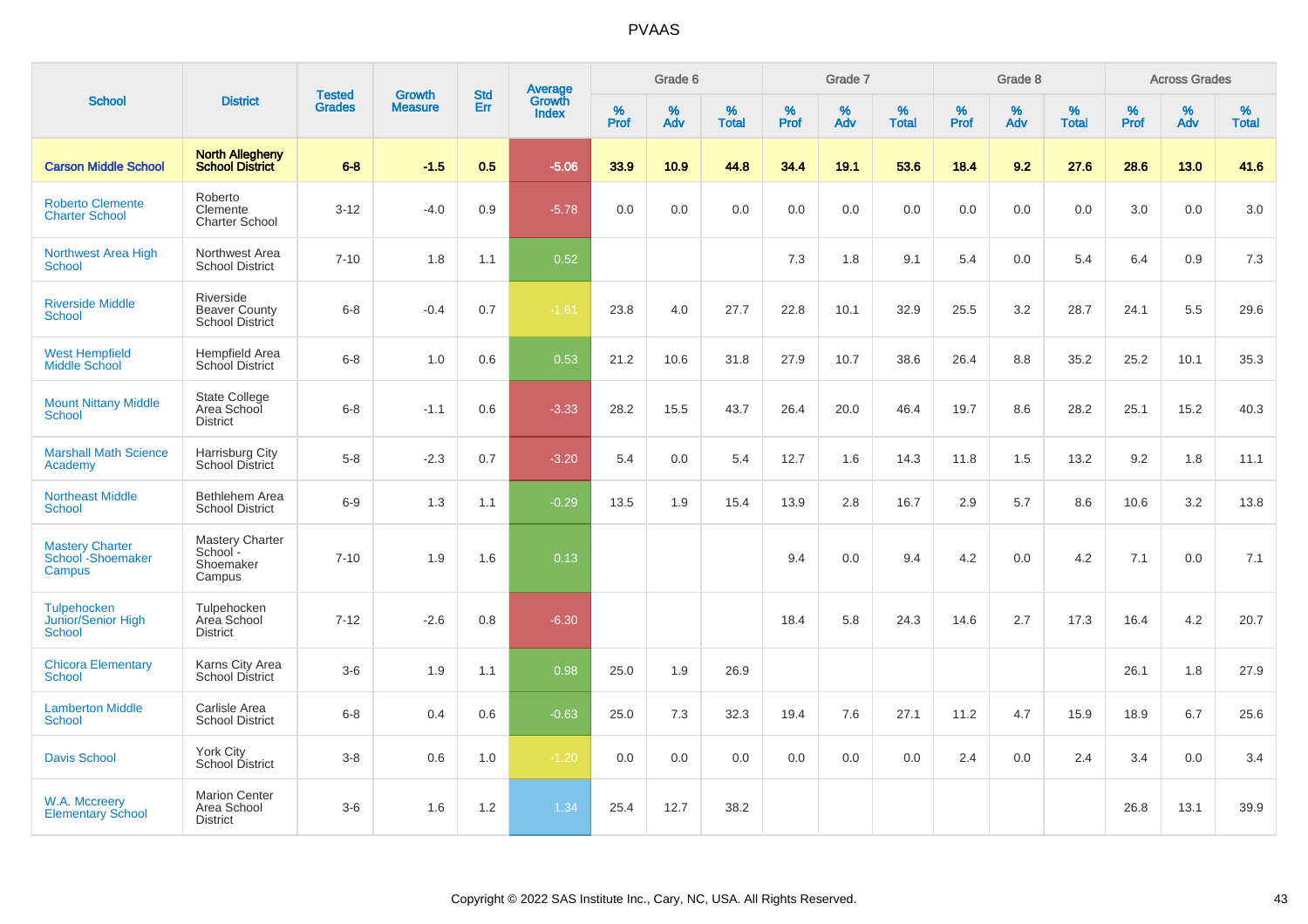# PVAAS

| School | District | Tested Grades | Growth Measure | Std Err | Average Growth Index | Grade 6 | | | Grade 7 | | | Grade 8 | | | Across Grades | | |
|---|---|---|---|---|---|---|---|---|---|---|---|---|---|---|---|---|---|
| | | | | | | % Prof | % Adv | % Total | % Prof | % Adv | % Total | % Prof | % Adv | % Total | % Prof | % Adv | % Total |
| **Carson Middle School** | **North Allegheny School District** | **6-8** | **-1.5** | **0.5** | **-5.06** | **33.9** | **10.9** | **44.8** | **34.4** | **19.1** | **53.6** | **18.4** | **9.2** | **27.6** | **28.6** | **13.0** | **41.6** |
| Roberto Clemente Charter School | Roberto Clemente Charter School | 3-12 | -4.0 | 0.9 | -5.78 | 0.0 | 0.0 | 0.0 | 0.0 | 0.0 | 0.0 | 0.0 | 0.0 | 0.0 | 3.0 | 0.0 | 3.0 |
| Northwest Area High School | Northwest Area School District | 7-10 | 1.8 | 1.1 | 0.52 | | | | 7.3 | 1.8 | 9.1 | 5.4 | 0.0 | 5.4 | 6.4 | 0.9 | 7.3 |
| Riverside Middle School | Riverside Beaver County School District | 6-8 | -0.4 | 0.7 | -1.61 | 23.8 | 4.0 | 27.7 | 22.8 | 10.1 | 32.9 | 25.5 | 3.2 | 28.7 | 24.1 | 5.5 | 29.6 |
| West Hempfield Middle School | Hempfield Area School District | 6-8 | 1.0 | 0.6 | 0.53 | 21.2 | 10.6 | 31.8 | 27.9 | 10.7 | 38.6 | 26.4 | 8.8 | 35.2 | 25.2 | 10.1 | 35.3 |
| Mount Nittany Middle School | State College Area School District | 6-8 | -1.1 | 0.6 | -3.33 | 28.2 | 15.5 | 43.7 | 26.4 | 20.0 | 46.4 | 19.7 | 8.6 | 28.2 | 25.1 | 15.2 | 40.3 |
| Marshall Math Science Academy | Harrisburg City School District | 5-8 | -2.3 | 0.7 | -3.20 | 5.4 | 0.0 | 5.4 | 12.7 | 1.6 | 14.3 | 11.8 | 1.5 | 13.2 | 9.2 | 1.8 | 11.1 |
| Northeast Middle School | Bethlehem Area School District | 6-9 | 1.3 | 1.1 | -0.29 | 13.5 | 1.9 | 15.4 | 13.9 | 2.8 | 16.7 | 2.9 | 5.7 | 8.6 | 10.6 | 3.2 | 13.8 |
| Mastery Charter School -Shoemaker Campus | Mastery Charter School - Shoemaker Campus | 7-10 | 1.9 | 1.6 | 0.13 | | | | 9.4 | 0.0 | 9.4 | 4.2 | 0.0 | 4.2 | 7.1 | 0.0 | 7.1 |
| Tulpehocken Junior/Senior High School | Tulpehocken Area School District | 7-12 | -2.6 | 0.8 | -6.30 | | | | 18.4 | 5.8 | 24.3 | 14.6 | 2.7 | 17.3 | 16.4 | 4.2 | 20.7 |
| Chicora Elementary School | Karns City Area School District | 3-6 | 1.9 | 1.1 | 0.98 | 25.0 | 1.9 | 26.9 | | | | | | | 26.1 | 1.8 | 27.9 |
| Lamberton Middle School | Carlisle Area School District | 6-8 | 0.4 | 0.6 | -0.63 | 25.0 | 7.3 | 32.3 | 19.4 | 7.6 | 27.1 | 11.2 | 4.7 | 15.9 | 18.9 | 6.7 | 25.6 |
| Davis School | York City School District | 3-8 | 0.6 | 1.0 | -1.20 | 0.0 | 0.0 | 0.0 | 0.0 | 0.0 | 0.0 | 2.4 | 0.0 | 2.4 | 3.4 | 0.0 | 3.4 |
| W.A. Mccreery Elementary School | Marion Center Area School District | 3-6 | 1.6 | 1.2 | 1.34 | 25.4 | 12.7 | 38.2 | | | | | | | 26.8 | 13.1 | 39.9 |

Copyright © 2022 SAS Institute Inc., Cary, NC, USA. All Rights Reserved.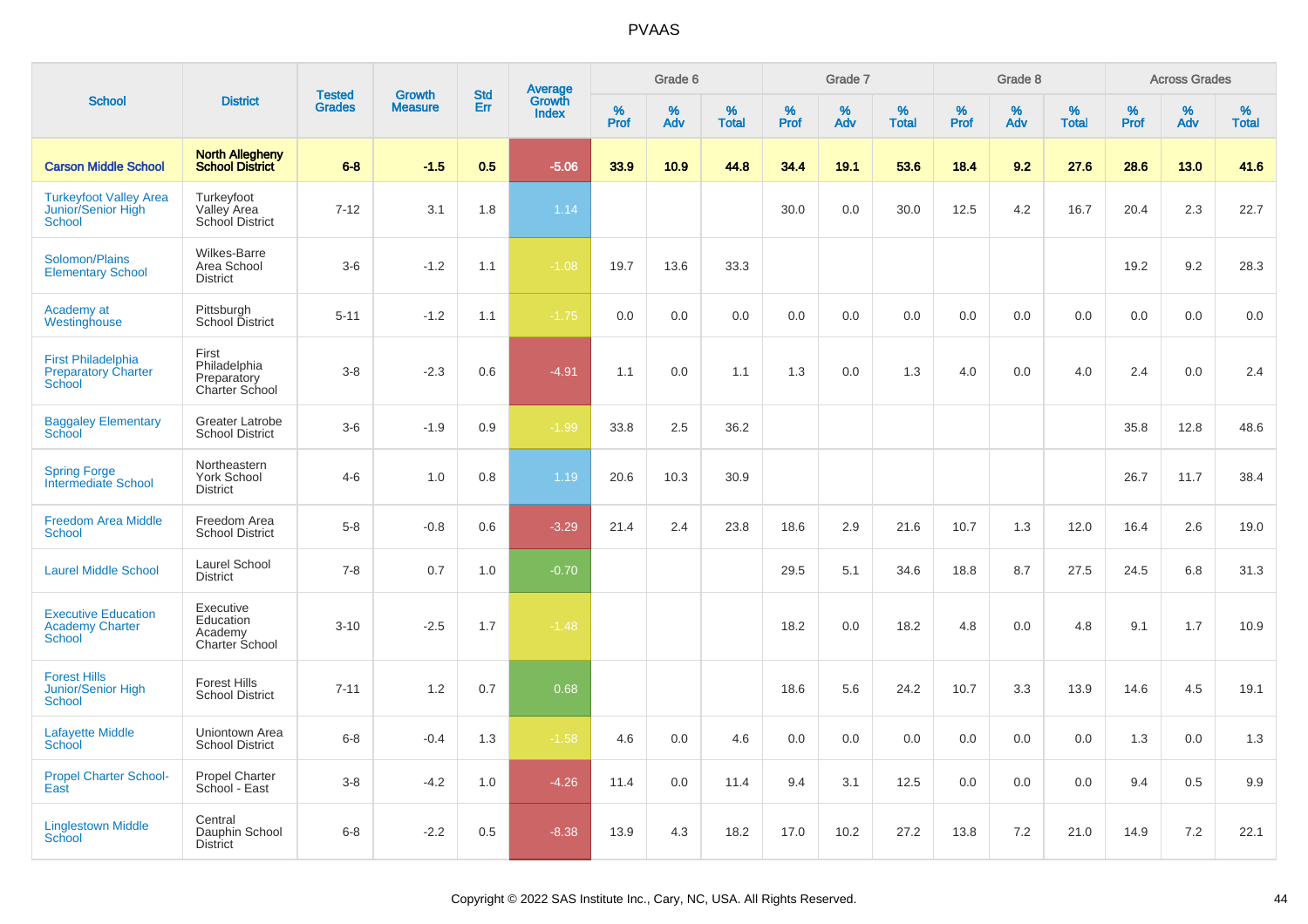# PVAAS

| School | District | Tested Grades | Growth Measure | Std Err | Average Growth Index | Grade 6 | | | Grade 7 | | | Grade 8 | | | Across Grades | | |
|---|---|---|---|---|---|---|---|---|---|---|---|---|---|---|---|---|---|
| | | | | | | % Prof | % Adv | % Total | % Prof | % Adv | % Total | % Prof | % Adv | % Total | % Prof | % Adv | % Total |
| **Carson Middle School** | **North Allegheny School District** | **6-8** | **-1.5** | **0.5** | **-5.06** | **33.9** | **10.9** | **44.8** | **34.4** | **19.1** | **53.6** | **18.4** | **9.2** | **27.6** | **28.6** | **13.0** | **41.6** |
| Turkeyfoot Valley Area Junior/Senior High School | Turkeyfoot Valley Area School District | 7-12 | 3.1 | 1.8 | 1.14 | | | | 30.0 | 0.0 | 30.0 | 12.5 | 4.2 | 16.7 | 20.4 | 2.3 | 22.7 |
| Solomon/Plains Elementary School | Wilkes-Barre Area School District | 3-6 | -1.2 | 1.1 | -1.08 | 19.7 | 13.6 | 33.3 | | | | | | | 19.2 | 9.2 | 28.3 |
| Academy at Westinghouse | Pittsburgh School District | 5-11 | -1.2 | 1.1 | -1.75 | 0.0 | 0.0 | 0.0 | 0.0 | 0.0 | 0.0 | 0.0 | 0.0 | 0.0 | 0.0 | 0.0 | 0.0 |
| First Philadelphia Preparatory Charter School | First Philadelphia Preparatory Charter School | 3-8 | -2.3 | 0.6 | -4.91 | 1.1 | 0.0 | 1.1 | 1.3 | 0.0 | 1.3 | 4.0 | 0.0 | 4.0 | 2.4 | 0.0 | 2.4 |
| Baggaley Elementary School | Greater Latrobe School District | 3-6 | -1.9 | 0.9 | -1.99 | 33.8 | 2.5 | 36.2 | | | | | | | 35.8 | 12.8 | 48.6 |
| Spring Forge Intermediate School | Northeastern York School District | 4-6 | 1.0 | 0.8 | 1.19 | 20.6 | 10.3 | 30.9 | | | | | | | 26.7 | 11.7 | 38.4 |
| Freedom Area Middle School | Freedom Area School District | 5-8 | -0.8 | 0.6 | -3.29 | 21.4 | 2.4 | 23.8 | 18.6 | 2.9 | 21.6 | 10.7 | 1.3 | 12.0 | 16.4 | 2.6 | 19.0 |
| Laurel Middle School | Laurel School District | 7-8 | 0.7 | 1.0 | -0.70 | | | | 29.5 | 5.1 | 34.6 | 18.8 | 8.7 | 27.5 | 24.5 | 6.8 | 31.3 |
| Executive Education Academy Charter School | Executive Education Academy Charter School | 3-10 | -2.5 | 1.7 | -1.48 | | | | 18.2 | 0.0 | 18.2 | 4.8 | 0.0 | 4.8 | 9.1 | 1.7 | 10.9 |
| Forest Hills Junior/Senior High School | Forest Hills School District | 7-11 | 1.2 | 0.7 | 0.68 | | | | 18.6 | 5.6 | 24.2 | 10.7 | 3.3 | 13.9 | 14.6 | 4.5 | 19.1 |
| Lafayette Middle School | Uniontown Area School District | 6-8 | -0.4 | 1.3 | -1.58 | 4.6 | 0.0 | 4.6 | 0.0 | 0.0 | 0.0 | 0.0 | 0.0 | 0.0 | 1.3 | 0.0 | 1.3 |
| Propel Charter School-East | Propel Charter School - East | 3-8 | -4.2 | 1.0 | -4.26 | 11.4 | 0.0 | 11.4 | 9.4 | 3.1 | 12.5 | 0.0 | 0.0 | 0.0 | 9.4 | 0.5 | 9.9 |
| Linglestown Middle School | Central Dauphin School District | 6-8 | -2.2 | 0.5 | -8.38 | 13.9 | 4.3 | 18.2 | 17.0 | 10.2 | 27.2 | 13.8 | 7.2 | 21.0 | 14.9 | 7.2 | 22.1 |

Copyright © 2022 SAS Institute Inc., Cary, NC, USA. All Rights Reserved.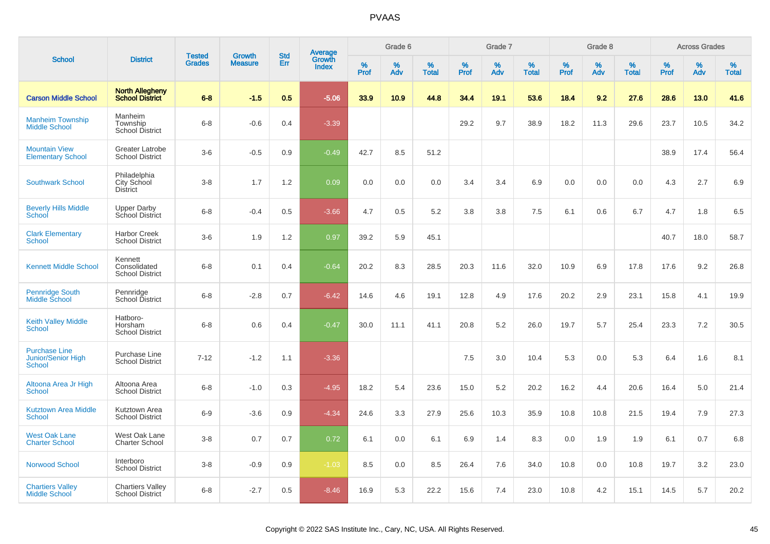# PVAAS

| School | District | Tested Grades | Growth Measure | Std Err | Average Growth Index | Grade 6 | | | Grade 7 | | | Grade 8 | | | Across Grades | | |
|---|---|---|---|---|---|---|---|---|---|---|---|---|---|---|---|---|---|
| | | | | | | % Prof | % Adv | % Total | % Prof | % Adv | % Total | % Prof | % Adv | % Total | % Prof | % Adv | % Total |
| **Carson Middle School** | **North Allegheny School District** | **6-8** | **-1.5** | **0.5** | **-5.06** | **33.9** | **10.9** | **44.8** | **34.4** | **19.1** | **53.6** | **18.4** | **9.2** | **27.6** | **28.6** | **13.0** | **41.6** |
| Manheim Township Middle School | Manheim Township School District | 6-8 | -0.6 | 0.4 | -3.39 | | | | 29.2 | 9.7 | 38.9 | 18.2 | 11.3 | 29.6 | 23.7 | 10.5 | 34.2 |
| Mountain View Elementary School | Greater Latrobe School District | 3-6 | -0.5 | 0.9 | -0.49 | 42.7 | 8.5 | 51.2 | | | | | | | 38.9 | 17.4 | 56.4 |
| Southwark School | Philadelphia City School District | 3-8 | 1.7 | 1.2 | 0.09 | 0.0 | 0.0 | 0.0 | 3.4 | 3.4 | 6.9 | 0.0 | 0.0 | 0.0 | 4.3 | 2.7 | 6.9 |
| Beverly Hills Middle School | Upper Darby School District | 6-8 | -0.4 | 0.5 | -3.66 | 4.7 | 0.5 | 5.2 | 3.8 | 3.8 | 7.5 | 6.1 | 0.6 | 6.7 | 4.7 | 1.8 | 6.5 |
| Clark Elementary School | Harbor Creek School District | 3-6 | 1.9 | 1.2 | 0.97 | 39.2 | 5.9 | 45.1 | | | | | | | 40.7 | 18.0 | 58.7 |
| Kennett Middle School | Kennett Consolidated School District | 6-8 | 0.1 | 0.4 | -0.64 | 20.2 | 8.3 | 28.5 | 20.3 | 11.6 | 32.0 | 10.9 | 6.9 | 17.8 | 17.6 | 9.2 | 26.8 |
| Pennridge South Middle School | Pennridge School District | 6-8 | -2.8 | 0.7 | -6.42 | 14.6 | 4.6 | 19.1 | 12.8 | 4.9 | 17.6 | 20.2 | 2.9 | 23.1 | 15.8 | 4.1 | 19.9 |
| Keith Valley Middle School | Hatboro-Horsham School District | 6-8 | 0.6 | 0.4 | -0.47 | 30.0 | 11.1 | 41.1 | 20.8 | 5.2 | 26.0 | 19.7 | 5.7 | 25.4 | 23.3 | 7.2 | 30.5 |
| Purchase Line Junior/Senior High School | Purchase Line School District | 7-12 | -1.2 | 1.1 | -3.36 | | | | 7.5 | 3.0 | 10.4 | 5.3 | 0.0 | 5.3 | 6.4 | 1.6 | 8.1 |
| Altoona Area Jr High School | Altoona Area School District | 6-8 | -1.0 | 0.3 | -4.95 | 18.2 | 5.4 | 23.6 | 15.0 | 5.2 | 20.2 | 16.2 | 4.4 | 20.6 | 16.4 | 5.0 | 21.4 |
| Kutztown Area Middle School | Kutztown Area School District | 6-9 | -3.6 | 0.9 | -4.34 | 24.6 | 3.3 | 27.9 | 25.6 | 10.3 | 35.9 | 10.8 | 10.8 | 21.5 | 19.4 | 7.9 | 27.3 |
| West Oak Lane Charter School | West Oak Lane Charter School | 3-8 | 0.7 | 0.7 | 0.72 | 6.1 | 0.0 | 6.1 | 6.9 | 1.4 | 8.3 | 0.0 | 1.9 | 1.9 | 6.1 | 0.7 | 6.8 |
| Norwood School | Interboro School District | 3-8 | -0.9 | 0.9 | -1.03 | 8.5 | 0.0 | 8.5 | 26.4 | 7.6 | 34.0 | 10.8 | 0.0 | 10.8 | 19.7 | 3.2 | 23.0 |
| Chartiers Valley Middle School | Chartiers Valley School District | 6-8 | -2.7 | 0.5 | -8.46 | 16.9 | 5.3 | 22.2 | 15.6 | 7.4 | 23.0 | 10.8 | 4.2 | 15.1 | 14.5 | 5.7 | 20.2 |

Copyright © 2022 SAS Institute Inc., Cary, NC, USA. All Rights Reserved.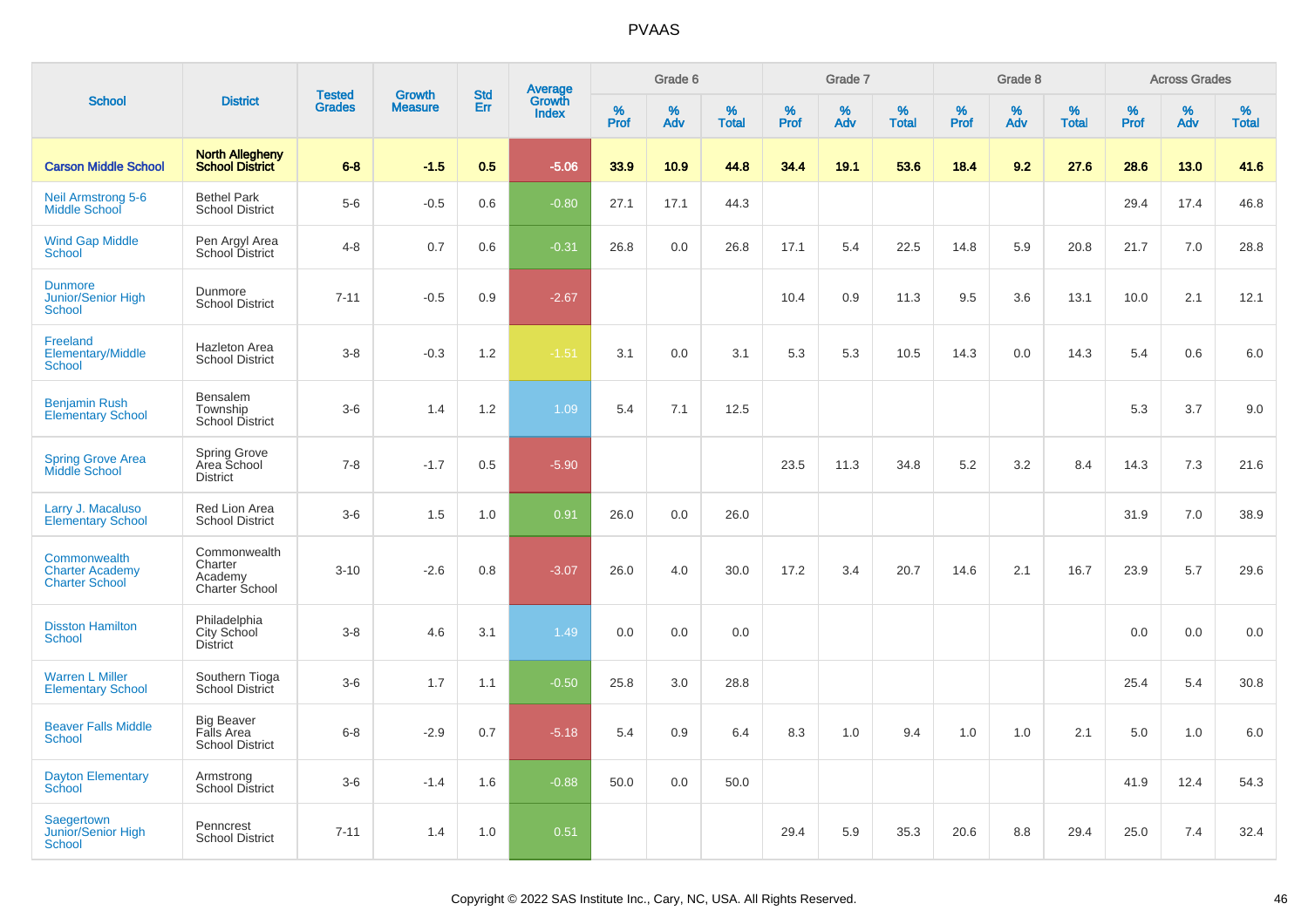# PVAAS

| School | District | Tested Grades | Growth Measure | Std Err | Average Growth Index | Grade 6 | | | Grade 7 | | | Grade 8 | | | Across Grades | | |
|---|---|---|---|---|---|---|---|---|---|---|---|---|---|---|---|---|---|
| | | | | | | % Prof | % Adv | % Total | % Prof | % Adv | % Total | % Prof | % Adv | % Total | % Prof | % Adv | % Total |
| **Carson Middle School** | **North Allegheny School District** | **6-8** | **-1.5** | **0.5** | **-5.06** | **33.9** | **10.9** | **44.8** | **34.4** | **19.1** | **53.6** | **18.4** | **9.2** | **27.6** | **28.6** | **13.0** | **41.6** |
| Neil Armstrong 5-6 Middle School | Bethel Park School District | 5-6 | -0.5 | 0.6 | -0.80 | 27.1 | 17.1 | 44.3 | | | | | | | 29.4 | 17.4 | 46.8 |
| Wind Gap Middle School | Pen Argyl Area School District | 4-8 | 0.7 | 0.6 | -0.31 | 26.8 | 0.0 | 26.8 | 17.1 | 5.4 | 22.5 | 14.8 | 5.9 | 20.8 | 21.7 | 7.0 | 28.8 |
| Dunmore Junior/Senior High School | Dunmore School District | 7-11 | -0.5 | 0.9 | -2.67 | | | | 10.4 | 0.9 | 11.3 | 9.5 | 3.6 | 13.1 | 10.0 | 2.1 | 12.1 |
| Freeland Elementary/Middle School | Hazleton Area School District | 3-8 | -0.3 | 1.2 | -1.51 | 3.1 | 0.0 | 3.1 | 5.3 | 5.3 | 10.5 | 14.3 | 0.0 | 14.3 | 5.4 | 0.6 | 6.0 |
| Benjamin Rush Elementary School | Bensalem Township School District | 3-6 | 1.4 | 1.2 | 1.09 | 5.4 | 7.1 | 12.5 | | | | | | | 5.3 | 3.7 | 9.0 |
| Spring Grove Area Middle School | Spring Grove Area School District | 7-8 | -1.7 | 0.5 | -5.90 | | | | 23.5 | 11.3 | 34.8 | 5.2 | 3.2 | 8.4 | 14.3 | 7.3 | 21.6 |
| Larry J. Macaluso Elementary School | Red Lion Area School District | 3-6 | 1.5 | 1.0 | 0.91 | 26.0 | 0.0 | 26.0 | | | | | | | 31.9 | 7.0 | 38.9 |
| Commonwealth Charter Academy Charter School | Commonwealth Charter Academy Charter School | 3-10 | -2.6 | 0.8 | -3.07 | 26.0 | 4.0 | 30.0 | 17.2 | 3.4 | 20.7 | 14.6 | 2.1 | 16.7 | 23.9 | 5.7 | 29.6 |
| Disston Hamilton School | Philadelphia City School District | 3-8 | 4.6 | 3.1 | 1.49 | 0.0 | 0.0 | 0.0 | | | | | | | 0.0 | 0.0 | 0.0 |
| Warren L Miller Elementary School | Southern Tioga School District | 3-6 | 1.7 | 1.1 | -0.50 | 25.8 | 3.0 | 28.8 | | | | | | | 25.4 | 5.4 | 30.8 |
| Beaver Falls Middle School | Big Beaver Falls Area School District | 6-8 | -2.9 | 0.7 | -5.18 | 5.4 | 0.9 | 6.4 | 8.3 | 1.0 | 9.4 | 1.0 | 1.0 | 2.1 | 5.0 | 1.0 | 6.0 |
| Dayton Elementary School | Armstrong School District | 3-6 | -1.4 | 1.6 | -0.88 | 50.0 | 0.0 | 50.0 | | | | | | | 41.9 | 12.4 | 54.3 |
| Saegertown Junior/Senior High School | Penncrest School District | 7-11 | 1.4 | 1.0 | 0.51 | | | | 29.4 | 5.9 | 35.3 | 20.6 | 8.8 | 29.4 | 25.0 | 7.4 | 32.4 |

Copyright © 2022 SAS Institute Inc., Cary, NC, USA. All Rights Reserved.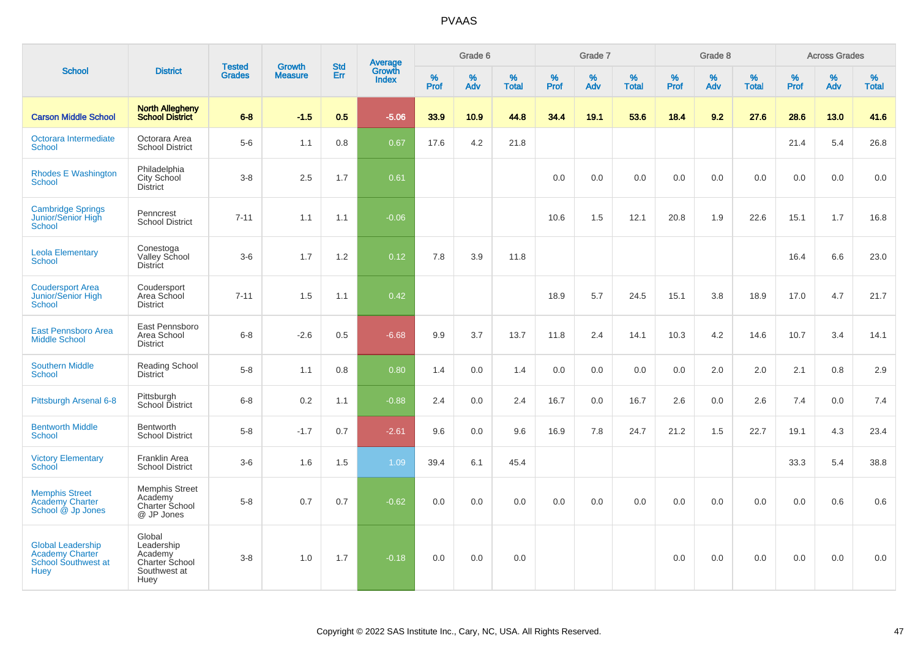# PVAAS

| School | District | Tested Grades | Growth Measure | Std Err | Average Growth Index | Grade 6 | | | Grade 7 | | | Grade 8 | | | Across Grades | | |
|---|---|---|---|---|---|---|---|---|---|---|---|---|---|---|---|---|---|
| | | | | | | % Prof | % Adv | % Total | % Prof | % Adv | % Total | % Prof | % Adv | % Total | % Prof | % Adv | % Total |
| **Carson Middle School** | **North Allegheny School District** | **6-8** | **-1.5** | **0.5** | **-5.06** | **33.9** | **10.9** | **44.8** | **34.4** | **19.1** | **53.6** | **18.4** | **9.2** | **27.6** | **28.6** | **13.0** | **41.6** |
| Octorara Intermediate School | Octorara Area School District | 5-6 | 1.1 | 0.8 | 0.67 | 17.6 | 4.2 | 21.8 | | | | | | | 21.4 | 5.4 | 26.8 |
| Rhodes E Washington School | Philadelphia City School District | 3-8 | 2.5 | 1.7 | 0.61 | | | | 0.0 | 0.0 | 0.0 | 0.0 | 0.0 | 0.0 | 0.0 | 0.0 | 0.0 |
| Cambridge Springs Junior/Senior High School | Penncrest School District | 7-11 | 1.1 | 1.1 | -0.06 | | | | 10.6 | 1.5 | 12.1 | 20.8 | 1.9 | 22.6 | 15.1 | 1.7 | 16.8 |
| Leola Elementary School | Conestoga Valley School District | 3-6 | 1.7 | 1.2 | 0.12 | 7.8 | 3.9 | 11.8 | | | | | | | 16.4 | 6.6 | 23.0 |
| Coudersport Area Junior/Senior High School | Coudersport Area School District | 7-11 | 1.5 | 1.1 | 0.42 | | | | 18.9 | 5.7 | 24.5 | 15.1 | 3.8 | 18.9 | 17.0 | 4.7 | 21.7 |
| East Pennsboro Area Middle School | East Pennsboro Area School District | 6-8 | -2.6 | 0.5 | -6.68 | 9.9 | 3.7 | 13.7 | 11.8 | 2.4 | 14.1 | 10.3 | 4.2 | 14.6 | 10.7 | 3.4 | 14.1 |
| Southern Middle School | Reading School District | 5-8 | 1.1 | 0.8 | 0.80 | 1.4 | 0.0 | 1.4 | 0.0 | 0.0 | 0.0 | 0.0 | 2.0 | 2.0 | 2.1 | 0.8 | 2.9 |
| Pittsburgh Arsenal 6-8 | Pittsburgh School District | 6-8 | 0.2 | 1.1 | -0.88 | 2.4 | 0.0 | 2.4 | 16.7 | 0.0 | 16.7 | 2.6 | 0.0 | 2.6 | 7.4 | 0.0 | 7.4 |
| Bentworth Middle School | Bentworth School District | 5-8 | -1.7 | 0.7 | -2.61 | 9.6 | 0.0 | 9.6 | 16.9 | 7.8 | 24.7 | 21.2 | 1.5 | 22.7 | 19.1 | 4.3 | 23.4 |
| Victory Elementary School | Franklin Area School District | 3-6 | 1.6 | 1.5 | 1.09 | 39.4 | 6.1 | 45.4 | | | | | | | 33.3 | 5.4 | 38.8 |
| Memphis Street Academy Charter School @ Jp Jones | Memphis Street Academy Charter School @ JP Jones | 5-8 | 0.7 | 0.7 | -0.62 | 0.0 | 0.0 | 0.0 | 0.0 | 0.0 | 0.0 | 0.0 | 0.0 | 0.0 | 0.0 | 0.6 | 0.6 |
| Global Leadership Academy Charter School Southwest at Huey | Global Leadership Academy Charter School Southwest at Huey | 3-8 | 1.0 | 1.7 | -0.18 | 0.0 | 0.0 | 0.0 | | | | 0.0 | 0.0 | 0.0 | 0.0 | 0.0 | 0.0 |

Copyright © 2022 SAS Institute Inc., Cary, NC, USA. All Rights Reserved.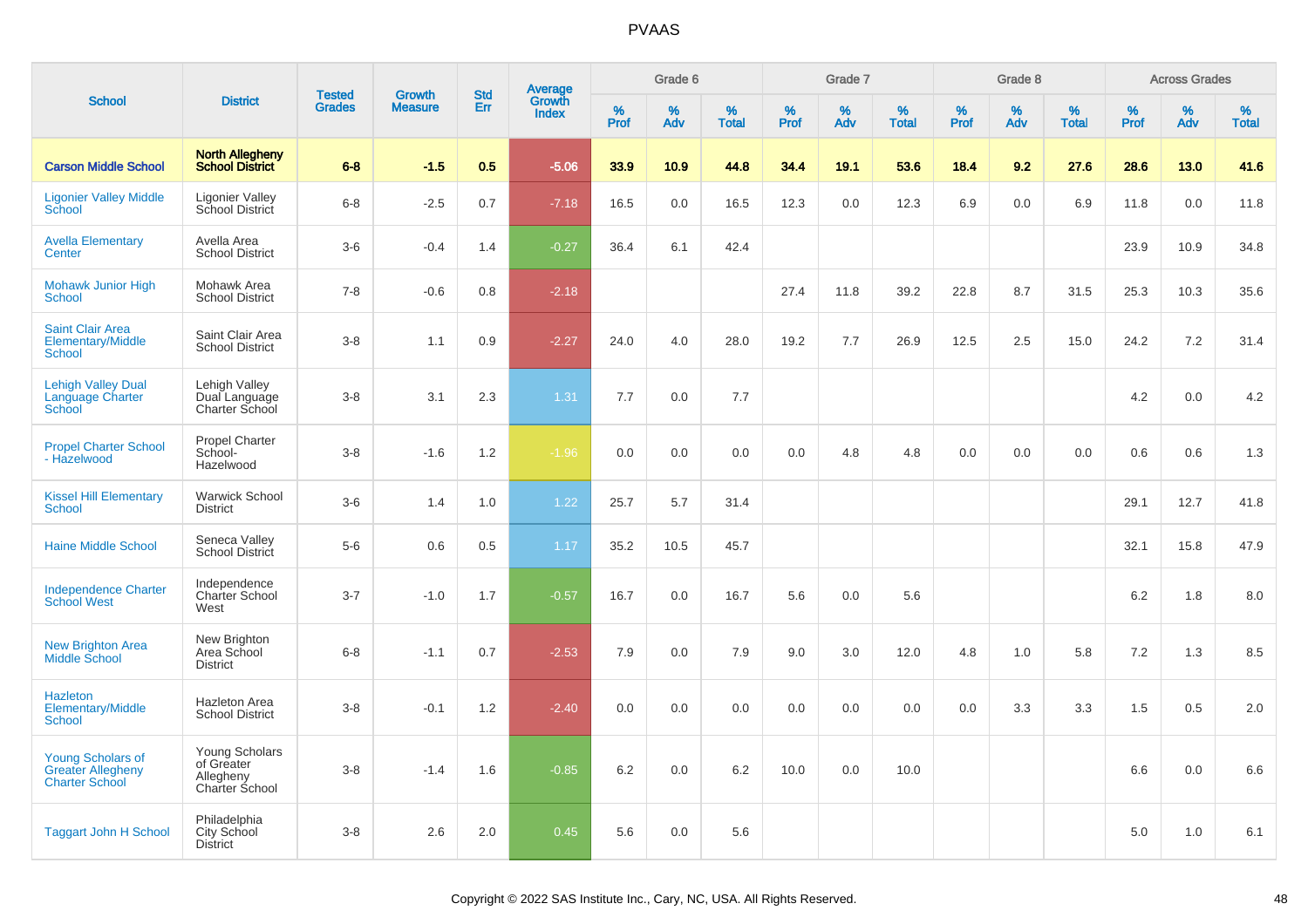# PVAAS

| School | District | Tested Grades | Growth Measure | Std Err | Average Growth Index | Grade 6 | | | Grade 7 | | | Grade 8 | | | Across Grades | | |
|---|---|---|---|---|---|---|---|---|---|---|---|---|---|---|---|---|---|
| | | | | | | % Prof | % Adv | % Total | % Prof | % Adv | % Total | % Prof | % Adv | % Total | % Prof | % Adv | % Total |
| **Carson Middle School** | **North Allegheny School District** | **6-8** | **-1.5** | **0.5** | **-5.06** | **33.9** | **10.9** | **44.8** | **34.4** | **19.1** | **53.6** | **18.4** | **9.2** | **27.6** | **28.6** | **13.0** | **41.6** |
| Ligonier Valley Middle School | Ligonier Valley School District | 6-8 | -2.5 | 0.7 | -7.18 | 16.5 | 0.0 | 16.5 | 12.3 | 0.0 | 12.3 | 6.9 | 0.0 | 6.9 | 11.8 | 0.0 | 11.8 |
| Avella Elementary Center | Avella Area School District | 3-6 | -0.4 | 1.4 | -0.27 | 36.4 | 6.1 | 42.4 | | | | | | | 23.9 | 10.9 | 34.8 |
| Mohawk Junior High School | Mohawk Area School District | 7-8 | -0.6 | 0.8 | -2.18 | | | | 27.4 | 11.8 | 39.2 | 22.8 | 8.7 | 31.5 | 25.3 | 10.3 | 35.6 |
| Saint Clair Area Elementary/Middle School | Saint Clair Area School District | 3-8 | 1.1 | 0.9 | -2.27 | 24.0 | 4.0 | 28.0 | 19.2 | 7.7 | 26.9 | 12.5 | 2.5 | 15.0 | 24.2 | 7.2 | 31.4 |
| Lehigh Valley Dual Language Charter School | Lehigh Valley Dual Language Charter School | 3-8 | 3.1 | 2.3 | 1.31 | 7.7 | 0.0 | 7.7 | | | | | | | 4.2 | 0.0 | 4.2 |
| Propel Charter School - Hazelwood | Propel Charter School-Hazelwood | 3-8 | -1.6 | 1.2 | -1.96 | 0.0 | 0.0 | 0.0 | 0.0 | 4.8 | 4.8 | 0.0 | 0.0 | 0.0 | 0.6 | 0.6 | 1.3 |
| Kissel Hill Elementary School | Warwick School District | 3-6 | 1.4 | 1.0 | 1.22 | 25.7 | 5.7 | 31.4 | | | | | | | 29.1 | 12.7 | 41.8 |
| Haine Middle School | Seneca Valley School District | 5-6 | 0.6 | 0.5 | 1.17 | 35.2 | 10.5 | 45.7 | | | | | | | 32.1 | 15.8 | 47.9 |
| Independence Charter School West | Independence Charter School West | 3-7 | -1.0 | 1.7 | -0.57 | 16.7 | 0.0 | 16.7 | 5.6 | 0.0 | 5.6 | | | | 6.2 | 1.8 | 8.0 |
| New Brighton Area Middle School | New Brighton Area School District | 6-8 | -1.1 | 0.7 | -2.53 | 7.9 | 0.0 | 7.9 | 9.0 | 3.0 | 12.0 | 4.8 | 1.0 | 5.8 | 7.2 | 1.3 | 8.5 |
| Hazleton Elementary/Middle School | Hazleton Area School District | 3-8 | -0.1 | 1.2 | -2.40 | 0.0 | 0.0 | 0.0 | 0.0 | 0.0 | 0.0 | 0.0 | 3.3 | 3.3 | 1.5 | 0.5 | 2.0 |
| Young Scholars of Greater Allegheny Charter School | Young Scholars of Greater Allegheny Charter School | 3-8 | -1.4 | 1.6 | -0.85 | 6.2 | 0.0 | 6.2 | 10.0 | 0.0 | 10.0 | | | | 6.6 | 0.0 | 6.6 |
| Taggart John H School | Philadelphia City School District | 3-8 | 2.6 | 2.0 | 0.45 | 5.6 | 0.0 | 5.6 | | | | | | | 5.0 | 1.0 | 6.1 |

Copyright © 2022 SAS Institute Inc., Cary, NC, USA. All Rights Reserved.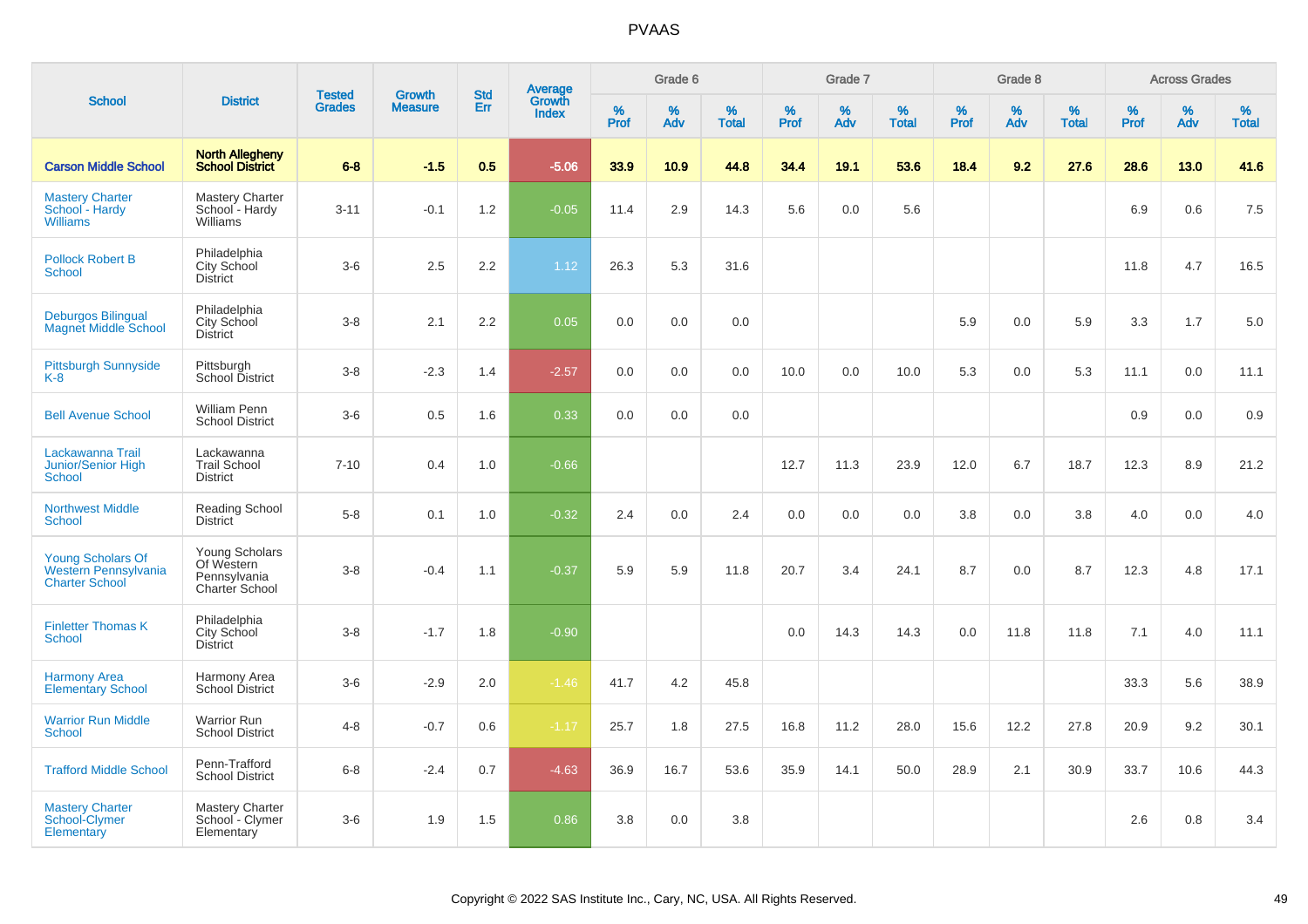# PVAAS

| School | District | Tested Grades | Growth Measure | Std Err | Average Growth Index | Grade 6 | | | Grade 7 | | | Grade 8 | | | Across Grades | | |
|---|---|---|---|---|---|---|---|---|---|---|---|---|---|---|---|---|---|
| | | | | | | % Prof | % Adv | % Total | % Prof | % Adv | % Total | % Prof | % Adv | % Total | % Prof | % Adv | % Total |
| **Carson Middle School** | **North Allegheny School District** | **6-8** | **-1.5** | **0.5** | **-5.06** | **33.9** | **10.9** | **44.8** | **34.4** | **19.1** | **53.6** | **18.4** | **9.2** | **27.6** | **28.6** | **13.0** | **41.6** |
| Mastery Charter School - Hardy Williams | Mastery Charter School - Hardy Williams | 3-11 | -0.1 | 1.2 | -0.05 | 11.4 | 2.9 | 14.3 | 5.6 | 0.0 | 5.6 | | | | 6.9 | 0.6 | 7.5 |
| Pollock Robert B School | Philadelphia City School District | 3-6 | 2.5 | 2.2 | 1.12 | 26.3 | 5.3 | 31.6 | | | | | | | 11.8 | 4.7 | 16.5 |
| Deburgos Bilingual Magnet Middle School | Philadelphia City School District | 3-8 | 2.1 | 2.2 | 0.05 | 0.0 | 0.0 | 0.0 | | | | 5.9 | 0.0 | 5.9 | 3.3 | 1.7 | 5.0 |
| Pittsburgh Sunnyside K-8 | Pittsburgh School District | 3-8 | -2.3 | 1.4 | -2.57 | 0.0 | 0.0 | 0.0 | 10.0 | 0.0 | 10.0 | 5.3 | 0.0 | 5.3 | 11.1 | 0.0 | 11.1 |
| Bell Avenue School | William Penn School District | 3-6 | 0.5 | 1.6 | 0.33 | 0.0 | 0.0 | 0.0 | | | | | | | 0.9 | 0.0 | 0.9 |
| Lackawanna Trail Junior/Senior High School | Lackawanna Trail School District | 7-10 | 0.4 | 1.0 | -0.66 | | | | 12.7 | 11.3 | 23.9 | 12.0 | 6.7 | 18.7 | 12.3 | 8.9 | 21.2 |
| Northwest Middle School | Reading School District | 5-8 | 0.1 | 1.0 | -0.32 | 2.4 | 0.0 | 2.4 | 0.0 | 0.0 | 0.0 | 3.8 | 0.0 | 3.8 | 4.0 | 0.0 | 4.0 |
| Young Scholars Of Western Pennsylvania Charter School | Young Scholars Of Western Pennsylvania Charter School | 3-8 | -0.4 | 1.1 | -0.37 | 5.9 | 5.9 | 11.8 | 20.7 | 3.4 | 24.1 | 8.7 | 0.0 | 8.7 | 12.3 | 4.8 | 17.1 |
| Finletter Thomas K School | Philadelphia City School District | 3-8 | -1.7 | 1.8 | -0.90 | | | | 0.0 | 14.3 | 14.3 | 0.0 | 11.8 | 11.8 | 7.1 | 4.0 | 11.1 |
| Harmony Area Elementary School | Harmony Area School District | 3-6 | -2.9 | 2.0 | -1.46 | 41.7 | 4.2 | 45.8 | | | | | | | 33.3 | 5.6 | 38.9 |
| Warrior Run Middle School | Warrior Run School District | 4-8 | -0.7 | 0.6 | -1.17 | 25.7 | 1.8 | 27.5 | 16.8 | 11.2 | 28.0 | 15.6 | 12.2 | 27.8 | 20.9 | 9.2 | 30.1 |
| Trafford Middle School | Penn-Trafford School District | 6-8 | -2.4 | 0.7 | -4.63 | 36.9 | 16.7 | 53.6 | 35.9 | 14.1 | 50.0 | 28.9 | 2.1 | 30.9 | 33.7 | 10.6 | 44.3 |
| Mastery Charter School-Clymer Elementary | Mastery Charter School - Clymer Elementary | 3-6 | 1.9 | 1.5 | 0.86 | 3.8 | 0.0 | 3.8 | | | | | | | 2.6 | 0.8 | 3.4 |

Copyright © 2022 SAS Institute Inc., Cary, NC, USA. All Rights Reserved.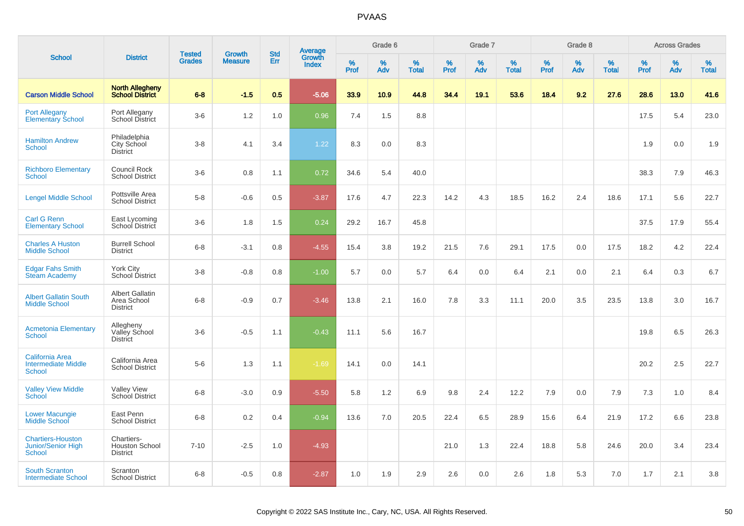# PVAAS

| School | District | Tested Grades | Growth Measure | Std Err | Average Growth Index | Grade 6 | | | Grade 7 | | | Grade 8 | | | Across Grades | | |
|---|---|---|---|---|---|---|---|---|---|---|---|---|---|---|---|---|---|
| | | | | | | % Prof | % Adv | % Total | % Prof | % Adv | % Total | % Prof | % Adv | % Total | % Prof | % Adv | % Total |
| **Carson Middle School** | **North Allegheny School District** | **6-8** | **-1.5** | **0.5** | **-5.06** | **33.9** | **10.9** | **44.8** | **34.4** | **19.1** | **53.6** | **18.4** | **9.2** | **27.6** | **28.6** | **13.0** | **41.6** |
| Port Allegany Elementary School | Port Allegany School District | 3-6 | 1.2 | 1.0 | 0.96 | 7.4 | 1.5 | 8.8 | | | | | | | 17.5 | 5.4 | 23.0 |
| Hamilton Andrew School | Philadelphia City School District | 3-8 | 4.1 | 3.4 | 1.22 | 8.3 | 0.0 | 8.3 | | | | | | | 1.9 | 0.0 | 1.9 |
| Richboro Elementary School | Council Rock School District | 3-6 | 0.8 | 1.1 | 0.72 | 34.6 | 5.4 | 40.0 | | | | | | | 38.3 | 7.9 | 46.3 |
| Lengel Middle School | Pottsville Area School District | 5-8 | -0.6 | 0.5 | -3.87 | 17.6 | 4.7 | 22.3 | 14.2 | 4.3 | 18.5 | 16.2 | 2.4 | 18.6 | 17.1 | 5.6 | 22.7 |
| Carl G Renn Elementary School | East Lycoming School District | 3-6 | 1.8 | 1.5 | 0.24 | 29.2 | 16.7 | 45.8 | | | | | | | 37.5 | 17.9 | 55.4 |
| Charles A Huston Middle School | Burrell School District | 6-8 | -3.1 | 0.8 | -4.55 | 15.4 | 3.8 | 19.2 | 21.5 | 7.6 | 29.1 | 17.5 | 0.0 | 17.5 | 18.2 | 4.2 | 22.4 |
| Edgar Fahs Smith Steam Academy | York City School District | 3-8 | -0.8 | 0.8 | -1.00 | 5.7 | 0.0 | 5.7 | 6.4 | 0.0 | 6.4 | 2.1 | 0.0 | 2.1 | 6.4 | 0.3 | 6.7 |
| Albert Gallatin South Middle School | Albert Gallatin Area School District | 6-8 | -0.9 | 0.7 | -3.46 | 13.8 | 2.1 | 16.0 | 7.8 | 3.3 | 11.1 | 20.0 | 3.5 | 23.5 | 13.8 | 3.0 | 16.7 |
| Acmetonia Elementary School | Allegheny Valley School District | 3-6 | -0.5 | 1.1 | -0.43 | 11.1 | 5.6 | 16.7 | | | | | | | 19.8 | 6.5 | 26.3 |
| California Area Intermediate Middle School | California Area School District | 5-6 | 1.3 | 1.1 | -1.69 | 14.1 | 0.0 | 14.1 | | | | | | | 20.2 | 2.5 | 22.7 |
| Valley View Middle School | Valley View School District | 6-8 | -3.0 | 0.9 | -5.50 | 5.8 | 1.2 | 6.9 | 9.8 | 2.4 | 12.2 | 7.9 | 0.0 | 7.9 | 7.3 | 1.0 | 8.4 |
| Lower Macungie Middle School | East Penn School District | 6-8 | 0.2 | 0.4 | -0.94 | 13.6 | 7.0 | 20.5 | 22.4 | 6.5 | 28.9 | 15.6 | 6.4 | 21.9 | 17.2 | 6.6 | 23.8 |
| Chartiers-Houston Junior/Senior High School | Chartiers-Houston School District | 7-10 | -2.5 | 1.0 | -4.93 | | | | 21.0 | 1.3 | 22.4 | 18.8 | 5.8 | 24.6 | 20.0 | 3.4 | 23.4 |
| South Scranton Intermediate School | Scranton School District | 6-8 | -0.5 | 0.8 | -2.87 | 1.0 | 1.9 | 2.9 | 2.6 | 0.0 | 2.6 | 1.8 | 5.3 | 7.0 | 1.7 | 2.1 | 3.8 |

Copyright © 2022 SAS Institute Inc., Cary, NC, USA. All Rights Reserved.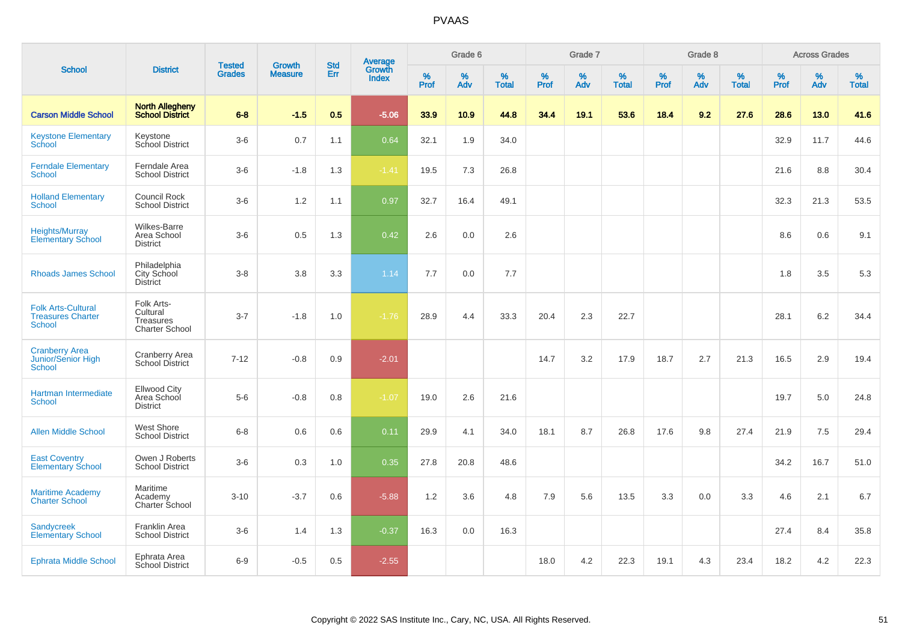PVAAS

| School | District | Tested Grades | Growth Measure | Std Err | Average Growth Index | Grade 6 | | | Grade 7 | | | Grade 8 | | | Across Grades | | |
|---|---|---|---|---|---|---|---|---|---|---|---|---|---|---|---|---|---|
| | | | | | | % Prof | % Adv | % Total | % Prof | % Adv | % Total | % Prof | % Adv | % Total | % Prof | % Adv | % Total |
| **Carson Middle School** | **North Allegheny School District** | **6-8** | **-1.5** | **0.5** | **-5.06** | **33.9** | **10.9** | **44.8** | **34.4** | **19.1** | **53.6** | **18.4** | **9.2** | **27.6** | **28.6** | **13.0** | **41.6** |
| Keystone Elementary School | Keystone School District | 3-6 | 0.7 | 1.1 | 0.64 | 32.1 | 1.9 | 34.0 | | | | | | | 32.9 | 11.7 | 44.6 |
| Ferndale Elementary School | Ferndale Area School District | 3-6 | -1.8 | 1.3 | -1.41 | 19.5 | 7.3 | 26.8 | | | | | | | 21.6 | 8.8 | 30.4 |
| Holland Elementary School | Council Rock School District | 3-6 | 1.2 | 1.1 | 0.97 | 32.7 | 16.4 | 49.1 | | | | | | | 32.3 | 21.3 | 53.5 |
| Heights/Murray Elementary School | Wilkes-Barre Area School District | 3-6 | 0.5 | 1.3 | 0.42 | 2.6 | 0.0 | 2.6 | | | | | | | 8.6 | 0.6 | 9.1 |
| Rhoads James School | Philadelphia City School District | 3-8 | 3.8 | 3.3 | 1.14 | 7.7 | 0.0 | 7.7 | | | | | | | 1.8 | 3.5 | 5.3 |
| Folk Arts-Cultural Treasures Charter School | Folk Arts-Cultural Treasures Charter School | 3-7 | -1.8 | 1.0 | -1.76 | 28.9 | 4.4 | 33.3 | 20.4 | 2.3 | 22.7 | | | | 28.1 | 6.2 | 34.4 |
| Cranberry Area Junior/Senior High School | Cranberry Area School District | 7-12 | -0.8 | 0.9 | -2.01 | | | | 14.7 | 3.2 | 17.9 | 18.7 | 2.7 | 21.3 | 16.5 | 2.9 | 19.4 |
| Hartman Intermediate School | Ellwood City Area School District | 5-6 | -0.8 | 0.8 | -1.07 | 19.0 | 2.6 | 21.6 | | | | | | | 19.7 | 5.0 | 24.8 |
| Allen Middle School | West Shore School District | 6-8 | 0.6 | 0.6 | 0.11 | 29.9 | 4.1 | 34.0 | 18.1 | 8.7 | 26.8 | 17.6 | 9.8 | 27.4 | 21.9 | 7.5 | 29.4 |
| East Coventry Elementary School | Owen J Roberts School District | 3-6 | 0.3 | 1.0 | 0.35 | 27.8 | 20.8 | 48.6 | | | | | | | 34.2 | 16.7 | 51.0 |
| Maritime Academy Charter School | Maritime Academy Charter School | 3-10 | -3.7 | 0.6 | -5.88 | 1.2 | 3.6 | 4.8 | 7.9 | 5.6 | 13.5 | 3.3 | 0.0 | 3.3 | 4.6 | 2.1 | 6.7 |
| Sandycreek Elementary School | Franklin Area School District | 3-6 | 1.4 | 1.3 | -0.37 | 16.3 | 0.0 | 16.3 | | | | | | | 27.4 | 8.4 | 35.8 |
| Ephrata Middle School | Ephrata Area School District | 6-9 | -0.5 | 0.5 | -2.55 | | | | 18.0 | 4.2 | 22.3 | 19.1 | 4.3 | 23.4 | 18.2 | 4.2 | 22.3 |

Copyright © 2022 SAS Institute Inc., Cary, NC, USA. All Rights Reserved.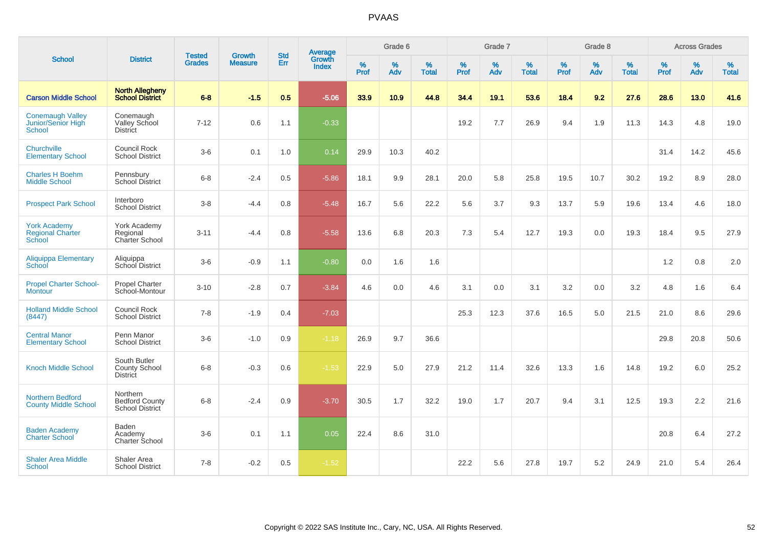# PVAAS

| School | District | Tested Grades | Growth Measure | Std Err | Average Growth Index | Grade 6 | | | Grade 7 | | | Grade 8 | | | Across Grades | | |
|---|---|---|---|---|---|---|---|---|---|---|---|---|---|---|---|---|---|
| | | | | | | % Prof | % Adv | % Total | % Prof | % Adv | % Total | % Prof | % Adv | % Total | % Prof | % Adv | % Total |
| **Carson Middle School** | **North Allegheny School District** | **6-8** | **-1.5** | **0.5** | **-5.06** | **33.9** | **10.9** | **44.8** | **34.4** | **19.1** | **53.6** | **18.4** | **9.2** | **27.6** | **28.6** | **13.0** | **41.6** |
| Conemaugh Valley Junior/Senior High School | Conemaugh Valley School District | 7-12 | 0.6 | 1.1 | -0.33 | | | | 19.2 | 7.7 | 26.9 | 9.4 | 1.9 | 11.3 | 14.3 | 4.8 | 19.0 |
| Churchville Elementary School | Council Rock School District | 3-6 | 0.1 | 1.0 | 0.14 | 29.9 | 10.3 | 40.2 | | | | | | | 31.4 | 14.2 | 45.6 |
| Charles H Boehm Middle School | Pennsbury School District | 6-8 | -2.4 | 0.5 | -5.86 | 18.1 | 9.9 | 28.1 | 20.0 | 5.8 | 25.8 | 19.5 | 10.7 | 30.2 | 19.2 | 8.9 | 28.0 |
| Prospect Park School | Interboro School District | 3-8 | -4.4 | 0.8 | -5.48 | 16.7 | 5.6 | 22.2 | 5.6 | 3.7 | 9.3 | 13.7 | 5.9 | 19.6 | 13.4 | 4.6 | 18.0 |
| York Academy Regional Charter School | York Academy Regional Charter School | 3-11 | -4.4 | 0.8 | -5.58 | 13.6 | 6.8 | 20.3 | 7.3 | 5.4 | 12.7 | 19.3 | 0.0 | 19.3 | 18.4 | 9.5 | 27.9 |
| Aliquippa Elementary School | Aliquippa School District | 3-6 | -0.9 | 1.1 | -0.80 | 0.0 | 1.6 | 1.6 | | | | | | | 1.2 | 0.8 | 2.0 |
| Propel Charter School-Montour | Propel Charter School-Montour | 3-10 | -2.8 | 0.7 | -3.84 | 4.6 | 0.0 | 4.6 | 3.1 | 0.0 | 3.1 | 3.2 | 0.0 | 3.2 | 4.8 | 1.6 | 6.4 |
| Holland Middle School (8447) | Council Rock School District | 7-8 | -1.9 | 0.4 | -7.03 | | | | 25.3 | 12.3 | 37.6 | 16.5 | 5.0 | 21.5 | 21.0 | 8.6 | 29.6 |
| Central Manor Elementary School | Penn Manor School District | 3-6 | -1.0 | 0.9 | -1.18 | 26.9 | 9.7 | 36.6 | | | | | | | 29.8 | 20.8 | 50.6 |
| Knoch Middle School | South Butler County School District | 6-8 | -0.3 | 0.6 | -1.53 | 22.9 | 5.0 | 27.9 | 21.2 | 11.4 | 32.6 | 13.3 | 1.6 | 14.8 | 19.2 | 6.0 | 25.2 |
| Northern Bedford County Middle School | Northern Bedford County School District | 6-8 | -2.4 | 0.9 | -3.70 | 30.5 | 1.7 | 32.2 | 19.0 | 1.7 | 20.7 | 9.4 | 3.1 | 12.5 | 19.3 | 2.2 | 21.6 |
| Baden Academy Charter School | Baden Academy Charter School | 3-6 | 0.1 | 1.1 | 0.05 | 22.4 | 8.6 | 31.0 | | | | | | | 20.8 | 6.4 | 27.2 |
| Shaler Area Middle School | Shaler Area School District | 7-8 | -0.2 | 0.5 | -1.52 | | | | 22.2 | 5.6 | 27.8 | 19.7 | 5.2 | 24.9 | 21.0 | 5.4 | 26.4 |

Copyright © 2022 SAS Institute Inc., Cary, NC, USA. All Rights Reserved.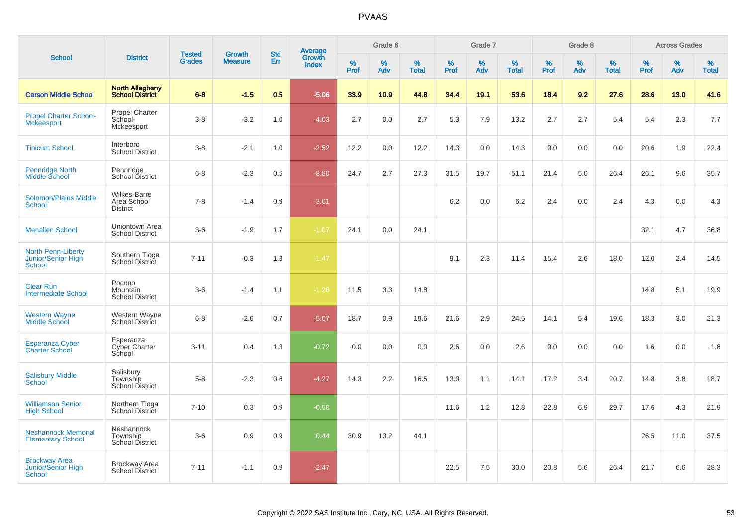# PVAAS

| School | District | Tested Grades | Growth Measure | Std Err | Average Growth Index | Grade 6 | | | Grade 7 | | | Grade 8 | | | Across Grades | | |
|---|---|---|---|---|---|---|---|---|---|---|---|---|---|---|---|---|---|
| | | | | | | % Prof | % Adv | % Total | % Prof | % Adv | % Total | % Prof | % Adv | % Total | % Prof | % Adv | % Total |
| **Carson Middle School** | **North Allegheny School District** | **6-8** | **-1.5** | **0.5** | **-5.06** | **33.9** | **10.9** | **44.8** | **34.4** | **19.1** | **53.6** | **18.4** | **9.2** | **27.6** | **28.6** | **13.0** | **41.6** |
| Propel Charter School-Mckeesport | Propel Charter School-Mckeesport | 3-8 | -3.2 | 1.0 | -4.03 | 2.7 | 0.0 | 2.7 | 5.3 | 7.9 | 13.2 | 2.7 | 2.7 | 5.4 | 5.4 | 2.3 | 7.7 |
| Tinicum School | Interboro School District | 3-8 | -2.1 | 1.0 | -2.52 | 12.2 | 0.0 | 12.2 | 14.3 | 0.0 | 14.3 | 0.0 | 0.0 | 0.0 | 20.6 | 1.9 | 22.4 |
| Pennridge North Middle School | Pennridge School District | 6-8 | -2.3 | 0.5 | -8.80 | 24.7 | 2.7 | 27.3 | 31.5 | 19.7 | 51.1 | 21.4 | 5.0 | 26.4 | 26.1 | 9.6 | 35.7 |
| Solomon/Plains Middle School | Wilkes-Barre Area School District | 7-8 | -1.4 | 0.9 | -3.01 | | | | 6.2 | 0.0 | 6.2 | 2.4 | 0.0 | 2.4 | 4.3 | 0.0 | 4.3 |
| Menallen School | Uniontown Area School District | 3-6 | -1.9 | 1.7 | -1.07 | 24.1 | 0.0 | 24.1 | | | | | | | 32.1 | 4.7 | 36.8 |
| North Penn-Liberty Junior/Senior High School | Southern Tioga School District | 7-11 | -0.3 | 1.3 | -1.47 | | | | 9.1 | 2.3 | 11.4 | 15.4 | 2.6 | 18.0 | 12.0 | 2.4 | 14.5 |
| Clear Run Intermediate School | Pocono Mountain School District | 3-6 | -1.4 | 1.1 | -1.28 | 11.5 | 3.3 | 14.8 | | | | | | | 14.8 | 5.1 | 19.9 |
| Western Wayne Middle School | Western Wayne School District | 6-8 | -2.6 | 0.7 | -5.07 | 18.7 | 0.9 | 19.6 | 21.6 | 2.9 | 24.5 | 14.1 | 5.4 | 19.6 | 18.3 | 3.0 | 21.3 |
| Esperanza Cyber Charter School | Esperanza Cyber Charter School | 3-11 | 0.4 | 1.3 | -0.72 | 0.0 | 0.0 | 0.0 | 2.6 | 0.0 | 2.6 | 0.0 | 0.0 | 0.0 | 1.6 | 0.0 | 1.6 |
| Salisbury Middle School | Salisbury Township School District | 5-8 | -2.3 | 0.6 | -4.27 | 14.3 | 2.2 | 16.5 | 13.0 | 1.1 | 14.1 | 17.2 | 3.4 | 20.7 | 14.8 | 3.8 | 18.7 |
| Williamson Senior High School | Northern Tioga School District | 7-10 | 0.3 | 0.9 | -0.50 | | | | 11.6 | 1.2 | 12.8 | 22.8 | 6.9 | 29.7 | 17.6 | 4.3 | 21.9 |
| Neshannock Memorial Elementary School | Neshannock Township School District | 3-6 | 0.9 | 0.9 | 0.44 | 30.9 | 13.2 | 44.1 | | | | | | | 26.5 | 11.0 | 37.5 |
| Brockway Area Junior/Senior High School | Brockway Area School District | 7-11 | -1.1 | 0.9 | -2.47 | | | | 22.5 | 7.5 | 30.0 | 20.8 | 5.6 | 26.4 | 21.7 | 6.6 | 28.3 |

Copyright © 2022 SAS Institute Inc., Cary, NC, USA. All Rights Reserved.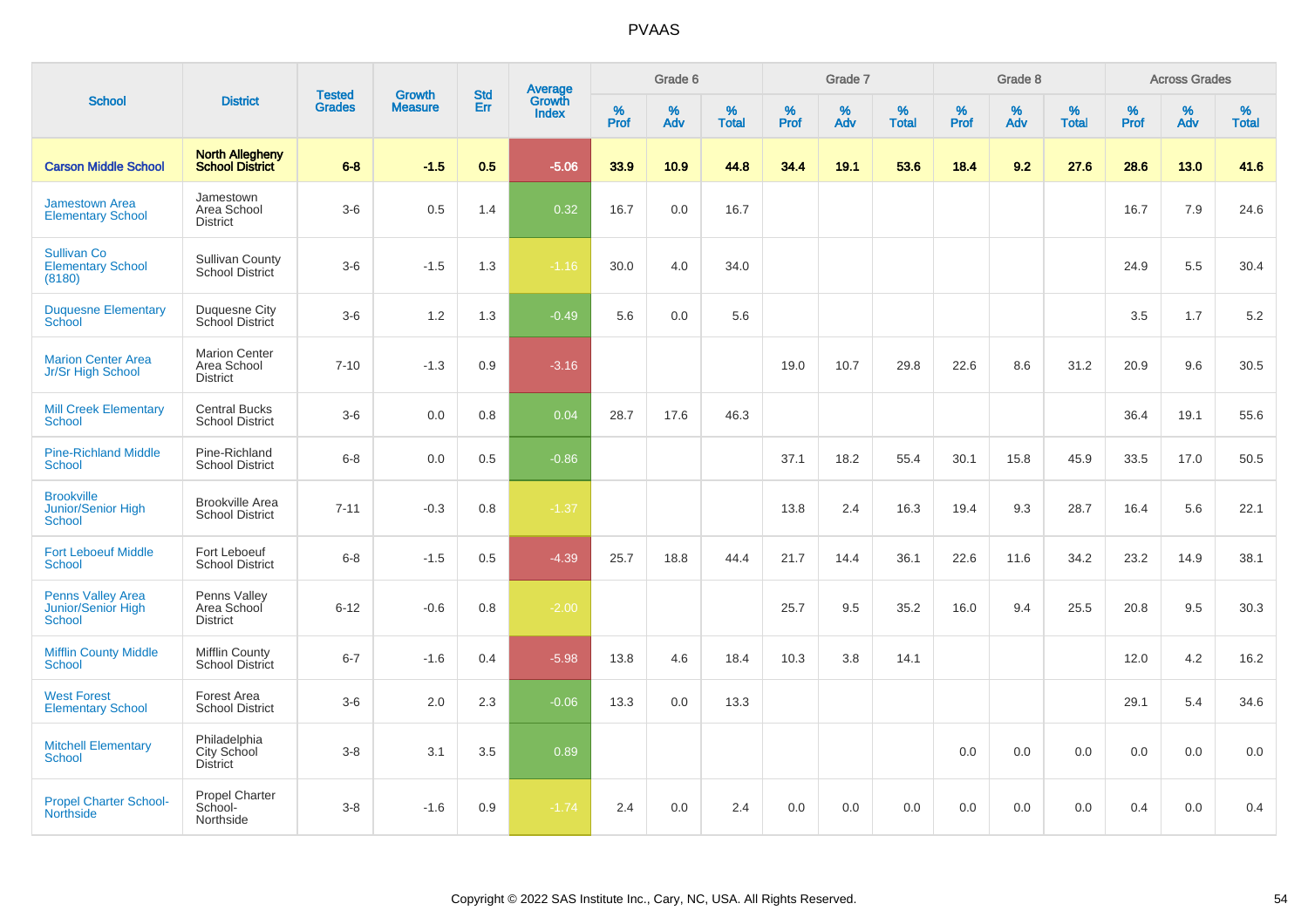| School | District | Tested Grades | Growth Measure | Std Err | Average Growth Index | Grade 6 | | | Grade 7 | | | Grade 8 | | | Across Grades | | |
|---|---|---|---|---|---|---|---|---|---|---|---|---|---|---|---|---|---|
| | | | | | | % Prof | % Adv | % Total | % Prof | % Adv | % Total | % Prof | % Adv | % Total | % Prof | % Adv | % Total |
| **Carson Middle School** | **North Allegheny School District** | **6-8** | **-1.5** | **0.5** | **-5.06** | **33.9** | **10.9** | **44.8** | **34.4** | **19.1** | **53.6** | **18.4** | **9.2** | **27.6** | **28.6** | **13.0** | **41.6** |
| Jamestown Area Elementary School | Jamestown Area School District | 3-6 | 0.5 | 1.4 | 0.32 | 16.7 | 0.0 | 16.7 | | | | | | | 16.7 | 7.9 | 24.6 |
| Sullivan Co Elementary School (8180) | Sullivan County School District | 3-6 | -1.5 | 1.3 | -1.16 | 30.0 | 4.0 | 34.0 | | | | | | | 24.9 | 5.5 | 30.4 |
| Duquesne Elementary School | Duquesne City School District | 3-6 | 1.2 | 1.3 | -0.49 | 5.6 | 0.0 | 5.6 | | | | | | | 3.5 | 1.7 | 5.2 |
| Marion Center Area Jr/Sr High School | Marion Center Area School District | 7-10 | -1.3 | 0.9 | -3.16 | | | | 19.0 | 10.7 | 29.8 | 22.6 | 8.6 | 31.2 | 20.9 | 9.6 | 30.5 |
| Mill Creek Elementary School | Central Bucks School District | 3-6 | 0.0 | 0.8 | 0.04 | 28.7 | 17.6 | 46.3 | | | | | | | 36.4 | 19.1 | 55.6 |
| Pine-Richland Middle School | Pine-Richland School District | 6-8 | 0.0 | 0.5 | -0.86 | | | | 37.1 | 18.2 | 55.4 | 30.1 | 15.8 | 45.9 | 33.5 | 17.0 | 50.5 |
| Brookville Junior/Senior High School | Brookville Area School District | 7-11 | -0.3 | 0.8 | -1.37 | | | | 13.8 | 2.4 | 16.3 | 19.4 | 9.3 | 28.7 | 16.4 | 5.6 | 22.1 |
| Fort Leboeuf Middle School | Fort Leboeuf School District | 6-8 | -1.5 | 0.5 | -4.39 | 25.7 | 18.8 | 44.4 | 21.7 | 14.4 | 36.1 | 22.6 | 11.6 | 34.2 | 23.2 | 14.9 | 38.1 |
| Penns Valley Area Junior/Senior High School | Penns Valley Area School District | 6-12 | -0.6 | 0.8 | -2.00 | | | | 25.7 | 9.5 | 35.2 | 16.0 | 9.4 | 25.5 | 20.8 | 9.5 | 30.3 |
| Mifflin County Middle School | Mifflin County School District | 6-7 | -1.6 | 0.4 | -5.98 | 13.8 | 4.6 | 18.4 | 10.3 | 3.8 | 14.1 | | | | 12.0 | 4.2 | 16.2 |
| West Forest Elementary School | Forest Area School District | 3-6 | 2.0 | 2.3 | -0.06 | 13.3 | 0.0 | 13.3 | | | | | | | 29.1 | 5.4 | 34.6 |
| Mitchell Elementary School | Philadelphia City School District | 3-8 | 3.1 | 3.5 | 0.89 | | | | | | | 0.0 | 0.0 | 0.0 | 0.0 | 0.0 | 0.0 |
| Propel Charter School-Northside | Propel Charter School-Northside | 3-8 | -1.6 | 0.9 | -1.74 | 2.4 | 0.0 | 2.4 | 0.0 | 0.0 | 0.0 | 0.0 | 0.0 | 0.0 | 0.4 | 0.0 | 0.4 |

Copyright © 2022 SAS Institute Inc., Cary, NC, USA. All Rights Reserved.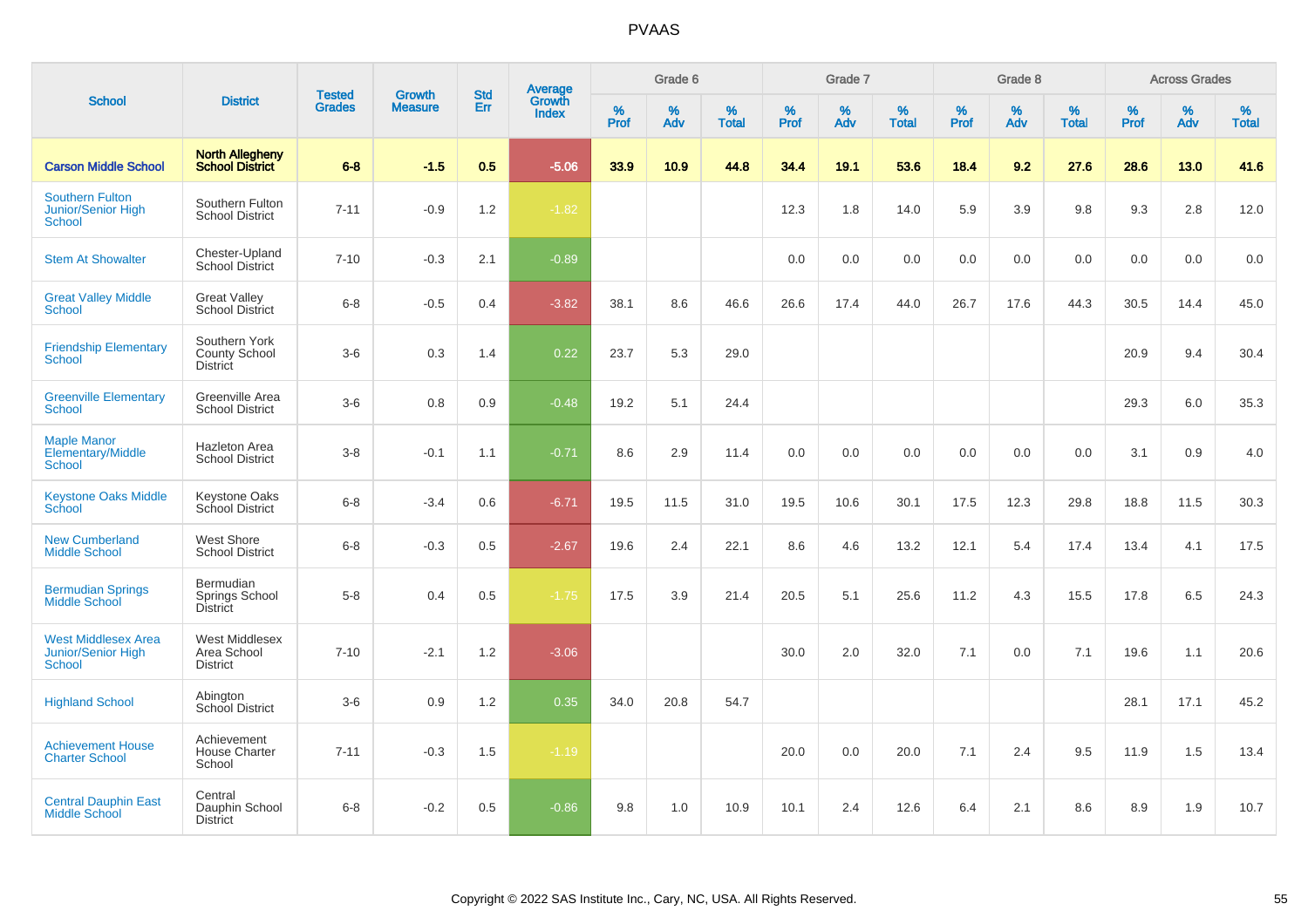# PVAAS

| School | District | Tested Grades | Growth Measure | Std Err | Average Growth Index | Grade 6 | | | Grade 7 | | | Grade 8 | | | Across Grades | | |
|---|---|---|---|---|---|---|---|---|---|---|---|---|---|---|---|---|---|
| | | | | | | % Prof | % Adv | % Total | % Prof | % Adv | % Total | % Prof | % Adv | % Total | % Prof | % Adv | % Total |
| **Carson Middle School** | **North Allegheny School District** | **6-8** | **-1.5** | **0.5** | **-5.06** | **33.9** | **10.9** | **44.8** | **34.4** | **19.1** | **53.6** | **18.4** | **9.2** | **27.6** | **28.6** | **13.0** | **41.6** |
| Southern Fulton Junior/Senior High School | Southern Fulton School District | 7-11 | -0.9 | 1.2 | -1.82 | | | | 12.3 | 1.8 | 14.0 | 5.9 | 3.9 | 9.8 | 9.3 | 2.8 | 12.0 |
| Stem At Showalter | Chester-Upland School District | 7-10 | -0.3 | 2.1 | -0.89 | | | | 0.0 | 0.0 | 0.0 | 0.0 | 0.0 | 0.0 | 0.0 | 0.0 | 0.0 |
| Great Valley Middle School | Great Valley School District | 6-8 | -0.5 | 0.4 | -3.82 | 38.1 | 8.6 | 46.6 | 26.6 | 17.4 | 44.0 | 26.7 | 17.6 | 44.3 | 30.5 | 14.4 | 45.0 |
| Friendship Elementary School | Southern York County School District | 3-6 | 0.3 | 1.4 | 0.22 | 23.7 | 5.3 | 29.0 | | | | | | | 20.9 | 9.4 | 30.4 |
| Greenville Elementary School | Greenville Area School District | 3-6 | 0.8 | 0.9 | -0.48 | 19.2 | 5.1 | 24.4 | | | | | | | 29.3 | 6.0 | 35.3 |
| Maple Manor Elementary/Middle School | Hazleton Area School District | 3-8 | -0.1 | 1.1 | -0.71 | 8.6 | 2.9 | 11.4 | 0.0 | 0.0 | 0.0 | 0.0 | 0.0 | 0.0 | 3.1 | 0.9 | 4.0 |
| Keystone Oaks Middle School | Keystone Oaks School District | 6-8 | -3.4 | 0.6 | -6.71 | 19.5 | 11.5 | 31.0 | 19.5 | 10.6 | 30.1 | 17.5 | 12.3 | 29.8 | 18.8 | 11.5 | 30.3 |
| New Cumberland Middle School | West Shore School District | 6-8 | -0.3 | 0.5 | -2.67 | 19.6 | 2.4 | 22.1 | 8.6 | 4.6 | 13.2 | 12.1 | 5.4 | 17.4 | 13.4 | 4.1 | 17.5 |
| Bermudian Springs Middle School | Bermudian Springs School District | 5-8 | 0.4 | 0.5 | -1.75 | 17.5 | 3.9 | 21.4 | 20.5 | 5.1 | 25.6 | 11.2 | 4.3 | 15.5 | 17.8 | 6.5 | 24.3 |
| West Middlesex Area Junior/Senior High School | West Middlesex Area School District | 7-10 | -2.1 | 1.2 | -3.06 | | | | 30.0 | 2.0 | 32.0 | 7.1 | 0.0 | 7.1 | 19.6 | 1.1 | 20.6 |
| Highland School | Abington School District | 3-6 | 0.9 | 1.2 | 0.35 | 34.0 | 20.8 | 54.7 | | | | | | | 28.1 | 17.1 | 45.2 |
| Achievement House Charter School | Achievement House Charter School | 7-11 | -0.3 | 1.5 | -1.19 | | | | 20.0 | 0.0 | 20.0 | 7.1 | 2.4 | 9.5 | 11.9 | 1.5 | 13.4 |
| Central Dauphin East Middle School | Central Dauphin School District | 6-8 | -0.2 | 0.5 | -0.86 | 9.8 | 1.0 | 10.9 | 10.1 | 2.4 | 12.6 | 6.4 | 2.1 | 8.6 | 8.9 | 1.9 | 10.7 |

Copyright © 2022 SAS Institute Inc., Cary, NC, USA. All Rights Reserved.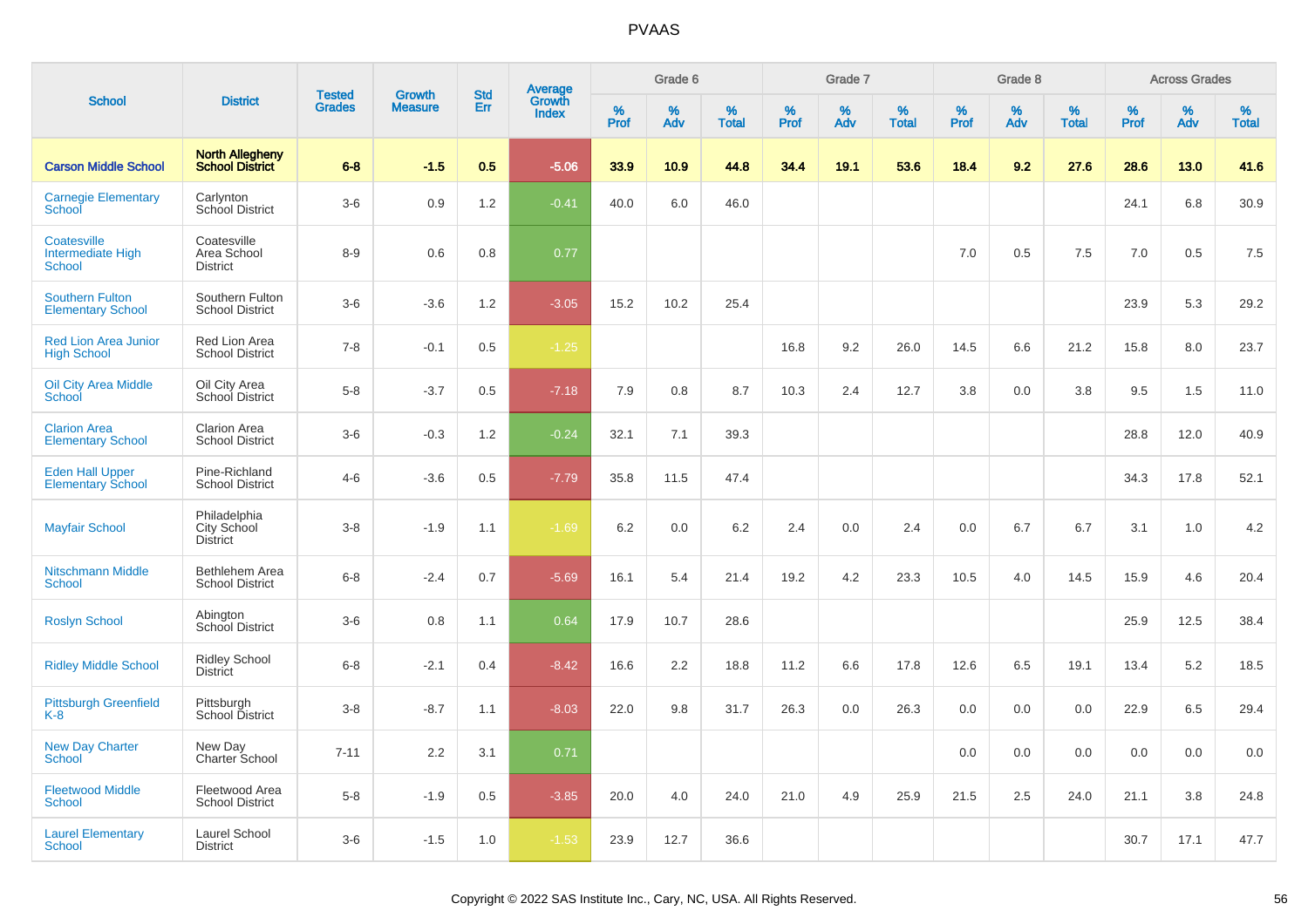PVAAS

| School | District | Tested Grades | Growth Measure | Std Err | Average Growth Index | Grade 6 | | | Grade 7 | | | Grade 8 | | | Across Grades | | |
|---|---|---|---|---|---|---|---|---|---|---|---|---|---|---|---|---|---|
| | | | | | | % Prof | % Adv | % Total | % Prof | % Adv | % Total | % Prof | % Adv | % Total | % Prof | % Adv | % Total |
| **Carson Middle School** | **North Allegheny School District** | **6-8** | **-1.5** | **0.5** | **-5.06** | **33.9** | **10.9** | **44.8** | **34.4** | **19.1** | **53.6** | **18.4** | **9.2** | **27.6** | **28.6** | **13.0** | **41.6** |
| Carnegie Elementary School | Carlynton School District | 3-6 | 0.9 | 1.2 | -0.41 | 40.0 | 6.0 | 46.0 | | | | | | | 24.1 | 6.8 | 30.9 |
| Coatesville Intermediate High School | Coatesville Area School District | 8-9 | 0.6 | 0.8 | 0.77 | | | | | | | 7.0 | 0.5 | 7.5 | 7.0 | 0.5 | 7.5 |
| Southern Fulton Elementary School | Southern Fulton School District | 3-6 | -3.6 | 1.2 | -3.05 | 15.2 | 10.2 | 25.4 | | | | | | | 23.9 | 5.3 | 29.2 |
| Red Lion Area Junior High School | Red Lion Area School District | 7-8 | -0.1 | 0.5 | -1.25 | | | | 16.8 | 9.2 | 26.0 | 14.5 | 6.6 | 21.2 | 15.8 | 8.0 | 23.7 |
| Oil City Area Middle School | Oil City Area School District | 5-8 | -3.7 | 0.5 | -7.18 | 7.9 | 0.8 | 8.7 | 10.3 | 2.4 | 12.7 | 3.8 | 0.0 | 3.8 | 9.5 | 1.5 | 11.0 |
| Clarion Area Elementary School | Clarion Area School District | 3-6 | -0.3 | 1.2 | -0.24 | 32.1 | 7.1 | 39.3 | | | | | | | 28.8 | 12.0 | 40.9 |
| Eden Hall Upper Elementary School | Pine-Richland School District | 4-6 | -3.6 | 0.5 | -7.79 | 35.8 | 11.5 | 47.4 | | | | | | | 34.3 | 17.8 | 52.1 |
| Mayfair School | Philadelphia City School District | 3-8 | -1.9 | 1.1 | -1.69 | 6.2 | 0.0 | 6.2 | 2.4 | 0.0 | 2.4 | 0.0 | 6.7 | 6.7 | 3.1 | 1.0 | 4.2 |
| Nitschmann Middle School | Bethlehem Area School District | 6-8 | -2.4 | 0.7 | -5.69 | 16.1 | 5.4 | 21.4 | 19.2 | 4.2 | 23.3 | 10.5 | 4.0 | 14.5 | 15.9 | 4.6 | 20.4 |
| Roslyn School | Abington School District | 3-6 | 0.8 | 1.1 | 0.64 | 17.9 | 10.7 | 28.6 | | | | | | | 25.9 | 12.5 | 38.4 |
| Ridley Middle School | Ridley School District | 6-8 | -2.1 | 0.4 | -8.42 | 16.6 | 2.2 | 18.8 | 11.2 | 6.6 | 17.8 | 12.6 | 6.5 | 19.1 | 13.4 | 5.2 | 18.5 |
| Pittsburgh Greenfield K-8 | Pittsburgh School District | 3-8 | -8.7 | 1.1 | -8.03 | 22.0 | 9.8 | 31.7 | 26.3 | 0.0 | 26.3 | 0.0 | 0.0 | 0.0 | 22.9 | 6.5 | 29.4 |
| New Day Charter School | New Day Charter School | 7-11 | 2.2 | 3.1 | 0.71 | | | | | | | 0.0 | 0.0 | 0.0 | 0.0 | 0.0 | 0.0 |
| Fleetwood Middle School | Fleetwood Area School District | 5-8 | -1.9 | 0.5 | -3.85 | 20.0 | 4.0 | 24.0 | 21.0 | 4.9 | 25.9 | 21.5 | 2.5 | 24.0 | 21.1 | 3.8 | 24.8 |
| Laurel Elementary School | Laurel School District | 3-6 | -1.5 | 1.0 | -1.53 | 23.9 | 12.7 | 36.6 | | | | | | | 30.7 | 17.1 | 47.7 |

Copyright © 2022 SAS Institute Inc., Cary, NC, USA. All Rights Reserved.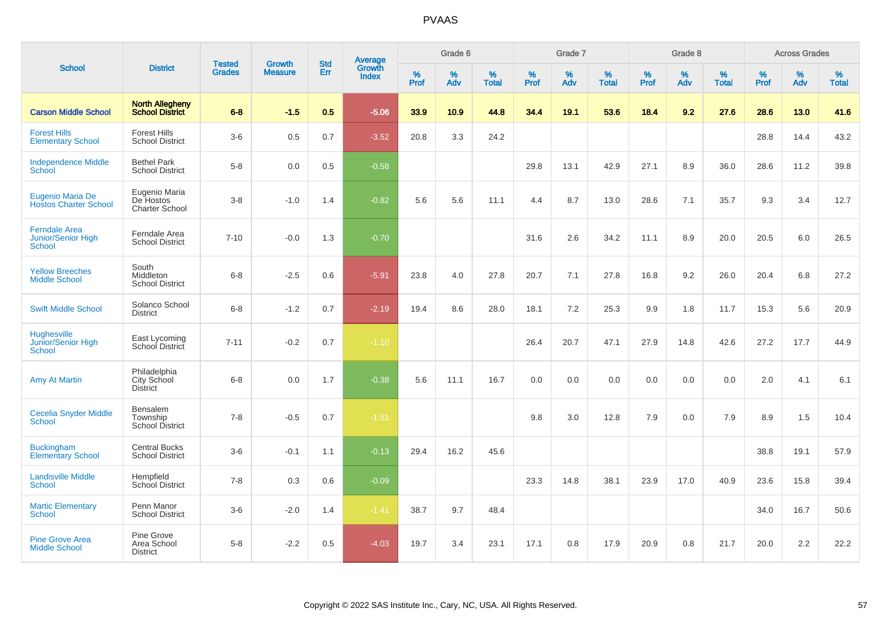# PVAAS

| School | District | Tested Grades | Growth Measure | Std Err | Average Growth Index | Grade 6 | | | Grade 7 | | | Grade 8 | | | Across Grades | | |
|---|---|---|---|---|---|---|---|---|---|---|---|---|---|---|---|---|---|
| | | | | | | % Prof | % Adv | % Total | % Prof | % Adv | % Total | % Prof | % Adv | % Total | % Prof | % Adv | % Total |
| **Carson Middle School** | **North Allegheny School District** | **6-8** | **-1.5** | **0.5** | **-5.06** | **33.9** | **10.9** | **44.8** | **34.4** | **19.1** | **53.6** | **18.4** | **9.2** | **27.6** | **28.6** | **13.0** | **41.6** |
| Forest Hills Elementary School | Forest Hills School District | 3-6 | 0.5 | 0.7 | -3.52 | 20.8 | 3.3 | 24.2 | | | | | | | 28.8 | 14.4 | 43.2 |
| Independence Middle School | Bethel Park School District | 5-8 | 0.0 | 0.5 | -0.58 | | | | 29.8 | 13.1 | 42.9 | 27.1 | 8.9 | 36.0 | 28.6 | 11.2 | 39.8 |
| Eugenio Maria De Hostos Charter School | Eugenio Maria De Hostos Charter School | 3-8 | -1.0 | 1.4 | -0.82 | 5.6 | 5.6 | 11.1 | 4.4 | 8.7 | 13.0 | 28.6 | 7.1 | 35.7 | 9.3 | 3.4 | 12.7 |
| Ferndale Area Junior/Senior High School | Ferndale Area School District | 7-10 | -0.0 | 1.3 | -0.70 | | | | 31.6 | 2.6 | 34.2 | 11.1 | 8.9 | 20.0 | 20.5 | 6.0 | 26.5 |
| Yellow Breeches Middle School | South Middleton School District | 6-8 | -2.5 | 0.6 | -5.91 | 23.8 | 4.0 | 27.8 | 20.7 | 7.1 | 27.8 | 16.8 | 9.2 | 26.0 | 20.4 | 6.8 | 27.2 |
| Swift Middle School | Solanco School District | 6-8 | -1.2 | 0.7 | -2.19 | 19.4 | 8.6 | 28.0 | 18.1 | 7.2 | 25.3 | 9.9 | 1.8 | 11.7 | 15.3 | 5.6 | 20.9 |
| Hughesville Junior/Senior High School | East Lycoming School District | 7-11 | -0.2 | 0.7 | -1.10 | | | | 26.4 | 20.7 | 47.1 | 27.9 | 14.8 | 42.6 | 27.2 | 17.7 | 44.9 |
| Amy At Martin | Philadelphia City School District | 6-8 | 0.0 | 1.7 | -0.38 | 5.6 | 11.1 | 16.7 | 0.0 | 0.0 | 0.0 | 0.0 | 0.0 | 0.0 | 2.0 | 4.1 | 6.1 |
| Cecelia Snyder Middle School | Bensalem Township School District | 7-8 | -0.5 | 0.7 | -1.51 | | | | 9.8 | 3.0 | 12.8 | 7.9 | 0.0 | 7.9 | 8.9 | 1.5 | 10.4 |
| Buckingham Elementary School | Central Bucks School District | 3-6 | -0.1 | 1.1 | -0.13 | 29.4 | 16.2 | 45.6 | | | | | | | 38.8 | 19.1 | 57.9 |
| Landisville Middle School | Hempfield School District | 7-8 | 0.3 | 0.6 | -0.09 | | | | 23.3 | 14.8 | 38.1 | 23.9 | 17.0 | 40.9 | 23.6 | 15.8 | 39.4 |
| Martic Elementary School | Penn Manor School District | 3-6 | -2.0 | 1.4 | -1.41 | 38.7 | 9.7 | 48.4 | | | | | | | 34.0 | 16.7 | 50.6 |
| Pine Grove Area Middle School | Pine Grove Area School District | 5-8 | -2.2 | 0.5 | -4.03 | 19.7 | 3.4 | 23.1 | 17.1 | 0.8 | 17.9 | 20.9 | 0.8 | 21.7 | 20.0 | 2.2 | 22.2 |

Copyright © 2022 SAS Institute Inc., Cary, NC, USA. All Rights Reserved.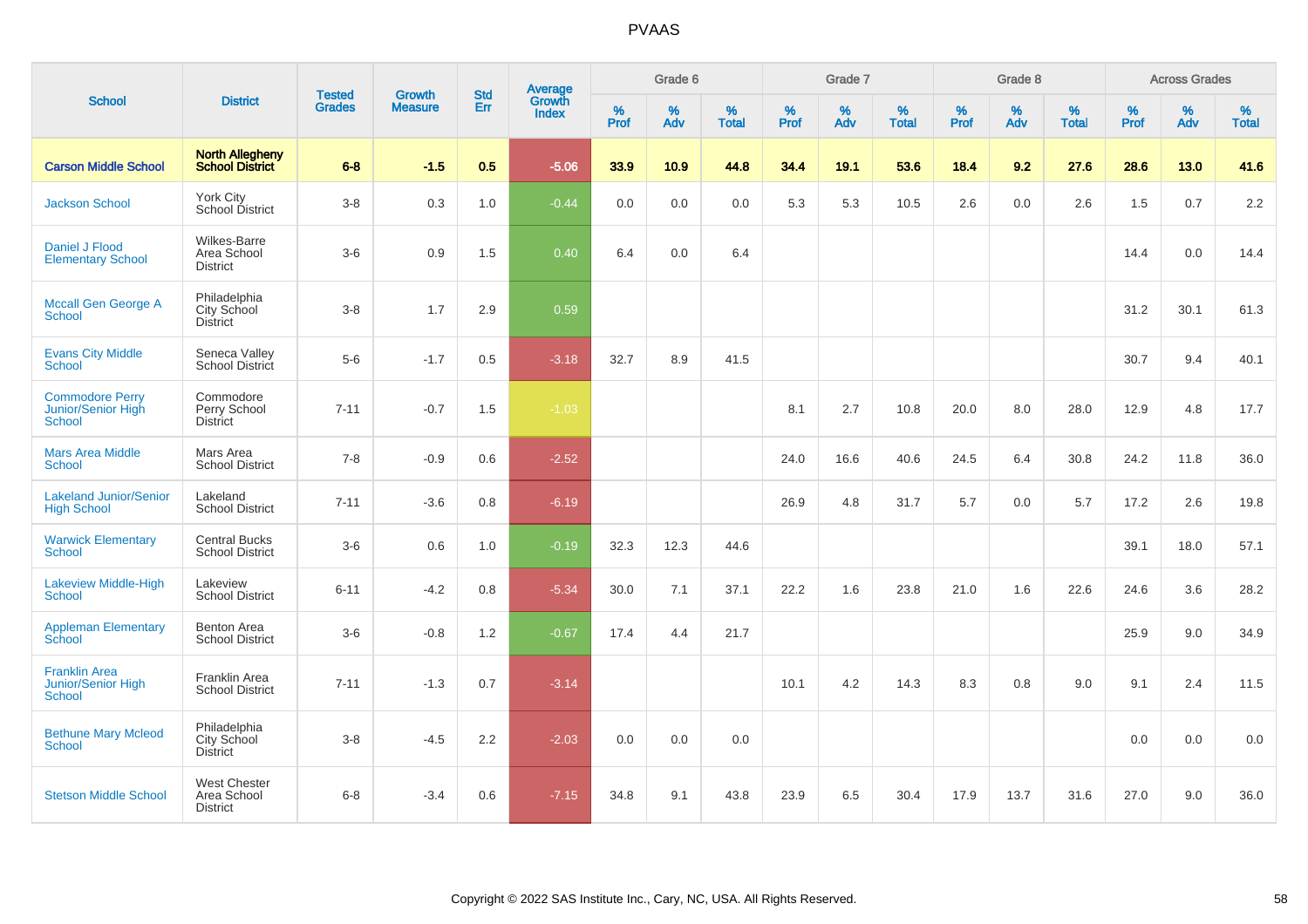PVAAS

| School | District | Tested Grades | Growth Measure | Std Err | Average Growth Index | Grade 6 | | | Grade 7 | | | Grade 8 | | | Across Grades | | |
|---|---|---|---|---|---|---|---|---|---|---|---|---|---|---|---|---|---|
| | | | | | | % Prof | % Adv | % Total | % Prof | % Adv | % Total | % Prof | % Adv | % Total | % Prof | % Adv | % Total |
| **Carson Middle School** | **North Allegheny School District** | **6-8** | **-1.5** | **0.5** | **-5.06** | **33.9** | **10.9** | **44.8** | **34.4** | **19.1** | **53.6** | **18.4** | **9.2** | **27.6** | **28.6** | **13.0** | **41.6** |
| Jackson School | York City School District | 3-8 | 0.3 | 1.0 | -0.44 | 0.0 | 0.0 | 0.0 | 5.3 | 5.3 | 10.5 | 2.6 | 0.0 | 2.6 | 1.5 | 0.7 | 2.2 |
| Daniel J Flood Elementary School | Wilkes-Barre Area School District | 3-6 | 0.9 | 1.5 | 0.40 | 6.4 | 0.0 | 6.4 | | | | | | | 14.4 | 0.0 | 14.4 |
| Mccall Gen George A School | Philadelphia City School District | 3-8 | 1.7 | 2.9 | 0.59 | | | | | | | | | | 31.2 | 30.1 | 61.3 |
| Evans City Middle School | Seneca Valley School District | 5-6 | -1.7 | 0.5 | -3.18 | 32.7 | 8.9 | 41.5 | | | | | | | 30.7 | 9.4 | 40.1 |
| Commodore Perry Junior/Senior High School | Commodore Perry School District | 7-11 | -0.7 | 1.5 | -1.03 | | | | 8.1 | 2.7 | 10.8 | 20.0 | 8.0 | 28.0 | 12.9 | 4.8 | 17.7 |
| Mars Area Middle School | Mars Area School District | 7-8 | -0.9 | 0.6 | -2.52 | | | | 24.0 | 16.6 | 40.6 | 24.5 | 6.4 | 30.8 | 24.2 | 11.8 | 36.0 |
| Lakeland Junior/Senior High School | Lakeland School District | 7-11 | -3.6 | 0.8 | -6.19 | | | | 26.9 | 4.8 | 31.7 | 5.7 | 0.0 | 5.7 | 17.2 | 2.6 | 19.8 |
| Warwick Elementary School | Central Bucks School District | 3-6 | 0.6 | 1.0 | -0.19 | 32.3 | 12.3 | 44.6 | | | | | | | 39.1 | 18.0 | 57.1 |
| Lakeview Middle-High School | Lakeview School District | 6-11 | -4.2 | 0.8 | -5.34 | 30.0 | 7.1 | 37.1 | 22.2 | 1.6 | 23.8 | 21.0 | 1.6 | 22.6 | 24.6 | 3.6 | 28.2 |
| Appleman Elementary School | Benton Area School District | 3-6 | -0.8 | 1.2 | -0.67 | 17.4 | 4.4 | 21.7 | | | | | | | 25.9 | 9.0 | 34.9 |
| Franklin Area Junior/Senior High School | Franklin Area School District | 7-11 | -1.3 | 0.7 | -3.14 | | | | 10.1 | 4.2 | 14.3 | 8.3 | 0.8 | 9.0 | 9.1 | 2.4 | 11.5 |
| Bethune Mary Mcleod School | Philadelphia City School District | 3-8 | -4.5 | 2.2 | -2.03 | 0.0 | 0.0 | 0.0 | | | | | | | 0.0 | 0.0 | 0.0 |
| Stetson Middle School | West Chester Area School District | 6-8 | -3.4 | 0.6 | -7.15 | 34.8 | 9.1 | 43.8 | 23.9 | 6.5 | 30.4 | 17.9 | 13.7 | 31.6 | 27.0 | 9.0 | 36.0 |

Copyright © 2022 SAS Institute Inc., Cary, NC, USA. All Rights Reserved.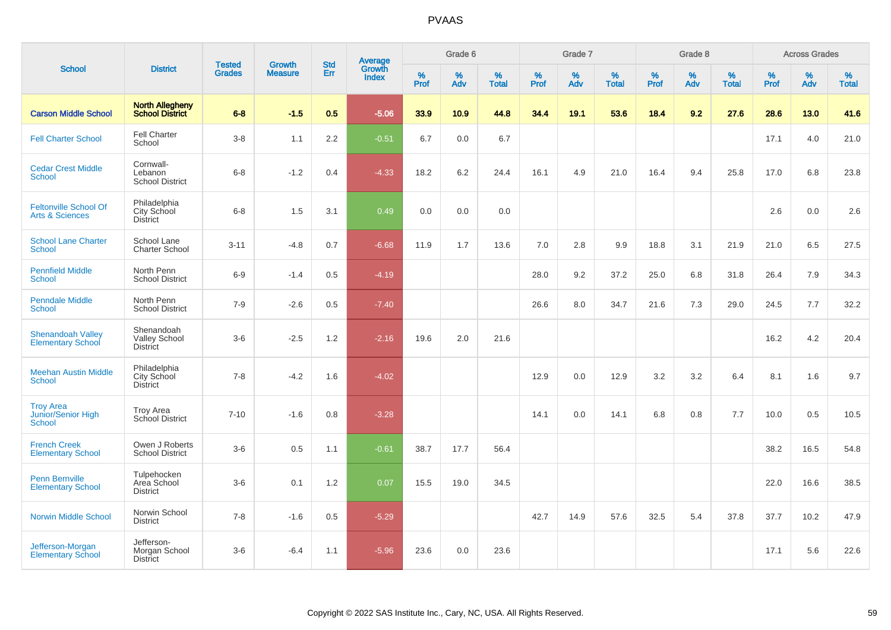# PVAAS

| School | District | Tested Grades | Growth Measure | Std Err | Average Growth Index | Grade 6 | | | Grade 7 | | | Grade 8 | | | Across Grades | | |
|---|---|---|---|---|---|---|---|---|---|---|---|---|---|---|---|---|---|
| | | | | | | % Prof | % Adv | % Total | % Prof | % Adv | % Total | % Prof | % Adv | % Total | % Prof | % Adv | % Total |
| **Carson Middle School** | **North Allegheny School District** | **6-8** | **-1.5** | **0.5** | **-5.06** | **33.9** | **10.9** | **44.8** | **34.4** | **19.1** | **53.6** | **18.4** | **9.2** | **27.6** | **28.6** | **13.0** | **41.6** |
| Fell Charter School | Fell Charter School | 3-8 | 1.1 | 2.2 | -0.51 | 6.7 | 0.0 | 6.7 | | | | | | | 17.1 | 4.0 | 21.0 |
| Cedar Crest Middle School | Cornwall-Lebanon School District | 6-8 | -1.2 | 0.4 | -4.33 | 18.2 | 6.2 | 24.4 | 16.1 | 4.9 | 21.0 | 16.4 | 9.4 | 25.8 | 17.0 | 6.8 | 23.8 |
| Feltonville School Of Arts & Sciences | Philadelphia City School District | 6-8 | 1.5 | 3.1 | 0.49 | 0.0 | 0.0 | 0.0 | | | | | | | 2.6 | 0.0 | 2.6 |
| School Lane Charter School | School Lane Charter School | 3-11 | -4.8 | 0.7 | -6.68 | 11.9 | 1.7 | 13.6 | 7.0 | 2.8 | 9.9 | 18.8 | 3.1 | 21.9 | 21.0 | 6.5 | 27.5 |
| Pennfield Middle School | North Penn School District | 6-9 | -1.4 | 0.5 | -4.19 | | | | 28.0 | 9.2 | 37.2 | 25.0 | 6.8 | 31.8 | 26.4 | 7.9 | 34.3 |
| Penndale Middle School | North Penn School District | 7-9 | -2.6 | 0.5 | -7.40 | | | | 26.6 | 8.0 | 34.7 | 21.6 | 7.3 | 29.0 | 24.5 | 7.7 | 32.2 |
| Shenandoah Valley Elementary School | Shenandoah Valley School District | 3-6 | -2.5 | 1.2 | -2.16 | 19.6 | 2.0 | 21.6 | | | | | | | 16.2 | 4.2 | 20.4 |
| Meehan Austin Middle School | Philadelphia City School District | 7-8 | -4.2 | 1.6 | -4.02 | | | | 12.9 | 0.0 | 12.9 | 3.2 | 3.2 | 6.4 | 8.1 | 1.6 | 9.7 |
| Troy Area Junior/Senior High School | Troy Area School District | 7-10 | -1.6 | 0.8 | -3.28 | | | | 14.1 | 0.0 | 14.1 | 6.8 | 0.8 | 7.7 | 10.0 | 0.5 | 10.5 |
| French Creek Elementary School | Owen J Roberts School District | 3-6 | 0.5 | 1.1 | -0.61 | 38.7 | 17.7 | 56.4 | | | | | | | 38.2 | 16.5 | 54.8 |
| Penn Bernville Elementary School | Tulpehocken Area School District | 3-6 | 0.1 | 1.2 | 0.07 | 15.5 | 19.0 | 34.5 | | | | | | | 22.0 | 16.6 | 38.5 |
| Norwin Middle School | Norwin School District | 7-8 | -1.6 | 0.5 | -5.29 | | | | 42.7 | 14.9 | 57.6 | 32.5 | 5.4 | 37.8 | 37.7 | 10.2 | 47.9 |
| Jefferson-Morgan Elementary School | Jefferson-Morgan School District | 3-6 | -6.4 | 1.1 | -5.96 | 23.6 | 0.0 | 23.6 | | | | | | | 17.1 | 5.6 | 22.6 |

Copyright © 2022 SAS Institute Inc., Cary, NC, USA. All Rights Reserved.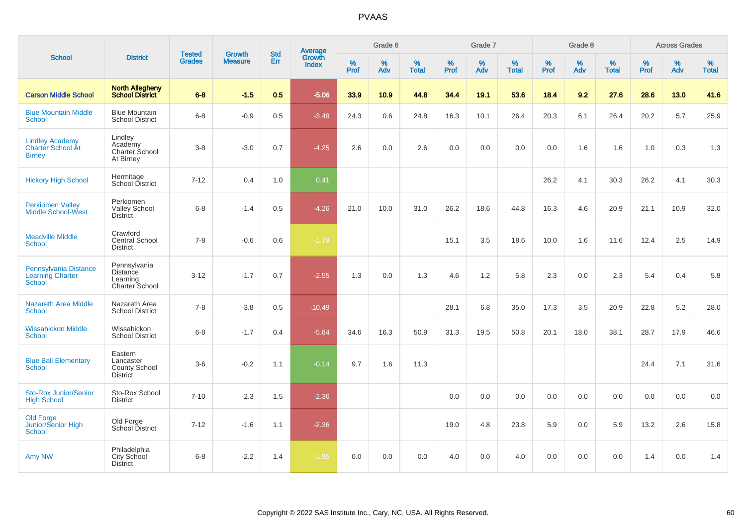# PVAAS

| School | District | Tested Grades | Growth Measure | Std Err | Average Growth Index | Grade 6 | | | Grade 7 | | | Grade 8 | | | Across Grades | | |
|---|---|---|---|---|---|---|---|---|---|---|---|---|---|---|---|---|---|
| | | | | | | % Prof | % Adv | % Total | % Prof | % Adv | % Total | % Prof | % Adv | % Total | % Prof | % Adv | % Total |
| **Carson Middle School** | **North Allegheny School District** | **6-8** | **-1.5** | **0.5** | **-5.06** | **33.9** | **10.9** | **44.8** | **34.4** | **19.1** | **53.6** | **18.4** | **9.2** | **27.6** | **28.6** | **13.0** | **41.6** |
| Blue Mountain Middle School | Blue Mountain School District | 6-8 | -0.9 | 0.5 | -3.49 | 24.3 | 0.6 | 24.8 | 16.3 | 10.1 | 26.4 | 20.3 | 6.1 | 26.4 | 20.2 | 5.7 | 25.9 |
| Lindley Academy Charter School At Birney | Lindley Academy Charter School At Birney | 3-8 | -3.0 | 0.7 | -4.25 | 2.6 | 0.0 | 2.6 | 0.0 | 0.0 | 0.0 | 0.0 | 1.6 | 1.6 | 1.0 | 0.3 | 1.3 |
| Hickory High School | Hermitage School District | 7-12 | 0.4 | 1.0 | 0.41 | | | | | | | 26.2 | 4.1 | 30.3 | 26.2 | 4.1 | 30.3 |
| Perkiomen Valley Middle School-West | Perkiomen Valley School District | 6-8 | -1.4 | 0.5 | -4.26 | 21.0 | 10.0 | 31.0 | 26.2 | 18.6 | 44.8 | 16.3 | 4.6 | 20.9 | 21.1 | 10.9 | 32.0 |
| Meadville Middle School | Crawford Central School District | 7-8 | -0.6 | 0.6 | -1.79 | | | | 15.1 | 3.5 | 18.6 | 10.0 | 1.6 | 11.6 | 12.4 | 2.5 | 14.9 |
| Pennsylvania Distance Learning Charter School | Pennsylvania Distance Learning Charter School | 3-12 | -1.7 | 0.7 | -2.55 | 1.3 | 0.0 | 1.3 | 4.6 | 1.2 | 5.8 | 2.3 | 0.0 | 2.3 | 5.4 | 0.4 | 5.8 |
| Nazareth Area Middle School | Nazareth Area School District | 7-8 | -3.8 | 0.5 | -10.49 | | | | 28.1 | 6.8 | 35.0 | 17.3 | 3.5 | 20.9 | 22.8 | 5.2 | 28.0 |
| Wissahickon Middle School | Wissahickon School District | 6-8 | -1.7 | 0.4 | -5.84 | 34.6 | 16.3 | 50.9 | 31.3 | 19.5 | 50.8 | 20.1 | 18.0 | 38.1 | 28.7 | 17.9 | 46.6 |
| Blue Ball Elementary School | Eastern Lancaster County School District | 3-6 | -0.2 | 1.1 | -0.14 | 9.7 | 1.6 | 11.3 | | | | | | | 24.4 | 7.1 | 31.6 |
| Sto-Rox Junior/Senior High School | Sto-Rox School District | 7-10 | -2.3 | 1.5 | -2.36 | | | | 0.0 | 0.0 | 0.0 | 0.0 | 0.0 | 0.0 | 0.0 | 0.0 | 0.0 |
| Old Forge Junior/Senior High School | Old Forge School District | 7-12 | -1.6 | 1.1 | -2.36 | | | | 19.0 | 4.8 | 23.8 | 5.9 | 0.0 | 5.9 | 13.2 | 2.6 | 15.8 |
| Amy NW | Philadelphia City School District | 6-8 | -2.2 | 1.4 | -1.95 | 0.0 | 0.0 | 0.0 | 4.0 | 0.0 | 4.0 | 0.0 | 0.0 | 0.0 | 1.4 | 0.0 | 1.4 |

Copyright © 2022 SAS Institute Inc., Cary, NC, USA. All Rights Reserved.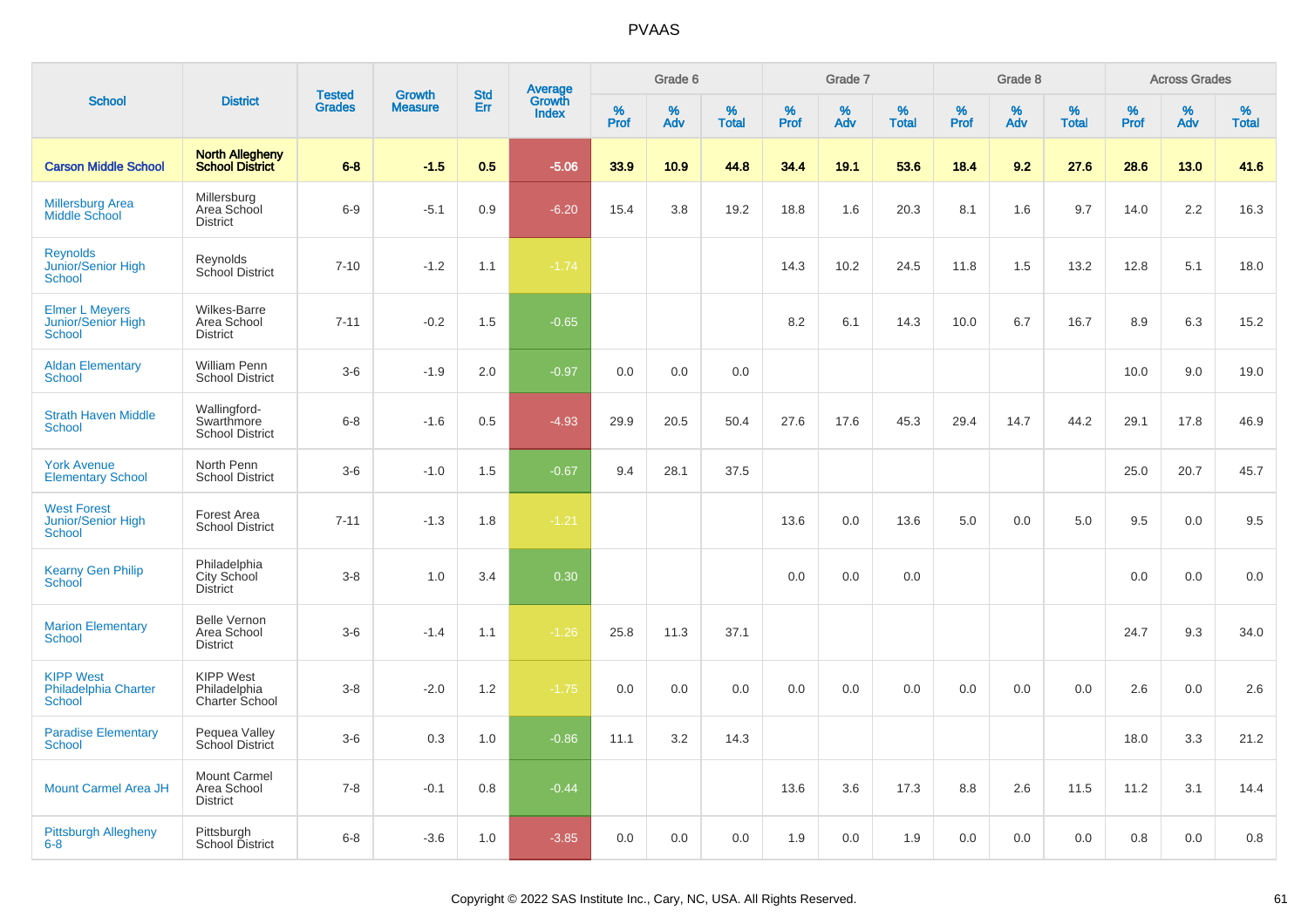# PVAAS

| School | District | Tested Grades | Growth Measure | Std Err | Average Growth Index | Grade 6 | | | Grade 7 | | | Grade 8 | | | Across Grades | | |
|---|---|---|---|---|---|---|---|---|---|---|---|---|---|---|---|---|---|
| | | | | | | % Prof | % Adv | % Total | % Prof | % Adv | % Total | % Prof | % Adv | % Total | % Prof | % Adv | % Total |
| **Carson Middle School** | **North Allegheny School District** | **6-8** | **-1.5** | **0.5** | **-5.06** | **33.9** | **10.9** | **44.8** | **34.4** | **19.1** | **53.6** | **18.4** | **9.2** | **27.6** | **28.6** | **13.0** | **41.6** |
| Millersburg Area Middle School | Millersburg Area School District | 6-9 | -5.1 | 0.9 | -6.20 | 15.4 | 3.8 | 19.2 | 18.8 | 1.6 | 20.3 | 8.1 | 1.6 | 9.7 | 14.0 | 2.2 | 16.3 |
| Reynolds Junior/Senior High School | Reynolds School District | 7-10 | -1.2 | 1.1 | -1.74 | | | | 14.3 | 10.2 | 24.5 | 11.8 | 1.5 | 13.2 | 12.8 | 5.1 | 18.0 |
| Elmer L Meyers Junior/Senior High School | Wilkes-Barre Area School District | 7-11 | -0.2 | 1.5 | -0.65 | | | | 8.2 | 6.1 | 14.3 | 10.0 | 6.7 | 16.7 | 8.9 | 6.3 | 15.2 |
| Aldan Elementary School | William Penn School District | 3-6 | -1.9 | 2.0 | -0.97 | 0.0 | 0.0 | 0.0 | | | | | | | 10.0 | 9.0 | 19.0 |
| Strath Haven Middle School | Wallingford-Swarthmore School District | 6-8 | -1.6 | 0.5 | -4.93 | 29.9 | 20.5 | 50.4 | 27.6 | 17.6 | 45.3 | 29.4 | 14.7 | 44.2 | 29.1 | 17.8 | 46.9 |
| York Avenue Elementary School | North Penn School District | 3-6 | -1.0 | 1.5 | -0.67 | 9.4 | 28.1 | 37.5 | | | | | | | 25.0 | 20.7 | 45.7 |
| West Forest Junior/Senior High School | Forest Area School District | 7-11 | -1.3 | 1.8 | -1.21 | | | | 13.6 | 0.0 | 13.6 | 5.0 | 0.0 | 5.0 | 9.5 | 0.0 | 9.5 |
| Kearny Gen Philip School | Philadelphia City School District | 3-8 | 1.0 | 3.4 | 0.30 | | | | 0.0 | 0.0 | 0.0 | | | | 0.0 | 0.0 | 0.0 |
| Marion Elementary School | Belle Vernon Area School District | 3-6 | -1.4 | 1.1 | -1.26 | 25.8 | 11.3 | 37.1 | | | | | | | 24.7 | 9.3 | 34.0 |
| KIPP West Philadelphia Charter School | KIPP West Philadelphia Charter School | 3-8 | -2.0 | 1.2 | -1.75 | 0.0 | 0.0 | 0.0 | 0.0 | 0.0 | 0.0 | 0.0 | 0.0 | 0.0 | 2.6 | 0.0 | 2.6 |
| Paradise Elementary School | Pequea Valley School District | 3-6 | 0.3 | 1.0 | -0.86 | 11.1 | 3.2 | 14.3 | | | | | | | 18.0 | 3.3 | 21.2 |
| Mount Carmel Area JH | Mount Carmel Area School District | 7-8 | -0.1 | 0.8 | -0.44 | | | | 13.6 | 3.6 | 17.3 | 8.8 | 2.6 | 11.5 | 11.2 | 3.1 | 14.4 |
| Pittsburgh Allegheny 6-8 | Pittsburgh School District | 6-8 | -3.6 | 1.0 | -3.85 | 0.0 | 0.0 | 0.0 | 1.9 | 0.0 | 1.9 | 0.0 | 0.0 | 0.0 | 0.8 | 0.0 | 0.8 |

Copyright © 2022 SAS Institute Inc., Cary, NC, USA. All Rights Reserved.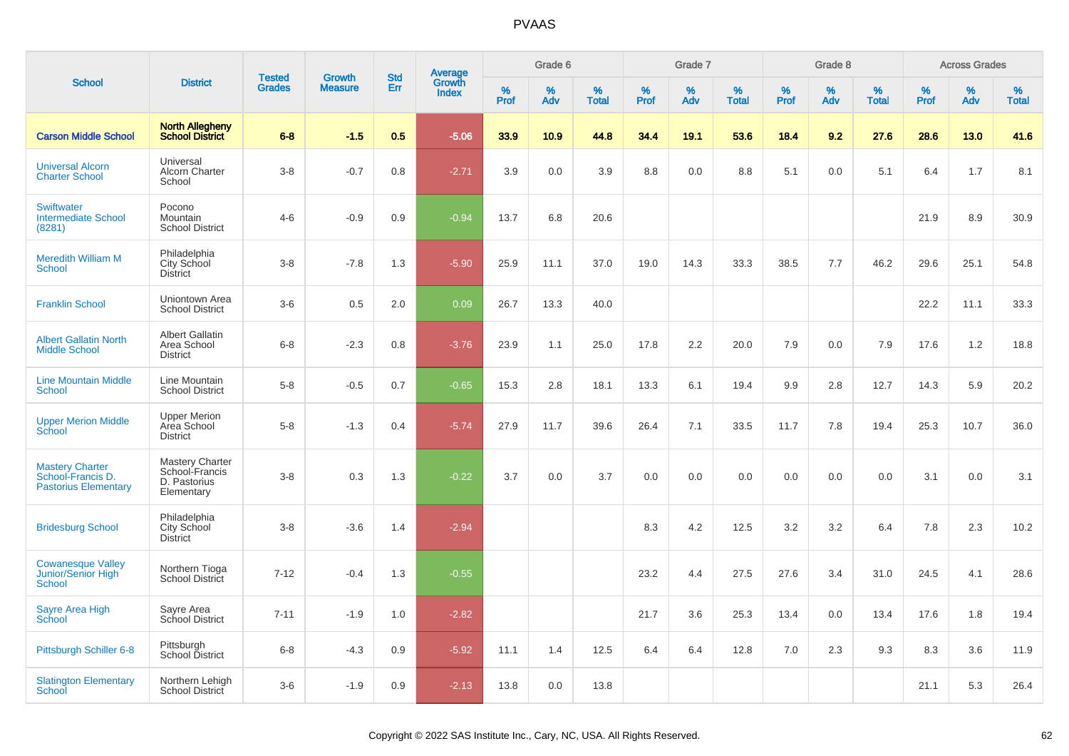# PVAAS

| School | District | Tested Grades | Growth Measure | Std Err | Average Growth Index | Grade 6 | | | Grade 7 | | | Grade 8 | | | Across Grades | | |
|---|---|---|---|---|---|---|---|---|---|---|---|---|---|---|---|---|---|
| | | | | | | % Prof | % Adv | % Total | % Prof | % Adv | % Total | % Prof | % Adv | % Total | % Prof | % Adv | % Total |
| **Carson Middle School** | **North Allegheny School District** | **6-8** | **-1.5** | **0.5** | **-5.06** | **33.9** | **10.9** | **44.8** | **34.4** | **19.1** | **53.6** | **18.4** | **9.2** | **27.6** | **28.6** | **13.0** | **41.6** |
| Universal Alcorn Charter School | Universal Alcorn Charter School | 3-8 | -0.7 | 0.8 | -2.71 | 3.9 | 0.0 | 3.9 | 8.8 | 0.0 | 8.8 | 5.1 | 0.0 | 5.1 | 6.4 | 1.7 | 8.1 |
| Swiftwater Intermediate School (8281) | Pocono Mountain School District | 4-6 | -0.9 | 0.9 | -0.94 | 13.7 | 6.8 | 20.6 | | | | | | | 21.9 | 8.9 | 30.9 |
| Meredith William M School | Philadelphia City School District | 3-8 | -7.8 | 1.3 | -5.90 | 25.9 | 11.1 | 37.0 | 19.0 | 14.3 | 33.3 | 38.5 | 7.7 | 46.2 | 29.6 | 25.1 | 54.8 |
| Franklin School | Uniontown Area School District | 3-6 | 0.5 | 2.0 | 0.09 | 26.7 | 13.3 | 40.0 | | | | | | | 22.2 | 11.1 | 33.3 |
| Albert Gallatin North Middle School | Albert Gallatin Area School District | 6-8 | -2.3 | 0.8 | -3.76 | 23.9 | 1.1 | 25.0 | 17.8 | 2.2 | 20.0 | 7.9 | 0.0 | 7.9 | 17.6 | 1.2 | 18.8 |
| Line Mountain Middle School | Line Mountain School District | 5-8 | -0.5 | 0.7 | -0.65 | 15.3 | 2.8 | 18.1 | 13.3 | 6.1 | 19.4 | 9.9 | 2.8 | 12.7 | 14.3 | 5.9 | 20.2 |
| Upper Merion Middle School | Upper Merion Area School District | 5-8 | -1.3 | 0.4 | -5.74 | 27.9 | 11.7 | 39.6 | 26.4 | 7.1 | 33.5 | 11.7 | 7.8 | 19.4 | 25.3 | 10.7 | 36.0 |
| Mastery Charter School-Francis D. Pastorius Elementary | Mastery Charter School-Francis D. Pastorius Elementary | 3-8 | 0.3 | 1.3 | -0.22 | 3.7 | 0.0 | 3.7 | 0.0 | 0.0 | 0.0 | 0.0 | 0.0 | 0.0 | 3.1 | 0.0 | 3.1 |
| Bridesburg School | Philadelphia City School District | 3-8 | -3.6 | 1.4 | -2.94 | | | | 8.3 | 4.2 | 12.5 | 3.2 | 3.2 | 6.4 | 7.8 | 2.3 | 10.2 |
| Cowanesque Valley Junior/Senior High School | Northern Tioga School District | 7-12 | -0.4 | 1.3 | -0.55 | | | | 23.2 | 4.4 | 27.5 | 27.6 | 3.4 | 31.0 | 24.5 | 4.1 | 28.6 |
| Sayre Area High School | Sayre Area School District | 7-11 | -1.9 | 1.0 | -2.82 | | | | 21.7 | 3.6 | 25.3 | 13.4 | 0.0 | 13.4 | 17.6 | 1.8 | 19.4 |
| Pittsburgh Schiller 6-8 | Pittsburgh School District | 6-8 | -4.3 | 0.9 | -5.92 | 11.1 | 1.4 | 12.5 | 6.4 | 6.4 | 12.8 | 7.0 | 2.3 | 9.3 | 8.3 | 3.6 | 11.9 |
| Slatington Elementary School | Northern Lehigh School District | 3-6 | -1.9 | 0.9 | -2.13 | 13.8 | 0.0 | 13.8 | | | | | | | 21.1 | 5.3 | 26.4 |

Copyright © 2022 SAS Institute Inc., Cary, NC, USA. All Rights Reserved.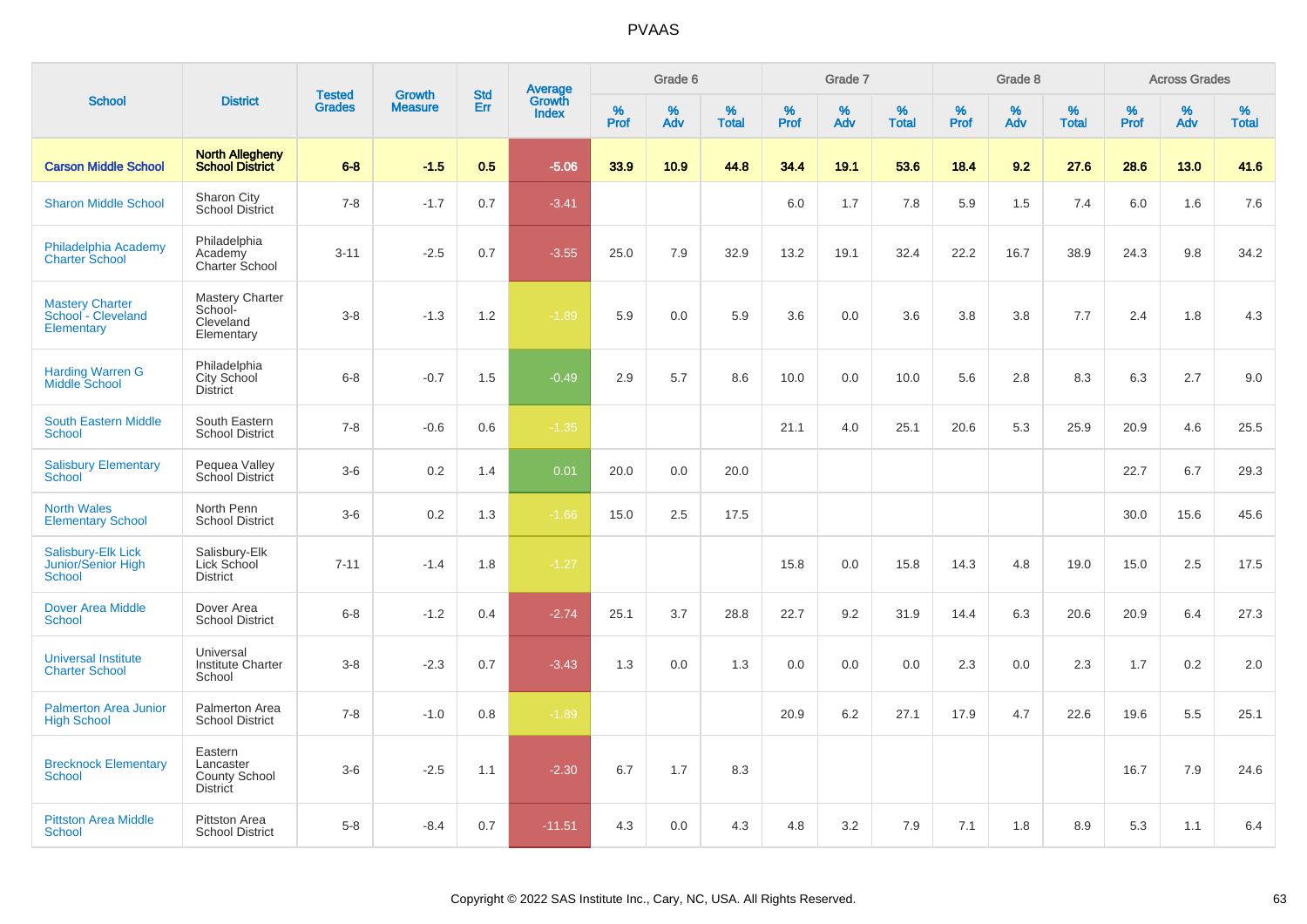# PVAAS

| School | District | Tested Grades | Growth Measure | Std Err | Average Growth Index | Grade 6 | | | Grade 7 | | | Grade 8 | | | Across Grades | | |
|---|---|---|---|---|---|---|---|---|---|---|---|---|---|---|---|---|---|
| | | | | | | % Prof | % Adv | % Total | % Prof | % Adv | % Total | % Prof | % Adv | % Total | % Prof | % Adv | % Total |
| **Carson Middle School** | **North Allegheny School District** | **6-8** | **-1.5** | **0.5** | **-5.06** | **33.9** | **10.9** | **44.8** | **34.4** | **19.1** | **53.6** | **18.4** | **9.2** | **27.6** | **28.6** | **13.0** | **41.6** |
| Sharon Middle School | Sharon City School District | 7-8 | -1.7 | 0.7 | -3.41 | | | | 6.0 | 1.7 | 7.8 | 5.9 | 1.5 | 7.4 | 6.0 | 1.6 | 7.6 |
| Philadelphia Academy Charter School | Philadelphia Academy Charter School | 3-11 | -2.5 | 0.7 | -3.55 | 25.0 | 7.9 | 32.9 | 13.2 | 19.1 | 32.4 | 22.2 | 16.7 | 38.9 | 24.3 | 9.8 | 34.2 |
| Mastery Charter School - Cleveland Elementary | Mastery Charter School-Cleveland Elementary | 3-8 | -1.3 | 1.2 | -1.89 | 5.9 | 0.0 | 5.9 | 3.6 | 0.0 | 3.6 | 3.8 | 3.8 | 7.7 | 2.4 | 1.8 | 4.3 |
| Harding Warren G Middle School | Philadelphia City School District | 6-8 | -0.7 | 1.5 | -0.49 | 2.9 | 5.7 | 8.6 | 10.0 | 0.0 | 10.0 | 5.6 | 2.8 | 8.3 | 6.3 | 2.7 | 9.0 |
| South Eastern Middle School | South Eastern School District | 7-8 | -0.6 | 0.6 | -1.35 | | | | 21.1 | 4.0 | 25.1 | 20.6 | 5.3 | 25.9 | 20.9 | 4.6 | 25.5 |
| Salisbury Elementary School | Pequea Valley School District | 3-6 | 0.2 | 1.4 | 0.01 | 20.0 | 0.0 | 20.0 | | | | | | | 22.7 | 6.7 | 29.3 |
| North Wales Elementary School | North Penn School District | 3-6 | 0.2 | 1.3 | -1.66 | 15.0 | 2.5 | 17.5 | | | | | | | 30.0 | 15.6 | 45.6 |
| Salisbury-Elk Lick Junior/Senior High School | Salisbury-Elk Lick School District | 7-11 | -1.4 | 1.8 | -1.27 | | | | 15.8 | 0.0 | 15.8 | 14.3 | 4.8 | 19.0 | 15.0 | 2.5 | 17.5 |
| Dover Area Middle School | Dover Area School District | 6-8 | -1.2 | 0.4 | -2.74 | 25.1 | 3.7 | 28.8 | 22.7 | 9.2 | 31.9 | 14.4 | 6.3 | 20.6 | 20.9 | 6.4 | 27.3 |
| Universal Institute Charter School | Universal Institute Charter School | 3-8 | -2.3 | 0.7 | -3.43 | 1.3 | 0.0 | 1.3 | 0.0 | 0.0 | 0.0 | 2.3 | 0.0 | 2.3 | 1.7 | 0.2 | 2.0 |
| Palmerton Area Junior High School | Palmerton Area School District | 7-8 | -1.0 | 0.8 | -1.89 | | | | 20.9 | 6.2 | 27.1 | 17.9 | 4.7 | 22.6 | 19.6 | 5.5 | 25.1 |
| Brecknock Elementary School | Eastern Lancaster County School District | 3-6 | -2.5 | 1.1 | -2.30 | 6.7 | 1.7 | 8.3 | | | | | | | 16.7 | 7.9 | 24.6 |
| Pittston Area Middle School | Pittston Area School District | 5-8 | -8.4 | 0.7 | -11.51 | 4.3 | 0.0 | 4.3 | 4.8 | 3.2 | 7.9 | 7.1 | 1.8 | 8.9 | 5.3 | 1.1 | 6.4 |

Copyright © 2022 SAS Institute Inc., Cary, NC, USA. All Rights Reserved.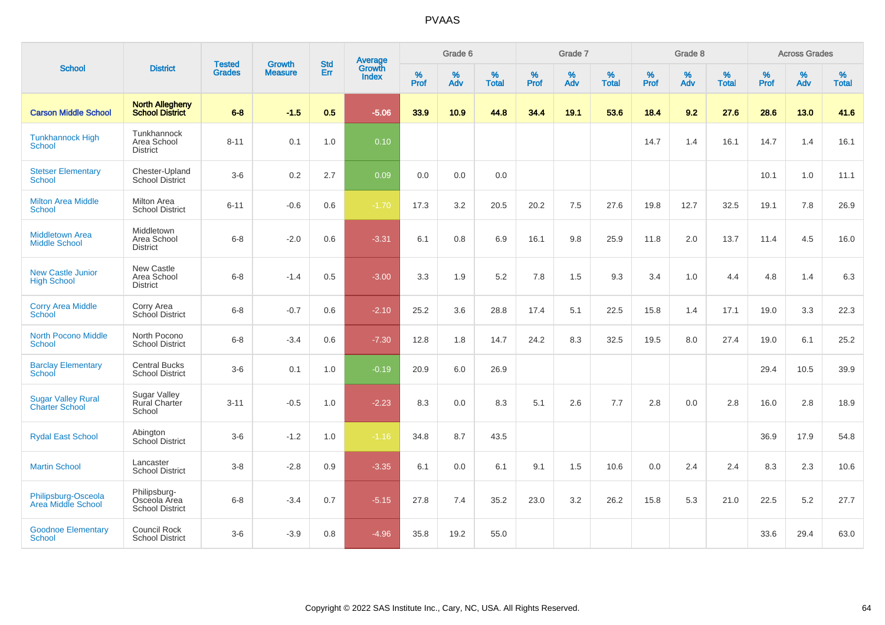# PVAAS

| School | District | Tested Grades | Growth Measure | Std Err | Average Growth Index | Grade 6 | | | Grade 7 | | | Grade 8 | | | Across Grades | | |
|---|---|---|---|---|---|---|---|---|---|---|---|---|---|---|---|---|---|
| | | | | | | % Prof | % Adv | % Total | % Prof | % Adv | % Total | % Prof | % Adv | % Total | % Prof | % Adv | % Total |
| **Carson Middle School** | **North Allegheny School District** | **6-8** | **-1.5** | **0.5** | **-5.06** | **33.9** | **10.9** | **44.8** | **34.4** | **19.1** | **53.6** | **18.4** | **9.2** | **27.6** | **28.6** | **13.0** | **41.6** |
| Tunkhannock High School | Tunkhannock Area School District | 8-11 | 0.1 | 1.0 | 0.10 | | | | | | | 14.7 | 1.4 | 16.1 | 14.7 | 1.4 | 16.1 |
| Stetser Elementary School | Chester-Upland School District | 3-6 | 0.2 | 2.7 | 0.09 | 0.0 | 0.0 | 0.0 | | | | | | | 10.1 | 1.0 | 11.1 |
| Milton Area Middle School | Milton Area School District | 6-11 | -0.6 | 0.6 | -1.70 | 17.3 | 3.2 | 20.5 | 20.2 | 7.5 | 27.6 | 19.8 | 12.7 | 32.5 | 19.1 | 7.8 | 26.9 |
| Middletown Area Middle School | Middletown Area School District | 6-8 | -2.0 | 0.6 | -3.31 | 6.1 | 0.8 | 6.9 | 16.1 | 9.8 | 25.9 | 11.8 | 2.0 | 13.7 | 11.4 | 4.5 | 16.0 |
| New Castle Junior High School | New Castle Area School District | 6-8 | -1.4 | 0.5 | -3.00 | 3.3 | 1.9 | 5.2 | 7.8 | 1.5 | 9.3 | 3.4 | 1.0 | 4.4 | 4.8 | 1.4 | 6.3 |
| Corry Area Middle School | Corry Area School District | 6-8 | -0.7 | 0.6 | -2.10 | 25.2 | 3.6 | 28.8 | 17.4 | 5.1 | 22.5 | 15.8 | 1.4 | 17.1 | 19.0 | 3.3 | 22.3 |
| North Pocono Middle School | North Pocono School District | 6-8 | -3.4 | 0.6 | -7.30 | 12.8 | 1.8 | 14.7 | 24.2 | 8.3 | 32.5 | 19.5 | 8.0 | 27.4 | 19.0 | 6.1 | 25.2 |
| Barclay Elementary School | Central Bucks School District | 3-6 | 0.1 | 1.0 | -0.19 | 20.9 | 6.0 | 26.9 | | | | | | | 29.4 | 10.5 | 39.9 |
| Sugar Valley Rural Charter School | Sugar Valley Rural Charter School | 3-11 | -0.5 | 1.0 | -2.23 | 8.3 | 0.0 | 8.3 | 5.1 | 2.6 | 7.7 | 2.8 | 0.0 | 2.8 | 16.0 | 2.8 | 18.9 |
| Rydal East School | Abington School District | 3-6 | -1.2 | 1.0 | -1.16 | 34.8 | 8.7 | 43.5 | | | | | | | 36.9 | 17.9 | 54.8 |
| Martin School | Lancaster School District | 3-8 | -2.8 | 0.9 | -3.35 | 6.1 | 0.0 | 6.1 | 9.1 | 1.5 | 10.6 | 0.0 | 2.4 | 2.4 | 8.3 | 2.3 | 10.6 |
| Philipsburg-Osceola Area Middle School | Philipsburg-Osceola Area School District | 6-8 | -3.4 | 0.7 | -5.15 | 27.8 | 7.4 | 35.2 | 23.0 | 3.2 | 26.2 | 15.8 | 5.3 | 21.0 | 22.5 | 5.2 | 27.7 |
| Goodnoe Elementary School | Council Rock School District | 3-6 | -3.9 | 0.8 | -4.96 | 35.8 | 19.2 | 55.0 | | | | | | | 33.6 | 29.4 | 63.0 |

Copyright © 2022 SAS Institute Inc., Cary, NC, USA. All Rights Reserved.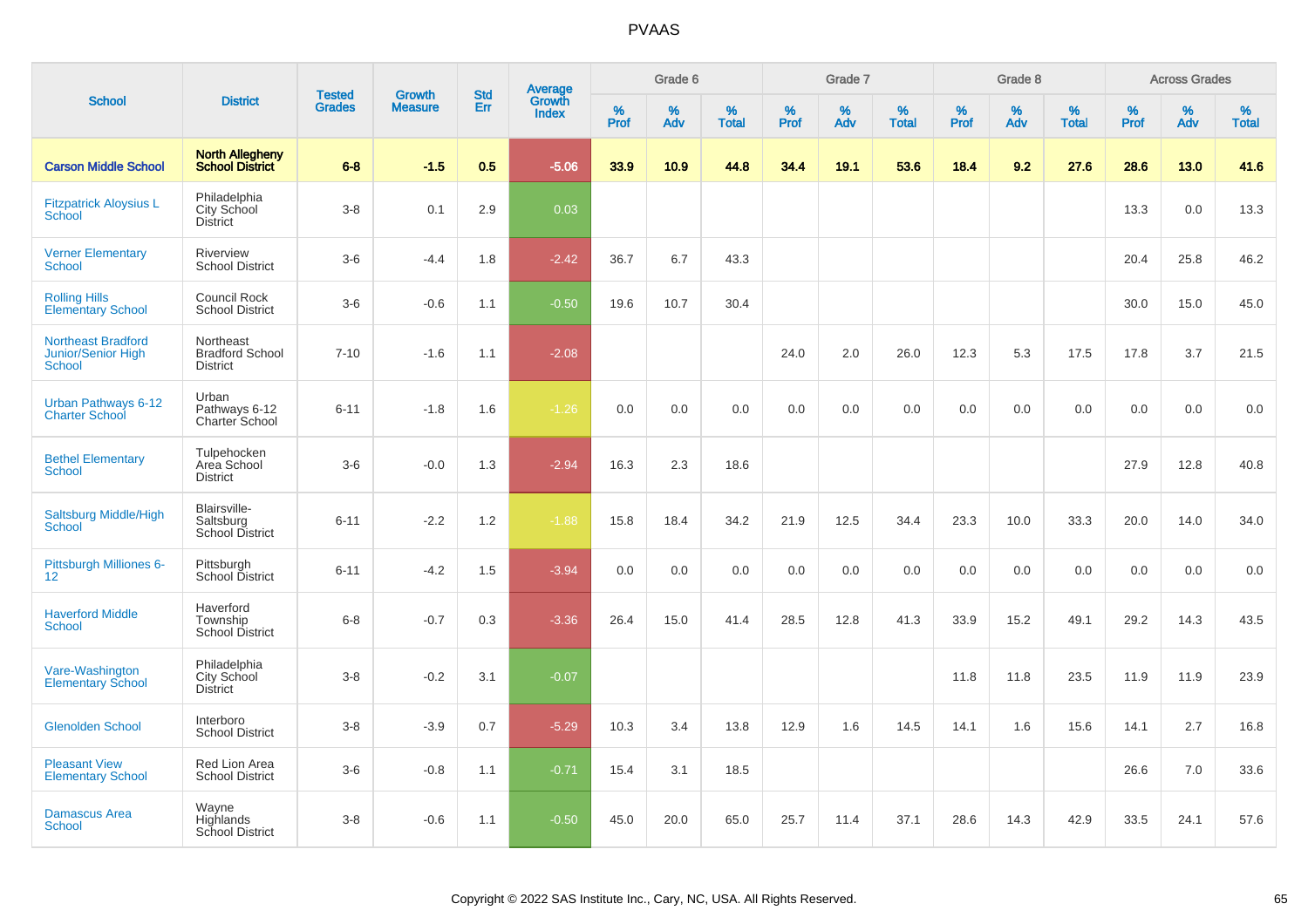# PVAAS

| School | District | Tested Grades | Growth Measure | Std Err | Average Growth Index | Grade 6 | | | Grade 7 | | | Grade 8 | | | Across Grades | | |
|---|---|---|---|---|---|---|---|---|---|---|---|---|---|---|---|---|---|
| | | | | | | % Prof | % Adv | % Total | % Prof | % Adv | % Total | % Prof | % Adv | % Total | % Prof | % Adv | % Total |
| **Carson Middle School** | **North Allegheny School District** | **6-8** | **-1.5** | **0.5** | **-5.06** | **33.9** | **10.9** | **44.8** | **34.4** | **19.1** | **53.6** | **18.4** | **9.2** | **27.6** | **28.6** | **13.0** | **41.6** |
| Fitzpatrick Aloysius L School | Philadelphia City School District | 3-8 | 0.1 | 2.9 | 0.03 | | | | | | | | | | 13.3 | 0.0 | 13.3 |
| Verner Elementary School | Riverview School District | 3-6 | -4.4 | 1.8 | -2.42 | 36.7 | 6.7 | 43.3 | | | | | | | 20.4 | 25.8 | 46.2 |
| Rolling Hills Elementary School | Council Rock School District | 3-6 | -0.6 | 1.1 | -0.50 | 19.6 | 10.7 | 30.4 | | | | | | | 30.0 | 15.0 | 45.0 |
| Northeast Bradford Junior/Senior High School | Northeast Bradford School District | 7-10 | -1.6 | 1.1 | -2.08 | | | | 24.0 | 2.0 | 26.0 | 12.3 | 5.3 | 17.5 | 17.8 | 3.7 | 21.5 |
| Urban Pathways 6-12 Charter School | Urban Pathways 6-12 Charter School | 6-11 | -1.8 | 1.6 | -1.26 | 0.0 | 0.0 | 0.0 | 0.0 | 0.0 | 0.0 | 0.0 | 0.0 | 0.0 | 0.0 | 0.0 | 0.0 |
| Bethel Elementary School | Tulpehocken Area School District | 3-6 | -0.0 | 1.3 | -2.94 | 16.3 | 2.3 | 18.6 | | | | | | | 27.9 | 12.8 | 40.8 |
| Saltsburg Middle/High School | Blairsville-Saltsburg School District | 6-11 | -2.2 | 1.2 | -1.88 | 15.8 | 18.4 | 34.2 | 21.9 | 12.5 | 34.4 | 23.3 | 10.0 | 33.3 | 20.0 | 14.0 | 34.0 |
| Pittsburgh Milliones 6-12 | Pittsburgh School District | 6-11 | -4.2 | 1.5 | -3.94 | 0.0 | 0.0 | 0.0 | 0.0 | 0.0 | 0.0 | 0.0 | 0.0 | 0.0 | 0.0 | 0.0 | 0.0 |
| Haverford Middle School | Haverford Township School District | 6-8 | -0.7 | 0.3 | -3.36 | 26.4 | 15.0 | 41.4 | 28.5 | 12.8 | 41.3 | 33.9 | 15.2 | 49.1 | 29.2 | 14.3 | 43.5 |
| Vare-Washington Elementary School | Philadelphia City School District | 3-8 | -0.2 | 3.1 | -0.07 | | | | | | | 11.8 | 11.8 | 23.5 | 11.9 | 11.9 | 23.9 |
| Glenolden School | Interboro School District | 3-8 | -3.9 | 0.7 | -5.29 | 10.3 | 3.4 | 13.8 | 12.9 | 1.6 | 14.5 | 14.1 | 1.6 | 15.6 | 14.1 | 2.7 | 16.8 |
| Pleasant View Elementary School | Red Lion Area School District | 3-6 | -0.8 | 1.1 | -0.71 | 15.4 | 3.1 | 18.5 | | | | | | | 26.6 | 7.0 | 33.6 |
| Damascus Area School | Wayne Highlands School District | 3-8 | -0.6 | 1.1 | -0.50 | 45.0 | 20.0 | 65.0 | 25.7 | 11.4 | 37.1 | 28.6 | 14.3 | 42.9 | 33.5 | 24.1 | 57.6 |

Copyright © 2022 SAS Institute Inc., Cary, NC, USA. All Rights Reserved.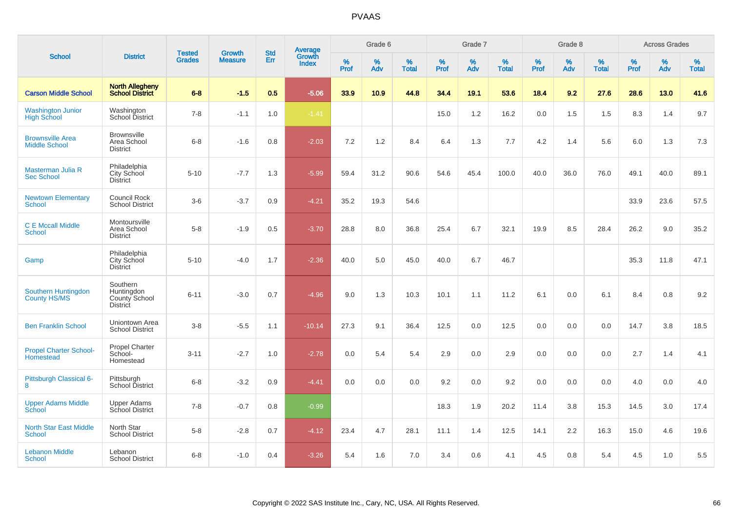# PVAAS

| School | District | Tested Grades | Growth Measure | Std Err | Average Growth Index | Grade 6 | | | Grade 7 | | | Grade 8 | | | Across Grades | | |
|---|---|---|---|---|---|---|---|---|---|---|---|---|---|---|---|---|---|
| | | | | | | % Prof | % Adv | % Total | % Prof | % Adv | % Total | % Prof | % Adv | % Total | % Prof | % Adv | % Total |
| **Carson Middle School** | **North Allegheny School District** | **6-8** | **-1.5** | **0.5** | **-5.06** | **33.9** | **10.9** | **44.8** | **34.4** | **19.1** | **53.6** | **18.4** | **9.2** | **27.6** | **28.6** | **13.0** | **41.6** |
| Washington Junior High School | Washington School District | 7-8 | -1.1 | 1.0 | -1.41 | | | | 15.0 | 1.2 | 16.2 | 0.0 | 1.5 | 1.5 | 8.3 | 1.4 | 9.7 |
| Brownsville Area Middle School | Brownsville Area School District | 6-8 | -1.6 | 0.8 | -2.03 | 7.2 | 1.2 | 8.4 | 6.4 | 1.3 | 7.7 | 4.2 | 1.4 | 5.6 | 6.0 | 1.3 | 7.3 |
| Masterman Julia R Sec School | Philadelphia City School District | 5-10 | -7.7 | 1.3 | -5.99 | 59.4 | 31.2 | 90.6 | 54.6 | 45.4 | 100.0 | 40.0 | 36.0 | 76.0 | 49.1 | 40.0 | 89.1 |
| Newtown Elementary School | Council Rock School District | 3-6 | -3.7 | 0.9 | -4.21 | 35.2 | 19.3 | 54.6 | | | | | | | 33.9 | 23.6 | 57.5 |
| C E Mccall Middle School | Montoursville Area School District | 5-8 | -1.9 | 0.5 | -3.70 | 28.8 | 8.0 | 36.8 | 25.4 | 6.7 | 32.1 | 19.9 | 8.5 | 28.4 | 26.2 | 9.0 | 35.2 |
| Gamp | Philadelphia City School District | 5-10 | -4.0 | 1.7 | -2.36 | 40.0 | 5.0 | 45.0 | 40.0 | 6.7 | 46.7 | | | | 35.3 | 11.8 | 47.1 |
| Southern Huntingdon County HS/MS | Southern Huntingdon County School District | 6-11 | -3.0 | 0.7 | -4.96 | 9.0 | 1.3 | 10.3 | 10.1 | 1.1 | 11.2 | 6.1 | 0.0 | 6.1 | 8.4 | 0.8 | 9.2 |
| Ben Franklin School | Uniontown Area School District | 3-8 | -5.5 | 1.1 | -10.14 | 27.3 | 9.1 | 36.4 | 12.5 | 0.0 | 12.5 | 0.0 | 0.0 | 0.0 | 14.7 | 3.8 | 18.5 |
| Propel Charter School-Homestead | Propel Charter School-Homestead | 3-11 | -2.7 | 1.0 | -2.78 | 0.0 | 5.4 | 5.4 | 2.9 | 0.0 | 2.9 | 0.0 | 0.0 | 0.0 | 2.7 | 1.4 | 4.1 |
| Pittsburgh Classical 6-8 | Pittsburgh School District | 6-8 | -3.2 | 0.9 | -4.41 | 0.0 | 0.0 | 0.0 | 9.2 | 0.0 | 9.2 | 0.0 | 0.0 | 0.0 | 4.0 | 0.0 | 4.0 |
| Upper Adams Middle School | Upper Adams School District | 7-8 | -0.7 | 0.8 | -0.99 | | | | 18.3 | 1.9 | 20.2 | 11.4 | 3.8 | 15.3 | 14.5 | 3.0 | 17.4 |
| North Star East Middle School | North Star School District | 5-8 | -2.8 | 0.7 | -4.12 | 23.4 | 4.7 | 28.1 | 11.1 | 1.4 | 12.5 | 14.1 | 2.2 | 16.3 | 15.0 | 4.6 | 19.6 |
| Lebanon Middle School | Lebanon School District | 6-8 | -1.0 | 0.4 | -3.26 | 5.4 | 1.6 | 7.0 | 3.4 | 0.6 | 4.1 | 4.5 | 0.8 | 5.4 | 4.5 | 1.0 | 5.5 |

Copyright © 2022 SAS Institute Inc., Cary, NC, USA. All Rights Reserved.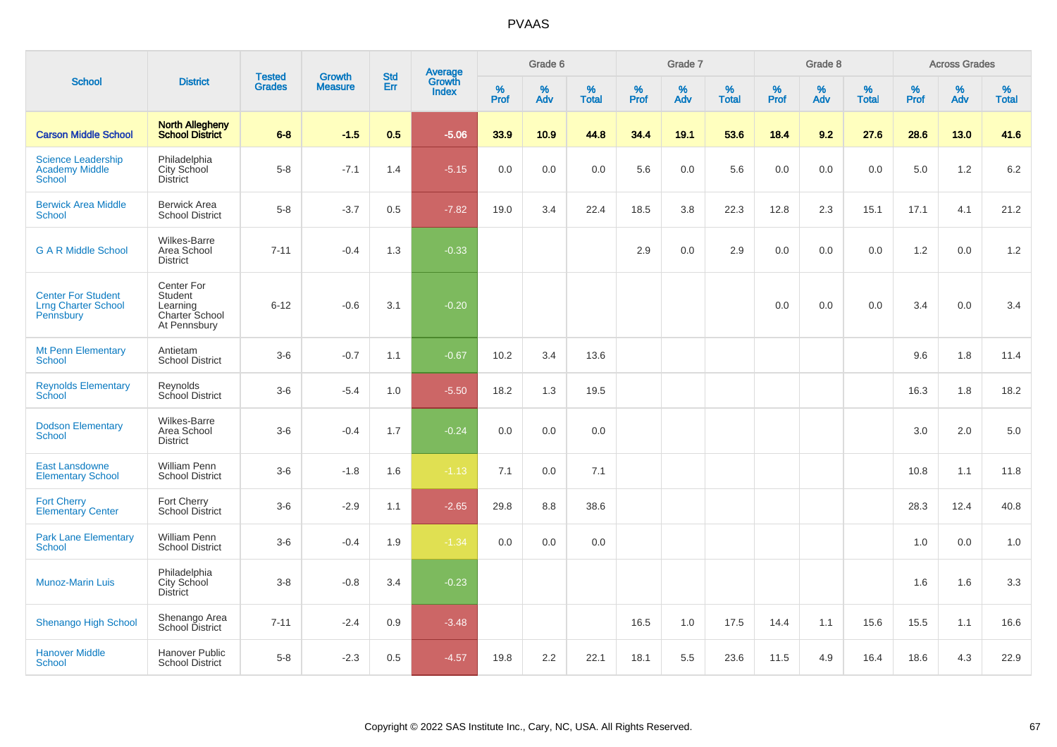# PVAAS

| School | District | Tested Grades | Growth Measure | Std Err | Average Growth Index | Grade 6 | | | Grade 7 | | | Grade 8 | | | Across Grades | | |
|---|---|---|---|---|---|---|---|---|---|---|---|---|---|---|---|---|---|
| | | | | | | % Prof | % Adv | % Total | % Prof | % Adv | % Total | % Prof | % Adv | % Total | % Prof | % Adv | % Total |
| **Carson Middle School** | **North Allegheny School District** | **6-8** | **-1.5** | **0.5** | **-5.06** | **33.9** | **10.9** | **44.8** | **34.4** | **19.1** | **53.6** | **18.4** | **9.2** | **27.6** | **28.6** | **13.0** | **41.6** |
| Science Leadership Academy Middle School | Philadelphia City School District | 5-8 | -7.1 | 1.4 | -5.15 | 0.0 | 0.0 | 0.0 | 5.6 | 0.0 | 5.6 | 0.0 | 0.0 | 0.0 | 5.0 | 1.2 | 6.2 |
| Berwick Area Middle School | Berwick Area School District | 5-8 | -3.7 | 0.5 | -7.82 | 19.0 | 3.4 | 22.4 | 18.5 | 3.8 | 22.3 | 12.8 | 2.3 | 15.1 | 17.1 | 4.1 | 21.2 |
| G A R Middle School | Wilkes-Barre Area School District | 7-11 | -0.4 | 1.3 | -0.33 | | | | 2.9 | 0.0 | 2.9 | 0.0 | 0.0 | 0.0 | 1.2 | 0.0 | 1.2 |
| Center For Student Lrng Charter School Pennsbury | Center For Student Learning Charter School At Pennsbury | 6-12 | -0.6 | 3.1 | -0.20 | | | | | | | 0.0 | 0.0 | 0.0 | 3.4 | 0.0 | 3.4 |
| Mt Penn Elementary School | Antietam School District | 3-6 | -0.7 | 1.1 | -0.67 | 10.2 | 3.4 | 13.6 | | | | | | | 9.6 | 1.8 | 11.4 |
| Reynolds Elementary School | Reynolds School District | 3-6 | -5.4 | 1.0 | -5.50 | 18.2 | 1.3 | 19.5 | | | | | | | 16.3 | 1.8 | 18.2 |
| Dodson Elementary School | Wilkes-Barre Area School District | 3-6 | -0.4 | 1.7 | -0.24 | 0.0 | 0.0 | 0.0 | | | | | | | 3.0 | 2.0 | 5.0 |
| East Lansdowne Elementary School | William Penn School District | 3-6 | -1.8 | 1.6 | -1.13 | 7.1 | 0.0 | 7.1 | | | | | | | 10.8 | 1.1 | 11.8 |
| Fort Cherry Elementary Center | Fort Cherry School District | 3-6 | -2.9 | 1.1 | -2.65 | 29.8 | 8.8 | 38.6 | | | | | | | 28.3 | 12.4 | 40.8 |
| Park Lane Elementary School | William Penn School District | 3-6 | -0.4 | 1.9 | -1.34 | 0.0 | 0.0 | 0.0 | | | | | | | 1.0 | 0.0 | 1.0 |
| Munoz-Marin Luis | Philadelphia City School District | 3-8 | -0.8 | 3.4 | -0.23 | | | | | | | | | | 1.6 | 1.6 | 3.3 |
| Shenango High School | Shenango Area School District | 7-11 | -2.4 | 0.9 | -3.48 | | | | 16.5 | 1.0 | 17.5 | 14.4 | 1.1 | 15.6 | 15.5 | 1.1 | 16.6 |
| Hanover Middle School | Hanover Public School District | 5-8 | -2.3 | 0.5 | -4.57 | 19.8 | 2.2 | 22.1 | 18.1 | 5.5 | 23.6 | 11.5 | 4.9 | 16.4 | 18.6 | 4.3 | 22.9 |

Copyright © 2022 SAS Institute Inc., Cary, NC, USA. All Rights Reserved.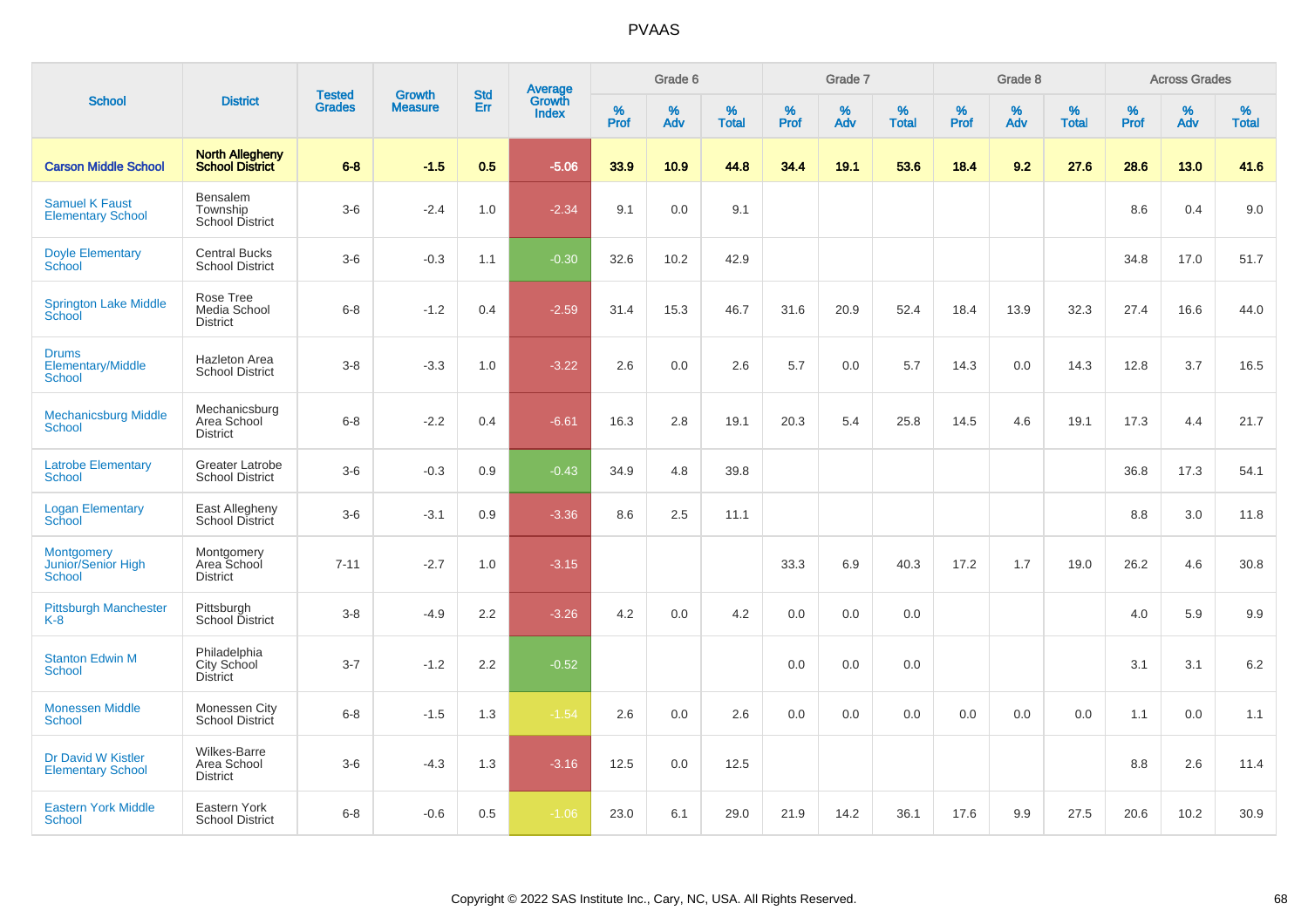# PVAAS

| School | District | Tested Grades | Growth Measure | Std Err | Average Growth Index | Grade 6 | | | Grade 7 | | | Grade 8 | | | Across Grades | | |
|---|---|---|---|---|---|---|---|---|---|---|---|---|---|---|---|---|---|
| | | | | | | % Prof | % Adv | % Total | % Prof | % Adv | % Total | % Prof | % Adv | % Total | % Prof | % Adv | % Total |
| **Carson Middle School** | **North Allegheny School District** | **6-8** | **-1.5** | **0.5** | **-5.06** | **33.9** | **10.9** | **44.8** | **34.4** | **19.1** | **53.6** | **18.4** | **9.2** | **27.6** | **28.6** | **13.0** | **41.6** |
| Samuel K Faust Elementary School | Bensalem Township School District | 3-6 | -2.4 | 1.0 | -2.34 | 9.1 | 0.0 | 9.1 | | | | | | | 8.6 | 0.4 | 9.0 |
| Doyle Elementary School | Central Bucks School District | 3-6 | -0.3 | 1.1 | -0.30 | 32.6 | 10.2 | 42.9 | | | | | | | 34.8 | 17.0 | 51.7 |
| Springton Lake Middle School | Rose Tree Media School District | 6-8 | -1.2 | 0.4 | -2.59 | 31.4 | 15.3 | 46.7 | 31.6 | 20.9 | 52.4 | 18.4 | 13.9 | 32.3 | 27.4 | 16.6 | 44.0 |
| Drums Elementary/Middle School | Hazleton Area School District | 3-8 | -3.3 | 1.0 | -3.22 | 2.6 | 0.0 | 2.6 | 5.7 | 0.0 | 5.7 | 14.3 | 0.0 | 14.3 | 12.8 | 3.7 | 16.5 |
| Mechanicsburg Middle School | Mechanicsburg Area School District | 6-8 | -2.2 | 0.4 | -6.61 | 16.3 | 2.8 | 19.1 | 20.3 | 5.4 | 25.8 | 14.5 | 4.6 | 19.1 | 17.3 | 4.4 | 21.7 |
| Latrobe Elementary School | Greater Latrobe School District | 3-6 | -0.3 | 0.9 | -0.43 | 34.9 | 4.8 | 39.8 | | | | | | | 36.8 | 17.3 | 54.1 |
| Logan Elementary School | East Allegheny School District | 3-6 | -3.1 | 0.9 | -3.36 | 8.6 | 2.5 | 11.1 | | | | | | | 8.8 | 3.0 | 11.8 |
| Montgomery Junior/Senior High School | Montgomery Area School District | 7-11 | -2.7 | 1.0 | -3.15 | | | | 33.3 | 6.9 | 40.3 | 17.2 | 1.7 | 19.0 | 26.2 | 4.6 | 30.8 |
| Pittsburgh Manchester K-8 | Pittsburgh School District | 3-8 | -4.9 | 2.2 | -3.26 | 4.2 | 0.0 | 4.2 | 0.0 | 0.0 | 0.0 | | | | 4.0 | 5.9 | 9.9 |
| Stanton Edwin M School | Philadelphia City School District | 3-7 | -1.2 | 2.2 | -0.52 | | | | 0.0 | 0.0 | 0.0 | | | | 3.1 | 3.1 | 6.2 |
| Monessen Middle School | Monessen City School District | 6-8 | -1.5 | 1.3 | -1.54 | 2.6 | 0.0 | 2.6 | 0.0 | 0.0 | 0.0 | 0.0 | 0.0 | 0.0 | 1.1 | 0.0 | 1.1 |
| Dr David W Kistler Elementary School | Wilkes-Barre Area School District | 3-6 | -4.3 | 1.3 | -3.16 | 12.5 | 0.0 | 12.5 | | | | | | | 8.8 | 2.6 | 11.4 |
| Eastern York Middle School | Eastern York School District | 6-8 | -0.6 | 0.5 | -1.06 | 23.0 | 6.1 | 29.0 | 21.9 | 14.2 | 36.1 | 17.6 | 9.9 | 27.5 | 20.6 | 10.2 | 30.9 |

Copyright © 2022 SAS Institute Inc., Cary, NC, USA. All Rights Reserved.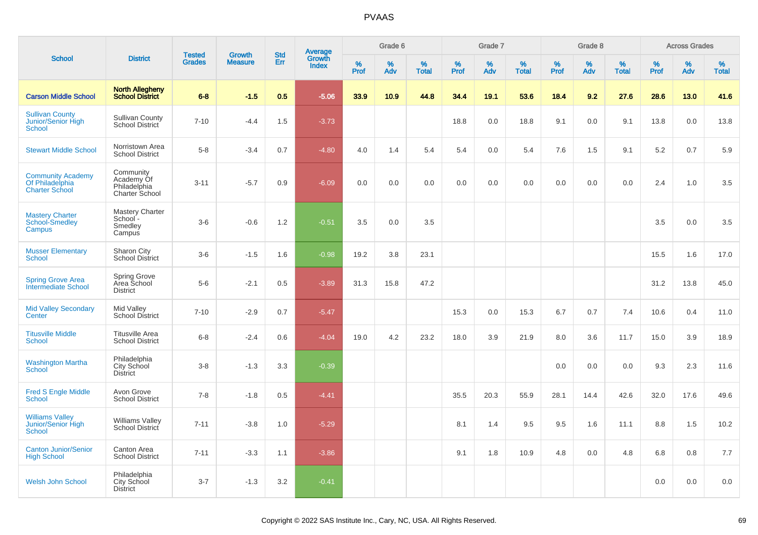# PVAAS

| School | District | Tested Grades | Growth Measure | Std Err | Average Growth Index | Grade 6 | | | Grade 7 | | | Grade 8 | | | Across Grades | | |
|---|---|---|---|---|---|---|---|---|---|---|---|---|---|---|---|---|---|
| | | | | | | % Prof | % Adv | % Total | % Prof | % Adv | % Total | % Prof | % Adv | % Total | % Prof | % Adv | % Total |
| **Carson Middle School** | **North Allegheny School District** | **6-8** | **-1.5** | **0.5** | **-5.06** | **33.9** | **10.9** | **44.8** | **34.4** | **19.1** | **53.6** | **18.4** | **9.2** | **27.6** | **28.6** | **13.0** | **41.6** |
| Sullivan County Junior/Senior High School | Sullivan County School District | 7-10 | -4.4 | 1.5 | -3.73 | | | | 18.8 | 0.0 | 18.8 | 9.1 | 0.0 | 9.1 | 13.8 | 0.0 | 13.8 |
| Stewart Middle School | Norristown Area School District | 5-8 | -3.4 | 0.7 | -4.80 | 4.0 | 1.4 | 5.4 | 5.4 | 0.0 | 5.4 | 7.6 | 1.5 | 9.1 | 5.2 | 0.7 | 5.9 |
| Community Academy Of Philadelphia Charter School | Community Academy Of Philadelphia Charter School | 3-11 | -5.7 | 0.9 | -6.09 | 0.0 | 0.0 | 0.0 | 0.0 | 0.0 | 0.0 | 0.0 | 0.0 | 0.0 | 2.4 | 1.0 | 3.5 |
| Mastery Charter School-Smedley Campus | Mastery Charter School - Smedley Campus | 3-6 | -0.6 | 1.2 | -0.51 | 3.5 | 0.0 | 3.5 | | | | | | | 3.5 | 0.0 | 3.5 |
| Musser Elementary School | Sharon City School District | 3-6 | -1.5 | 1.6 | -0.98 | 19.2 | 3.8 | 23.1 | | | | | | | 15.5 | 1.6 | 17.0 |
| Spring Grove Area Intermediate School | Spring Grove Area School District | 5-6 | -2.1 | 0.5 | -3.89 | 31.3 | 15.8 | 47.2 | | | | | | | 31.2 | 13.8 | 45.0 |
| Mid Valley Secondary Center | Mid Valley School District | 7-10 | -2.9 | 0.7 | -5.47 | | | | 15.3 | 0.0 | 15.3 | 6.7 | 0.7 | 7.4 | 10.6 | 0.4 | 11.0 |
| Titusville Middle School | Titusville Area School District | 6-8 | -2.4 | 0.6 | -4.04 | 19.0 | 4.2 | 23.2 | 18.0 | 3.9 | 21.9 | 8.0 | 3.6 | 11.7 | 15.0 | 3.9 | 18.9 |
| Washington Martha School | Philadelphia City School District | 3-8 | -1.3 | 3.3 | -0.39 | | | | | | | 0.0 | 0.0 | 0.0 | 9.3 | 2.3 | 11.6 |
| Fred S Engle Middle School | Avon Grove School District | 7-8 | -1.8 | 0.5 | -4.41 | | | | 35.5 | 20.3 | 55.9 | 28.1 | 14.4 | 42.6 | 32.0 | 17.6 | 49.6 |
| Williams Valley Junior/Senior High School | Williams Valley School District | 7-11 | -3.8 | 1.0 | -5.29 | | | | 8.1 | 1.4 | 9.5 | 9.5 | 1.6 | 11.1 | 8.8 | 1.5 | 10.2 |
| Canton Junior/Senior High School | Canton Area School District | 7-11 | -3.3 | 1.1 | -3.86 | | | | 9.1 | 1.8 | 10.9 | 4.8 | 0.0 | 4.8 | 6.8 | 0.8 | 7.7 |
| Welsh John School | Philadelphia City School District | 3-7 | -1.3 | 3.2 | -0.41 | | | | | | | | | | 0.0 | 0.0 | 0.0 |

Copyright © 2022 SAS Institute Inc., Cary, NC, USA. All Rights Reserved.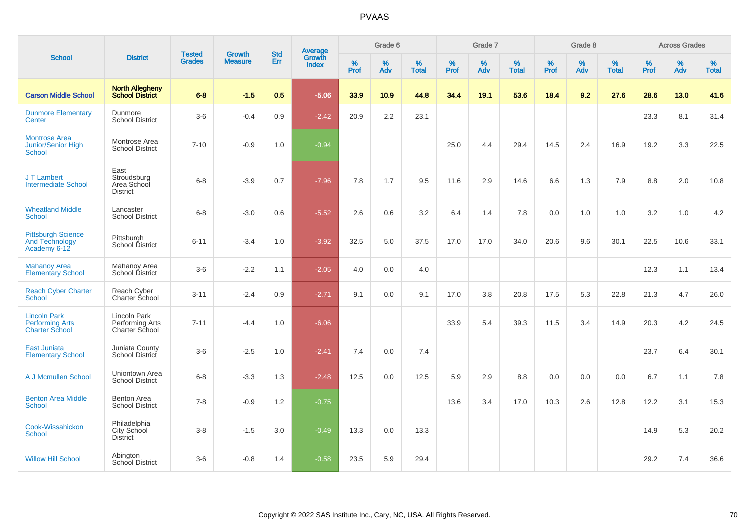# PVAAS

| School | District | Tested Grades | Growth Measure | Std Err | Average Growth Index | Grade 6 | | | Grade 7 | | | Grade 8 | | | Across Grades | | |
|---|---|---|---|---|---|---|---|---|---|---|---|---|---|---|---|---|---|
| | | | | | | % Prof | % Adv | % Total | % Prof | % Adv | % Total | % Prof | % Adv | % Total | % Prof | % Adv | % Total |
| **Carson Middle School** | **North Allegheny School District** | **6-8** | **-1.5** | **0.5** | **-5.06** | **33.9** | **10.9** | **44.8** | **34.4** | **19.1** | **53.6** | **18.4** | **9.2** | **27.6** | **28.6** | **13.0** | **41.6** |
| Dunmore Elementary Center | Dunmore School District | 3-6 | -0.4 | 0.9 | -2.42 | 20.9 | 2.2 | 23.1 | | | | | | | 23.3 | 8.1 | 31.4 |
| Montrose Area Junior/Senior High School | Montrose Area School District | 7-10 | -0.9 | 1.0 | -0.94 | | | | 25.0 | 4.4 | 29.4 | 14.5 | 2.4 | 16.9 | 19.2 | 3.3 | 22.5 |
| J T Lambert Intermediate School | East Stroudsburg Area School District | 6-8 | -3.9 | 0.7 | -7.96 | 7.8 | 1.7 | 9.5 | 11.6 | 2.9 | 14.6 | 6.6 | 1.3 | 7.9 | 8.8 | 2.0 | 10.8 |
| Wheatland Middle School | Lancaster School District | 6-8 | -3.0 | 0.6 | -5.52 | 2.6 | 0.6 | 3.2 | 6.4 | 1.4 | 7.8 | 0.0 | 1.0 | 1.0 | 3.2 | 1.0 | 4.2 |
| Pittsburgh Science And Technology Academy 6-12 | Pittsburgh School District | 6-11 | -3.4 | 1.0 | -3.92 | 32.5 | 5.0 | 37.5 | 17.0 | 17.0 | 34.0 | 20.6 | 9.6 | 30.1 | 22.5 | 10.6 | 33.1 |
| Mahanoy Area Elementary School | Mahanoy Area School District | 3-6 | -2.2 | 1.1 | -2.05 | 4.0 | 0.0 | 4.0 | | | | | | | 12.3 | 1.1 | 13.4 |
| Reach Cyber Charter School | Reach Cyber Charter School | 3-11 | -2.4 | 0.9 | -2.71 | 9.1 | 0.0 | 9.1 | 17.0 | 3.8 | 20.8 | 17.5 | 5.3 | 22.8 | 21.3 | 4.7 | 26.0 |
| Lincoln Park Performing Arts Charter School | Lincoln Park Performing Arts Charter School | 7-11 | -4.4 | 1.0 | -6.06 | | | | 33.9 | 5.4 | 39.3 | 11.5 | 3.4 | 14.9 | 20.3 | 4.2 | 24.5 |
| East Juniata Elementary School | Juniata County School District | 3-6 | -2.5 | 1.0 | -2.41 | 7.4 | 0.0 | 7.4 | | | | | | | 23.7 | 6.4 | 30.1 |
| A J Mcmullen School | Uniontown Area School District | 6-8 | -3.3 | 1.3 | -2.48 | 12.5 | 0.0 | 12.5 | 5.9 | 2.9 | 8.8 | 0.0 | 0.0 | 0.0 | 6.7 | 1.1 | 7.8 |
| Benton Area Middle School | Benton Area School District | 7-8 | -0.9 | 1.2 | -0.75 | | | | 13.6 | 3.4 | 17.0 | 10.3 | 2.6 | 12.8 | 12.2 | 3.1 | 15.3 |
| Cook-Wissahickon School | Philadelphia City School District | 3-8 | -1.5 | 3.0 | -0.49 | 13.3 | 0.0 | 13.3 | | | | | | | 14.9 | 5.3 | 20.2 |
| Willow Hill School | Abington School District | 3-6 | -0.8 | 1.4 | -0.58 | 23.5 | 5.9 | 29.4 | | | | | | | 29.2 | 7.4 | 36.6 |

Copyright © 2022 SAS Institute Inc., Cary, NC, USA. All Rights Reserved.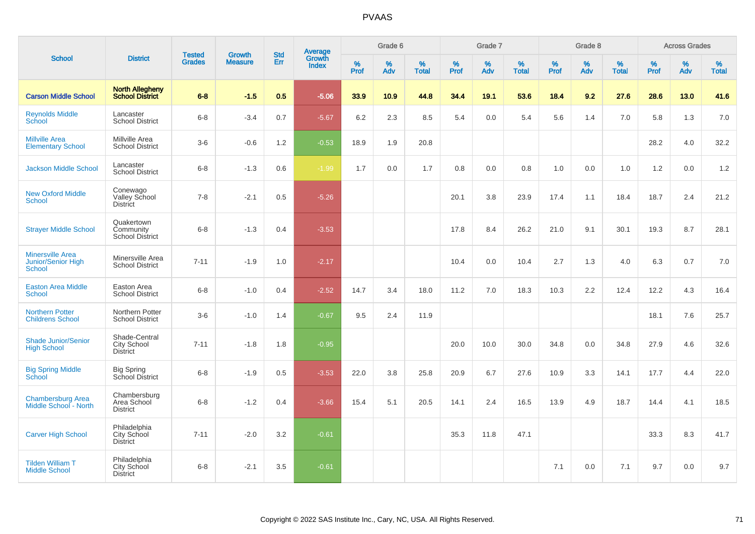# PVAAS

| School | District | Tested Grades | Growth Measure | Std Err | Average Growth Index | Grade 6 | | | Grade 7 | | | Grade 8 | | | Across Grades | | |
|---|---|---|---|---|---|---|---|---|---|---|---|---|---|---|---|---|---|
| | | | | | | % Prof | % Adv | % Total | % Prof | % Adv | % Total | % Prof | % Adv | % Total | % Prof | % Adv | % Total |
| **Carson Middle School** | **North Allegheny School District** | **6-8** | **-1.5** | **0.5** | **-5.06** | **33.9** | **10.9** | **44.8** | **34.4** | **19.1** | **53.6** | **18.4** | **9.2** | **27.6** | **28.6** | **13.0** | **41.6** |
| Reynolds Middle School | Lancaster School District | 6-8 | -3.4 | 0.7 | -5.67 | 6.2 | 2.3 | 8.5 | 5.4 | 0.0 | 5.4 | 5.6 | 1.4 | 7.0 | 5.8 | 1.3 | 7.0 |
| Millville Area Elementary School | Millville Area School District | 3-6 | -0.6 | 1.2 | -0.53 | 18.9 | 1.9 | 20.8 | | | | | | | 28.2 | 4.0 | 32.2 |
| Jackson Middle School | Lancaster School District | 6-8 | -1.3 | 0.6 | -1.99 | 1.7 | 0.0 | 1.7 | 0.8 | 0.0 | 0.8 | 1.0 | 0.0 | 1.0 | 1.2 | 0.0 | 1.2 |
| New Oxford Middle School | Conewago Valley School District | 7-8 | -2.1 | 0.5 | -5.26 | | | | 20.1 | 3.8 | 23.9 | 17.4 | 1.1 | 18.4 | 18.7 | 2.4 | 21.2 |
| Strayer Middle School | Quakertown Community School District | 6-8 | -1.3 | 0.4 | -3.53 | | | | 17.8 | 8.4 | 26.2 | 21.0 | 9.1 | 30.1 | 19.3 | 8.7 | 28.1 |
| Minersville Area Junior/Senior High School | Minersville Area School District | 7-11 | -1.9 | 1.0 | -2.17 | | | | 10.4 | 0.0 | 10.4 | 2.7 | 1.3 | 4.0 | 6.3 | 0.7 | 7.0 |
| Easton Area Middle School | Easton Area School District | 6-8 | -1.0 | 0.4 | -2.52 | 14.7 | 3.4 | 18.0 | 11.2 | 7.0 | 18.3 | 10.3 | 2.2 | 12.4 | 12.2 | 4.3 | 16.4 |
| Northern Potter Childrens School | Northern Potter School District | 3-6 | -1.0 | 1.4 | -0.67 | 9.5 | 2.4 | 11.9 | | | | | | | 18.1 | 7.6 | 25.7 |
| Shade Junior/Senior High School | Shade-Central City School District | 7-11 | -1.8 | 1.8 | -0.95 | | | | 20.0 | 10.0 | 30.0 | 34.8 | 0.0 | 34.8 | 27.9 | 4.6 | 32.6 |
| Big Spring Middle School | Big Spring School District | 6-8 | -1.9 | 0.5 | -3.53 | 22.0 | 3.8 | 25.8 | 20.9 | 6.7 | 27.6 | 10.9 | 3.3 | 14.1 | 17.7 | 4.4 | 22.0 |
| Chambersburg Area Middle School - North | Chambersburg Area School District | 6-8 | -1.2 | 0.4 | -3.66 | 15.4 | 5.1 | 20.5 | 14.1 | 2.4 | 16.5 | 13.9 | 4.9 | 18.7 | 14.4 | 4.1 | 18.5 |
| Carver High School | Philadelphia City School District | 7-11 | -2.0 | 3.2 | -0.61 | | | | 35.3 | 11.8 | 47.1 | | | | 33.3 | 8.3 | 41.7 |
| Tilden William T Middle School | Philadelphia City School District | 6-8 | -2.1 | 3.5 | -0.61 | | | | | | | 7.1 | 0.0 | 7.1 | 9.7 | 0.0 | 9.7 |

Copyright © 2022 SAS Institute Inc., Cary, NC, USA. All Rights Reserved.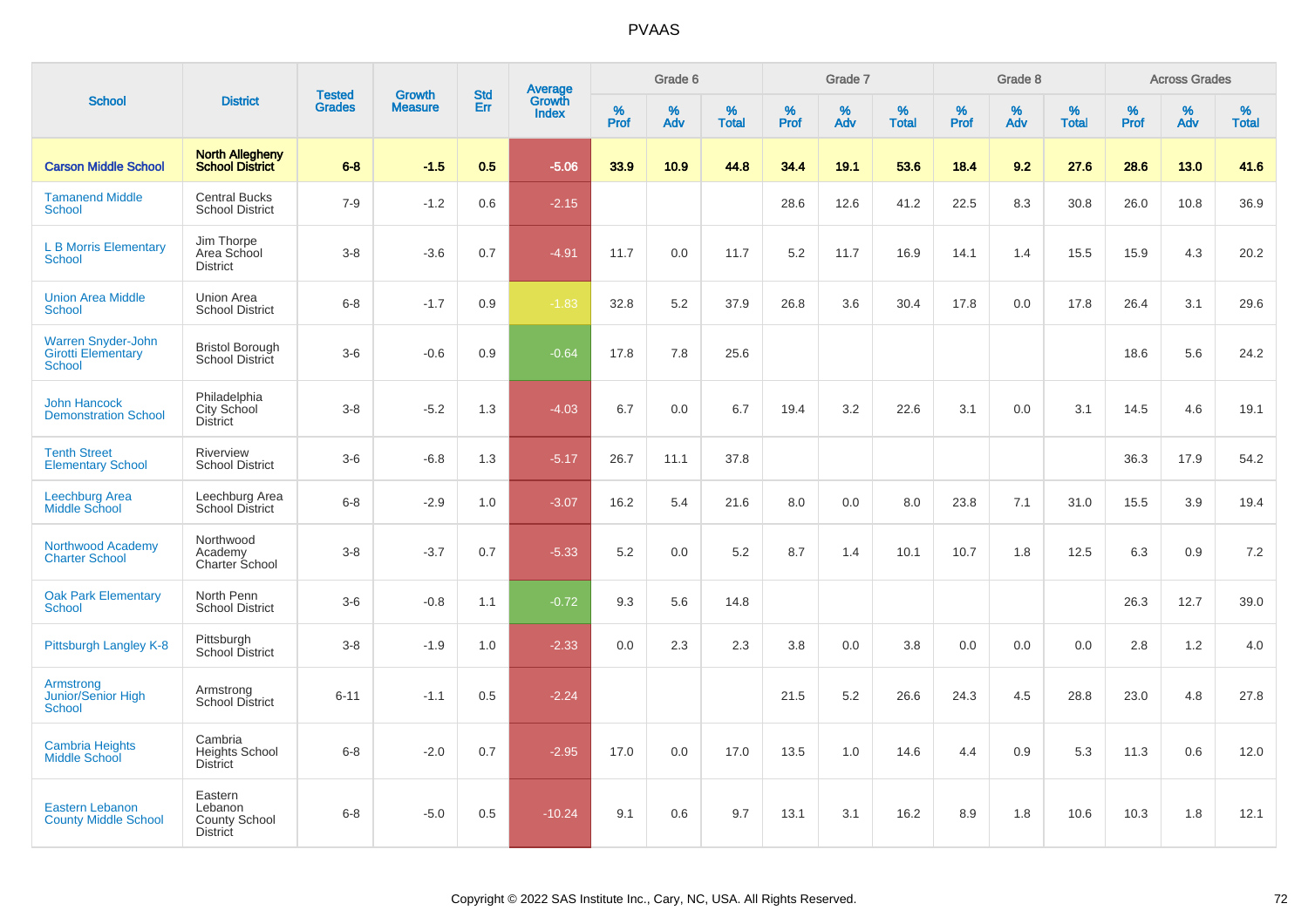# PVAAS

| School | District | Tested Grades | Growth Measure | Std Err | Average Growth Index | Grade 6 | | | Grade 7 | | | Grade 8 | | | Across Grades | | |
|---|---|---|---|---|---|---|---|---|---|---|---|---|---|---|---|---|---|
| | | | | | | % Prof | % Adv | % Total | % Prof | % Adv | % Total | % Prof | % Adv | % Total | % Prof | % Adv | % Total |
| **Carson Middle School** | **North Allegheny School District** | **6-8** | **-1.5** | **0.5** | **-5.06** | **33.9** | **10.9** | **44.8** | **34.4** | **19.1** | **53.6** | **18.4** | **9.2** | **27.6** | **28.6** | **13.0** | **41.6** |
| Tamanend Middle School | Central Bucks School District | 7-9 | -1.2 | 0.6 | -2.15 | | | | 28.6 | 12.6 | 41.2 | 22.5 | 8.3 | 30.8 | 26.0 | 10.8 | 36.9 |
| L B Morris Elementary School | Jim Thorpe Area School District | 3-8 | -3.6 | 0.7 | -4.91 | 11.7 | 0.0 | 11.7 | 5.2 | 11.7 | 16.9 | 14.1 | 1.4 | 15.5 | 15.9 | 4.3 | 20.2 |
| Union Area Middle School | Union Area School District | 6-8 | -1.7 | 0.9 | -1.83 | 32.8 | 5.2 | 37.9 | 26.8 | 3.6 | 30.4 | 17.8 | 0.0 | 17.8 | 26.4 | 3.1 | 29.6 |
| Warren Snyder-John Girotti Elementary School | Bristol Borough School District | 3-6 | -0.6 | 0.9 | -0.64 | 17.8 | 7.8 | 25.6 | | | | | | | 18.6 | 5.6 | 24.2 |
| John Hancock Demonstration School | Philadelphia City School District | 3-8 | -5.2 | 1.3 | -4.03 | 6.7 | 0.0 | 6.7 | 19.4 | 3.2 | 22.6 | 3.1 | 0.0 | 3.1 | 14.5 | 4.6 | 19.1 |
| Tenth Street Elementary School | Riverview School District | 3-6 | -6.8 | 1.3 | -5.17 | 26.7 | 11.1 | 37.8 | | | | | | | 36.3 | 17.9 | 54.2 |
| Leechburg Area Middle School | Leechburg Area School District | 6-8 | -2.9 | 1.0 | -3.07 | 16.2 | 5.4 | 21.6 | 8.0 | 0.0 | 8.0 | 23.8 | 7.1 | 31.0 | 15.5 | 3.9 | 19.4 |
| Northwood Academy Charter School | Northwood Academy Charter School | 3-8 | -3.7 | 0.7 | -5.33 | 5.2 | 0.0 | 5.2 | 8.7 | 1.4 | 10.1 | 10.7 | 1.8 | 12.5 | 6.3 | 0.9 | 7.2 |
| Oak Park Elementary School | North Penn School District | 3-6 | -0.8 | 1.1 | -0.72 | 9.3 | 5.6 | 14.8 | | | | | | | 26.3 | 12.7 | 39.0 |
| Pittsburgh Langley K-8 | Pittsburgh School District | 3-8 | -1.9 | 1.0 | -2.33 | 0.0 | 2.3 | 2.3 | 3.8 | 0.0 | 3.8 | 0.0 | 0.0 | 0.0 | 2.8 | 1.2 | 4.0 |
| Armstrong Junior/Senior High School | Armstrong School District | 6-11 | -1.1 | 0.5 | -2.24 | | | | 21.5 | 5.2 | 26.6 | 24.3 | 4.5 | 28.8 | 23.0 | 4.8 | 27.8 |
| Cambria Heights Middle School | Cambria Heights School District | 6-8 | -2.0 | 0.7 | -2.95 | 17.0 | 0.0 | 17.0 | 13.5 | 1.0 | 14.6 | 4.4 | 0.9 | 5.3 | 11.3 | 0.6 | 12.0 |
| Eastern Lebanon County Middle School | Eastern Lebanon County School District | 6-8 | -5.0 | 0.5 | -10.24 | 9.1 | 0.6 | 9.7 | 13.1 | 3.1 | 16.2 | 8.9 | 1.8 | 10.6 | 10.3 | 1.8 | 12.1 |

Copyright © 2022 SAS Institute Inc., Cary, NC, USA. All Rights Reserved.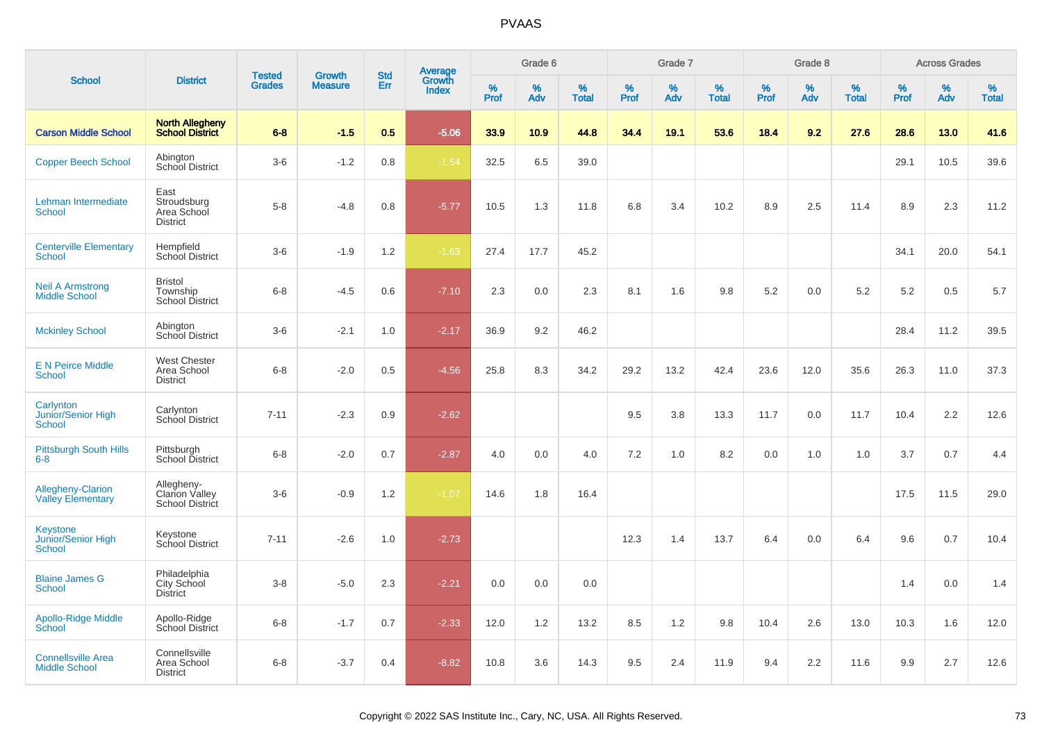# PVAAS

| School | District | Tested Grades | Growth Measure | Std Err | Average Growth Index | Grade 6 | | | Grade 7 | | | Grade 8 | | | Across Grades | | |
|---|---|---|---|---|---|---|---|---|---|---|---|---|---|---|---|---|---|
| | | | | | | % Prof | % Adv | % Total | % Prof | % Adv | % Total | % Prof | % Adv | % Total | % Prof | % Adv | % Total |
| **Carson Middle School** | **North Allegheny School District** | **6-8** | **-1.5** | **0.5** | **-5.06** | **33.9** | **10.9** | **44.8** | **34.4** | **19.1** | **53.6** | **18.4** | **9.2** | **27.6** | **28.6** | **13.0** | **41.6** |
| Copper Beech School | Abington School District | 3-6 | -1.2 | 0.8 | -1.54 | 32.5 | 6.5 | 39.0 | | | | | | | 29.1 | 10.5 | 39.6 |
| Lehman Intermediate School | East Stroudsburg Area School District | 5-8 | -4.8 | 0.8 | -5.77 | 10.5 | 1.3 | 11.8 | 6.8 | 3.4 | 10.2 | 8.9 | 2.5 | 11.4 | 8.9 | 2.3 | 11.2 |
| Centerville Elementary School | Hempfield School District | 3-6 | -1.9 | 1.2 | -1.63 | 27.4 | 17.7 | 45.2 | | | | | | | 34.1 | 20.0 | 54.1 |
| Neil A Armstrong Middle School | Bristol Township School District | 6-8 | -4.5 | 0.6 | -7.10 | 2.3 | 0.0 | 2.3 | 8.1 | 1.6 | 9.8 | 5.2 | 0.0 | 5.2 | 5.2 | 0.5 | 5.7 |
| Mckinley School | Abington School District | 3-6 | -2.1 | 1.0 | -2.17 | 36.9 | 9.2 | 46.2 | | | | | | | 28.4 | 11.2 | 39.5 |
| E N Peirce Middle School | West Chester Area School District | 6-8 | -2.0 | 0.5 | -4.56 | 25.8 | 8.3 | 34.2 | 29.2 | 13.2 | 42.4 | 23.6 | 12.0 | 35.6 | 26.3 | 11.0 | 37.3 |
| Carlynton Junior/Senior High School | Carlynton School District | 7-11 | -2.3 | 0.9 | -2.62 | | | | 9.5 | 3.8 | 13.3 | 11.7 | 0.0 | 11.7 | 10.4 | 2.2 | 12.6 |
| Pittsburgh South Hills 6-8 | Pittsburgh School District | 6-8 | -2.0 | 0.7 | -2.87 | 4.0 | 0.0 | 4.0 | 7.2 | 1.0 | 8.2 | 0.0 | 1.0 | 1.0 | 3.7 | 0.7 | 4.4 |
| Allegheny-Clarion Valley Elementary | Allegheny-Clarion Valley School District | 3-6 | -0.9 | 1.2 | -1.07 | 14.6 | 1.8 | 16.4 | | | | | | | 17.5 | 11.5 | 29.0 |
| Keystone Junior/Senior High School | Keystone School District | 7-11 | -2.6 | 1.0 | -2.73 | | | | 12.3 | 1.4 | 13.7 | 6.4 | 0.0 | 6.4 | 9.6 | 0.7 | 10.4 |
| Blaine James G School | Philadelphia City School District | 3-8 | -5.0 | 2.3 | -2.21 | 0.0 | 0.0 | 0.0 | | | | | | | 1.4 | 0.0 | 1.4 |
| Apollo-Ridge Middle School | Apollo-Ridge School District | 6-8 | -1.7 | 0.7 | -2.33 | 12.0 | 1.2 | 13.2 | 8.5 | 1.2 | 9.8 | 10.4 | 2.6 | 13.0 | 10.3 | 1.6 | 12.0 |
| Connellsville Area Middle School | Connellsville Area School District | 6-8 | -3.7 | 0.4 | -8.82 | 10.8 | 3.6 | 14.3 | 9.5 | 2.4 | 11.9 | 9.4 | 2.2 | 11.6 | 9.9 | 2.7 | 12.6 |

Copyright © 2022 SAS Institute Inc., Cary, NC, USA. All Rights Reserved.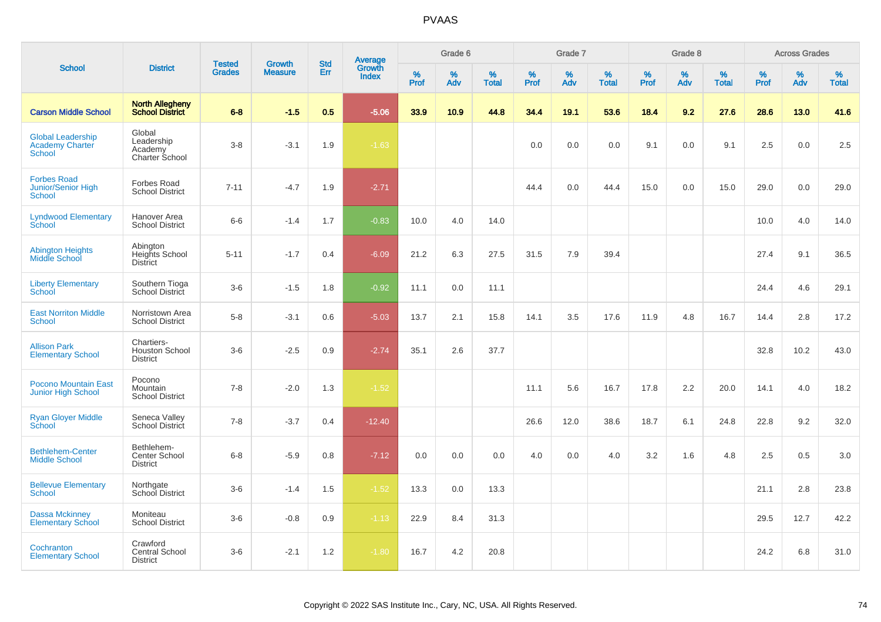# PVAAS

| School | District | Tested Grades | Growth Measure | Std Err | Average Growth Index | Grade 6 | | | Grade 7 | | | Grade 8 | | | Across Grades | | |
|---|---|---|---|---|---|---|---|---|---|---|---|---|---|---|---|---|---|
| | | | | | | % Prof | % Adv | % Total | % Prof | % Adv | % Total | % Prof | % Adv | % Total | % Prof | % Adv | % Total |
| **Carson Middle School** | **North Allegheny School District** | **6-8** | **-1.5** | **0.5** | **-5.06** | **33.9** | **10.9** | **44.8** | **34.4** | **19.1** | **53.6** | **18.4** | **9.2** | **27.6** | **28.6** | **13.0** | **41.6** |
| Global Leadership Academy Charter School | Global Leadership Academy Charter School | 3-8 | -3.1 | 1.9 | -1.63 | | | | 0.0 | 0.0 | 0.0 | 9.1 | 0.0 | 9.1 | 2.5 | 0.0 | 2.5 |
| Forbes Road Junior/Senior High School | Forbes Road School District | 7-11 | -4.7 | 1.9 | -2.71 | | | | 44.4 | 0.0 | 44.4 | 15.0 | 0.0 | 15.0 | 29.0 | 0.0 | 29.0 |
| Lyndwood Elementary School | Hanover Area School District | 6-6 | -1.4 | 1.7 | -0.83 | 10.0 | 4.0 | 14.0 | | | | | | | 10.0 | 4.0 | 14.0 |
| Abington Heights Middle School | Abington Heights School District | 5-11 | -1.7 | 0.4 | -6.09 | 21.2 | 6.3 | 27.5 | 31.5 | 7.9 | 39.4 | | | | 27.4 | 9.1 | 36.5 |
| Liberty Elementary School | Southern Tioga School District | 3-6 | -1.5 | 1.8 | -0.92 | 11.1 | 0.0 | 11.1 | | | | | | | 24.4 | 4.6 | 29.1 |
| East Norriton Middle School | Norristown Area School District | 5-8 | -3.1 | 0.6 | -5.03 | 13.7 | 2.1 | 15.8 | 14.1 | 3.5 | 17.6 | 11.9 | 4.8 | 16.7 | 14.4 | 2.8 | 17.2 |
| Allison Park Elementary School | Chartiers-Houston School District | 3-6 | -2.5 | 0.9 | -2.74 | 35.1 | 2.6 | 37.7 | | | | | | | 32.8 | 10.2 | 43.0 |
| Pocono Mountain East Junior High School | Pocono Mountain School District | 7-8 | -2.0 | 1.3 | -1.52 | | | | 11.1 | 5.6 | 16.7 | 17.8 | 2.2 | 20.0 | 14.1 | 4.0 | 18.2 |
| Ryan Gloyer Middle School | Seneca Valley School District | 7-8 | -3.7 | 0.4 | -12.40 | | | | 26.6 | 12.0 | 38.6 | 18.7 | 6.1 | 24.8 | 22.8 | 9.2 | 32.0 |
| Bethlehem-Center Middle School | Bethlehem-Center School District | 6-8 | -5.9 | 0.8 | -7.12 | 0.0 | 0.0 | 0.0 | 4.0 | 0.0 | 4.0 | 3.2 | 1.6 | 4.8 | 2.5 | 0.5 | 3.0 |
| Bellevue Elementary School | Northgate School District | 3-6 | -1.4 | 1.5 | -1.52 | 13.3 | 0.0 | 13.3 | | | | | | | 21.1 | 2.8 | 23.8 |
| Dassa Mckinney Elementary School | Moniteau School District | 3-6 | -0.8 | 0.9 | -1.13 | 22.9 | 8.4 | 31.3 | | | | | | | 29.5 | 12.7 | 42.2 |
| Cochranton Elementary School | Crawford Central School District | 3-6 | -2.1 | 1.2 | -1.80 | 16.7 | 4.2 | 20.8 | | | | | | | 24.2 | 6.8 | 31.0 |

Copyright © 2022 SAS Institute Inc., Cary, NC, USA. All Rights Reserved.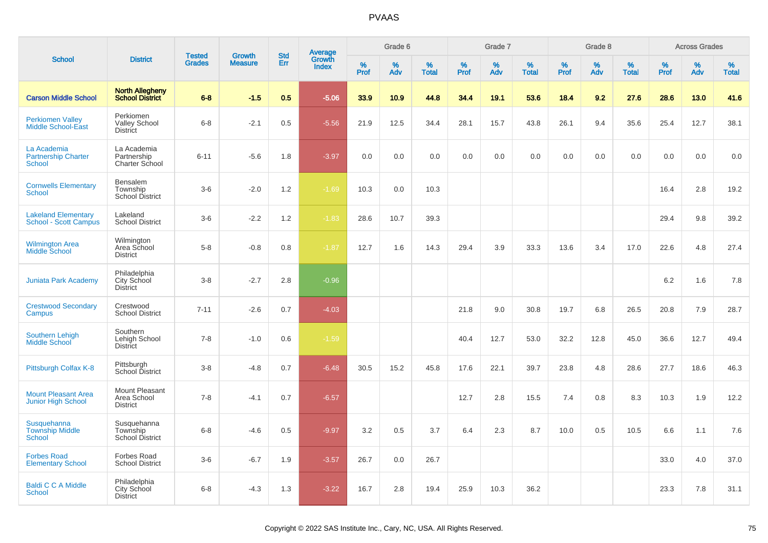# PVAAS

| School | District | Tested Grades | Growth Measure | Std Err | Average Growth Index | Grade 6 | | | Grade 7 | | | Grade 8 | | | Across Grades | | |
|---|---|---|---|---|---|---|---|---|---|---|---|---|---|---|---|---|---|
| | | | | | | % Prof | % Adv | % Total | % Prof | % Adv | % Total | % Prof | % Adv | % Total | % Prof | % Adv | % Total |
| **Carson Middle School** | **North Allegheny School District** | **6-8** | **-1.5** | **0.5** | **-5.06** | **33.9** | **10.9** | **44.8** | **34.4** | **19.1** | **53.6** | **18.4** | **9.2** | **27.6** | **28.6** | **13.0** | **41.6** |
| Perkiomen Valley Middle School-East | Perkiomen Valley School District | 6-8 | -2.1 | 0.5 | -5.56 | 21.9 | 12.5 | 34.4 | 28.1 | 15.7 | 43.8 | 26.1 | 9.4 | 35.6 | 25.4 | 12.7 | 38.1 |
| La Academia Partnership Charter School | La Academia Partnership Charter School | 6-11 | -5.6 | 1.8 | -3.97 | 0.0 | 0.0 | 0.0 | 0.0 | 0.0 | 0.0 | 0.0 | 0.0 | 0.0 | 0.0 | 0.0 | 0.0 |
| Cornwells Elementary School | Bensalem Township School District | 3-6 | -2.0 | 1.2 | -1.69 | 10.3 | 0.0 | 10.3 | | | | | | | 16.4 | 2.8 | 19.2 |
| Lakeland Elementary School - Scott Campus | Lakeland School District | 3-6 | -2.2 | 1.2 | -1.83 | 28.6 | 10.7 | 39.3 | | | | | | | 29.4 | 9.8 | 39.2 |
| Wilmington Area Middle School | Wilmington Area School District | 5-8 | -0.8 | 0.8 | -1.87 | 12.7 | 1.6 | 14.3 | 29.4 | 3.9 | 33.3 | 13.6 | 3.4 | 17.0 | 22.6 | 4.8 | 27.4 |
| Juniata Park Academy | Philadelphia City School District | 3-8 | -2.7 | 2.8 | -0.96 | | | | | | | | | | 6.2 | 1.6 | 7.8 |
| Crestwood Secondary Campus | Crestwood School District | 7-11 | -2.6 | 0.7 | -4.03 | | | | 21.8 | 9.0 | 30.8 | 19.7 | 6.8 | 26.5 | 20.8 | 7.9 | 28.7 |
| Southern Lehigh Middle School | Southern Lehigh School District | 7-8 | -1.0 | 0.6 | -1.59 | | | | 40.4 | 12.7 | 53.0 | 32.2 | 12.8 | 45.0 | 36.6 | 12.7 | 49.4 |
| Pittsburgh Colfax K-8 | Pittsburgh School District | 3-8 | -4.8 | 0.7 | -6.48 | 30.5 | 15.2 | 45.8 | 17.6 | 22.1 | 39.7 | 23.8 | 4.8 | 28.6 | 27.7 | 18.6 | 46.3 |
| Mount Pleasant Area Junior High School | Mount Pleasant Area School District | 7-8 | -4.1 | 0.7 | -6.57 | | | | 12.7 | 2.8 | 15.5 | 7.4 | 0.8 | 8.3 | 10.3 | 1.9 | 12.2 |
| Susquehanna Township Middle School | Susquehanna Township School District | 6-8 | -4.6 | 0.5 | -9.97 | 3.2 | 0.5 | 3.7 | 6.4 | 2.3 | 8.7 | 10.0 | 0.5 | 10.5 | 6.6 | 1.1 | 7.6 |
| Forbes Road Elementary School | Forbes Road School District | 3-6 | -6.7 | 1.9 | -3.57 | 26.7 | 0.0 | 26.7 | | | | | | | 33.0 | 4.0 | 37.0 |
| Baldi C C A Middle School | Philadelphia City School District | 6-8 | -4.3 | 1.3 | -3.22 | 16.7 | 2.8 | 19.4 | 25.9 | 10.3 | 36.2 | | | | 23.3 | 7.8 | 31.1 |

Copyright © 2022 SAS Institute Inc., Cary, NC, USA. All Rights Reserved.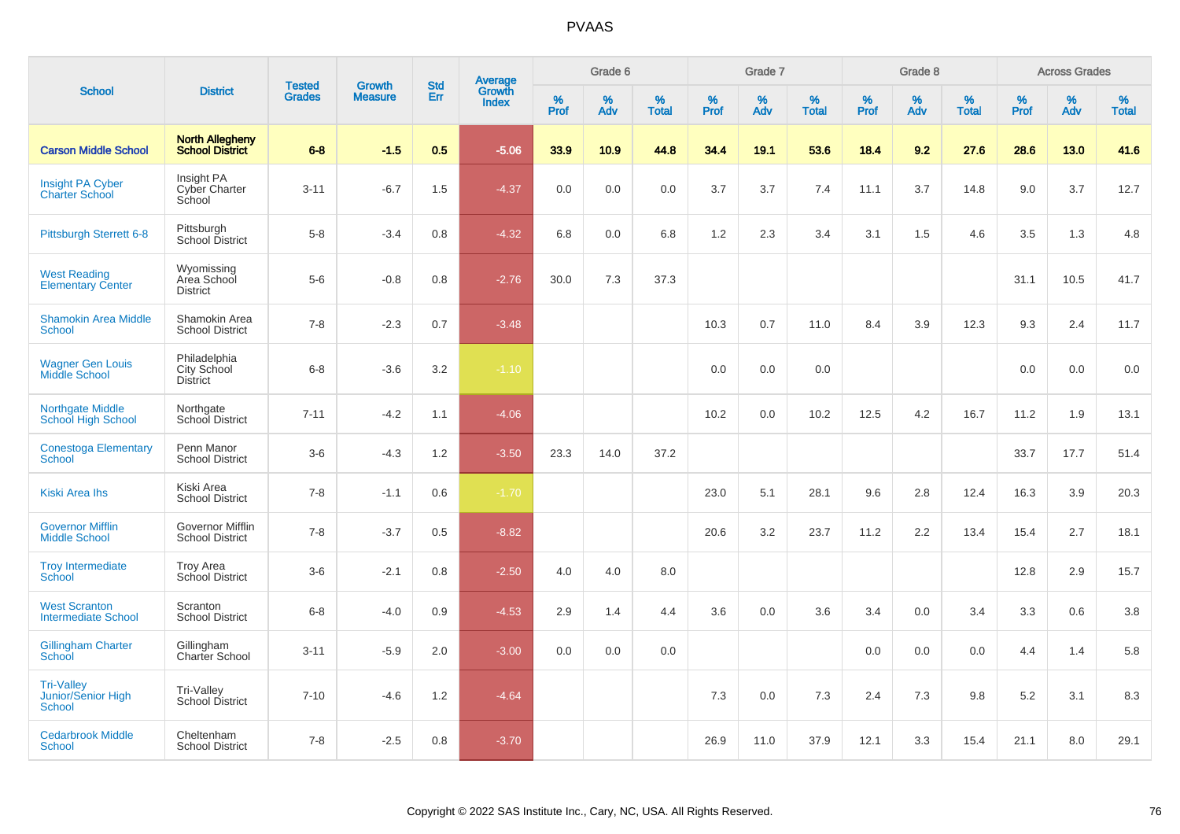# PVAAS

| School | District | Tested Grades | Growth Measure | Std Err | Average Growth Index | Grade 6 | | | Grade 7 | | | Grade 8 | | | Across Grades | | |
|---|---|---|---|---|---|---|---|---|---|---|---|---|---|---|---|---|---|
| | | | | | | % Prof | % Adv | % Total | % Prof | % Adv | % Total | % Prof | % Adv | % Total | % Prof | % Adv | % Total |
| **Carson Middle School** | **North Allegheny School District** | **6-8** | **-1.5** | **0.5** | **-5.06** | **33.9** | **10.9** | **44.8** | **34.4** | **19.1** | **53.6** | **18.4** | **9.2** | **27.6** | **28.6** | **13.0** | **41.6** |
| Insight PA Cyber Charter School | Insight PA Cyber Charter School | 3-11 | -6.7 | 1.5 | -4.37 | 0.0 | 0.0 | 0.0 | 3.7 | 3.7 | 7.4 | 11.1 | 3.7 | 14.8 | 9.0 | 3.7 | 12.7 |
| Pittsburgh Sterrett 6-8 | Pittsburgh School District | 5-8 | -3.4 | 0.8 | -4.32 | 6.8 | 0.0 | 6.8 | 1.2 | 2.3 | 3.4 | 3.1 | 1.5 | 4.6 | 3.5 | 1.3 | 4.8 |
| West Reading Elementary Center | Wyomissing Area School District | 5-6 | -0.8 | 0.8 | -2.76 | 30.0 | 7.3 | 37.3 | | | | | | | 31.1 | 10.5 | 41.7 |
| Shamokin Area Middle School | Shamokin Area School District | 7-8 | -2.3 | 0.7 | -3.48 | | | | 10.3 | 0.7 | 11.0 | 8.4 | 3.9 | 12.3 | 9.3 | 2.4 | 11.7 |
| Wagner Gen Louis Middle School | Philadelphia City School District | 6-8 | -3.6 | 3.2 | -1.10 | | | | 0.0 | 0.0 | 0.0 | | | | 0.0 | 0.0 | 0.0 |
| Northgate Middle School High School | Northgate School District | 7-11 | -4.2 | 1.1 | -4.06 | | | | 10.2 | 0.0 | 10.2 | 12.5 | 4.2 | 16.7 | 11.2 | 1.9 | 13.1 |
| Conestoga Elementary School | Penn Manor School District | 3-6 | -4.3 | 1.2 | -3.50 | 23.3 | 14.0 | 37.2 | | | | | | | 33.7 | 17.7 | 51.4 |
| Kiski Area Ihs | Kiski Area School District | 7-8 | -1.1 | 0.6 | -1.70 | | | | 23.0 | 5.1 | 28.1 | 9.6 | 2.8 | 12.4 | 16.3 | 3.9 | 20.3 |
| Governor Mifflin Middle School | Governor Mifflin School District | 7-8 | -3.7 | 0.5 | -8.82 | | | | 20.6 | 3.2 | 23.7 | 11.2 | 2.2 | 13.4 | 15.4 | 2.7 | 18.1 |
| Troy Intermediate School | Troy Area School District | 3-6 | -2.1 | 0.8 | -2.50 | 4.0 | 4.0 | 8.0 | | | | | | | 12.8 | 2.9 | 15.7 |
| West Scranton Intermediate School | Scranton School District | 6-8 | -4.0 | 0.9 | -4.53 | 2.9 | 1.4 | 4.4 | 3.6 | 0.0 | 3.6 | 3.4 | 0.0 | 3.4 | 3.3 | 0.6 | 3.8 |
| Gillingham Charter School | Gillingham Charter School | 3-11 | -5.9 | 2.0 | -3.00 | 0.0 | 0.0 | 0.0 | | | | 0.0 | 0.0 | 0.0 | 4.4 | 1.4 | 5.8 |
| Tri-Valley Junior/Senior High School | Tri-Valley School District | 7-10 | -4.6 | 1.2 | -4.64 | | | | 7.3 | 0.0 | 7.3 | 2.4 | 7.3 | 9.8 | 5.2 | 3.1 | 8.3 |
| Cedarbrook Middle School | Cheltenham School District | 7-8 | -2.5 | 0.8 | -3.70 | | | | 26.9 | 11.0 | 37.9 | 12.1 | 3.3 | 15.4 | 21.1 | 8.0 | 29.1 |

Copyright © 2022 SAS Institute Inc., Cary, NC, USA. All Rights Reserved.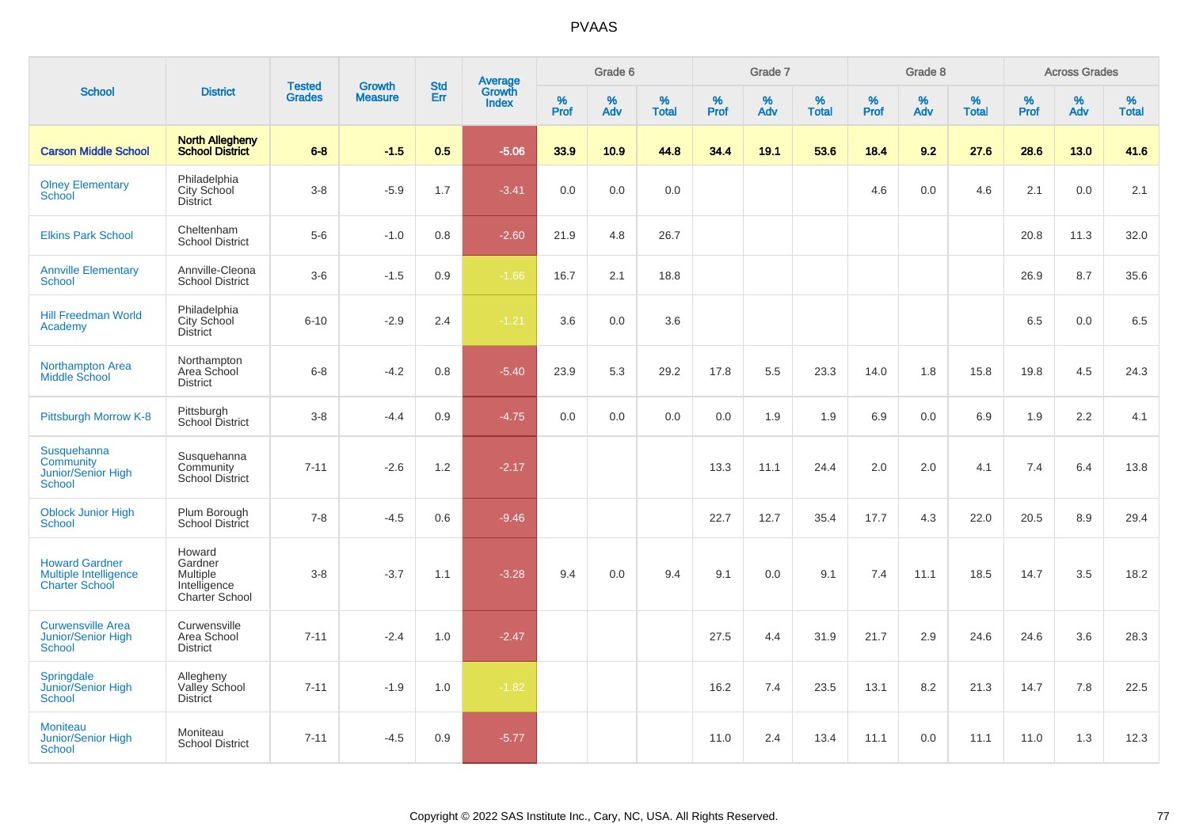# PVAAS

| School | District | Tested Grades | Growth Measure | Std Err | Average Growth Index | Grade 6 | | | Grade 7 | | | Grade 8 | | | Across Grades | | |
|---|---|---|---|---|---|---|---|---|---|---|---|---|---|---|---|---|---|
| | | | | | | % Prof | % Adv | % Total | % Prof | % Adv | % Total | % Prof | % Adv | % Total | % Prof | % Adv | % Total |
| **Carson Middle School** | **North Allegheny School District** | **6-8** | **-1.5** | **0.5** | **-5.06** | **33.9** | **10.9** | **44.8** | **34.4** | **19.1** | **53.6** | **18.4** | **9.2** | **27.6** | **28.6** | **13.0** | **41.6** |
| Olney Elementary School | Philadelphia City School District | 3-8 | -5.9 | 1.7 | -3.41 | 0.0 | 0.0 | 0.0 | | | | 4.6 | 0.0 | 4.6 | 2.1 | 0.0 | 2.1 |
| Elkins Park School | Cheltenham School District | 5-6 | -1.0 | 0.8 | -2.60 | 21.9 | 4.8 | 26.7 | | | | | | | 20.8 | 11.3 | 32.0 |
| Annville Elementary School | Annville-Cleona School District | 3-6 | -1.5 | 0.9 | -1.66 | 16.7 | 2.1 | 18.8 | | | | | | | 26.9 | 8.7 | 35.6 |
| Hill Freedman World Academy | Philadelphia City School District | 6-10 | -2.9 | 2.4 | -1.21 | 3.6 | 0.0 | 3.6 | | | | | | | 6.5 | 0.0 | 6.5 |
| Northampton Area Middle School | Northampton Area School District | 6-8 | -4.2 | 0.8 | -5.40 | 23.9 | 5.3 | 29.2 | 17.8 | 5.5 | 23.3 | 14.0 | 1.8 | 15.8 | 19.8 | 4.5 | 24.3 |
| Pittsburgh Morrow K-8 | Pittsburgh School District | 3-8 | -4.4 | 0.9 | -4.75 | 0.0 | 0.0 | 0.0 | 0.0 | 1.9 | 1.9 | 6.9 | 0.0 | 6.9 | 1.9 | 2.2 | 4.1 |
| Susquehanna Community Junior/Senior High School | Susquehanna Community School District | 7-11 | -2.6 | 1.2 | -2.17 | | | | 13.3 | 11.1 | 24.4 | 2.0 | 2.0 | 4.1 | 7.4 | 6.4 | 13.8 |
| Oblock Junior High School | Plum Borough School District | 7-8 | -4.5 | 0.6 | -9.46 | | | | 22.7 | 12.7 | 35.4 | 17.7 | 4.3 | 22.0 | 20.5 | 8.9 | 29.4 |
| Howard Gardner Multiple Intelligence Charter School | Howard Gardner Multiple Intelligence Charter School | 3-8 | -3.7 | 1.1 | -3.28 | 9.4 | 0.0 | 9.4 | 9.1 | 0.0 | 9.1 | 7.4 | 11.1 | 18.5 | 14.7 | 3.5 | 18.2 |
| Curwensville Area Junior/Senior High School | Curwensville Area School District | 7-11 | -2.4 | 1.0 | -2.47 | | | | 27.5 | 4.4 | 31.9 | 21.7 | 2.9 | 24.6 | 24.6 | 3.6 | 28.3 |
| Springdale Junior/Senior High School | Allegheny Valley School District | 7-11 | -1.9 | 1.0 | -1.82 | | | | 16.2 | 7.4 | 23.5 | 13.1 | 8.2 | 21.3 | 14.7 | 7.8 | 22.5 |
| Moniteau Junior/Senior High School | Moniteau School District | 7-11 | -4.5 | 0.9 | -5.77 | | | | 11.0 | 2.4 | 13.4 | 11.1 | 0.0 | 11.1 | 11.0 | 1.3 | 12.3 |

Copyright © 2022 SAS Institute Inc., Cary, NC, USA. All Rights Reserved.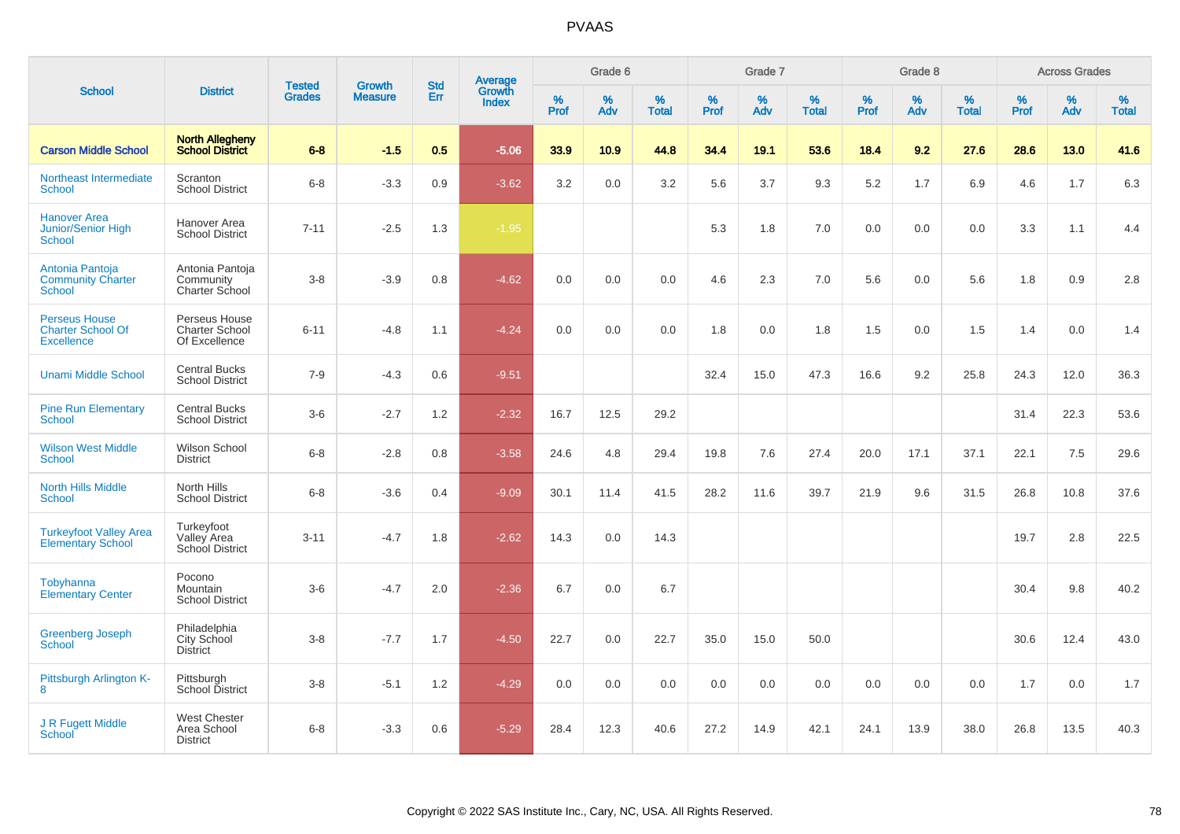# PVAAS

| School | District | Tested Grades | Growth Measure | Std Err | Average Growth Index | Grade 6 | | | Grade 7 | | | Grade 8 | | | Across Grades | | |
|---|---|---|---|---|---|---|---|---|---|---|---|---|---|---|---|---|---|
| | | | | | | % Prof | % Adv | % Total | % Prof | % Adv | % Total | % Prof | % Adv | % Total | % Prof | % Adv | % Total |
| **Carson Middle School** | **North Allegheny School District** | **6-8** | **-1.5** | **0.5** | **-5.06** | **33.9** | **10.9** | **44.8** | **34.4** | **19.1** | **53.6** | **18.4** | **9.2** | **27.6** | **28.6** | **13.0** | **41.6** |
| Northeast Intermediate School | Scranton School District | 6-8 | -3.3 | 0.9 | -3.62 | 3.2 | 0.0 | 3.2 | 5.6 | 3.7 | 9.3 | 5.2 | 1.7 | 6.9 | 4.6 | 1.7 | 6.3 |
| Hanover Area Junior/Senior High School | Hanover Area School District | 7-11 | -2.5 | 1.3 | -1.95 | | | | 5.3 | 1.8 | 7.0 | 0.0 | 0.0 | 0.0 | 3.3 | 1.1 | 4.4 |
| Antonia Pantoja Community Charter School | Antonia Pantoja Community Charter School | 3-8 | -3.9 | 0.8 | -4.62 | 0.0 | 0.0 | 0.0 | 4.6 | 2.3 | 7.0 | 5.6 | 0.0 | 5.6 | 1.8 | 0.9 | 2.8 |
| Perseus House Charter School Of Excellence | Perseus House Charter School Of Excellence | 6-11 | -4.8 | 1.1 | -4.24 | 0.0 | 0.0 | 0.0 | 1.8 | 0.0 | 1.8 | 1.5 | 0.0 | 1.5 | 1.4 | 0.0 | 1.4 |
| Unami Middle School | Central Bucks School District | 7-9 | -4.3 | 0.6 | -9.51 | | | | 32.4 | 15.0 | 47.3 | 16.6 | 9.2 | 25.8 | 24.3 | 12.0 | 36.3 |
| Pine Run Elementary School | Central Bucks School District | 3-6 | -2.7 | 1.2 | -2.32 | 16.7 | 12.5 | 29.2 | | | | | | | 31.4 | 22.3 | 53.6 |
| Wilson West Middle School | Wilson School District | 6-8 | -2.8 | 0.8 | -3.58 | 24.6 | 4.8 | 29.4 | 19.8 | 7.6 | 27.4 | 20.0 | 17.1 | 37.1 | 22.1 | 7.5 | 29.6 |
| North Hills Middle School | North Hills School District | 6-8 | -3.6 | 0.4 | -9.09 | 30.1 | 11.4 | 41.5 | 28.2 | 11.6 | 39.7 | 21.9 | 9.6 | 31.5 | 26.8 | 10.8 | 37.6 |
| Turkeyfoot Valley Area Elementary School | Turkeyfoot Valley Area School District | 3-11 | -4.7 | 1.8 | -2.62 | 14.3 | 0.0 | 14.3 | | | | | | | 19.7 | 2.8 | 22.5 |
| Tobyhanna Elementary Center | Pocono Mountain School District | 3-6 | -4.7 | 2.0 | -2.36 | 6.7 | 0.0 | 6.7 | | | | | | | 30.4 | 9.8 | 40.2 |
| Greenberg Joseph School | Philadelphia City School District | 3-8 | -7.7 | 1.7 | -4.50 | 22.7 | 0.0 | 22.7 | 35.0 | 15.0 | 50.0 | | | | 30.6 | 12.4 | 43.0 |
| Pittsburgh Arlington K-8 | Pittsburgh School District | 3-8 | -5.1 | 1.2 | -4.29 | 0.0 | 0.0 | 0.0 | 0.0 | 0.0 | 0.0 | 0.0 | 0.0 | 0.0 | 1.7 | 0.0 | 1.7 |
| J R Fugett Middle School | West Chester Area School District | 6-8 | -3.3 | 0.6 | -5.29 | 28.4 | 12.3 | 40.6 | 27.2 | 14.9 | 42.1 | 24.1 | 13.9 | 38.0 | 26.8 | 13.5 | 40.3 |

Copyright © 2022 SAS Institute Inc., Cary, NC, USA. All Rights Reserved.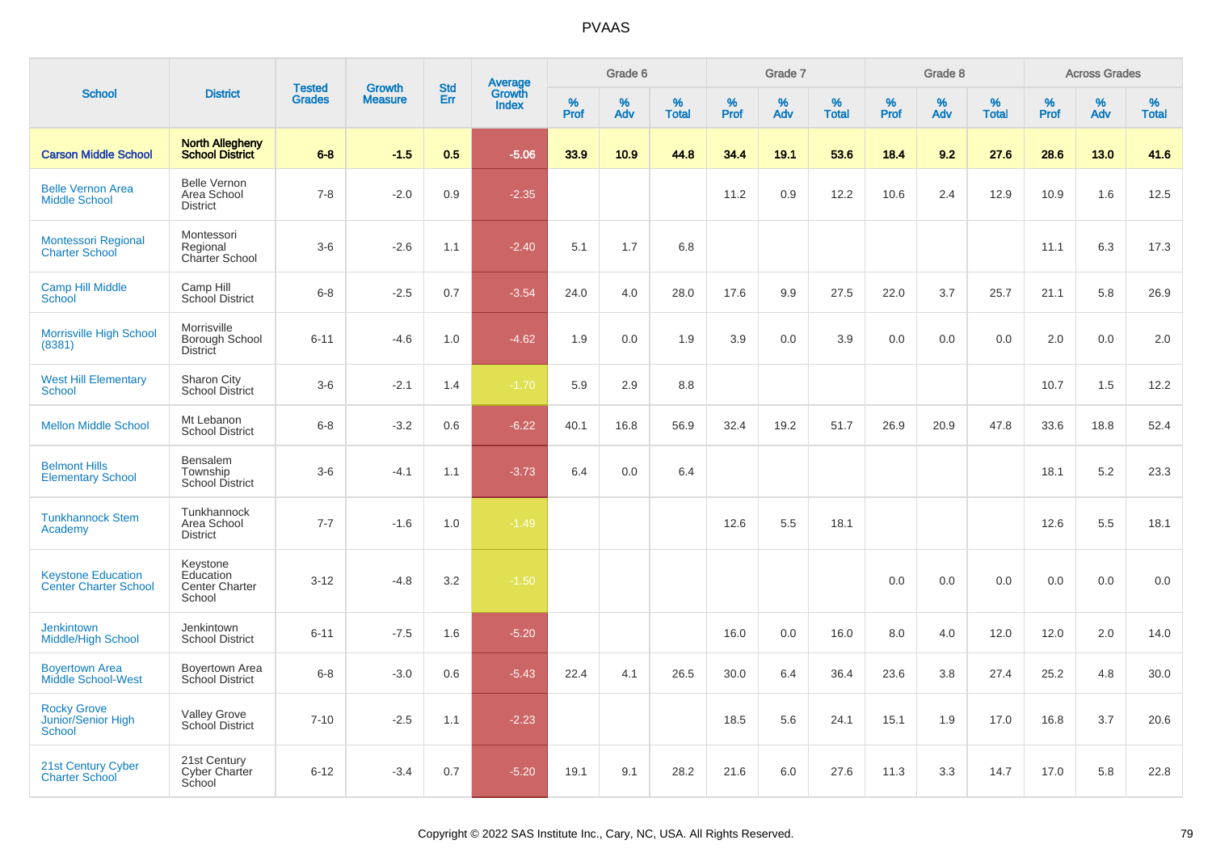# PVAAS

| School | District | Tested Grades | Growth Measure | Std Err | Average Growth Index | Grade 6 | | | Grade 7 | | | Grade 8 | | | Across Grades | | |
|---|---|---|---|---|---|---|---|---|---|---|---|---|---|---|---|---|---|
| | | | | | | % Prof | % Adv | % Total | % Prof | % Adv | % Total | % Prof | % Adv | % Total | % Prof | % Adv | % Total |
| **Carson Middle School** | **North Allegheny School District** | **6-8** | **-1.5** | **0.5** | **-5.06** | **33.9** | **10.9** | **44.8** | **34.4** | **19.1** | **53.6** | **18.4** | **9.2** | **27.6** | **28.6** | **13.0** | **41.6** |
| Belle Vernon Area Middle School | Belle Vernon Area School District | 7-8 | -2.0 | 0.9 | -2.35 | | | | 11.2 | 0.9 | 12.2 | 10.6 | 2.4 | 12.9 | 10.9 | 1.6 | 12.5 |
| Montessori Regional Charter School | Montessori Regional Charter School | 3-6 | -2.6 | 1.1 | -2.40 | 5.1 | 1.7 | 6.8 | | | | | | | 11.1 | 6.3 | 17.3 |
| Camp Hill Middle School | Camp Hill School District | 6-8 | -2.5 | 0.7 | -3.54 | 24.0 | 4.0 | 28.0 | 17.6 | 9.9 | 27.5 | 22.0 | 3.7 | 25.7 | 21.1 | 5.8 | 26.9 |
| Morrisville High School (8381) | Morrisville Borough School District | 6-11 | -4.6 | 1.0 | -4.62 | 1.9 | 0.0 | 1.9 | 3.9 | 0.0 | 3.9 | 0.0 | 0.0 | 0.0 | 2.0 | 0.0 | 2.0 |
| West Hill Elementary School | Sharon City School District | 3-6 | -2.1 | 1.4 | -1.70 | 5.9 | 2.9 | 8.8 | | | | | | | 10.7 | 1.5 | 12.2 |
| Mellon Middle School | Mt Lebanon School District | 6-8 | -3.2 | 0.6 | -6.22 | 40.1 | 16.8 | 56.9 | 32.4 | 19.2 | 51.7 | 26.9 | 20.9 | 47.8 | 33.6 | 18.8 | 52.4 |
| Belmont Hills Elementary School | Bensalem Township School District | 3-6 | -4.1 | 1.1 | -3.73 | 6.4 | 0.0 | 6.4 | | | | | | | 18.1 | 5.2 | 23.3 |
| Tunkhannock Stem Academy | Tunkhannock Area School District | 7-7 | -1.6 | 1.0 | -1.49 | | | | 12.6 | 5.5 | 18.1 | | | | 12.6 | 5.5 | 18.1 |
| Keystone Education Center Charter School | Keystone Education Center Charter School | 3-12 | -4.8 | 3.2 | -1.50 | | | | | | | 0.0 | 0.0 | 0.0 | 0.0 | 0.0 | 0.0 |
| Jenkintown Middle/High School | Jenkintown School District | 6-11 | -7.5 | 1.6 | -5.20 | | | | 16.0 | 0.0 | 16.0 | 8.0 | 4.0 | 12.0 | 12.0 | 2.0 | 14.0 |
| Boyertown Area Middle School-West | Boyertown Area School District | 6-8 | -3.0 | 0.6 | -5.43 | 22.4 | 4.1 | 26.5 | 30.0 | 6.4 | 36.4 | 23.6 | 3.8 | 27.4 | 25.2 | 4.8 | 30.0 |
| Rocky Grove Junior/Senior High School | Valley Grove School District | 7-10 | -2.5 | 1.1 | -2.23 | | | | 18.5 | 5.6 | 24.1 | 15.1 | 1.9 | 17.0 | 16.8 | 3.7 | 20.6 |
| 21st Century Cyber Charter School | 21st Century Cyber Charter School | 6-12 | -3.4 | 0.7 | -5.20 | 19.1 | 9.1 | 28.2 | 21.6 | 6.0 | 27.6 | 11.3 | 3.3 | 14.7 | 17.0 | 5.8 | 22.8 |

Copyright © 2022 SAS Institute Inc., Cary, NC, USA. All Rights Reserved.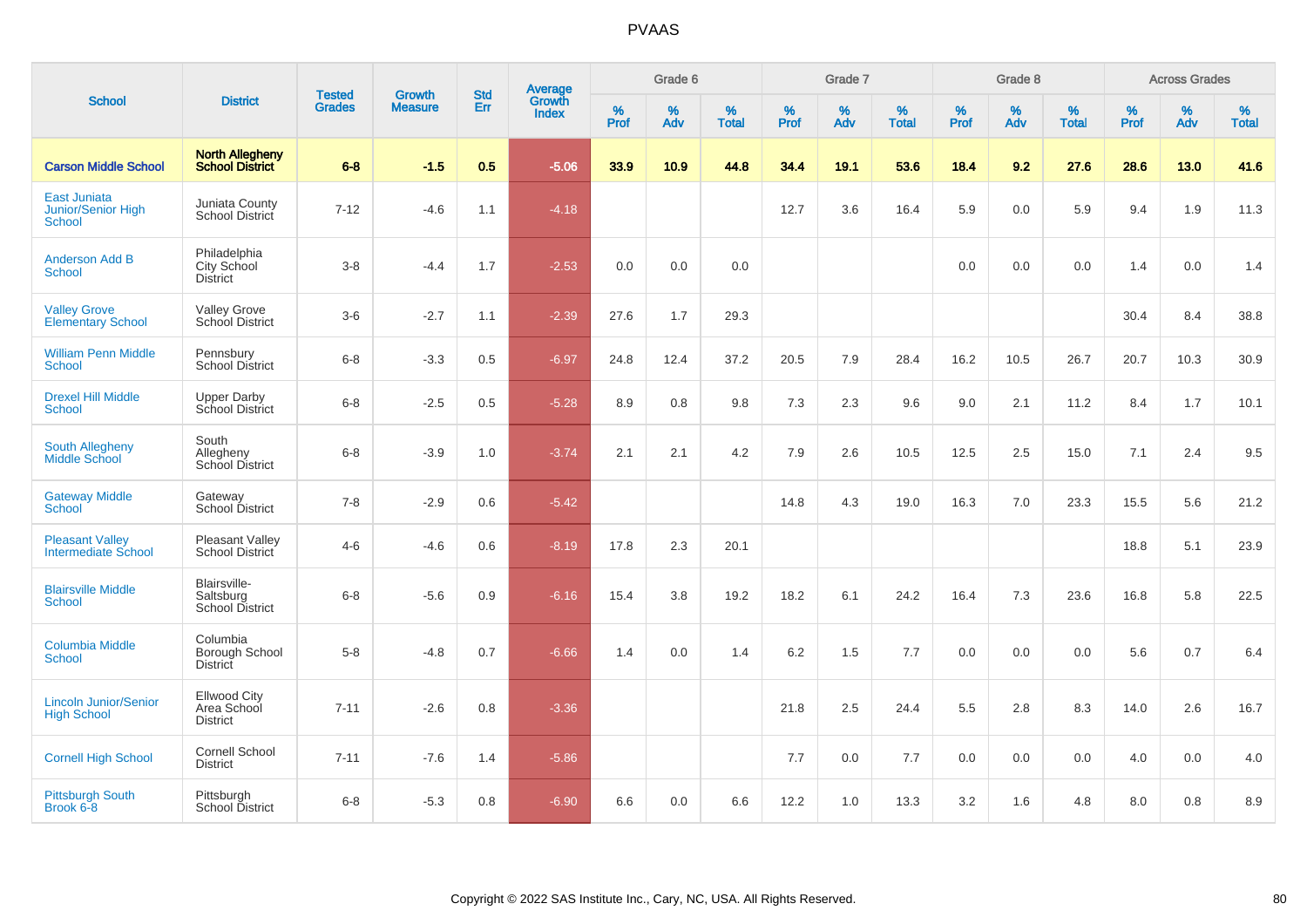# PVAAS

| School | District | Tested Grades | Growth Measure | Std Err | Average Growth Index | Grade 6 | | | Grade 7 | | | Grade 8 | | | Across Grades | | |
|---|---|---|---|---|---|---|---|---|---|---|---|---|---|---|---|---|---|
| | | | | | | % Prof | % Adv | % Total | % Prof | % Adv | % Total | % Prof | % Adv | % Total | % Prof | % Adv | % Total |
| **Carson Middle School** | **North Allegheny School District** | **6-8** | **-1.5** | **0.5** | **-5.06** | **33.9** | **10.9** | **44.8** | **34.4** | **19.1** | **53.6** | **18.4** | **9.2** | **27.6** | **28.6** | **13.0** | **41.6** |
| East Juniata Junior/Senior High School | Juniata County School District | 7-12 | -4.6 | 1.1 | -4.18 | | | | 12.7 | 3.6 | 16.4 | 5.9 | 0.0 | 5.9 | 9.4 | 1.9 | 11.3 |
| Anderson Add B School | Philadelphia City School District | 3-8 | -4.4 | 1.7 | -2.53 | 0.0 | 0.0 | 0.0 | | | | 0.0 | 0.0 | 0.0 | 1.4 | 0.0 | 1.4 |
| Valley Grove Elementary School | Valley Grove School District | 3-6 | -2.7 | 1.1 | -2.39 | 27.6 | 1.7 | 29.3 | | | | | | | 30.4 | 8.4 | 38.8 |
| William Penn Middle School | Pennsbury School District | 6-8 | -3.3 | 0.5 | -6.97 | 24.8 | 12.4 | 37.2 | 20.5 | 7.9 | 28.4 | 16.2 | 10.5 | 26.7 | 20.7 | 10.3 | 30.9 |
| Drexel Hill Middle School | Upper Darby School District | 6-8 | -2.5 | 0.5 | -5.28 | 8.9 | 0.8 | 9.8 | 7.3 | 2.3 | 9.6 | 9.0 | 2.1 | 11.2 | 8.4 | 1.7 | 10.1 |
| South Allegheny Middle School | South Allegheny School District | 6-8 | -3.9 | 1.0 | -3.74 | 2.1 | 2.1 | 4.2 | 7.9 | 2.6 | 10.5 | 12.5 | 2.5 | 15.0 | 7.1 | 2.4 | 9.5 |
| Gateway Middle School | Gateway School District | 7-8 | -2.9 | 0.6 | -5.42 | | | | 14.8 | 4.3 | 19.0 | 16.3 | 7.0 | 23.3 | 15.5 | 5.6 | 21.2 |
| Pleasant Valley Intermediate School | Pleasant Valley School District | 4-6 | -4.6 | 0.6 | -8.19 | 17.8 | 2.3 | 20.1 | | | | | | | 18.8 | 5.1 | 23.9 |
| Blairsville Middle School | Blairsville-Saltsburg School District | 6-8 | -5.6 | 0.9 | -6.16 | 15.4 | 3.8 | 19.2 | 18.2 | 6.1 | 24.2 | 16.4 | 7.3 | 23.6 | 16.8 | 5.8 | 22.5 |
| Columbia Middle School | Columbia Borough School District | 5-8 | -4.8 | 0.7 | -6.66 | 1.4 | 0.0 | 1.4 | 6.2 | 1.5 | 7.7 | 0.0 | 0.0 | 0.0 | 5.6 | 0.7 | 6.4 |
| Lincoln Junior/Senior High School | Ellwood City Area School District | 7-11 | -2.6 | 0.8 | -3.36 | | | | 21.8 | 2.5 | 24.4 | 5.5 | 2.8 | 8.3 | 14.0 | 2.6 | 16.7 |
| Cornell High School | Cornell School District | 7-11 | -7.6 | 1.4 | -5.86 | | | | 7.7 | 0.0 | 7.7 | 0.0 | 0.0 | 0.0 | 4.0 | 0.0 | 4.0 |
| Pittsburgh South Brook 6-8 | Pittsburgh School District | 6-8 | -5.3 | 0.8 | -6.90 | 6.6 | 0.0 | 6.6 | 12.2 | 1.0 | 13.3 | 3.2 | 1.6 | 4.8 | 8.0 | 0.8 | 8.9 |

Copyright © 2022 SAS Institute Inc., Cary, NC, USA. All Rights Reserved.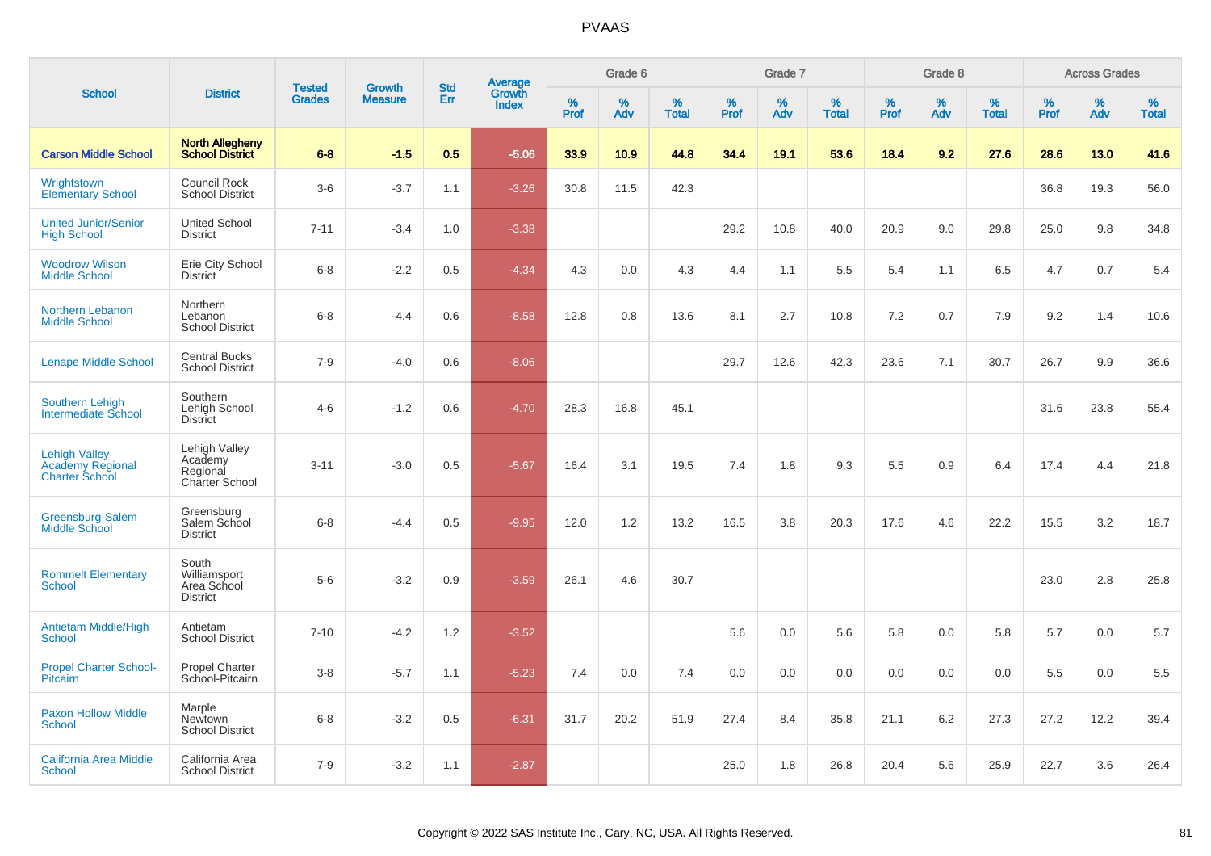# PVAAS

| School | District | Tested Grades | Growth Measure | Std Err | Average Growth Index | Grade 6 | | | Grade 7 | | | Grade 8 | | | Across Grades | | |
|---|---|---|---|---|---|---|---|---|---|---|---|---|---|---|---|---|---|
| | | | | | | % Prof | % Adv | % Total | % Prof | % Adv | % Total | % Prof | % Adv | % Total | % Prof | % Adv | % Total |
| **Carson Middle School** | **North Allegheny School District** | **6-8** | **-1.5** | **0.5** | **-5.06** | **33.9** | **10.9** | **44.8** | **34.4** | **19.1** | **53.6** | **18.4** | **9.2** | **27.6** | **28.6** | **13.0** | **41.6** |
| Wrightstown Elementary School | Council Rock School District | 3-6 | -3.7 | 1.1 | -3.26 | 30.8 | 11.5 | 42.3 | | | | | | | 36.8 | 19.3 | 56.0 |
| United Junior/Senior High School | United School District | 7-11 | -3.4 | 1.0 | -3.38 | | | | 29.2 | 10.8 | 40.0 | 20.9 | 9.0 | 29.8 | 25.0 | 9.8 | 34.8 |
| Woodrow Wilson Middle School | Erie City School District | 6-8 | -2.2 | 0.5 | -4.34 | 4.3 | 0.0 | 4.3 | 4.4 | 1.1 | 5.5 | 5.4 | 1.1 | 6.5 | 4.7 | 0.7 | 5.4 |
| Northern Lebanon Middle School | Northern Lebanon School District | 6-8 | -4.4 | 0.6 | -8.58 | 12.8 | 0.8 | 13.6 | 8.1 | 2.7 | 10.8 | 7.2 | 0.7 | 7.9 | 9.2 | 1.4 | 10.6 |
| Lenape Middle School | Central Bucks School District | 7-9 | -4.0 | 0.6 | -8.06 | | | | 29.7 | 12.6 | 42.3 | 23.6 | 7.1 | 30.7 | 26.7 | 9.9 | 36.6 |
| Southern Lehigh Intermediate School | Southern Lehigh School District | 4-6 | -1.2 | 0.6 | -4.70 | 28.3 | 16.8 | 45.1 | | | | | | | 31.6 | 23.8 | 55.4 |
| Lehigh Valley Academy Regional Charter School | Lehigh Valley Academy Regional Charter School | 3-11 | -3.0 | 0.5 | -5.67 | 16.4 | 3.1 | 19.5 | 7.4 | 1.8 | 9.3 | 5.5 | 0.9 | 6.4 | 17.4 | 4.4 | 21.8 |
| Greensburg-Salem Middle School | Greensburg Salem School District | 6-8 | -4.4 | 0.5 | -9.95 | 12.0 | 1.2 | 13.2 | 16.5 | 3.8 | 20.3 | 17.6 | 4.6 | 22.2 | 15.5 | 3.2 | 18.7 |
| Rommelt Elementary School | South Williamsport Area School District | 5-6 | -3.2 | 0.9 | -3.59 | 26.1 | 4.6 | 30.7 | | | | | | | 23.0 | 2.8 | 25.8 |
| Antietam Middle/High School | Antietam School District | 7-10 | -4.2 | 1.2 | -3.52 | | | | 5.6 | 0.0 | 5.6 | 5.8 | 0.0 | 5.8 | 5.7 | 0.0 | 5.7 |
| Propel Charter School-Pitcairn | Propel Charter School-Pitcairn | 3-8 | -5.7 | 1.1 | -5.23 | 7.4 | 0.0 | 7.4 | 0.0 | 0.0 | 0.0 | 0.0 | 0.0 | 0.0 | 5.5 | 0.0 | 5.5 |
| Paxon Hollow Middle School | Marple Newtown School District | 6-8 | -3.2 | 0.5 | -6.31 | 31.7 | 20.2 | 51.9 | 27.4 | 8.4 | 35.8 | 21.1 | 6.2 | 27.3 | 27.2 | 12.2 | 39.4 |
| California Area Middle School | California Area School District | 7-9 | -3.2 | 1.1 | -2.87 | | | | 25.0 | 1.8 | 26.8 | 20.4 | 5.6 | 25.9 | 22.7 | 3.6 | 26.4 |

Copyright © 2022 SAS Institute Inc., Cary, NC, USA. All Rights Reserved.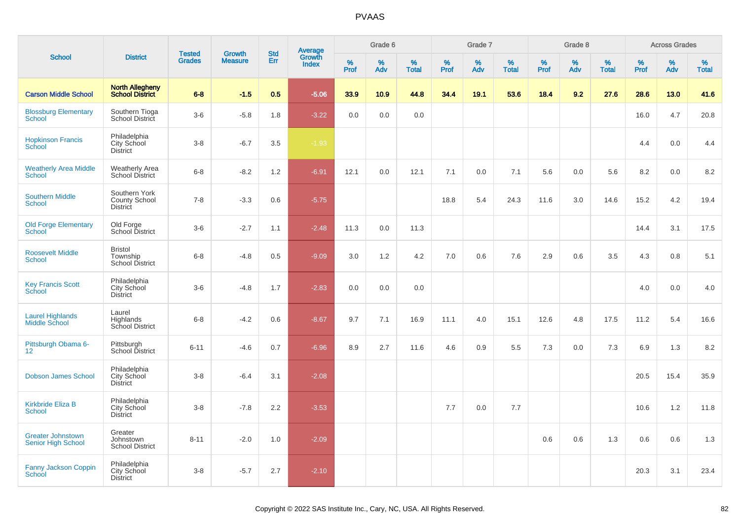# PVAAS

| School | District | Tested Grades | Growth Measure | Std Err | Average Growth Index | Grade 6 | | | Grade 7 | | | Grade 8 | | | Across Grades | | |
|---|---|---|---|---|---|---|---|---|---|---|---|---|---|---|---|---|---|
| | | | | | | % Prof | % Adv | % Total | % Prof | % Adv | % Total | % Prof | % Adv | % Total | % Prof | % Adv | % Total |
| **Carson Middle School** | **North Allegheny School District** | **6-8** | **-1.5** | **0.5** | **-5.06** | **33.9** | **10.9** | **44.8** | **34.4** | **19.1** | **53.6** | **18.4** | **9.2** | **27.6** | **28.6** | **13.0** | **41.6** |
| Blossburg Elementary School | Southern Tioga School District | 3-6 | -5.8 | 1.8 | -3.22 | 0.0 | 0.0 | 0.0 | | | | | | | 16.0 | 4.7 | 20.8 |
| Hopkinson Francis School | Philadelphia City School District | 3-8 | -6.7 | 3.5 | -1.93 | | | | | | | | | | 4.4 | 0.0 | 4.4 |
| Weatherly Area Middle School | Weatherly Area School District | 6-8 | -8.2 | 1.2 | -6.91 | 12.1 | 0.0 | 12.1 | 7.1 | 0.0 | 7.1 | 5.6 | 0.0 | 5.6 | 8.2 | 0.0 | 8.2 |
| Southern Middle School | Southern York County School District | 7-8 | -3.3 | 0.6 | -5.75 | | | | 18.8 | 5.4 | 24.3 | 11.6 | 3.0 | 14.6 | 15.2 | 4.2 | 19.4 |
| Old Forge Elementary School | Old Forge School District | 3-6 | -2.7 | 1.1 | -2.48 | 11.3 | 0.0 | 11.3 | | | | | | | 14.4 | 3.1 | 17.5 |
| Roosevelt Middle School | Bristol Township School District | 6-8 | -4.8 | 0.5 | -9.09 | 3.0 | 1.2 | 4.2 | 7.0 | 0.6 | 7.6 | 2.9 | 0.6 | 3.5 | 4.3 | 0.8 | 5.1 |
| Key Francis Scott School | Philadelphia City School District | 3-6 | -4.8 | 1.7 | -2.83 | 0.0 | 0.0 | 0.0 | | | | | | | 4.0 | 0.0 | 4.0 |
| Laurel Highlands Middle School | Laurel Highlands School District | 6-8 | -4.2 | 0.6 | -8.67 | 9.7 | 7.1 | 16.9 | 11.1 | 4.0 | 15.1 | 12.6 | 4.8 | 17.5 | 11.2 | 5.4 | 16.6 |
| Pittsburgh Obama 6-12 | Pittsburgh School District | 6-11 | -4.6 | 0.7 | -6.96 | 8.9 | 2.7 | 11.6 | 4.6 | 0.9 | 5.5 | 7.3 | 0.0 | 7.3 | 6.9 | 1.3 | 8.2 |
| Dobson James School | Philadelphia City School District | 3-8 | -6.4 | 3.1 | -2.08 | | | | | | | | | | 20.5 | 15.4 | 35.9 |
| Kirkbride Eliza B School | Philadelphia City School District | 3-8 | -7.8 | 2.2 | -3.53 | | | | 7.7 | 0.0 | 7.7 | | | | 10.6 | 1.2 | 11.8 |
| Greater Johnstown Senior High School | Greater Johnstown School District | 8-11 | -2.0 | 1.0 | -2.09 | | | | | | | 0.6 | 0.6 | 1.3 | 0.6 | 0.6 | 1.3 |
| Fanny Jackson Coppin School | Philadelphia City School District | 3-8 | -5.7 | 2.7 | -2.10 | | | | | | | | | | 20.3 | 3.1 | 23.4 |

Copyright © 2022 SAS Institute Inc., Cary, NC, USA. All Rights Reserved.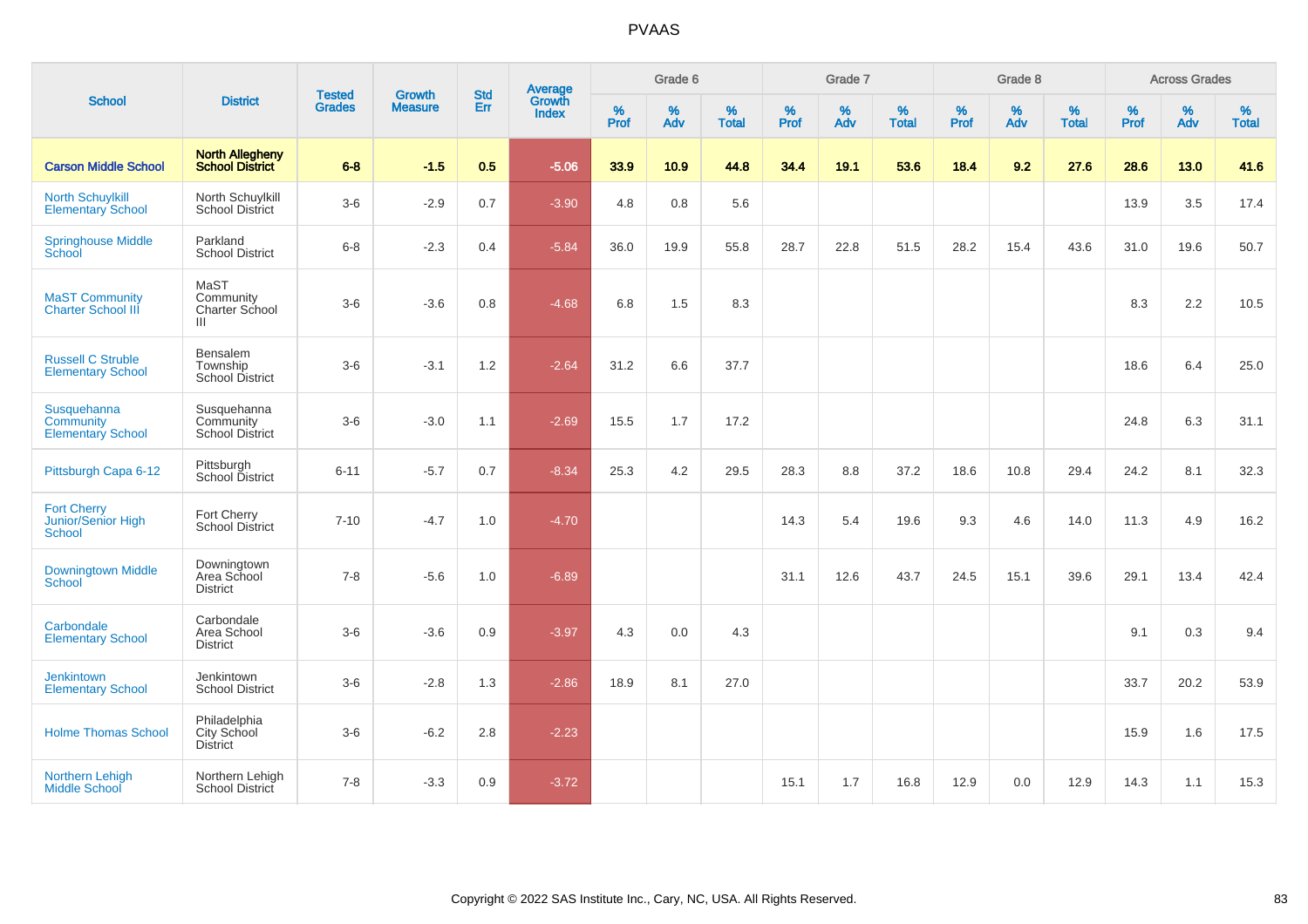# PVAAS

| School | District | Tested Grades | Growth Measure | Std Err | Average Growth Index | Grade 6 | | | Grade 7 | | | Grade 8 | | | Across Grades | | |
|---|---|---|---|---|---|---|---|---|---|---|---|---|---|---|---|---|---|
| | | | | | | % Prof | % Adv | % Total | % Prof | % Adv | % Total | % Prof | % Adv | % Total | % Prof | % Adv | % Total |
| **Carson Middle School** | **North Allegheny School District** | **6-8** | **-1.5** | **0.5** | **-5.06** | **33.9** | **10.9** | **44.8** | **34.4** | **19.1** | **53.6** | **18.4** | **9.2** | **27.6** | **28.6** | **13.0** | **41.6** |
| North Schuylkill Elementary School | North Schuylkill School District | 3-6 | -2.9 | 0.7 | -3.90 | 4.8 | 0.8 | 5.6 | | | | | | | 13.9 | 3.5 | 17.4 |
| Springhouse Middle School | Parkland School District | 6-8 | -2.3 | 0.4 | -5.84 | 36.0 | 19.9 | 55.8 | 28.7 | 22.8 | 51.5 | 28.2 | 15.4 | 43.6 | 31.0 | 19.6 | 50.7 |
| MaST Community Charter School III | MaST Community Charter School III | 3-6 | -3.6 | 0.8 | -4.68 | 6.8 | 1.5 | 8.3 | | | | | | | 8.3 | 2.2 | 10.5 |
| Russell C Struble Elementary School | Bensalem Township School District | 3-6 | -3.1 | 1.2 | -2.64 | 31.2 | 6.6 | 37.7 | | | | | | | 18.6 | 6.4 | 25.0 |
| Susquehanna Community Elementary School | Susquehanna Community School District | 3-6 | -3.0 | 1.1 | -2.69 | 15.5 | 1.7 | 17.2 | | | | | | | 24.8 | 6.3 | 31.1 |
| Pittsburgh Capa 6-12 | Pittsburgh School District | 6-11 | -5.7 | 0.7 | -8.34 | 25.3 | 4.2 | 29.5 | 28.3 | 8.8 | 37.2 | 18.6 | 10.8 | 29.4 | 24.2 | 8.1 | 32.3 |
| Fort Cherry Junior/Senior High School | Fort Cherry School District | 7-10 | -4.7 | 1.0 | -4.70 | | | | 14.3 | 5.4 | 19.6 | 9.3 | 4.6 | 14.0 | 11.3 | 4.9 | 16.2 |
| Downingtown Middle School | Downingtown Area School District | 7-8 | -5.6 | 1.0 | -6.89 | | | | 31.1 | 12.6 | 43.7 | 24.5 | 15.1 | 39.6 | 29.1 | 13.4 | 42.4 |
| Carbondale Elementary School | Carbondale Area School District | 3-6 | -3.6 | 0.9 | -3.97 | 4.3 | 0.0 | 4.3 | | | | | | | 9.1 | 0.3 | 9.4 |
| Jenkintown Elementary School | Jenkintown School District | 3-6 | -2.8 | 1.3 | -2.86 | 18.9 | 8.1 | 27.0 | | | | | | | 33.7 | 20.2 | 53.9 |
| Holme Thomas School | Philadelphia City School District | 3-6 | -6.2 | 2.8 | -2.23 | | | | | | | | | | 15.9 | 1.6 | 17.5 |
| Northern Lehigh Middle School | Northern Lehigh School District | 7-8 | -3.3 | 0.9 | -3.72 | | | | 15.1 | 1.7 | 16.8 | 12.9 | 0.0 | 12.9 | 14.3 | 1.1 | 15.3 |

Copyright © 2022 SAS Institute Inc., Cary, NC, USA. All Rights Reserved.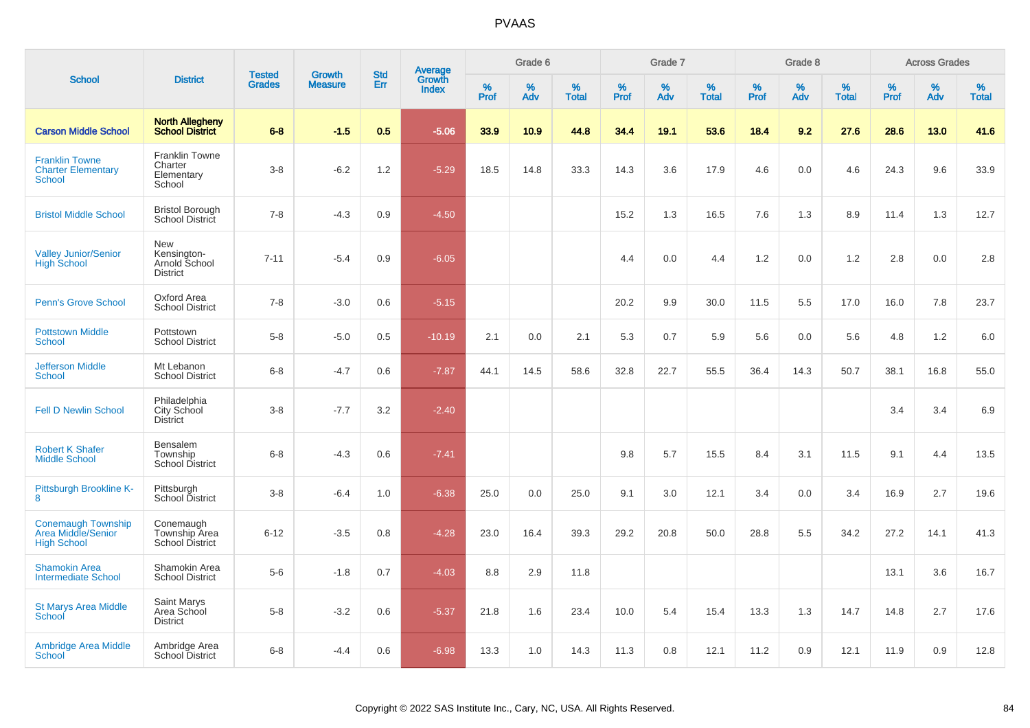# PVAAS

| School | District | Tested Grades | Growth Measure | Std Err | Average Growth Index | Grade 6 | | | Grade 7 | | | Grade 8 | | | Across Grades | | |
|---|---|---|---|---|---|---|---|---|---|---|---|---|---|---|---|---|---|
| | | | | | | % Prof | % Adv | % Total | % Prof | % Adv | % Total | % Prof | % Adv | % Total | % Prof | % Adv | % Total |
| **Carson Middle School** | **North Allegheny School District** | **6-8** | **-1.5** | **0.5** | **-5.06** | **33.9** | **10.9** | **44.8** | **34.4** | **19.1** | **53.6** | **18.4** | **9.2** | **27.6** | **28.6** | **13.0** | **41.6** |
| Franklin Towne Charter Elementary School | Franklin Towne Charter Elementary School | 3-8 | -6.2 | 1.2 | -5.29 | 18.5 | 14.8 | 33.3 | 14.3 | 3.6 | 17.9 | 4.6 | 0.0 | 4.6 | 24.3 | 9.6 | 33.9 |
| Bristol Middle School | Bristol Borough School District | 7-8 | -4.3 | 0.9 | -4.50 | | | | 15.2 | 1.3 | 16.5 | 7.6 | 1.3 | 8.9 | 11.4 | 1.3 | 12.7 |
| Valley Junior/Senior High School | New Kensington-Arnold School District | 7-11 | -5.4 | 0.9 | -6.05 | | | | 4.4 | 0.0 | 4.4 | 1.2 | 0.0 | 1.2 | 2.8 | 0.0 | 2.8 |
| Penn's Grove School | Oxford Area School District | 7-8 | -3.0 | 0.6 | -5.15 | | | | 20.2 | 9.9 | 30.0 | 11.5 | 5.5 | 17.0 | 16.0 | 7.8 | 23.7 |
| Pottstown Middle School | Pottstown School District | 5-8 | -5.0 | 0.5 | -10.19 | 2.1 | 0.0 | 2.1 | 5.3 | 0.7 | 5.9 | 5.6 | 0.0 | 5.6 | 4.8 | 1.2 | 6.0 |
| Jefferson Middle School | Mt Lebanon School District | 6-8 | -4.7 | 0.6 | -7.87 | 44.1 | 14.5 | 58.6 | 32.8 | 22.7 | 55.5 | 36.4 | 14.3 | 50.7 | 38.1 | 16.8 | 55.0 |
| Fell D Newlin School | Philadelphia City School District | 3-8 | -7.7 | 3.2 | -2.40 | | | | | | | | | | 3.4 | 3.4 | 6.9 |
| Robert K Shafer Middle School | Bensalem Township School District | 6-8 | -4.3 | 0.6 | -7.41 | | | | 9.8 | 5.7 | 15.5 | 8.4 | 3.1 | 11.5 | 9.1 | 4.4 | 13.5 |
| Pittsburgh Brookline K-8 | Pittsburgh School District | 3-8 | -6.4 | 1.0 | -6.38 | 25.0 | 0.0 | 25.0 | 9.1 | 3.0 | 12.1 | 3.4 | 0.0 | 3.4 | 16.9 | 2.7 | 19.6 |
| Conemaugh Township Area Middle/Senior High School | Conemaugh Township Area School District | 6-12 | -3.5 | 0.8 | -4.28 | 23.0 | 16.4 | 39.3 | 29.2 | 20.8 | 50.0 | 28.8 | 5.5 | 34.2 | 27.2 | 14.1 | 41.3 |
| Shamokin Area Intermediate School | Shamokin Area School District | 5-6 | -1.8 | 0.7 | -4.03 | 8.8 | 2.9 | 11.8 | | | | | | | 13.1 | 3.6 | 16.7 |
| St Marys Area Middle School | Saint Marys Area School District | 5-8 | -3.2 | 0.6 | -5.37 | 21.8 | 1.6 | 23.4 | 10.0 | 5.4 | 15.4 | 13.3 | 1.3 | 14.7 | 14.8 | 2.7 | 17.6 |
| Ambridge Area Middle School | Ambridge Area School District | 6-8 | -4.4 | 0.6 | -6.98 | 13.3 | 1.0 | 14.3 | 11.3 | 0.8 | 12.1 | 11.2 | 0.9 | 12.1 | 11.9 | 0.9 | 12.8 |

Copyright © 2022 SAS Institute Inc., Cary, NC, USA. All Rights Reserved.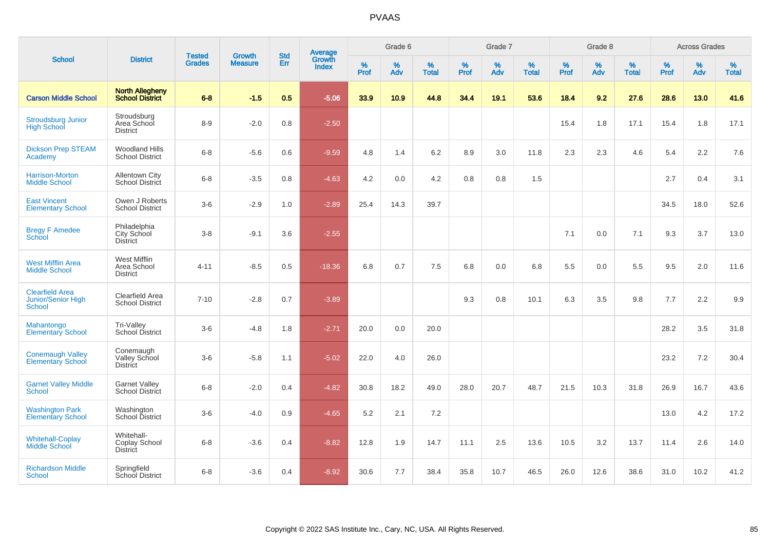# PVAAS

| School | District | Tested Grades | Growth Measure | Std Err | Average Growth Index | Grade 6 | | | Grade 7 | | | Grade 8 | | | Across Grades | | |
|---|---|---|---|---|---|---|---|---|---|---|---|---|---|---|---|---|---|
| | | | | | | % Prof | % Adv | % Total | % Prof | % Adv | % Total | % Prof | % Adv | % Total | % Prof | % Adv | % Total |
| **Carson Middle School** | **North Allegheny School District** | **6-8** | **-1.5** | **0.5** | **-5.06** | **33.9** | **10.9** | **44.8** | **34.4** | **19.1** | **53.6** | **18.4** | **9.2** | **27.6** | **28.6** | **13.0** | **41.6** |
| Stroudsburg Junior High School | Stroudsburg Area School District | 8-9 | -2.0 | 0.8 | -2.50 | | | | | | | 15.4 | 1.8 | 17.1 | 15.4 | 1.8 | 17.1 |
| Dickson Prep STEAM Academy | Woodland Hills School District | 6-8 | -5.6 | 0.6 | -9.59 | 4.8 | 1.4 | 6.2 | 8.9 | 3.0 | 11.8 | 2.3 | 2.3 | 4.6 | 5.4 | 2.2 | 7.6 |
| Harrison-Morton Middle School | Allentown City School District | 6-8 | -3.5 | 0.8 | -4.63 | 4.2 | 0.0 | 4.2 | 0.8 | 0.8 | 1.5 | | | | 2.7 | 0.4 | 3.1 |
| East Vincent Elementary School | Owen J Roberts School District | 3-6 | -2.9 | 1.0 | -2.89 | 25.4 | 14.3 | 39.7 | | | | | | | 34.5 | 18.0 | 52.6 |
| Bregy F Amedee School | Philadelphia City School District | 3-8 | -9.1 | 3.6 | -2.55 | | | | | | | 7.1 | 0.0 | 7.1 | 9.3 | 3.7 | 13.0 |
| West Mifflin Area Middle School | West Mifflin Area School District | 4-11 | -8.5 | 0.5 | -18.36 | 6.8 | 0.7 | 7.5 | 6.8 | 0.0 | 6.8 | 5.5 | 0.0 | 5.5 | 9.5 | 2.0 | 11.6 |
| Clearfield Area Junior/Senior High School | Clearfield Area School District | 7-10 | -2.8 | 0.7 | -3.89 | | | | 9.3 | 0.8 | 10.1 | 6.3 | 3.5 | 9.8 | 7.7 | 2.2 | 9.9 |
| Mahantongo Elementary School | Tri-Valley School District | 3-6 | -4.8 | 1.8 | -2.71 | 20.0 | 0.0 | 20.0 | | | | | | | 28.2 | 3.5 | 31.8 |
| Conemaugh Valley Elementary School | Conemaugh Valley School District | 3-6 | -5.8 | 1.1 | -5.02 | 22.0 | 4.0 | 26.0 | | | | | | | 23.2 | 7.2 | 30.4 |
| Garnet Valley Middle School | Garnet Valley School District | 6-8 | -2.0 | 0.4 | -4.82 | 30.8 | 18.2 | 49.0 | 28.0 | 20.7 | 48.7 | 21.5 | 10.3 | 31.8 | 26.9 | 16.7 | 43.6 |
| Washington Park Elementary School | Washington School District | 3-6 | -4.0 | 0.9 | -4.65 | 5.2 | 2.1 | 7.2 | | | | | | | 13.0 | 4.2 | 17.2 |
| Whitehall-Coplay Middle School | Whitehall-Coplay School District | 6-8 | -3.6 | 0.4 | -8.82 | 12.8 | 1.9 | 14.7 | 11.1 | 2.5 | 13.6 | 10.5 | 3.2 | 13.7 | 11.4 | 2.6 | 14.0 |
| Richardson Middle School | Springfield School District | 6-8 | -3.6 | 0.4 | -8.92 | 30.6 | 7.7 | 38.4 | 35.8 | 10.7 | 46.5 | 26.0 | 12.6 | 38.6 | 31.0 | 10.2 | 41.2 |

Copyright © 2022 SAS Institute Inc., Cary, NC, USA. All Rights Reserved.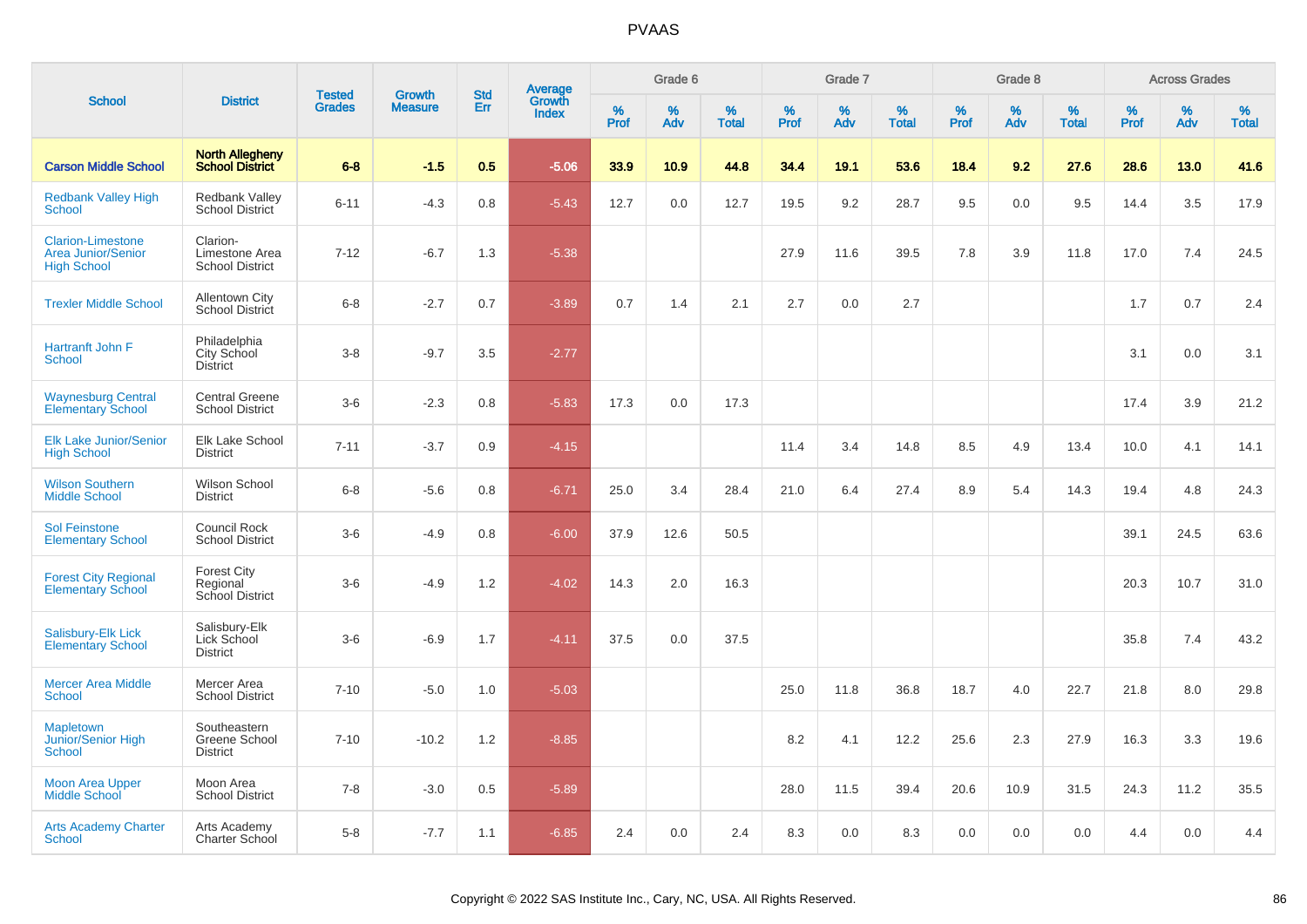# PVAAS

| School | District | Tested Grades | Growth Measure | Std Err | Average Growth Index | Grade 6 | | | Grade 7 | | | Grade 8 | | | Across Grades | | |
|---|---|---|---|---|---|---|---|---|---|---|---|---|---|---|---|---|---|
| | | | | | | % Prof | % Adv | % Total | % Prof | % Adv | % Total | % Prof | % Adv | % Total | % Prof | % Adv | % Total |
| **Carson Middle School** | **North Allegheny School District** | **6-8** | **-1.5** | **0.5** | **-5.06** | **33.9** | **10.9** | **44.8** | **34.4** | **19.1** | **53.6** | **18.4** | **9.2** | **27.6** | **28.6** | **13.0** | **41.6** |
| Redbank Valley High School | Redbank Valley School District | 6-11 | -4.3 | 0.8 | -5.43 | 12.7 | 0.0 | 12.7 | 19.5 | 9.2 | 28.7 | 9.5 | 0.0 | 9.5 | 14.4 | 3.5 | 17.9 |
| Clarion-Limestone Area Junior/Senior High School | Clarion-Limestone Area School District | 7-12 | -6.7 | 1.3 | -5.38 | | | | 27.9 | 11.6 | 39.5 | 7.8 | 3.9 | 11.8 | 17.0 | 7.4 | 24.5 |
| Trexler Middle School | Allentown City School District | 6-8 | -2.7 | 0.7 | -3.89 | 0.7 | 1.4 | 2.1 | 2.7 | 0.0 | 2.7 | | | | 1.7 | 0.7 | 2.4 |
| Hartranft John F School | Philadelphia City School District | 3-8 | -9.7 | 3.5 | -2.77 | | | | | | | | | | 3.1 | 0.0 | 3.1 |
| Waynesburg Central Elementary School | Central Greene School District | 3-6 | -2.3 | 0.8 | -5.83 | 17.3 | 0.0 | 17.3 | | | | | | | 17.4 | 3.9 | 21.2 |
| Elk Lake Junior/Senior High School | Elk Lake School District | 7-11 | -3.7 | 0.9 | -4.15 | | | | 11.4 | 3.4 | 14.8 | 8.5 | 4.9 | 13.4 | 10.0 | 4.1 | 14.1 |
| Wilson Southern Middle School | Wilson School District | 6-8 | -5.6 | 0.8 | -6.71 | 25.0 | 3.4 | 28.4 | 21.0 | 6.4 | 27.4 | 8.9 | 5.4 | 14.3 | 19.4 | 4.8 | 24.3 |
| Sol Feinstone Elementary School | Council Rock School District | 3-6 | -4.9 | 0.8 | -6.00 | 37.9 | 12.6 | 50.5 | | | | | | | 39.1 | 24.5 | 63.6 |
| Forest City Regional Elementary School | Forest City Regional School District | 3-6 | -4.9 | 1.2 | -4.02 | 14.3 | 2.0 | 16.3 | | | | | | | 20.3 | 10.7 | 31.0 |
| Salisbury-Elk Lick Elementary School | Salisbury-Elk Lick School District | 3-6 | -6.9 | 1.7 | -4.11 | 37.5 | 0.0 | 37.5 | | | | | | | 35.8 | 7.4 | 43.2 |
| Mercer Area Middle School | Mercer Area School District | 7-10 | -5.0 | 1.0 | -5.03 | | | | 25.0 | 11.8 | 36.8 | 18.7 | 4.0 | 22.7 | 21.8 | 8.0 | 29.8 |
| Mapletown Junior/Senior High School | Southeastern Greene School District | 7-10 | -10.2 | 1.2 | -8.85 | | | | 8.2 | 4.1 | 12.2 | 25.6 | 2.3 | 27.9 | 16.3 | 3.3 | 19.6 |
| Moon Area Upper Middle School | Moon Area School District | 7-8 | -3.0 | 0.5 | -5.89 | | | | 28.0 | 11.5 | 39.4 | 20.6 | 10.9 | 31.5 | 24.3 | 11.2 | 35.5 |
| Arts Academy Charter School | Arts Academy Charter School | 5-8 | -7.7 | 1.1 | -6.85 | 2.4 | 0.0 | 2.4 | 8.3 | 0.0 | 8.3 | 0.0 | 0.0 | 0.0 | 4.4 | 0.0 | 4.4 |

Copyright © 2022 SAS Institute Inc., Cary, NC, USA. All Rights Reserved.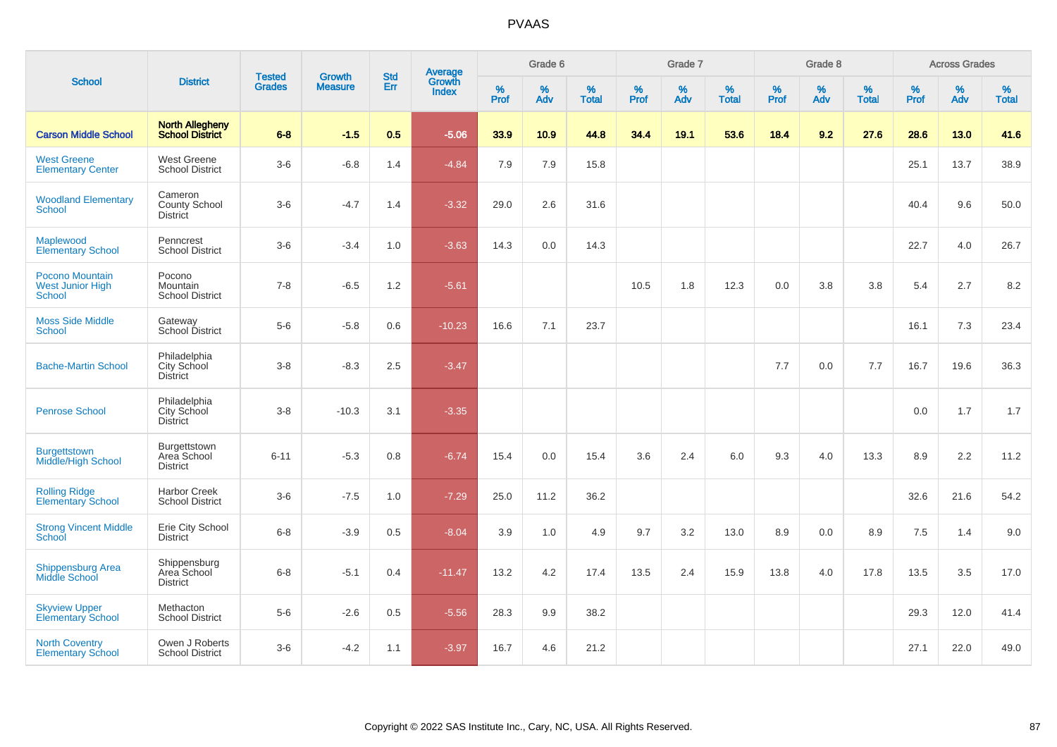# PVAAS

| School | District | Tested Grades | Growth Measure | Std Err | Average Growth Index | Grade 6 | | | Grade 7 | | | Grade 8 | | | Across Grades | | |
|---|---|---|---|---|---|---|---|---|---|---|---|---|---|---|---|---|---|
| | | | | | | % Prof | % Adv | % Total | % Prof | % Adv | % Total | % Prof | % Adv | % Total | % Prof | % Adv | % Total |
| **Carson Middle School** | **North Allegheny School District** | **6-8** | **-1.5** | **0.5** | **-5.06** | **33.9** | **10.9** | **44.8** | **34.4** | **19.1** | **53.6** | **18.4** | **9.2** | **27.6** | **28.6** | **13.0** | **41.6** |
| West Greene Elementary Center | West Greene School District | 3-6 | -6.8 | 1.4 | -4.84 | 7.9 | 7.9 | 15.8 | | | | | | | 25.1 | 13.7 | 38.9 |
| Woodland Elementary School | Cameron County School District | 3-6 | -4.7 | 1.4 | -3.32 | 29.0 | 2.6 | 31.6 | | | | | | | 40.4 | 9.6 | 50.0 |
| Maplewood Elementary School | Penncrest School District | 3-6 | -3.4 | 1.0 | -3.63 | 14.3 | 0.0 | 14.3 | | | | | | | 22.7 | 4.0 | 26.7 |
| Pocono Mountain West Junior High School | Pocono Mountain School District | 7-8 | -6.5 | 1.2 | -5.61 | | | | 10.5 | 1.8 | 12.3 | 0.0 | 3.8 | 3.8 | 5.4 | 2.7 | 8.2 |
| Moss Side Middle School | Gateway School District | 5-6 | -5.8 | 0.6 | -10.23 | 16.6 | 7.1 | 23.7 | | | | | | | 16.1 | 7.3 | 23.4 |
| Bache-Martin School | Philadelphia City School District | 3-8 | -8.3 | 2.5 | -3.47 | | | | | | | 7.7 | 0.0 | 7.7 | 16.7 | 19.6 | 36.3 |
| Penrose School | Philadelphia City School District | 3-8 | -10.3 | 3.1 | -3.35 | | | | | | | | | | 0.0 | 1.7 | 1.7 |
| Burgettstown Middle/High School | Burgettstown Area School District | 6-11 | -5.3 | 0.8 | -6.74 | 15.4 | 0.0 | 15.4 | 3.6 | 2.4 | 6.0 | 9.3 | 4.0 | 13.3 | 8.9 | 2.2 | 11.2 |
| Rolling Ridge Elementary School | Harbor Creek School District | 3-6 | -7.5 | 1.0 | -7.29 | 25.0 | 11.2 | 36.2 | | | | | | | 32.6 | 21.6 | 54.2 |
| Strong Vincent Middle School | Erie City School District | 6-8 | -3.9 | 0.5 | -8.04 | 3.9 | 1.0 | 4.9 | 9.7 | 3.2 | 13.0 | 8.9 | 0.0 | 8.9 | 7.5 | 1.4 | 9.0 |
| Shippensburg Area Middle School | Shippensburg Area School District | 6-8 | -5.1 | 0.4 | -11.47 | 13.2 | 4.2 | 17.4 | 13.5 | 2.4 | 15.9 | 13.8 | 4.0 | 17.8 | 13.5 | 3.5 | 17.0 |
| Skyview Upper Elementary School | Methacton School District | 5-6 | -2.6 | 0.5 | -5.56 | 28.3 | 9.9 | 38.2 | | | | | | | 29.3 | 12.0 | 41.4 |
| North Coventry Elementary School | Owen J Roberts School District | 3-6 | -4.2 | 1.1 | -3.97 | 16.7 | 4.6 | 21.2 | | | | | | | 27.1 | 22.0 | 49.0 |

Copyright © 2022 SAS Institute Inc., Cary, NC, USA. All Rights Reserved.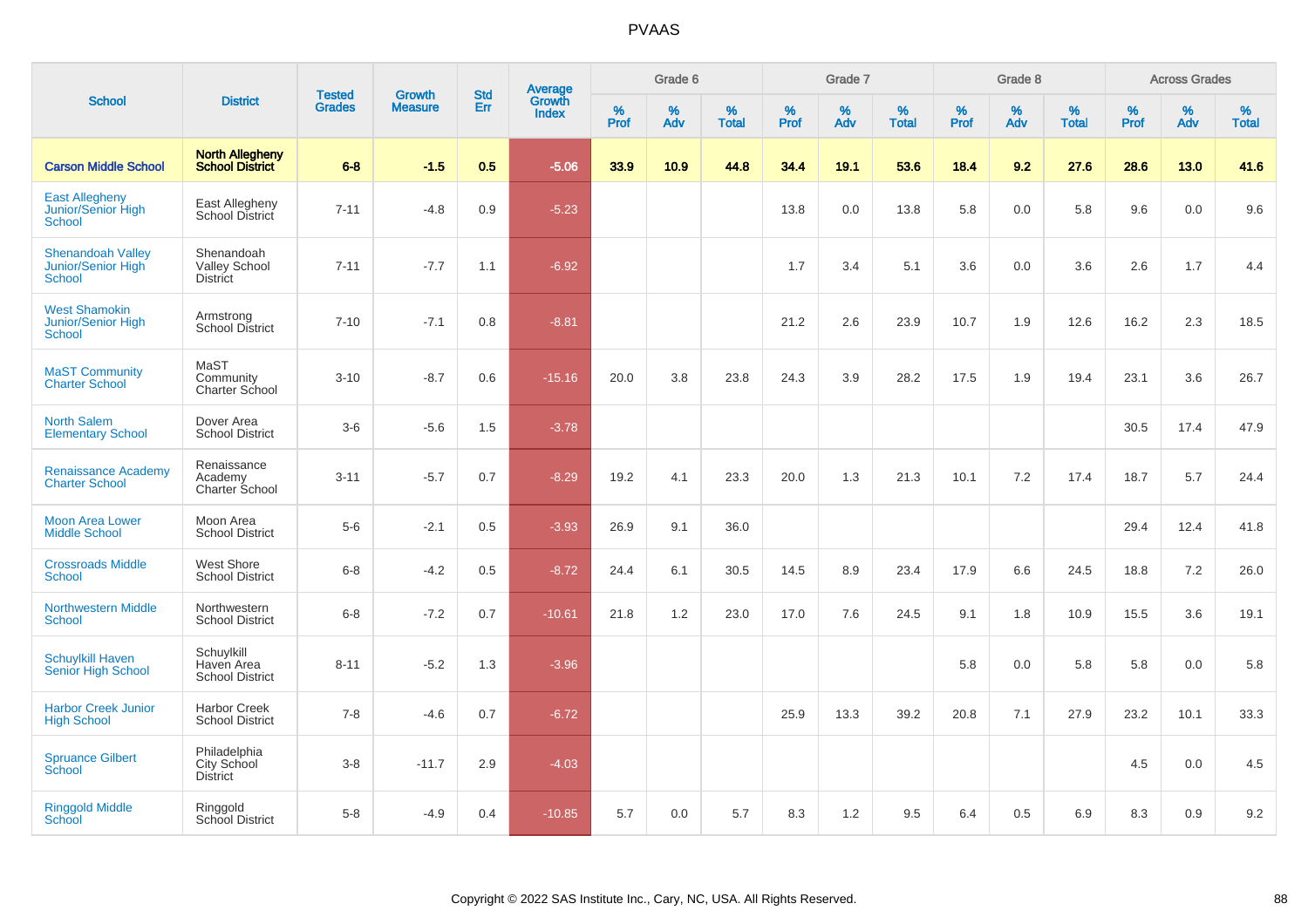# PVAAS

| School | District | Tested Grades | Growth Measure | Std Err | Average Growth Index | Grade 6 | | | Grade 7 | | | Grade 8 | | | Across Grades | | |
|---|---|---|---|---|---|---|---|---|---|---|---|---|---|---|---|---|---|
| | | | | | | % Prof | % Adv | % Total | % Prof | % Adv | % Total | % Prof | % Adv | % Total | % Prof | % Adv | % Total |
| **Carson Middle School** | **North Allegheny School District** | **6-8** | **-1.5** | **0.5** | **-5.06** | **33.9** | **10.9** | **44.8** | **34.4** | **19.1** | **53.6** | **18.4** | **9.2** | **27.6** | **28.6** | **13.0** | **41.6** |
| East Allegheny Junior/Senior High School | East Allegheny School District | 7-11 | -4.8 | 0.9 | -5.23 | | | | 13.8 | 0.0 | 13.8 | 5.8 | 0.0 | 5.8 | 9.6 | 0.0 | 9.6 |
| Shenandoah Valley Junior/Senior High School | Shenandoah Valley School District | 7-11 | -7.7 | 1.1 | -6.92 | | | | 1.7 | 3.4 | 5.1 | 3.6 | 0.0 | 3.6 | 2.6 | 1.7 | 4.4 |
| West Shamokin Junior/Senior High School | Armstrong School District | 7-10 | -7.1 | 0.8 | -8.81 | | | | 21.2 | 2.6 | 23.9 | 10.7 | 1.9 | 12.6 | 16.2 | 2.3 | 18.5 |
| MaST Community Charter School | MaST Community Charter School | 3-10 | -8.7 | 0.6 | -15.16 | 20.0 | 3.8 | 23.8 | 24.3 | 3.9 | 28.2 | 17.5 | 1.9 | 19.4 | 23.1 | 3.6 | 26.7 |
| North Salem Elementary School | Dover Area School District | 3-6 | -5.6 | 1.5 | -3.78 | | | | | | | | | | 30.5 | 17.4 | 47.9 |
| Renaissance Academy Charter School | Renaissance Academy Charter School | 3-11 | -5.7 | 0.7 | -8.29 | 19.2 | 4.1 | 23.3 | 20.0 | 1.3 | 21.3 | 10.1 | 7.2 | 17.4 | 18.7 | 5.7 | 24.4 |
| Moon Area Lower Middle School | Moon Area School District | 5-6 | -2.1 | 0.5 | -3.93 | 26.9 | 9.1 | 36.0 | | | | | | | 29.4 | 12.4 | 41.8 |
| Crossroads Middle School | West Shore School District | 6-8 | -4.2 | 0.5 | -8.72 | 24.4 | 6.1 | 30.5 | 14.5 | 8.9 | 23.4 | 17.9 | 6.6 | 24.5 | 18.8 | 7.2 | 26.0 |
| Northwestern Middle School | Northwestern School District | 6-8 | -7.2 | 0.7 | -10.61 | 21.8 | 1.2 | 23.0 | 17.0 | 7.6 | 24.5 | 9.1 | 1.8 | 10.9 | 15.5 | 3.6 | 19.1 |
| Schuylkill Haven Senior High School | Schuylkill Haven Area School District | 8-11 | -5.2 | 1.3 | -3.96 | | | | | | | 5.8 | 0.0 | 5.8 | 5.8 | 0.0 | 5.8 |
| Harbor Creek Junior High School | Harbor Creek School District | 7-8 | -4.6 | 0.7 | -6.72 | | | | 25.9 | 13.3 | 39.2 | 20.8 | 7.1 | 27.9 | 23.2 | 10.1 | 33.3 |
| Spruance Gilbert School | Philadelphia City School District | 3-8 | -11.7 | 2.9 | -4.03 | | | | | | | | | | 4.5 | 0.0 | 4.5 |
| Ringgold Middle School | Ringgold School District | 5-8 | -4.9 | 0.4 | -10.85 | 5.7 | 0.0 | 5.7 | 8.3 | 1.2 | 9.5 | 6.4 | 0.5 | 6.9 | 8.3 | 0.9 | 9.2 |

Copyright © 2022 SAS Institute Inc., Cary, NC, USA. All Rights Reserved.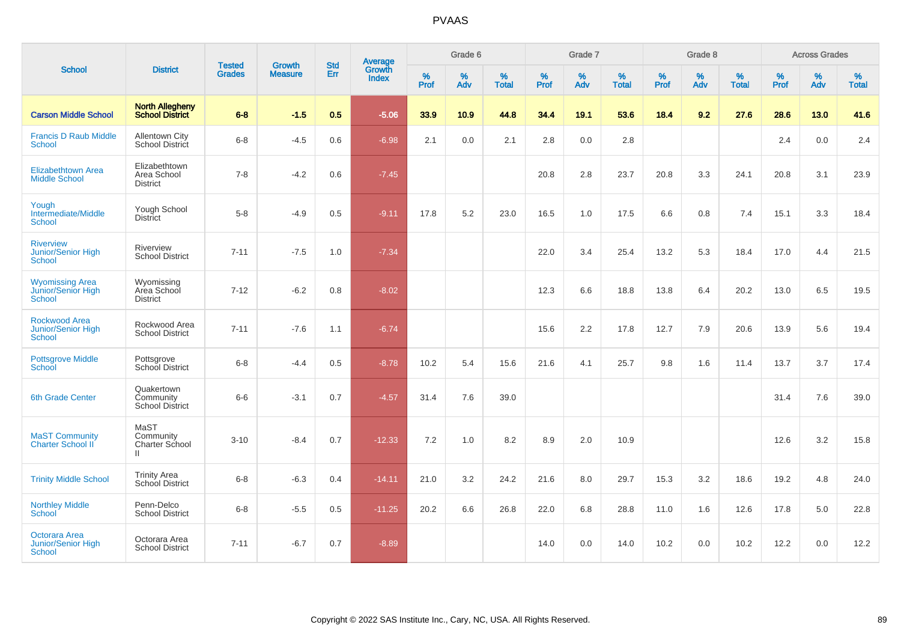PVAAS

| School | District | Tested Grades | Growth Measure | Std Err | Average Growth Index | Grade 6 | | | Grade 7 | | | Grade 8 | | | Across Grades | | |
|---|---|---|---|---|---|---|---|---|---|---|---|---|---|---|---|---|---|
| | | | | | | % Prof | % Adv | % Total | % Prof | % Adv | % Total | % Prof | % Adv | % Total | % Prof | % Adv | % Total |
| **Carson Middle School** | **North Allegheny School District** | **6-8** | **-1.5** | **0.5** | **-5.06** | **33.9** | **10.9** | **44.8** | **34.4** | **19.1** | **53.6** | **18.4** | **9.2** | **27.6** | **28.6** | **13.0** | **41.6** |
| Francis D Raub Middle School | Allentown City School District | 6-8 | -4.5 | 0.6 | -6.98 | 2.1 | 0.0 | 2.1 | 2.8 | 0.0 | 2.8 | | | | 2.4 | 0.0 | 2.4 |
| Elizabethtown Area Middle School | Elizabethtown Area School District | 7-8 | -4.2 | 0.6 | -7.45 | | | | 20.8 | 2.8 | 23.7 | 20.8 | 3.3 | 24.1 | 20.8 | 3.1 | 23.9 |
| Yough Intermediate/Middle School | Yough School District | 5-8 | -4.9 | 0.5 | -9.11 | 17.8 | 5.2 | 23.0 | 16.5 | 1.0 | 17.5 | 6.6 | 0.8 | 7.4 | 15.1 | 3.3 | 18.4 |
| Riverview Junior/Senior High School | Riverview School District | 7-11 | -7.5 | 1.0 | -7.34 | | | | 22.0 | 3.4 | 25.4 | 13.2 | 5.3 | 18.4 | 17.0 | 4.4 | 21.5 |
| Wyomissing Area Junior/Senior High School | Wyomissing Area School District | 7-12 | -6.2 | 0.8 | -8.02 | | | | 12.3 | 6.6 | 18.8 | 13.8 | 6.4 | 20.2 | 13.0 | 6.5 | 19.5 |
| Rockwood Area Junior/Senior High School | Rockwood Area School District | 7-11 | -7.6 | 1.1 | -6.74 | | | | 15.6 | 2.2 | 17.8 | 12.7 | 7.9 | 20.6 | 13.9 | 5.6 | 19.4 |
| Pottsgrove Middle School | Pottsgrove School District | 6-8 | -4.4 | 0.5 | -8.78 | 10.2 | 5.4 | 15.6 | 21.6 | 4.1 | 25.7 | 9.8 | 1.6 | 11.4 | 13.7 | 3.7 | 17.4 |
| 6th Grade Center | Quakertown Community School District | 6-6 | -3.1 | 0.7 | -4.57 | 31.4 | 7.6 | 39.0 | | | | | | | 31.4 | 7.6 | 39.0 |
| MaST Community Charter School II | MaST Community Charter School II | 3-10 | -8.4 | 0.7 | -12.33 | 7.2 | 1.0 | 8.2 | 8.9 | 2.0 | 10.9 | | | | 12.6 | 3.2 | 15.8 |
| Trinity Middle School | Trinity Area School District | 6-8 | -6.3 | 0.4 | -14.11 | 21.0 | 3.2 | 24.2 | 21.6 | 8.0 | 29.7 | 15.3 | 3.2 | 18.6 | 19.2 | 4.8 | 24.0 |
| Northley Middle School | Penn-Delco School District | 6-8 | -5.5 | 0.5 | -11.25 | 20.2 | 6.6 | 26.8 | 22.0 | 6.8 | 28.8 | 11.0 | 1.6 | 12.6 | 17.8 | 5.0 | 22.8 |
| Octorara Area Junior/Senior High School | Octorara Area School District | 7-11 | -6.7 | 0.7 | -8.89 | | | | 14.0 | 0.0 | 14.0 | 10.2 | 0.0 | 10.2 | 12.2 | 0.0 | 12.2 |

Copyright © 2022 SAS Institute Inc., Cary, NC, USA. All Rights Reserved.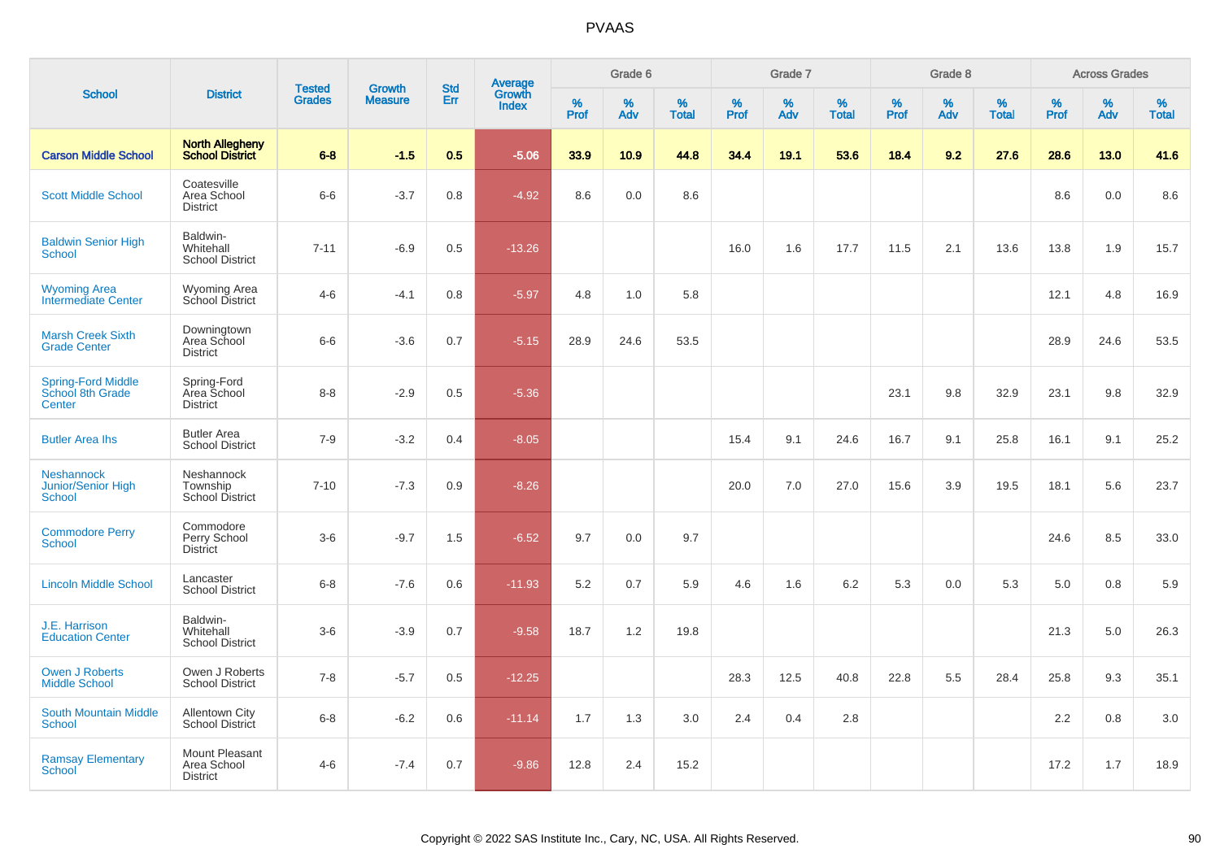# PVAAS

| School | District | Tested Grades | Growth Measure | Std Err | Average Growth Index | Grade 6 | | | Grade 7 | | | Grade 8 | | | Across Grades | | |
|---|---|---|---|---|---|---|---|---|---|---|---|---|---|---|---|---|---|
| | | | | | | % Prof | % Adv | % Total | % Prof | % Adv | % Total | % Prof | % Adv | % Total | % Prof | % Adv | % Total |
| **Carson Middle School** | **North Allegheny School District** | **6-8** | **-1.5** | **0.5** | **-5.06** | **33.9** | **10.9** | **44.8** | **34.4** | **19.1** | **53.6** | **18.4** | **9.2** | **27.6** | **28.6** | **13.0** | **41.6** |
| Scott Middle School | Coatesville Area School District | 6-6 | -3.7 | 0.8 | -4.92 | 8.6 | 0.0 | 8.6 | | | | | | | 8.6 | 0.0 | 8.6 |
| Baldwin Senior High School | Baldwin-Whitehall School District | 7-11 | -6.9 | 0.5 | -13.26 | | | | 16.0 | 1.6 | 17.7 | 11.5 | 2.1 | 13.6 | 13.8 | 1.9 | 15.7 |
| Wyoming Area Intermediate Center | Wyoming Area School District | 4-6 | -4.1 | 0.8 | -5.97 | 4.8 | 1.0 | 5.8 | | | | | | | 12.1 | 4.8 | 16.9 |
| Marsh Creek Sixth Grade Center | Downingtown Area School District | 6-6 | -3.6 | 0.7 | -5.15 | 28.9 | 24.6 | 53.5 | | | | | | | 28.9 | 24.6 | 53.5 |
| Spring-Ford Middle School 8th Grade Center | Spring-Ford Area School District | 8-8 | -2.9 | 0.5 | -5.36 | | | | | | | 23.1 | 9.8 | 32.9 | 23.1 | 9.8 | 32.9 |
| Butler Area Ihs | Butler Area School District | 7-9 | -3.2 | 0.4 | -8.05 | | | | 15.4 | 9.1 | 24.6 | 16.7 | 9.1 | 25.8 | 16.1 | 9.1 | 25.2 |
| Neshannock Junior/Senior High School | Neshannock Township School District | 7-10 | -7.3 | 0.9 | -8.26 | | | | 20.0 | 7.0 | 27.0 | 15.6 | 3.9 | 19.5 | 18.1 | 5.6 | 23.7 |
| Commodore Perry School | Commodore Perry School District | 3-6 | -9.7 | 1.5 | -6.52 | 9.7 | 0.0 | 9.7 | | | | | | | 24.6 | 8.5 | 33.0 |
| Lincoln Middle School | Lancaster School District | 6-8 | -7.6 | 0.6 | -11.93 | 5.2 | 0.7 | 5.9 | 4.6 | 1.6 | 6.2 | 5.3 | 0.0 | 5.3 | 5.0 | 0.8 | 5.9 |
| J.E. Harrison Education Center | Baldwin-Whitehall School District | 3-6 | -3.9 | 0.7 | -9.58 | 18.7 | 1.2 | 19.8 | | | | | | | 21.3 | 5.0 | 26.3 |
| Owen J Roberts Middle School | Owen J Roberts School District | 7-8 | -5.7 | 0.5 | -12.25 | | | | 28.3 | 12.5 | 40.8 | 22.8 | 5.5 | 28.4 | 25.8 | 9.3 | 35.1 |
| South Mountain Middle School | Allentown City School District | 6-8 | -6.2 | 0.6 | -11.14 | 1.7 | 1.3 | 3.0 | 2.4 | 0.4 | 2.8 | | | | 2.2 | 0.8 | 3.0 |
| Ramsay Elementary School | Mount Pleasant Area School District | 4-6 | -7.4 | 0.7 | -9.86 | 12.8 | 2.4 | 15.2 | | | | | | | 17.2 | 1.7 | 18.9 |

Copyright © 2022 SAS Institute Inc., Cary, NC, USA. All Rights Reserved.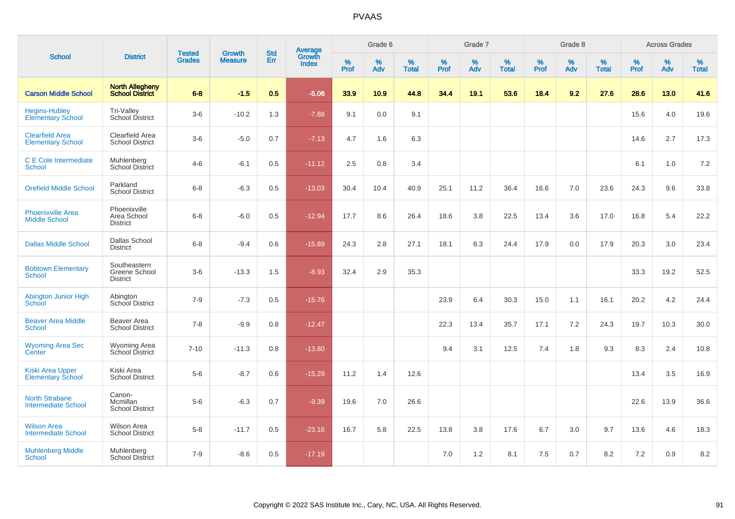# PVAAS

| School | District | Tested Grades | Growth Measure | Std Err | Average Growth Index | Grade 6 | | | Grade 7 | | | Grade 8 | | | Across Grades | | |
|---|---|---|---|---|---|---|---|---|---|---|---|---|---|---|---|---|---|
| | | | | | | % Prof | % Adv | % Total | % Prof | % Adv | % Total | % Prof | % Adv | % Total | % Prof | % Adv | % Total |
| **Carson Middle School** | **North Allegheny School District** | **6-8** | **-1.5** | **0.5** | **-5.06** | **33.9** | **10.9** | **44.8** | **34.4** | **19.1** | **53.6** | **18.4** | **9.2** | **27.6** | **28.6** | **13.0** | **41.6** |
| Hegins-Hubley Elementary School | Tri-Valley School District | 3-6 | -10.2 | 1.3 | -7.88 | 9.1 | 0.0 | 9.1 | | | | | | | 15.6 | 4.0 | 19.6 |
| Clearfield Area Elementary School | Clearfield Area School District | 3-6 | -5.0 | 0.7 | -7.13 | 4.7 | 1.6 | 6.3 | | | | | | | 14.6 | 2.7 | 17.3 |
| C E Cole Intermediate School | Muhlenberg School District | 4-6 | -6.1 | 0.5 | -11.12 | 2.5 | 0.8 | 3.4 | | | | | | | 6.1 | 1.0 | 7.2 |
| Orefield Middle School | Parkland School District | 6-8 | -6.3 | 0.5 | -13.03 | 30.4 | 10.4 | 40.9 | 25.1 | 11.2 | 36.4 | 16.6 | 7.0 | 23.6 | 24.3 | 9.6 | 33.8 |
| Phoenixville Area Middle School | Phoenixville Area School District | 6-8 | -6.0 | 0.5 | -12.94 | 17.7 | 8.6 | 26.4 | 18.6 | 3.8 | 22.5 | 13.4 | 3.6 | 17.0 | 16.8 | 5.4 | 22.2 |
| Dallas Middle School | Dallas School District | 6-8 | -9.4 | 0.6 | -15.89 | 24.3 | 2.8 | 27.1 | 18.1 | 6.3 | 24.4 | 17.9 | 0.0 | 17.9 | 20.3 | 3.0 | 23.4 |
| Bobtown Elementary School | Southeastern Greene School District | 3-6 | -13.3 | 1.5 | -8.93 | 32.4 | 2.9 | 35.3 | | | | | | | 33.3 | 19.2 | 52.5 |
| Abington Junior High School | Abington School District | 7-9 | -7.3 | 0.5 | -15.76 | | | | 23.9 | 6.4 | 30.3 | 15.0 | 1.1 | 16.1 | 20.2 | 4.2 | 24.4 |
| Beaver Area Middle School | Beaver Area School District | 7-8 | -9.9 | 0.8 | -12.47 | | | | 22.3 | 13.4 | 35.7 | 17.1 | 7.2 | 24.3 | 19.7 | 10.3 | 30.0 |
| Wyoming Area Sec Center | Wyoming Area School District | 7-10 | -11.3 | 0.8 | -13.80 | | | | 9.4 | 3.1 | 12.5 | 7.4 | 1.8 | 9.3 | 8.3 | 2.4 | 10.8 |
| Kiski Area Upper Elementary School | Kiski Area School District | 5-6 | -8.7 | 0.6 | -15.29 | 11.2 | 1.4 | 12.6 | | | | | | | 13.4 | 3.5 | 16.9 |
| North Strabane Intermediate School | Canon-Mcmillan School District | 5-6 | -6.3 | 0.7 | -9.39 | 19.6 | 7.0 | 26.6 | | | | | | | 22.6 | 13.9 | 36.6 |
| Wilson Area Intermediate School | Wilson Area School District | 5-8 | -11.7 | 0.5 | -23.16 | 16.7 | 5.8 | 22.5 | 13.8 | 3.8 | 17.6 | 6.7 | 3.0 | 9.7 | 13.6 | 4.6 | 18.3 |
| Muhlenberg Middle School | Muhlenberg School District | 7-9 | -8.6 | 0.5 | -17.19 | | | | 7.0 | 1.2 | 8.1 | 7.5 | 0.7 | 8.2 | 7.2 | 0.9 | 8.2 |

Copyright © 2022 SAS Institute Inc., Cary, NC, USA. All Rights Reserved.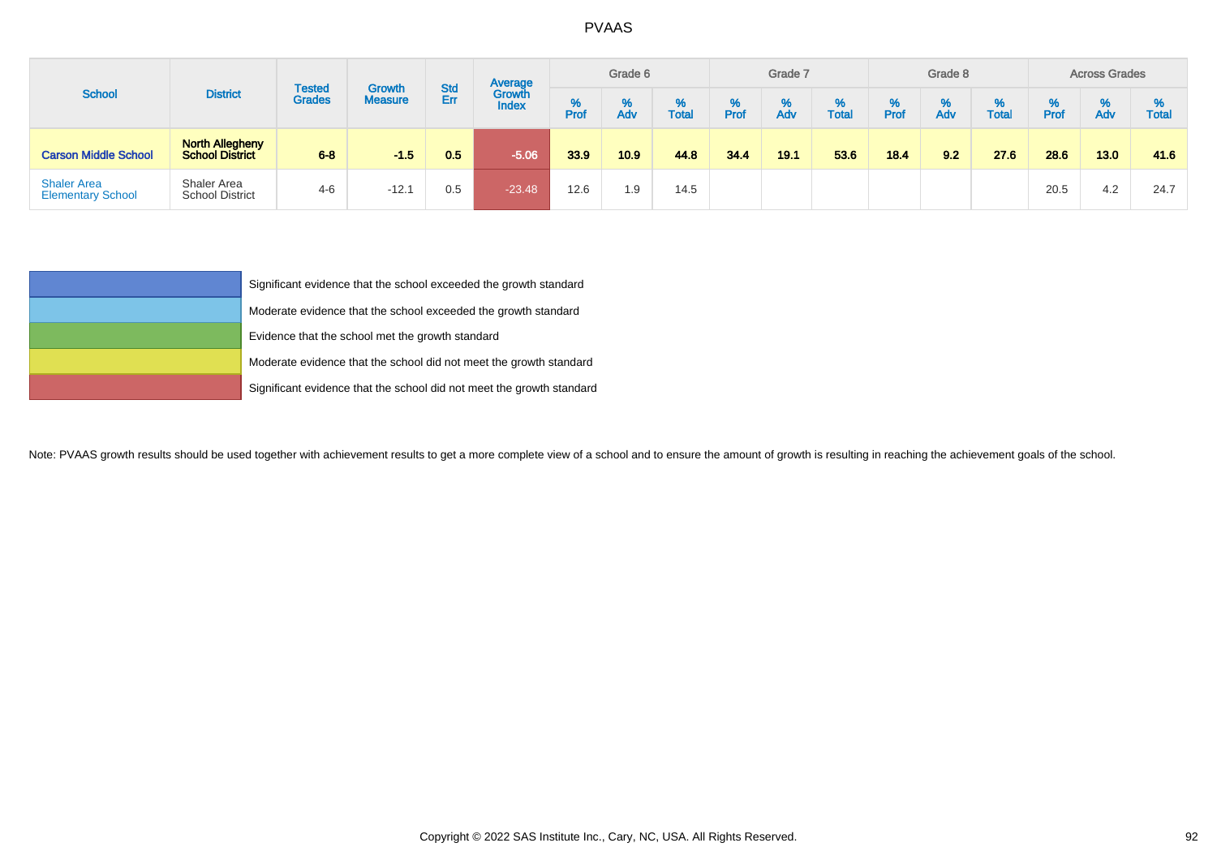# PVAAS

| School | District | Tested Grades | Growth Measure | Std Err | Average Growth Index | Grade 6 | | | Grade 7 | | | Grade 8 | | | Across Grades | | |
|---|---|---|---|---|---|---|---|---|---|---|---|---|---|---|---|---|---|
| | | | | | | % Prof | % Adv | % Total | % Prof | % Adv | % Total | % Prof | % Adv | % Total | % Prof | % Adv | % Total |
| **Carson Middle School** | **North Allegheny School District** | **6-8** | **-1.5** | **0.5** | **-5.06** | **33.9** | **10.9** | **44.8** | **34.4** | **19.1** | **53.6** | **18.4** | **9.2** | **27.6** | **28.6** | **13.0** | **41.6** |
| Shaler Area Elementary School | Shaler Area School District | 4-6 | -12.1 | 0.5 | -23.48 | 12.6 | 1.9 | 14.5 | | | | | | | 20.5 | 4.2 | 24.7 |

- Significant evidence that the school exceeded the growth standard
- Moderate evidence that the school exceeded the growth standard
- Evidence that the school met the growth standard
- Moderate evidence that the school did not meet the growth standard
- Significant evidence that the school did not meet the growth standard

Note: PVAAS growth results should be used together with achievement results to get a more complete view of a school and to ensure the amount of growth is resulting in reaching the achievement goals of the school.

Copyright © 2022 SAS Institute Inc., Cary, NC, USA. All Rights Reserved.